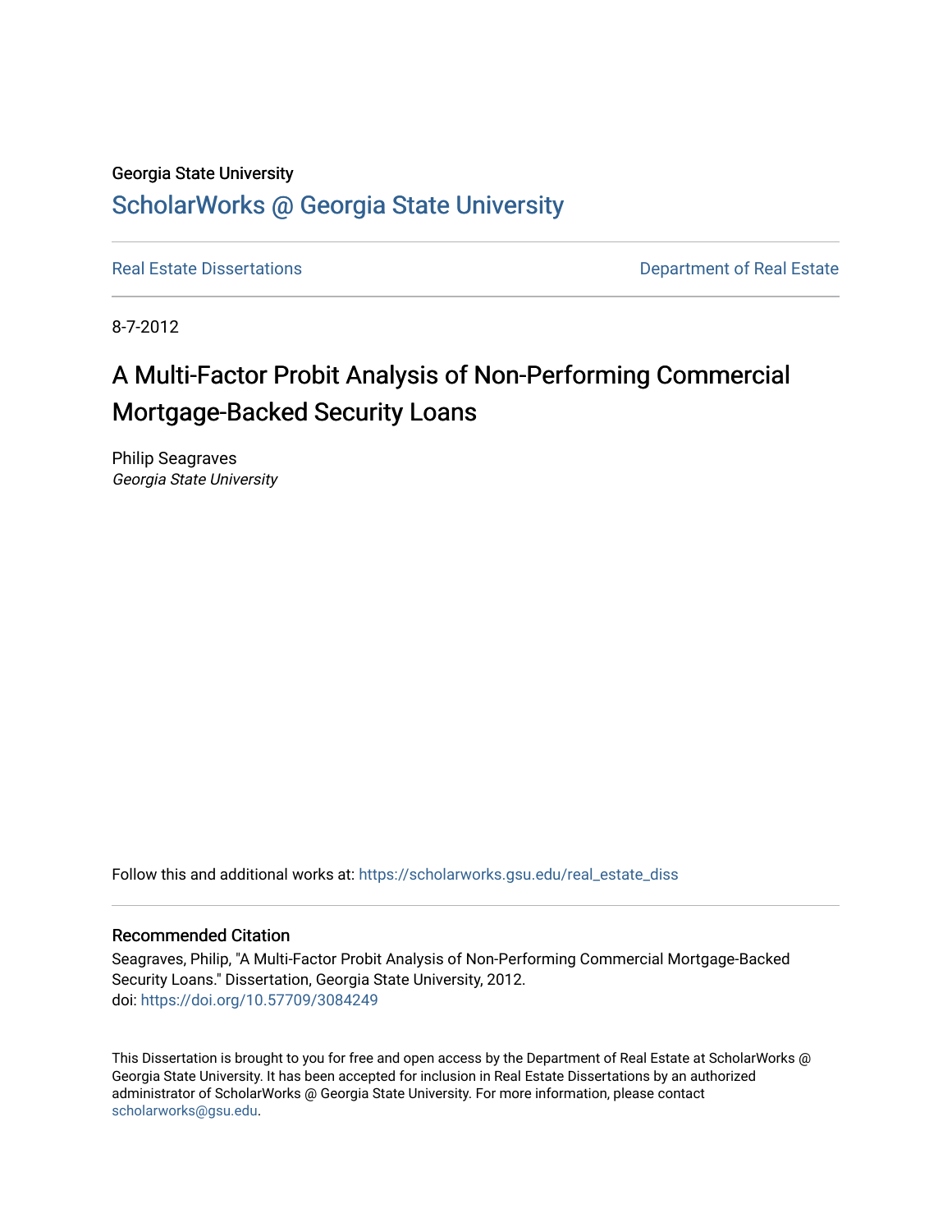Georgia State University

# ScholarWorks @ Georgia State University

Real Estate Dissertations | Department of Real Estate

8-7-2012

## A Multi-Factor Probit Analysis of Non-Performing Commercial Mortgage-Backed Security Loans

Philip Seagraves
*Georgia State University*

Follow this and additional works at: https://scholarworks.gsu.edu/real_estate_diss

### Recommended Citation

Seagraves, Philip, "A Multi-Factor Probit Analysis of Non-Performing Commercial Mortgage-Backed Security Loans." Dissertation, Georgia State University, 2012.
doi: https://doi.org/10.57709/3084249

This Dissertation is brought to you for free and open access by the Department of Real Estate at ScholarWorks @ Georgia State University. It has been accepted for inclusion in Real Estate Dissertations by an authorized administrator of ScholarWorks @ Georgia State University. For more information, please contact scholarworks@gsu.edu.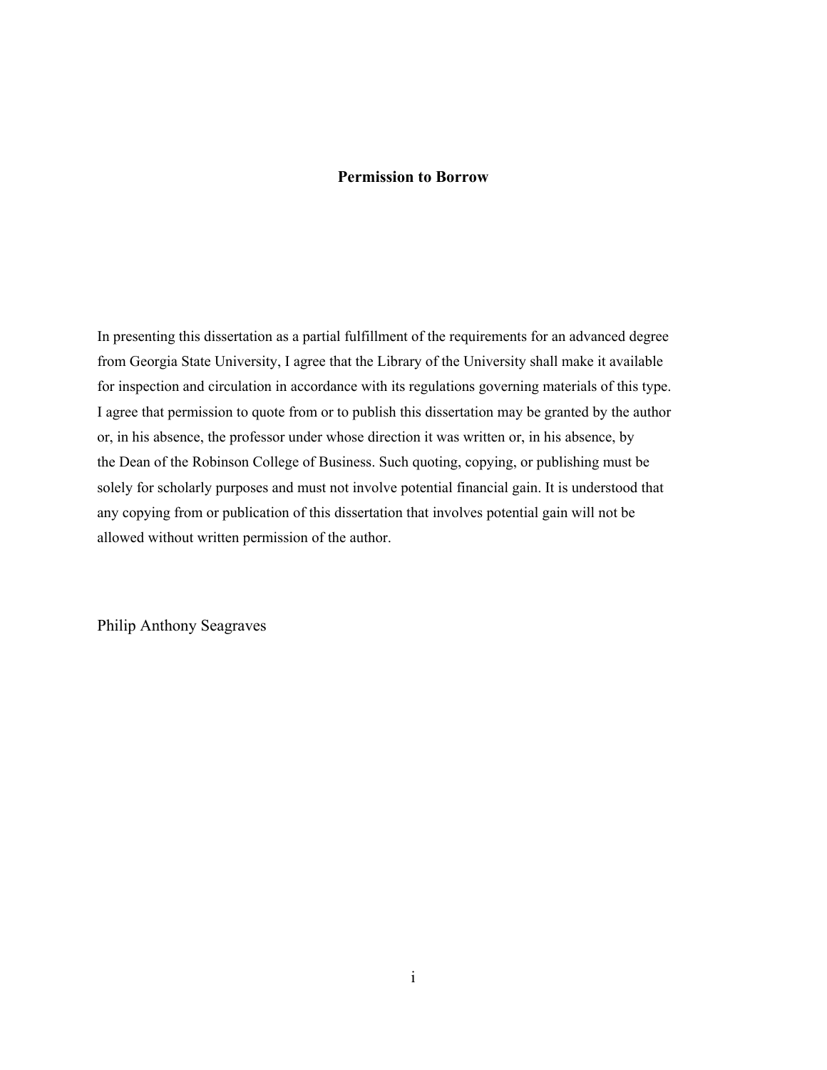**Permission to Borrow**

In presenting this dissertation as a partial fulfillment of the requirements for an advanced degree from Georgia State University, I agree that the Library of the University shall make it available for inspection and circulation in accordance with its regulations governing materials of this type. I agree that permission to quote from or to publish this dissertation may be granted by the author or, in his absence, the professor under whose direction it was written or, in his absence, by the Dean of the Robinson College of Business. Such quoting, copying, or publishing must be solely for scholarly purposes and must not involve potential financial gain. It is understood that any copying from or publication of this dissertation that involves potential gain will not be allowed without written permission of the author.

Philip Anthony Seagraves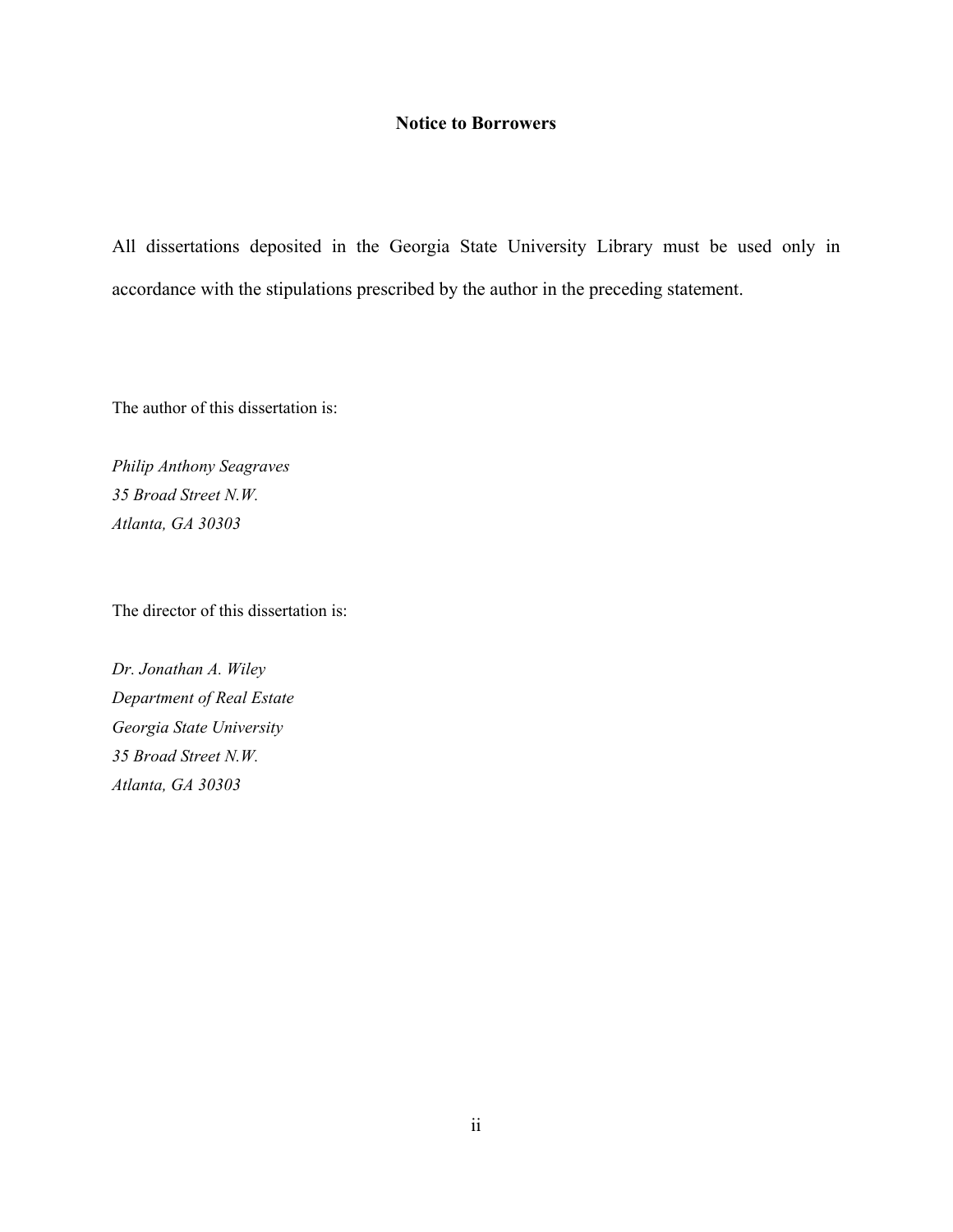## Notice to Borrowers

All dissertations deposited in the Georgia State University Library must be used only in accordance with the stipulations prescribed by the author in the preceding statement.

The author of this dissertation is:

*Philip Anthony Seagraves*  
*35 Broad Street N.W.*  
*Atlanta, GA 30303*

The director of this dissertation is:

*Dr. Jonathan A. Wiley*  
*Department of Real Estate*  
*Georgia State University*  
*35 Broad Street N.W.*  
*Atlanta, GA 30303*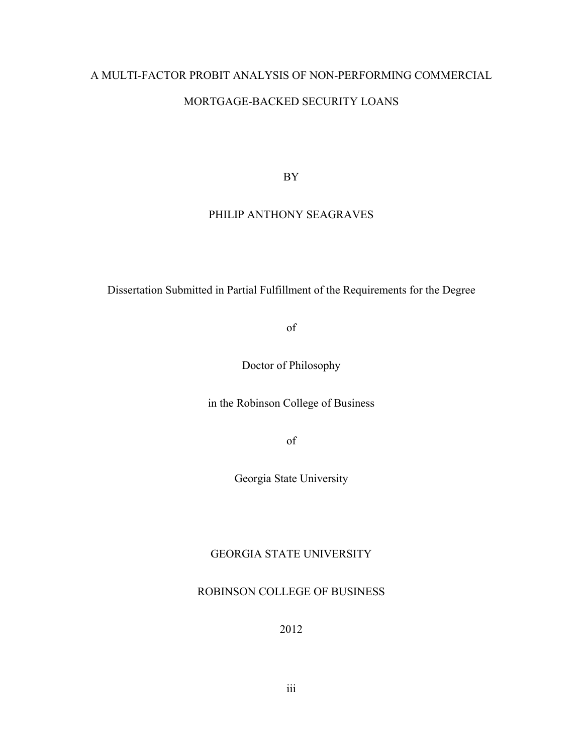# A MULTI-FACTOR PROBIT ANALYSIS OF NON-PERFORMING COMMERCIAL MORTGAGE-BACKED SECURITY LOANS

BY

PHILIP ANTHONY SEAGRAVES

Dissertation Submitted in Partial Fulfillment of the Requirements for the Degree

of

Doctor of Philosophy

in the Robinson College of Business

of

Georgia State University

GEORGIA STATE UNIVERSITY

ROBINSON COLLEGE OF BUSINESS

2012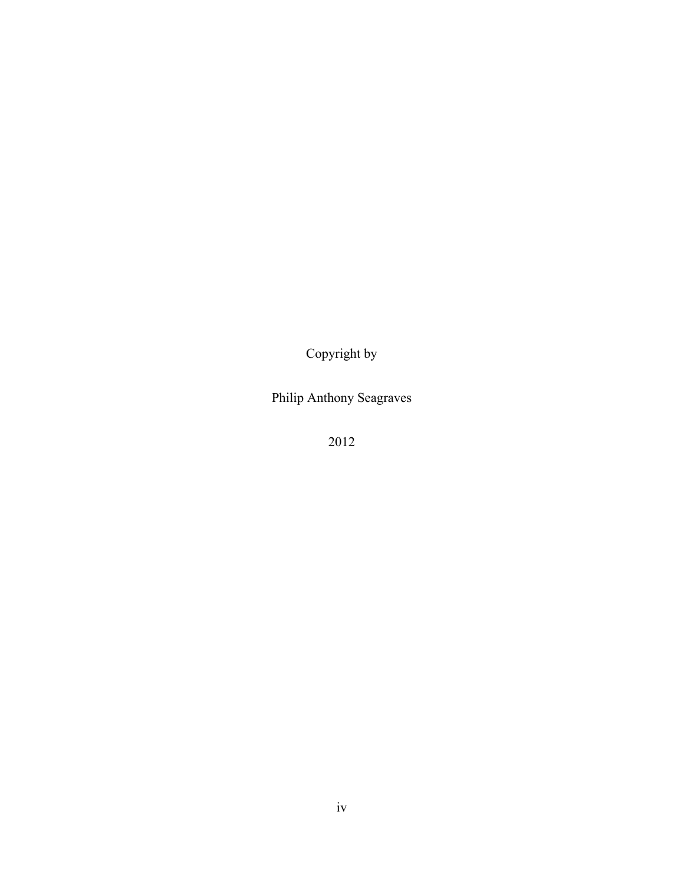Copyright by

Philip Anthony Seagraves

2012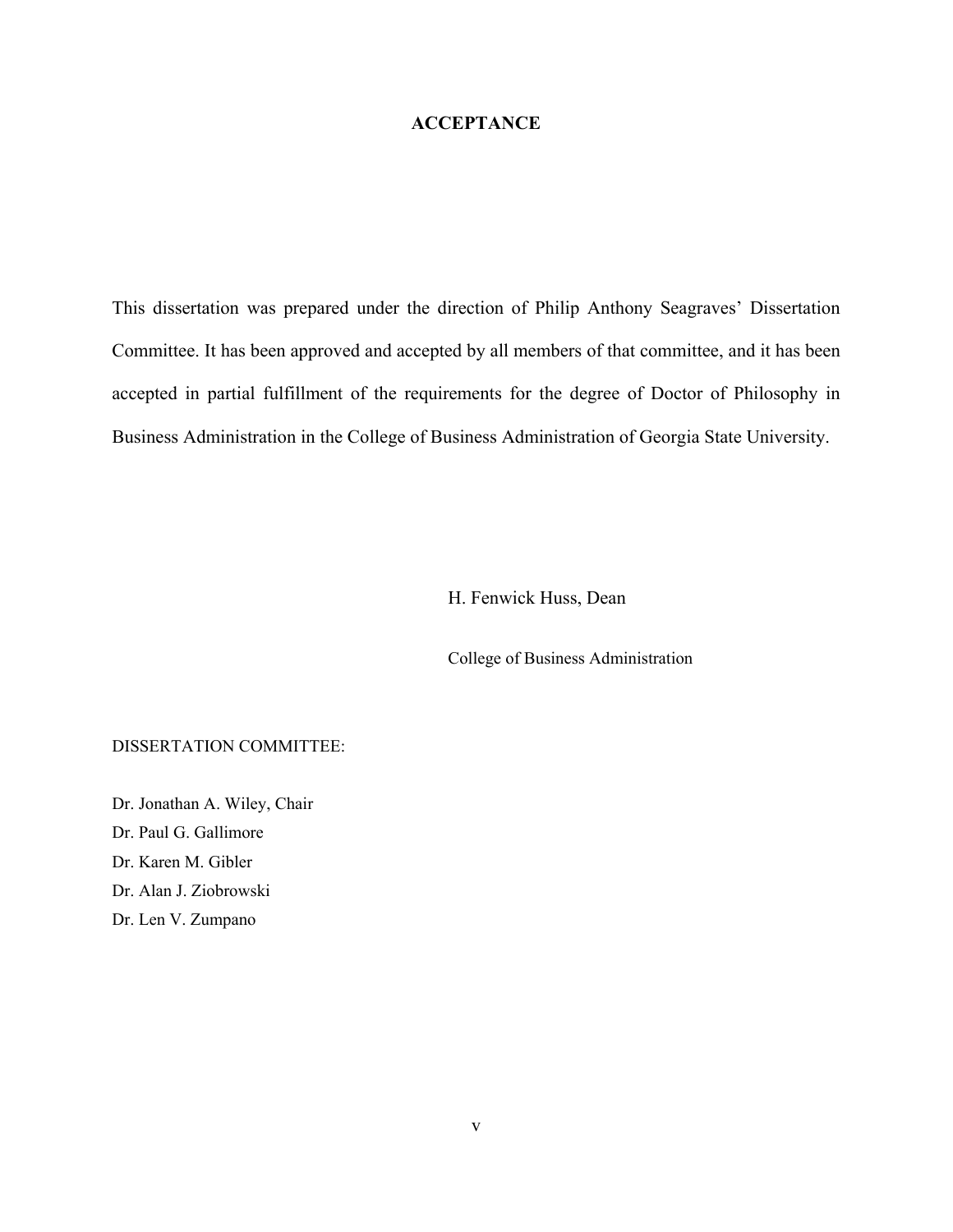# ACCEPTANCE

This dissertation was prepared under the direction of Philip Anthony Seagraves' Dissertation Committee. It has been approved and accepted by all members of that committee, and it has been accepted in partial fulfillment of the requirements for the degree of Doctor of Philosophy in Business Administration in the College of Business Administration of Georgia State University.

H. Fenwick Huss, Dean

College of Business Administration

DISSERTATION COMMITTEE:

Dr. Jonathan A. Wiley, Chair  
Dr. Paul G. Gallimore  
Dr. Karen M. Gibler  
Dr. Alan J. Ziobrowski  
Dr. Len V. Zumpano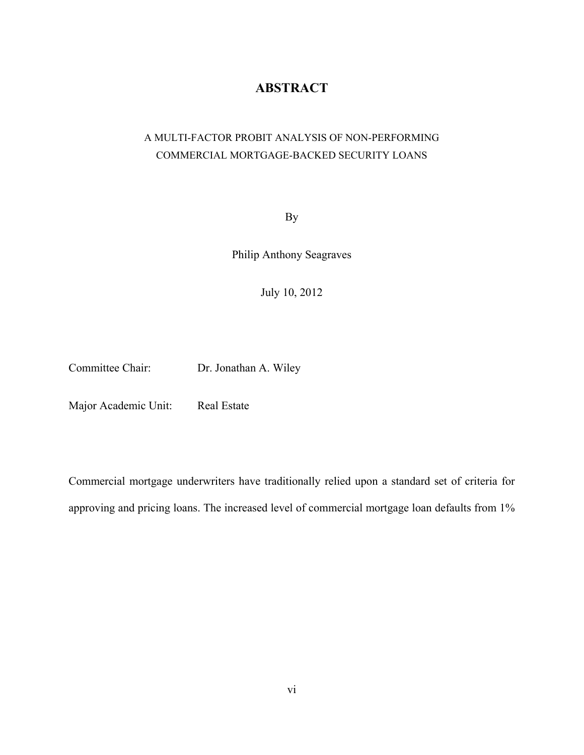# ABSTRACT

A MULTI-FACTOR PROBIT ANALYSIS OF NON-PERFORMING COMMERCIAL MORTGAGE-BACKED SECURITY LOANS

By

Philip Anthony Seagraves

July 10, 2012

Committee Chair: Dr. Jonathan A. Wiley

Major Academic Unit: Real Estate

Commercial mortgage underwriters have traditionally relied upon a standard set of criteria for approving and pricing loans. The increased level of commercial mortgage loan defaults from 1%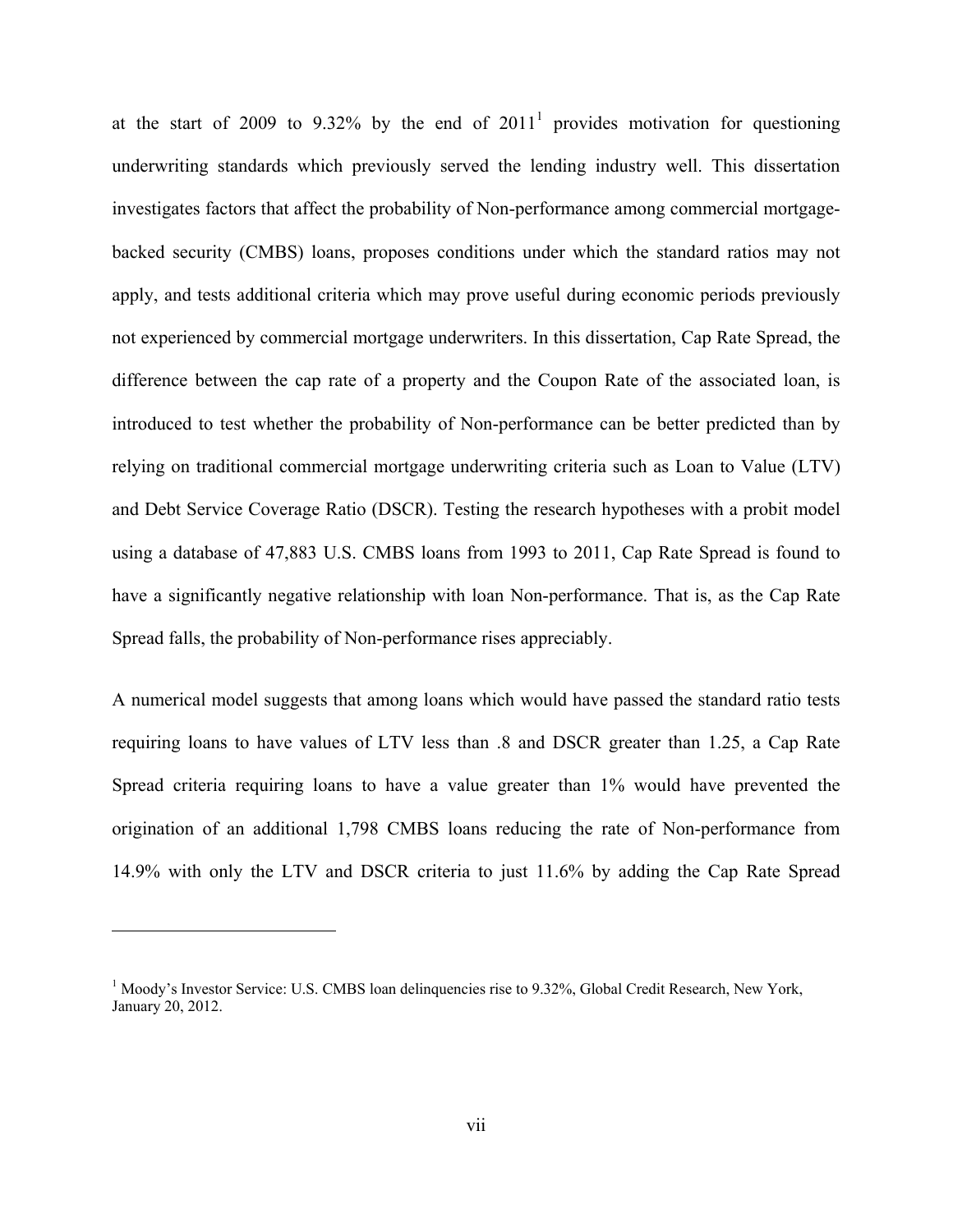at the start of 2009 to 9.32% by the end of 2011[1] provides motivation for questioning underwriting standards which previously served the lending industry well. This dissertation investigates factors that affect the probability of Non-performance among commercial mortgage-backed security (CMBS) loans, proposes conditions under which the standard ratios may not apply, and tests additional criteria which may prove useful during economic periods previously not experienced by commercial mortgage underwriters. In this dissertation, Cap Rate Spread, the difference between the cap rate of a property and the Coupon Rate of the associated loan, is introduced to test whether the probability of Non-performance can be better predicted than by relying on traditional commercial mortgage underwriting criteria such as Loan to Value (LTV) and Debt Service Coverage Ratio (DSCR). Testing the research hypotheses with a probit model using a database of 47,883 U.S. CMBS loans from 1993 to 2011, Cap Rate Spread is found to have a significantly negative relationship with loan Non-performance. That is, as the Cap Rate Spread falls, the probability of Non-performance rises appreciably.

A numerical model suggests that among loans which would have passed the standard ratio tests requiring loans to have values of LTV less than .8 and DSCR greater than 1.25, a Cap Rate Spread criteria requiring loans to have a value greater than 1% would have prevented the origination of an additional 1,798 CMBS loans reducing the rate of Non-performance from 14.9% with only the LTV and DSCR criteria to just 11.6% by adding the Cap Rate Spread

---

[1] Moody's Investor Service: U.S. CMBS loan delinquencies rise to 9.32%, Global Credit Research, New York, January 20, 2012.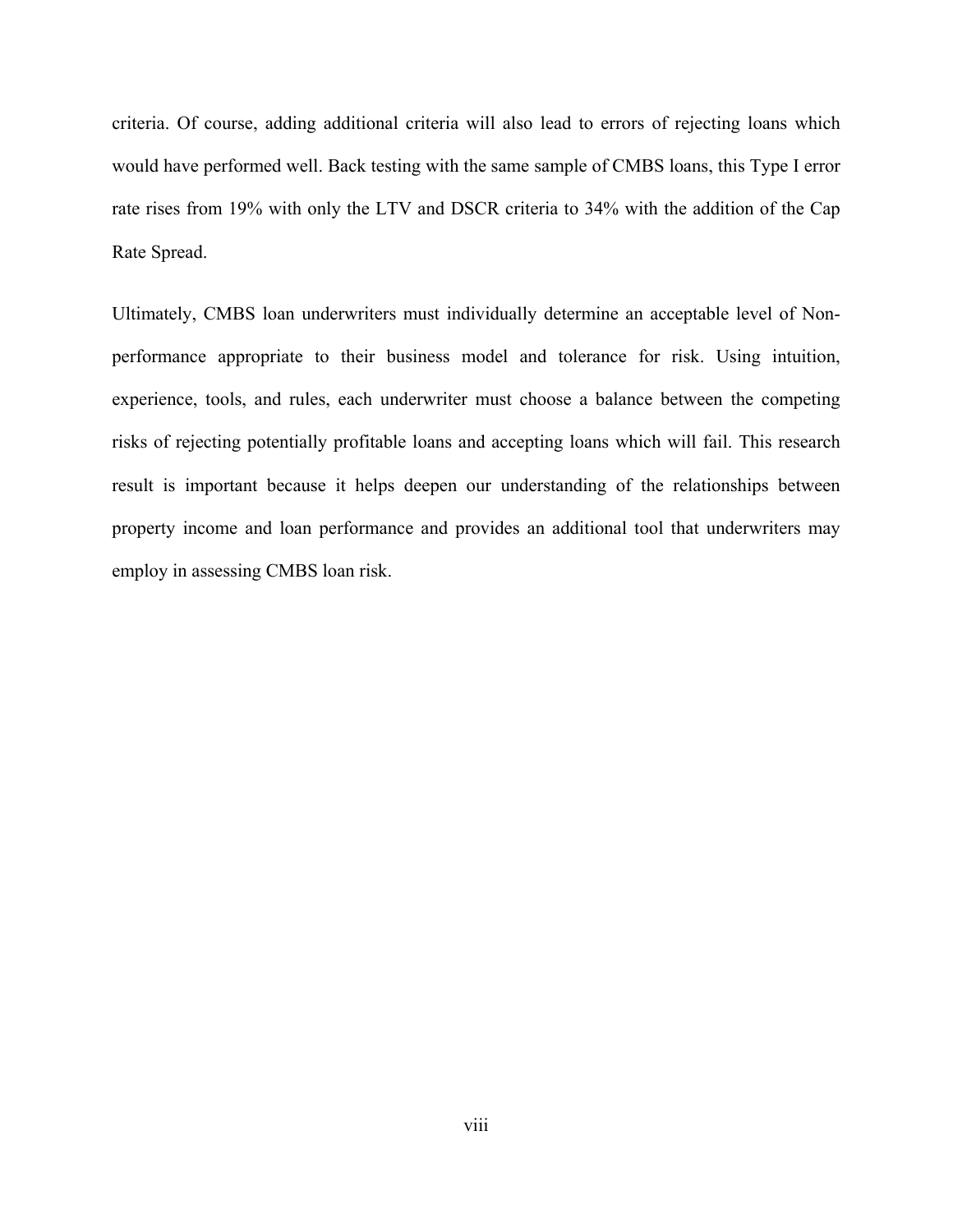criteria. Of course, adding additional criteria will also lead to errors of rejecting loans which would have performed well. Back testing with the same sample of CMBS loans, this Type I error rate rises from 19% with only the LTV and DSCR criteria to 34% with the addition of the Cap Rate Spread.

Ultimately, CMBS loan underwriters must individually determine an acceptable level of Non-performance appropriate to their business model and tolerance for risk. Using intuition, experience, tools, and rules, each underwriter must choose a balance between the competing risks of rejecting potentially profitable loans and accepting loans which will fail. This research result is important because it helps deepen our understanding of the relationships between property income and loan performance and provides an additional tool that underwriters may employ in assessing CMBS loan risk.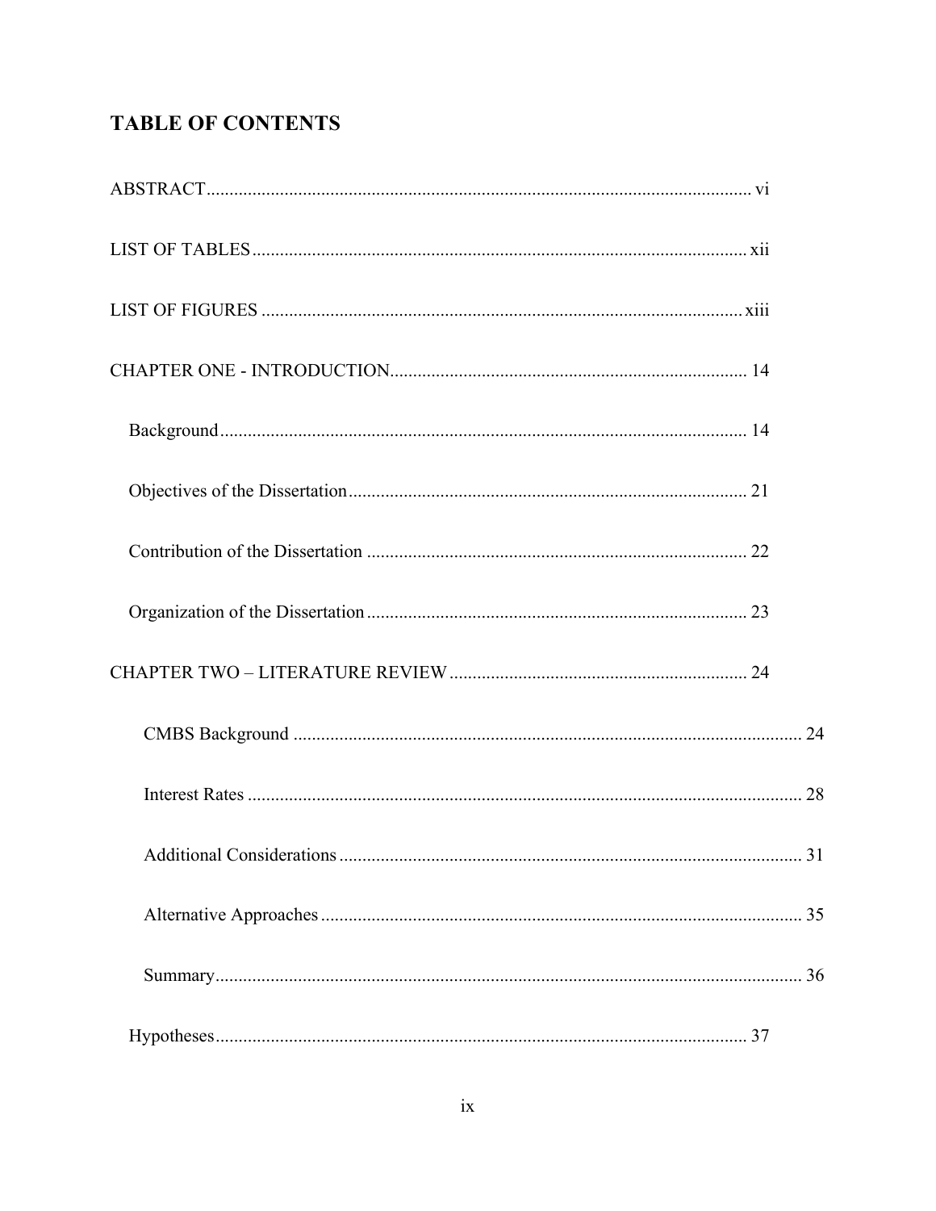# TABLE OF CONTENTS

ABSTRACT ........................................................................................................ vi

LIST OF TABLES ........................................................................................................ xii

LIST OF FIGURES ........................................................................................................ xiii

CHAPTER ONE - INTRODUCTION ........................................................................................................ 14

- Background ........................................................................................................ 14
- Objectives of the Dissertation ........................................................................................................ 21
- Contribution of the Dissertation ........................................................................................................ 22
- Organization of the Dissertation ........................................................................................................ 23

CHAPTER TWO – LITERATURE REVIEW ........................................................................................................ 24

  - CMBS Background ........................................................................................................ 24
  - Interest Rates ........................................................................................................ 28
  - Additional Considerations ........................................................................................................ 31
  - Alternative Approaches ........................................................................................................ 35
  - Summary ........................................................................................................ 36

- Hypotheses ........................................................................................................ 37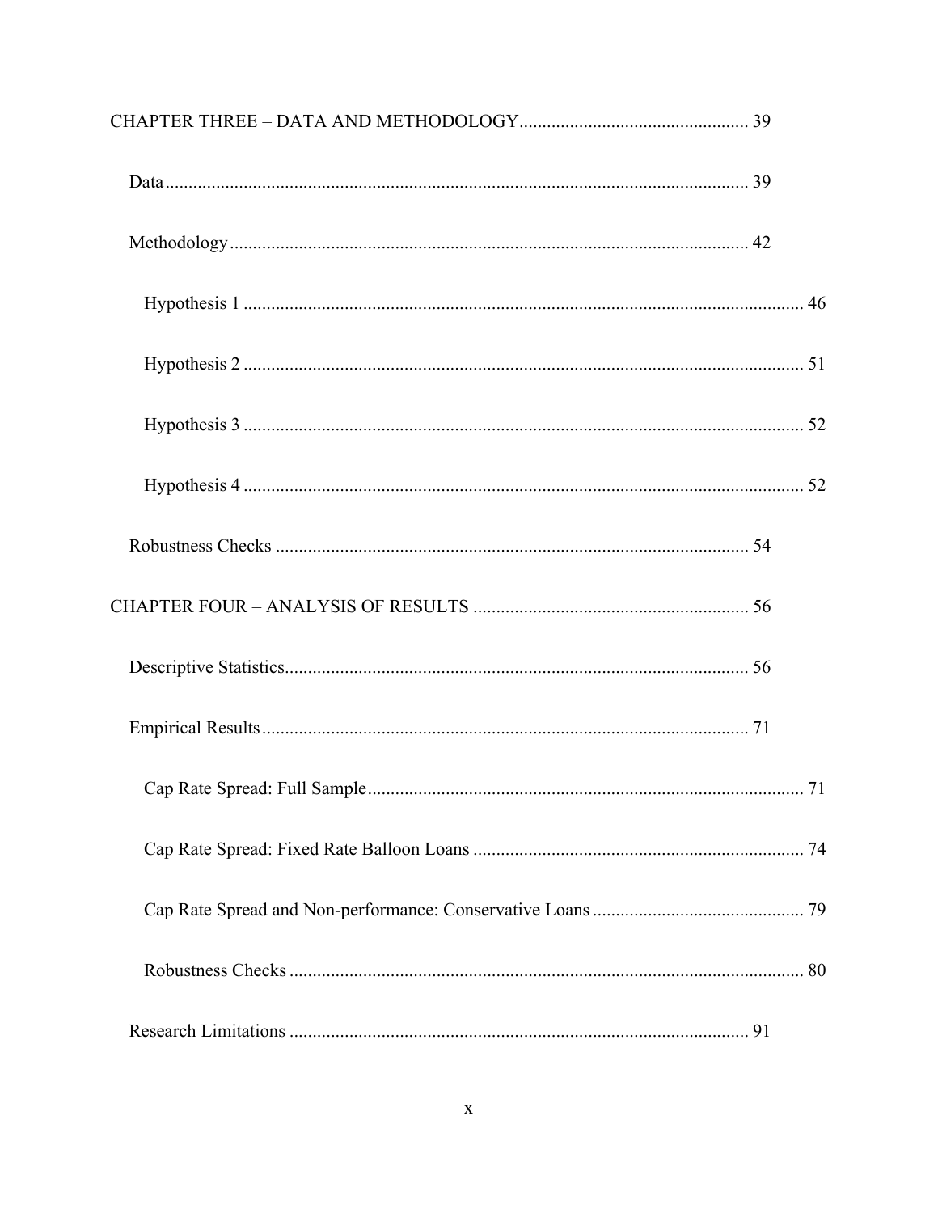CHAPTER THREE – DATA AND METHODOLOGY ................................................ 39

Data ........................................................................................................................ 39

Methodology ........................................................................................................... 42

Hypothesis 1 ........................................................................................................... 46

Hypothesis 2 ........................................................................................................... 51

Hypothesis 3 ........................................................................................................... 52

Hypothesis 4 ........................................................................................................... 52

Robustness Checks ................................................................................................. 54

CHAPTER FOUR – ANALYSIS OF RESULTS ........................................................ 56

Descriptive Statistics ............................................................................................... 56

Empirical Results .................................................................................................... 71

Cap Rate Spread: Full Sample ................................................................................. 71

Cap Rate Spread: Fixed Rate Balloon Loans ........................................................... 74

Cap Rate Spread and Non-performance: Conservative Loans ................................. 79

Robustness Checks ................................................................................................. 80

Research Limitations .............................................................................................. 91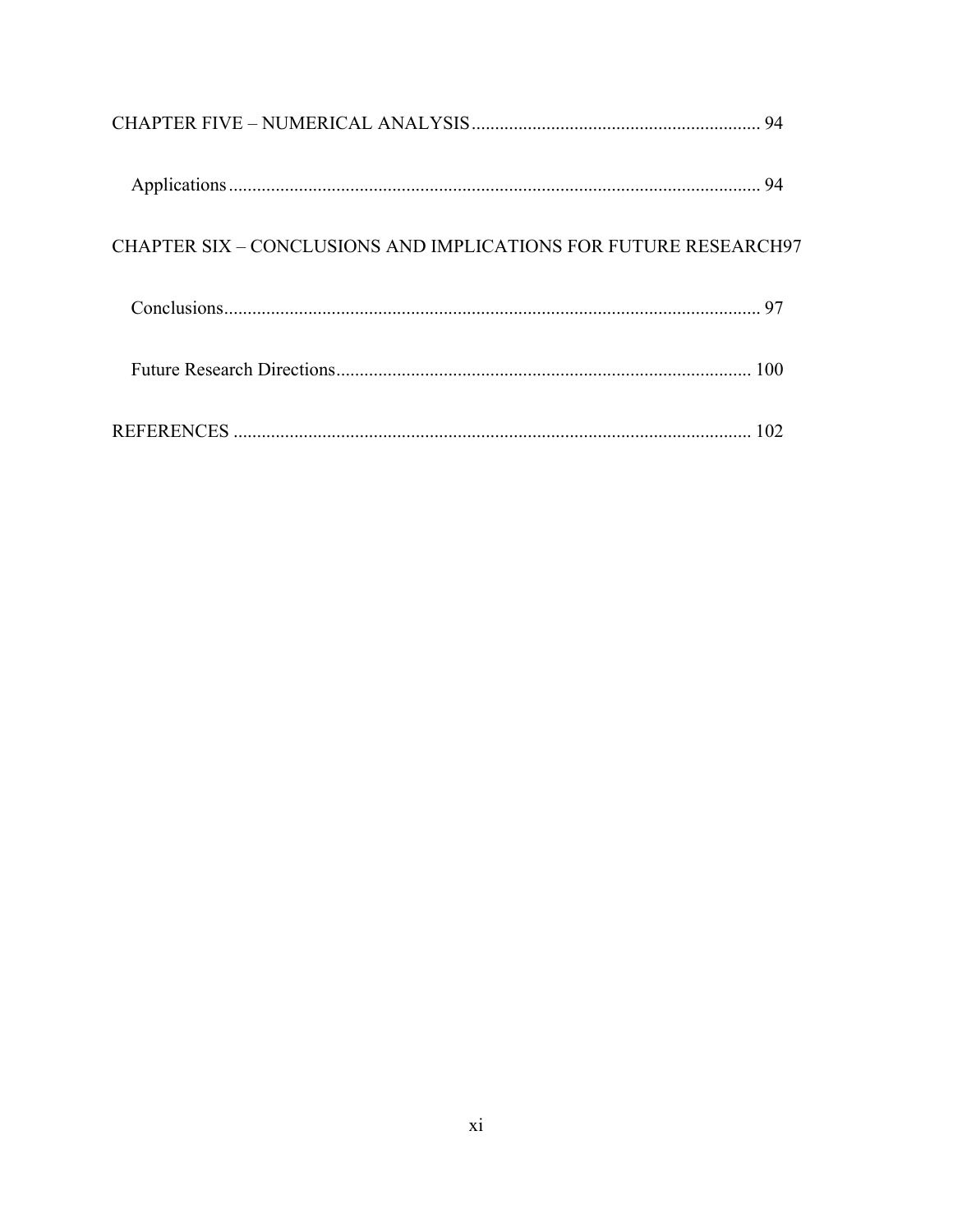CHAPTER FIVE – NUMERICAL ANALYSIS ............................................................. 94

Applications ................................................................................................................ 94

CHAPTER SIX – CONCLUSIONS AND IMPLICATIONS FOR FUTURE RESEARCH97

Conclusions.................................................................................................................. 97

Future Research Directions........................................................................................ 100

REFERENCES .............................................................................................................. 102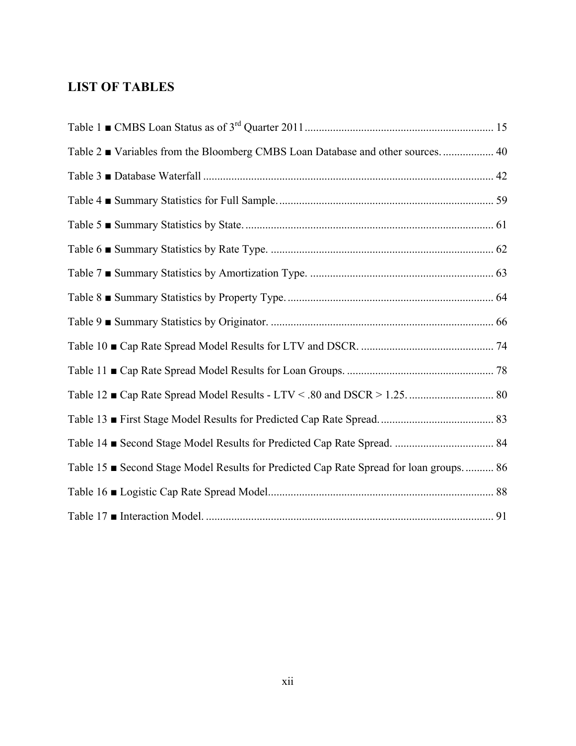## LIST OF TABLES

Table 1 ■ CMBS Loan Status as of 3rd Quarter 2011 .................................................................. 15

Table 2 ■ Variables from the Bloomberg CMBS Loan Database and other sources. .................. 40

Table 3 ■ Database Waterfall ....................................................................................................... 42

Table 4 ■ Summary Statistics for Full Sample. ........................................................................... 59

Table 5 ■ Summary Statistics by State. ....................................................................................... 61

Table 6 ■ Summary Statistics by Rate Type. .............................................................................. 62

Table 7 ■ Summary Statistics by Amortization Type. ................................................................. 63

Table 8 ■ Summary Statistics by Property Type. ......................................................................... 64

Table 9 ■ Summary Statistics by Originator. ............................................................................... 66

Table 10 ■ Cap Rate Spread Model Results for LTV and DSCR. ............................................... 74

Table 11 ■ Cap Rate Spread Model Results for Loan Groups. .................................................... 78

Table 12 ■ Cap Rate Spread Model Results - LTV < .80 and DSCR > 1.25. .............................. 80

Table 13 ■ First Stage Model Results for Predicted Cap Rate Spread. ........................................ 83

Table 14 ■ Second Stage Model Results for Predicted Cap Rate Spread. ................................... 84

Table 15 ■ Second Stage Model Results for Predicted Cap Rate Spread for loan groups. .......... 86

Table 16 ■ Logistic Cap Rate Spread Model ............................................................................... 88

Table 17 ■ Interaction Model. ...................................................................................................... 91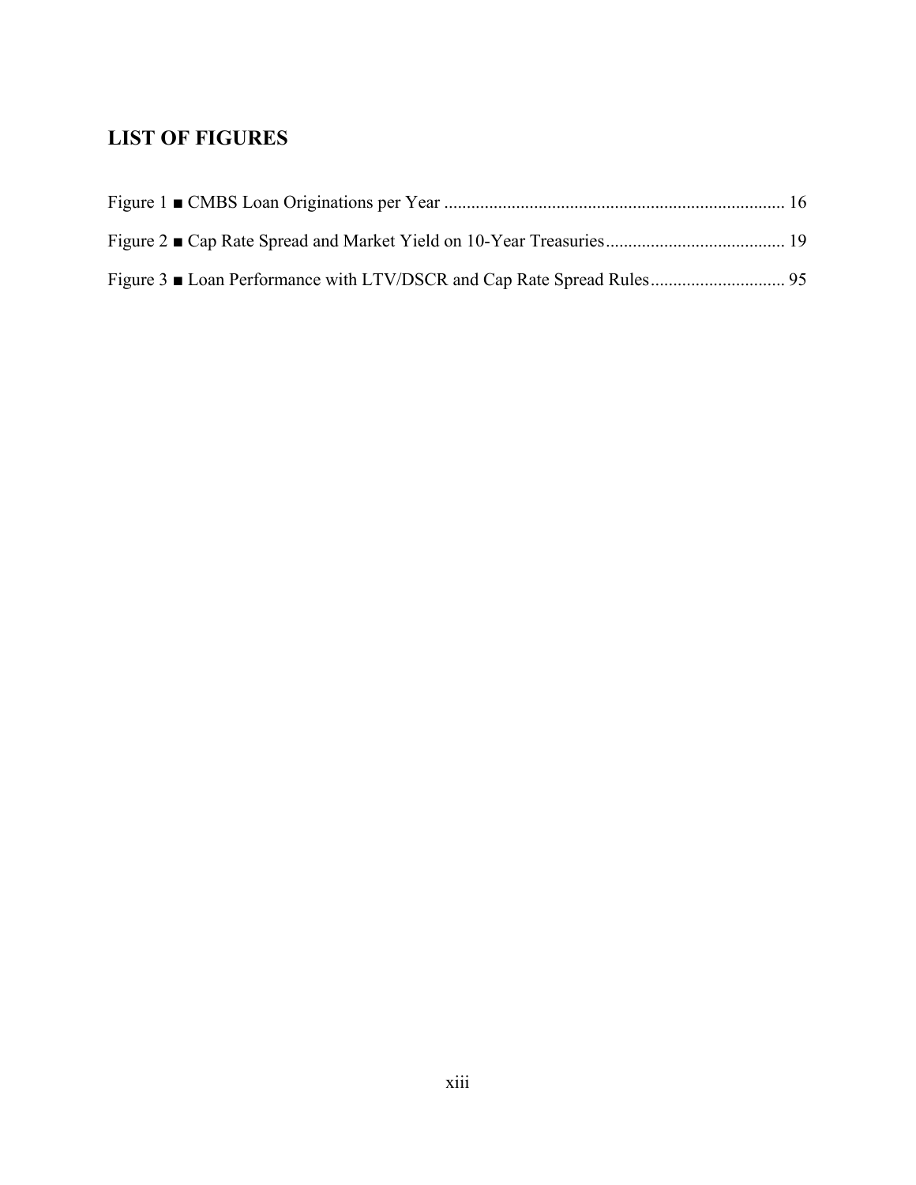## LIST OF FIGURES

Figure 1 ■ CMBS Loan Originations per Year ........................................................................... 16

Figure 2 ■ Cap Rate Spread and Market Yield on 10-Year Treasuries........................................ 19

Figure 3 ■ Loan Performance with LTV/DSCR and Cap Rate Spread Rules.............................. 95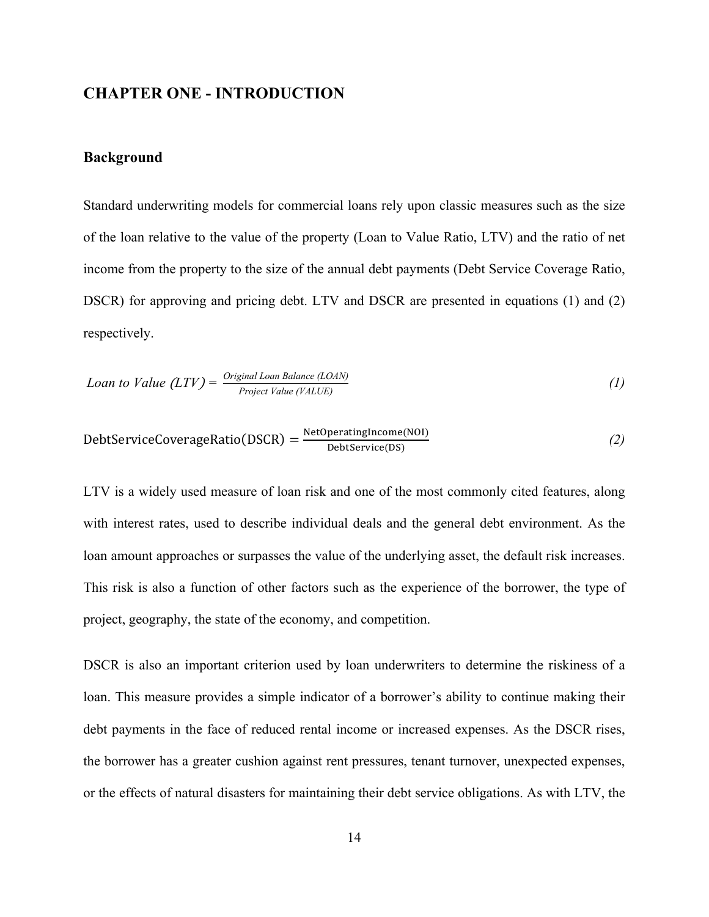# CHAPTER ONE - INTRODUCTION

## Background

Standard underwriting models for commercial loans rely upon classic measures such as the size of the loan relative to the value of the property (Loan to Value Ratio, LTV) and the ratio of net income from the property to the size of the annual debt payments (Debt Service Coverage Ratio, DSCR) for approving and pricing debt. LTV and DSCR are presented in equations (1) and (2) respectively.

$$\textit{Loan to Value (LTV)} = \frac{\textit{Original Loan Balance (LOAN)}}{\textit{Project Value (VALUE)}} \tag{1}$$

$$\text{DebtServiceCoverageRatio(DSCR)} = \frac{\text{NetOperatingIncome(NOI)}}{\text{DebtService(DS)}} \tag{2}$$

LTV is a widely used measure of loan risk and one of the most commonly cited features, along with interest rates, used to describe individual deals and the general debt environment. As the loan amount approaches or surpasses the value of the underlying asset, the default risk increases. This risk is also a function of other factors such as the experience of the borrower, the type of project, geography, the state of the economy, and competition.

DSCR is also an important criterion used by loan underwriters to determine the riskiness of a loan. This measure provides a simple indicator of a borrower's ability to continue making their debt payments in the face of reduced rental income or increased expenses. As the DSCR rises, the borrower has a greater cushion against rent pressures, tenant turnover, unexpected expenses, or the effects of natural disasters for maintaining their debt service obligations. As with LTV, the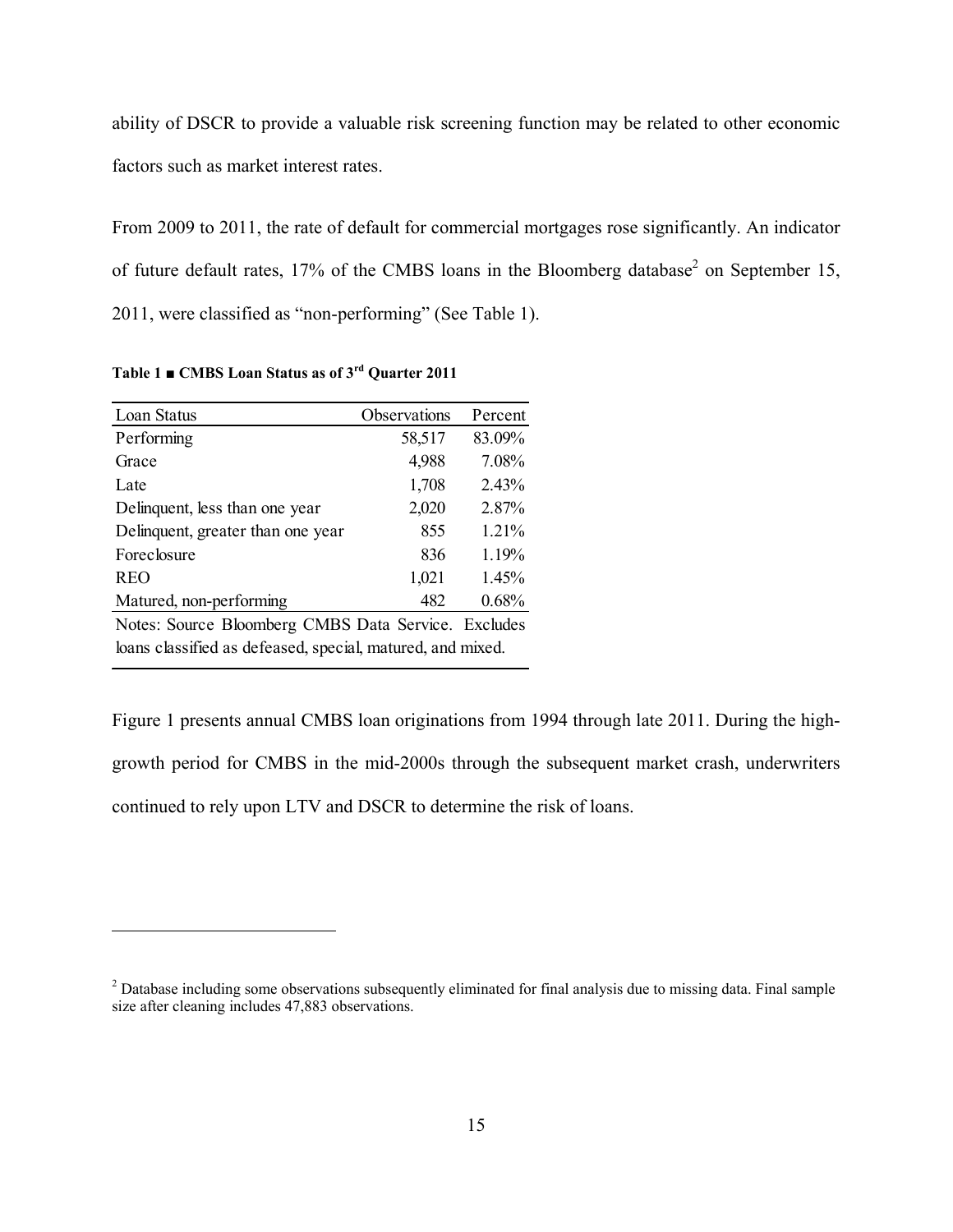ability of DSCR to provide a valuable risk screening function may be related to other economic factors such as market interest rates.

From 2009 to 2011, the rate of default for commercial mortgages rose significantly. An indicator of future default rates, 17% of the CMBS loans in the Bloomberg database[2] on September 15, 2011, were classified as "non-performing" (See Table 1).

**Table 1 ■ CMBS Loan Status as of 3rd Quarter 2011**

| Loan Status | Observations | Percent |
|---|---|---|
| Performing | 58,517 | 83.09% |
| Grace | 4,988 | 7.08% |
| Late | 1,708 | 2.43% |
| Delinquent, less than one year | 2,020 | 2.87% |
| Delinquent, greater than one year | 855 | 1.21% |
| Foreclosure | 836 | 1.19% |
| REO | 1,021 | 1.45% |
| Matured, non-performing | 482 | 0.68% |

Notes: Source Bloomberg CMBS Data Service. Excludes loans classified as defeased, special, matured, and mixed.

Figure 1 presents annual CMBS loan originations from 1994 through late 2011. During the high-growth period for CMBS in the mid-2000s through the subsequent market crash, underwriters continued to rely upon LTV and DSCR to determine the risk of loans.

[2] Database including some observations subsequently eliminated for final analysis due to missing data. Final sample size after cleaning includes 47,883 observations.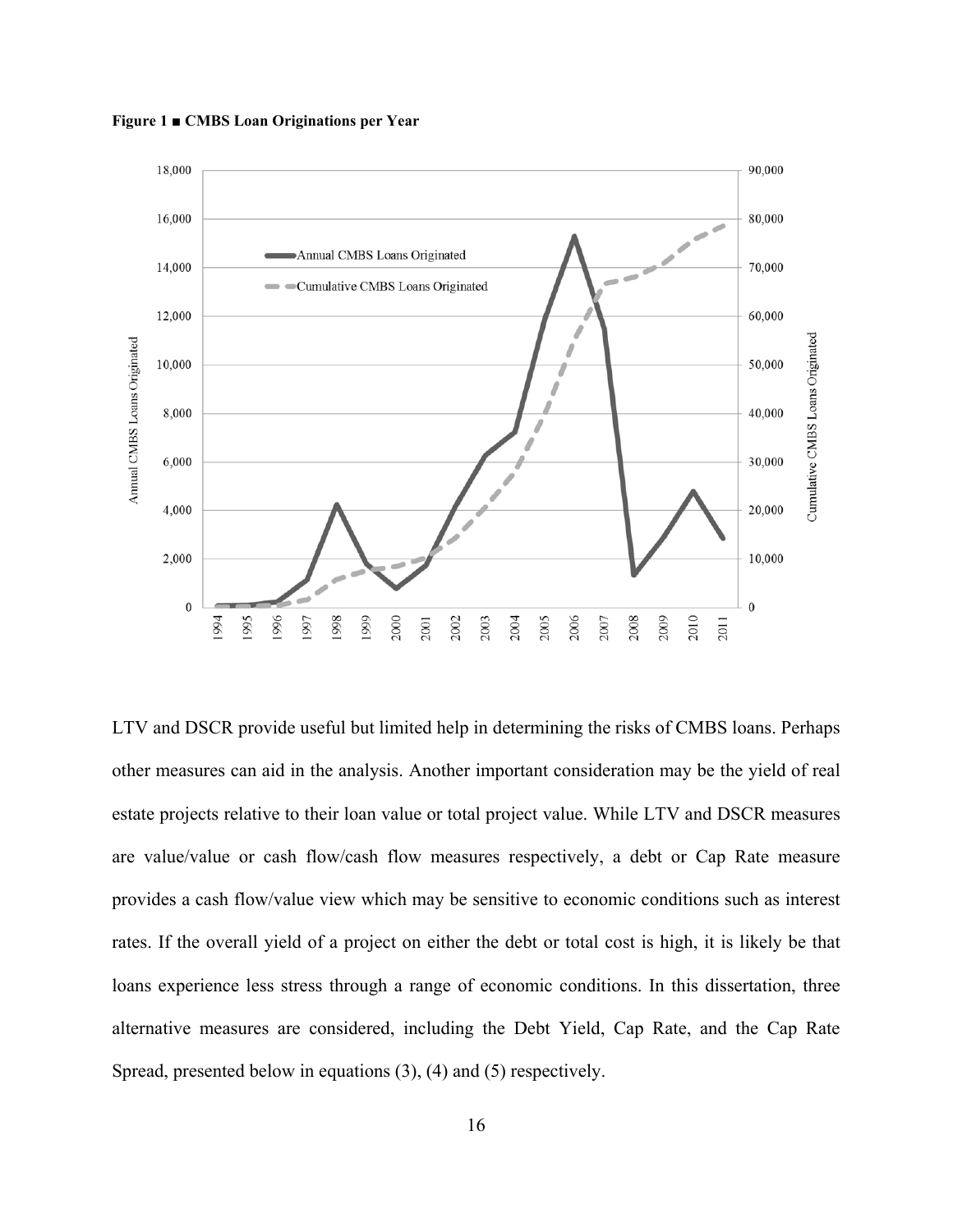**Figure 1 ■ CMBS Loan Originations per Year**

LTV and DSCR provide useful but limited help in determining the risks of CMBS loans. Perhaps other measures can aid in the analysis. Another important consideration may be the yield of real estate projects relative to their loan value or total project value. While LTV and DSCR measures are value/value or cash flow/cash flow measures respectively, a debt or Cap Rate measure provides a cash flow/value view which may be sensitive to economic conditions such as interest rates. If the overall yield of a project on either the debt or total cost is high, it is likely be that loans experience less stress through a range of economic conditions. In this dissertation, three alternative measures are considered, including the Debt Yield, Cap Rate, and the Cap Rate Spread, presented below in equations (3), (4) and (5) respectively.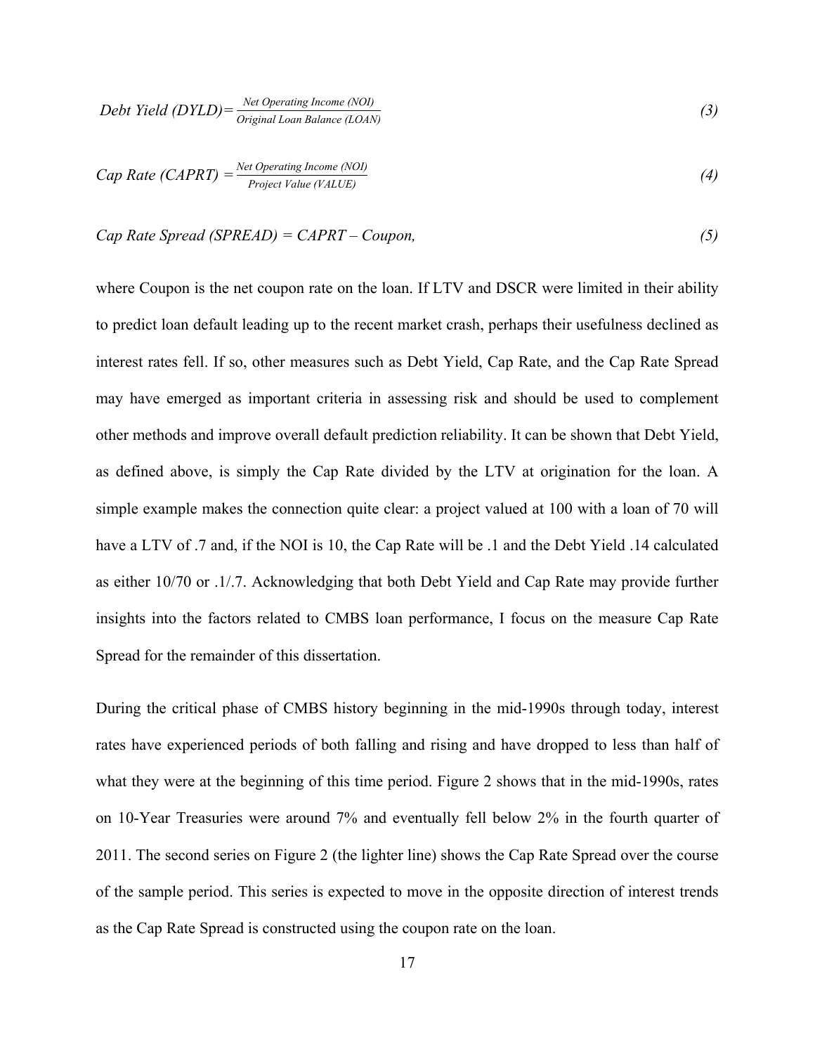$$\text{Debt Yield (DYLD)} = \frac{\text{Net Operating Income (NOI)}}{\text{Original Loan Balance (LOAN)}} \tag{3}$$

$$\text{Cap Rate (CAPRT)} = \frac{\text{Net Operating Income (NOI)}}{\text{Project Value (VALUE)}} \tag{4}$$

$$\text{Cap Rate Spread (SPREAD)} = \text{CAPRT} - \text{Coupon}, \tag{5}$$

where Coupon is the net coupon rate on the loan. If LTV and DSCR were limited in their ability to predict loan default leading up to the recent market crash, perhaps their usefulness declined as interest rates fell. If so, other measures such as Debt Yield, Cap Rate, and the Cap Rate Spread may have emerged as important criteria in assessing risk and should be used to complement other methods and improve overall default prediction reliability. It can be shown that Debt Yield, as defined above, is simply the Cap Rate divided by the LTV at origination for the loan. A simple example makes the connection quite clear: a project valued at 100 with a loan of 70 will have a LTV of .7 and, if the NOI is 10, the Cap Rate will be .1 and the Debt Yield .14 calculated as either 10/70 or .1/.7. Acknowledging that both Debt Yield and Cap Rate may provide further insights into the factors related to CMBS loan performance, I focus on the measure Cap Rate Spread for the remainder of this dissertation.

During the critical phase of CMBS history beginning in the mid-1990s through today, interest rates have experienced periods of both falling and rising and have dropped to less than half of what they were at the beginning of this time period. Figure 2 shows that in the mid-1990s, rates on 10-Year Treasuries were around 7% and eventually fell below 2% in the fourth quarter of 2011. The second series on Figure 2 (the lighter line) shows the Cap Rate Spread over the course of the sample period. This series is expected to move in the opposite direction of interest trends as the Cap Rate Spread is constructed using the coupon rate on the loan.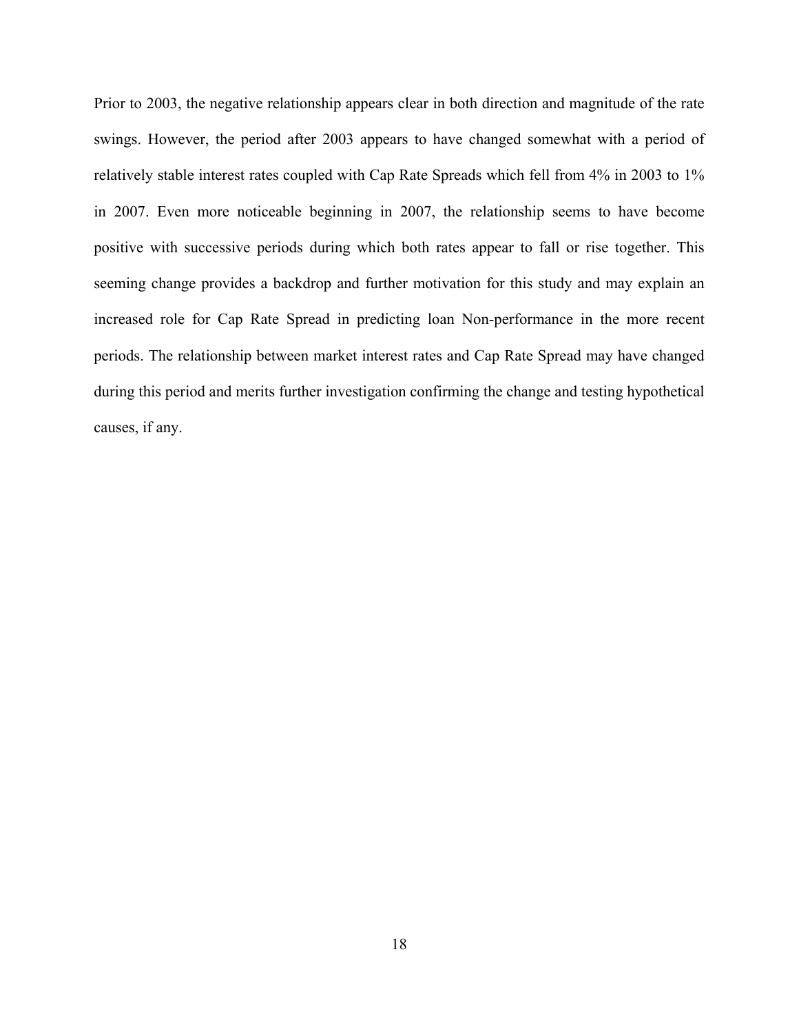Prior to 2003, the negative relationship appears clear in both direction and magnitude of the rate swings. However, the period after 2003 appears to have changed somewhat with a period of relatively stable interest rates coupled with Cap Rate Spreads which fell from 4% in 2003 to 1% in 2007. Even more noticeable beginning in 2007, the relationship seems to have become positive with successive periods during which both rates appear to fall or rise together. This seeming change provides a backdrop and further motivation for this study and may explain an increased role for Cap Rate Spread in predicting loan Non-performance in the more recent periods. The relationship between market interest rates and Cap Rate Spread may have changed during this period and merits further investigation confirming the change and testing hypothetical causes, if any.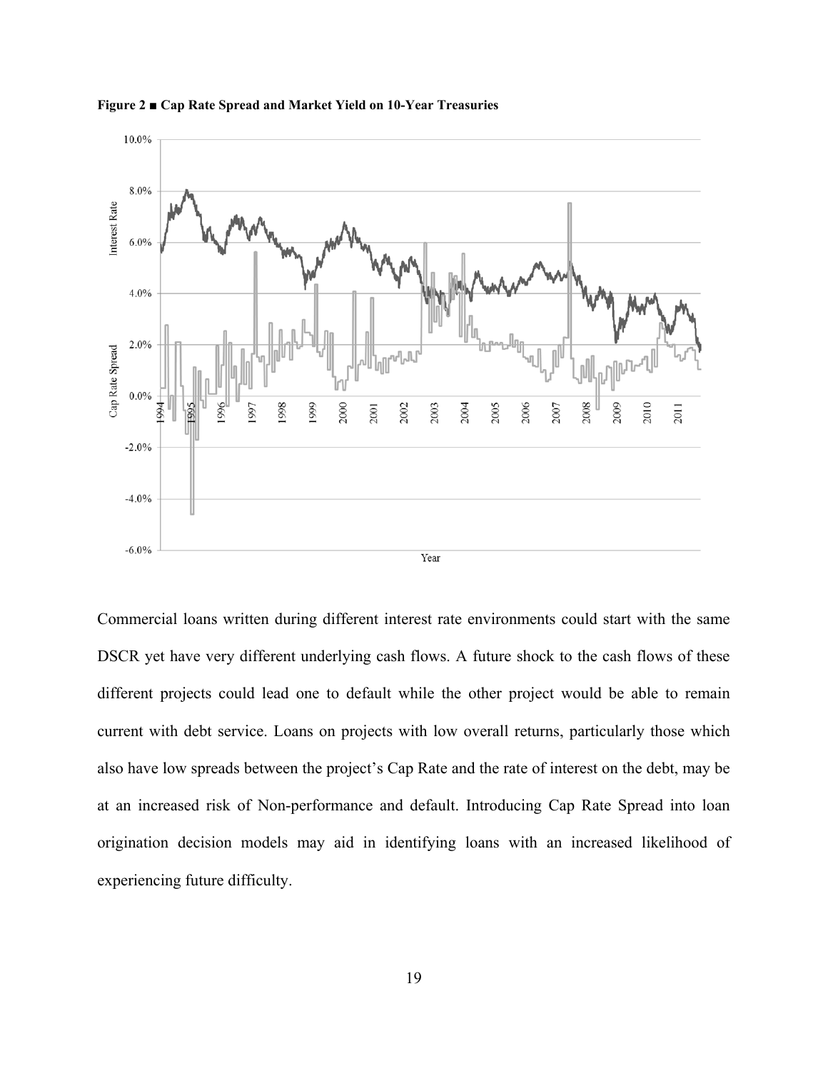**Figure 2 ■ Cap Rate Spread and Market Yield on 10-Year Treasuries**

Commercial loans written during different interest rate environments could start with the same DSCR yet have very different underlying cash flows. A future shock to the cash flows of these different projects could lead one to default while the other project would be able to remain current with debt service. Loans on projects with low overall returns, particularly those which also have low spreads between the project's Cap Rate and the rate of interest on the debt, may be at an increased risk of Non-performance and default. Introducing Cap Rate Spread into loan origination decision models may aid in identifying loans with an increased likelihood of experiencing future difficulty.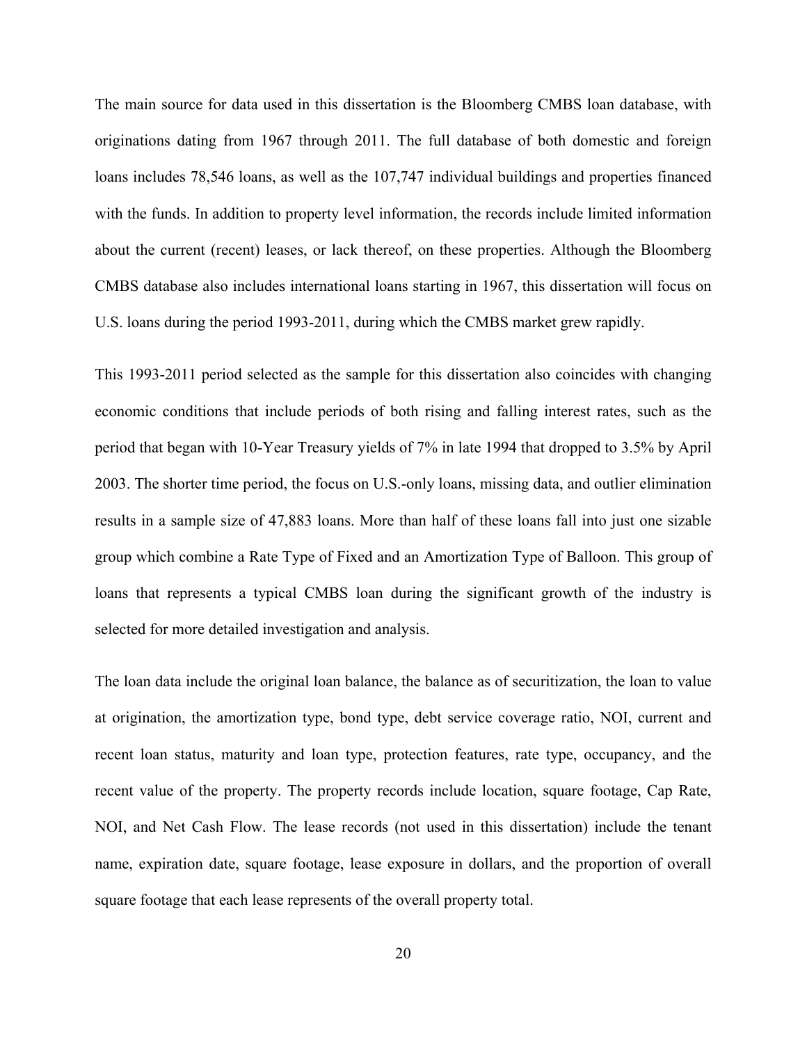The main source for data used in this dissertation is the Bloomberg CMBS loan database, with originations dating from 1967 through 2011. The full database of both domestic and foreign loans includes 78,546 loans, as well as the 107,747 individual buildings and properties financed with the funds. In addition to property level information, the records include limited information about the current (recent) leases, or lack thereof, on these properties. Although the Bloomberg CMBS database also includes international loans starting in 1967, this dissertation will focus on U.S. loans during the period 1993-2011, during which the CMBS market grew rapidly.

This 1993-2011 period selected as the sample for this dissertation also coincides with changing economic conditions that include periods of both rising and falling interest rates, such as the period that began with 10-Year Treasury yields of 7% in late 1994 that dropped to 3.5% by April 2003. The shorter time period, the focus on U.S.-only loans, missing data, and outlier elimination results in a sample size of 47,883 loans. More than half of these loans fall into just one sizable group which combine a Rate Type of Fixed and an Amortization Type of Balloon. This group of loans that represents a typical CMBS loan during the significant growth of the industry is selected for more detailed investigation and analysis.

The loan data include the original loan balance, the balance as of securitization, the loan to value at origination, the amortization type, bond type, debt service coverage ratio, NOI, current and recent loan status, maturity and loan type, protection features, rate type, occupancy, and the recent value of the property. The property records include location, square footage, Cap Rate, NOI, and Net Cash Flow. The lease records (not used in this dissertation) include the tenant name, expiration date, square footage, lease exposure in dollars, and the proportion of overall square footage that each lease represents of the overall property total.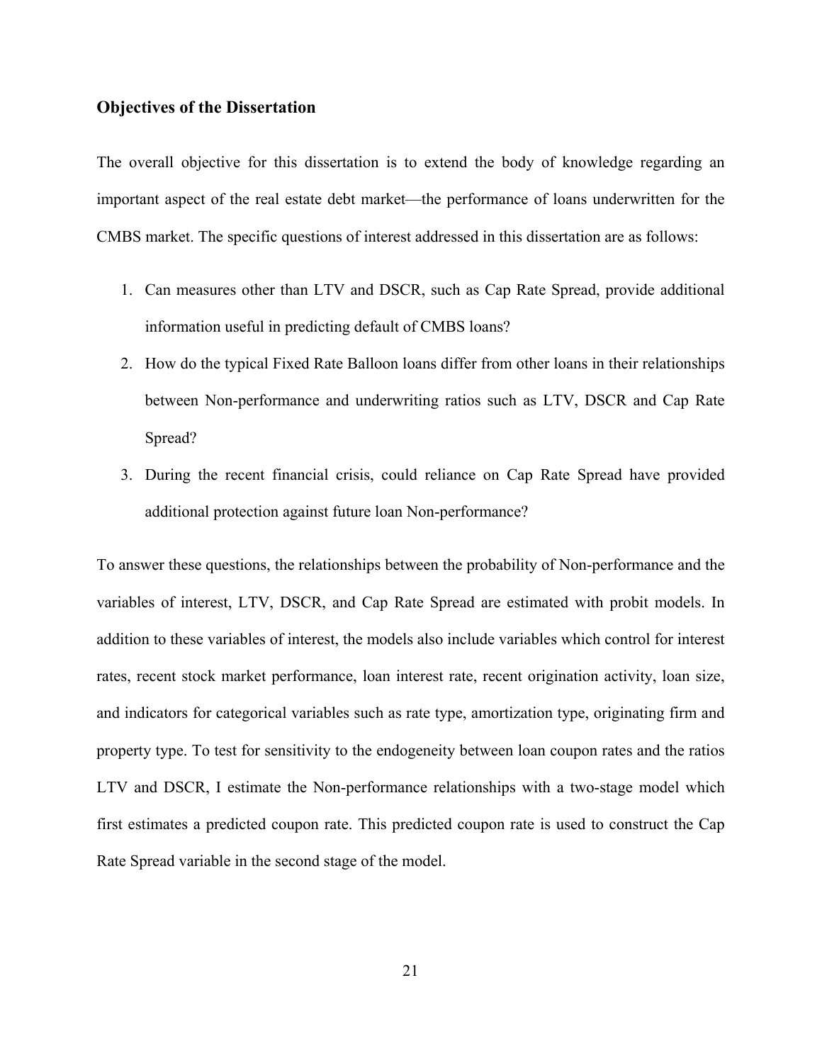### Objectives of the Dissertation

The overall objective for this dissertation is to extend the body of knowledge regarding an important aspect of the real estate debt market—the performance of loans underwritten for the CMBS market. The specific questions of interest addressed in this dissertation are as follows:

1. Can measures other than LTV and DSCR, such as Cap Rate Spread, provide additional information useful in predicting default of CMBS loans?
2. How do the typical Fixed Rate Balloon loans differ from other loans in their relationships between Non-performance and underwriting ratios such as LTV, DSCR and Cap Rate Spread?
3. During the recent financial crisis, could reliance on Cap Rate Spread have provided additional protection against future loan Non-performance?

To answer these questions, the relationships between the probability of Non-performance and the variables of interest, LTV, DSCR, and Cap Rate Spread are estimated with probit models. In addition to these variables of interest, the models also include variables which control for interest rates, recent stock market performance, loan interest rate, recent origination activity, loan size, and indicators for categorical variables such as rate type, amortization type, originating firm and property type. To test for sensitivity to the endogeneity between loan coupon rates and the ratios LTV and DSCR, I estimate the Non-performance relationships with a two-stage model which first estimates a predicted coupon rate. This predicted coupon rate is used to construct the Cap Rate Spread variable in the second stage of the model.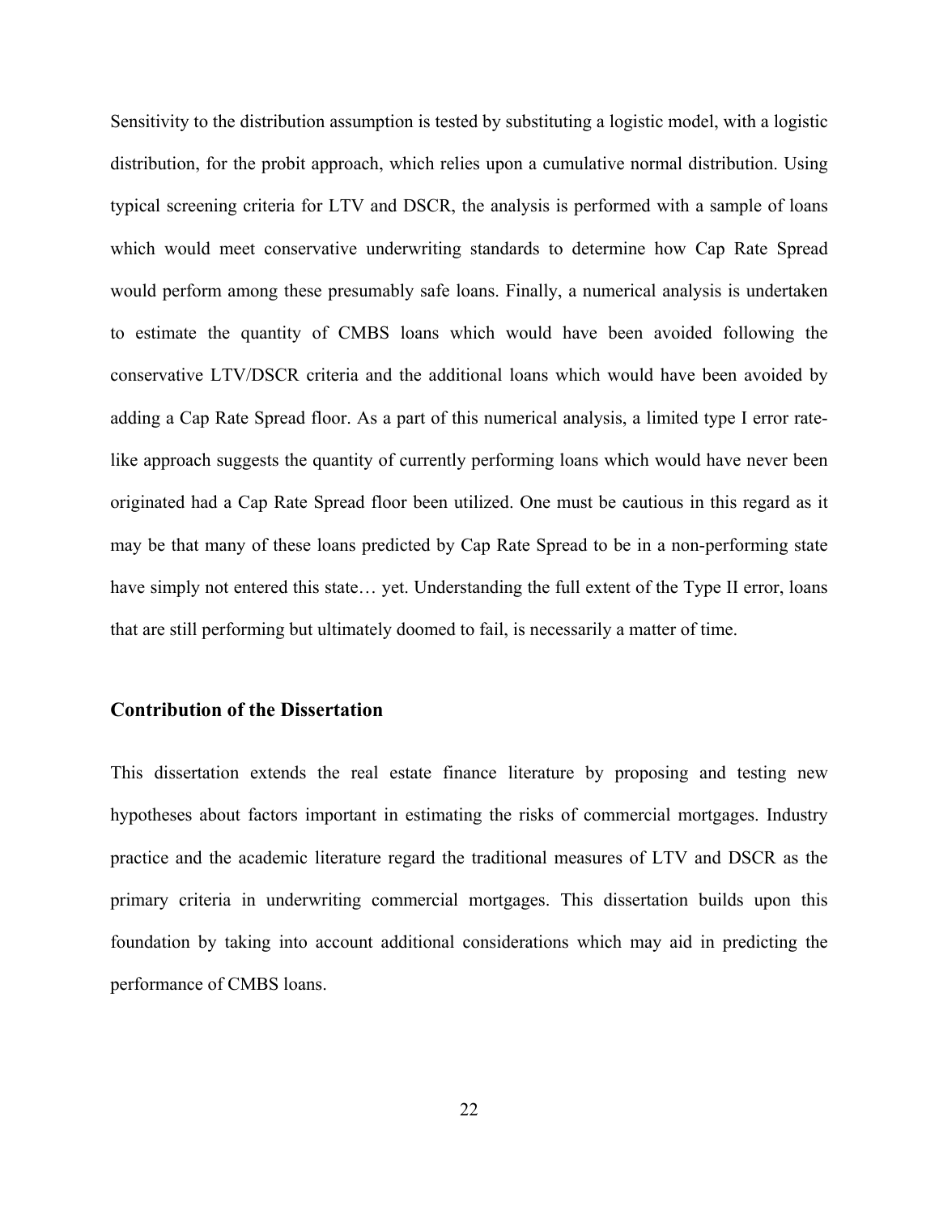Sensitivity to the distribution assumption is tested by substituting a logistic model, with a logistic distribution, for the probit approach, which relies upon a cumulative normal distribution. Using typical screening criteria for LTV and DSCR, the analysis is performed with a sample of loans which would meet conservative underwriting standards to determine how Cap Rate Spread would perform among these presumably safe loans. Finally, a numerical analysis is undertaken to estimate the quantity of CMBS loans which would have been avoided following the conservative LTV/DSCR criteria and the additional loans which would have been avoided by adding a Cap Rate Spread floor. As a part of this numerical analysis, a limited type I error rate-like approach suggests the quantity of currently performing loans which would have never been originated had a Cap Rate Spread floor been utilized. One must be cautious in this regard as it may be that many of these loans predicted by Cap Rate Spread to be in a non-performing state have simply not entered this state… yet. Understanding the full extent of the Type II error, loans that are still performing but ultimately doomed to fail, is necessarily a matter of time.

### Contribution of the Dissertation

This dissertation extends the real estate finance literature by proposing and testing new hypotheses about factors important in estimating the risks of commercial mortgages. Industry practice and the academic literature regard the traditional measures of LTV and DSCR as the primary criteria in underwriting commercial mortgages. This dissertation builds upon this foundation by taking into account additional considerations which may aid in predicting the performance of CMBS loans.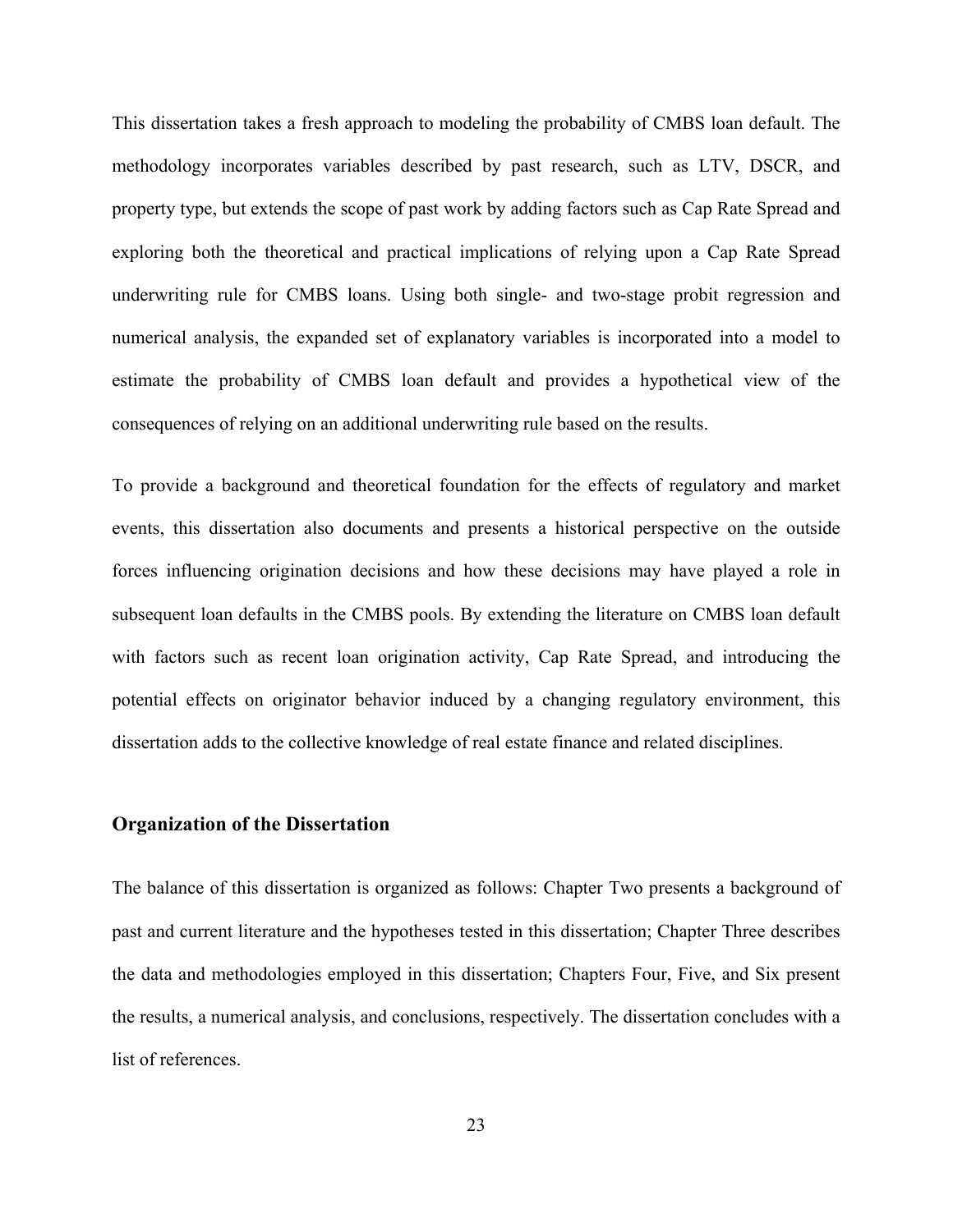This dissertation takes a fresh approach to modeling the probability of CMBS loan default. The methodology incorporates variables described by past research, such as LTV, DSCR, and property type, but extends the scope of past work by adding factors such as Cap Rate Spread and exploring both the theoretical and practical implications of relying upon a Cap Rate Spread underwriting rule for CMBS loans. Using both single- and two-stage probit regression and numerical analysis, the expanded set of explanatory variables is incorporated into a model to estimate the probability of CMBS loan default and provides a hypothetical view of the consequences of relying on an additional underwriting rule based on the results.

To provide a background and theoretical foundation for the effects of regulatory and market events, this dissertation also documents and presents a historical perspective on the outside forces influencing origination decisions and how these decisions may have played a role in subsequent loan defaults in the CMBS pools. By extending the literature on CMBS loan default with factors such as recent loan origination activity, Cap Rate Spread, and introducing the potential effects on originator behavior induced by a changing regulatory environment, this dissertation adds to the collective knowledge of real estate finance and related disciplines.

## Organization of the Dissertation

The balance of this dissertation is organized as follows: Chapter Two presents a background of past and current literature and the hypotheses tested in this dissertation; Chapter Three describes the data and methodologies employed in this dissertation; Chapters Four, Five, and Six present the results, a numerical analysis, and conclusions, respectively. The dissertation concludes with a list of references.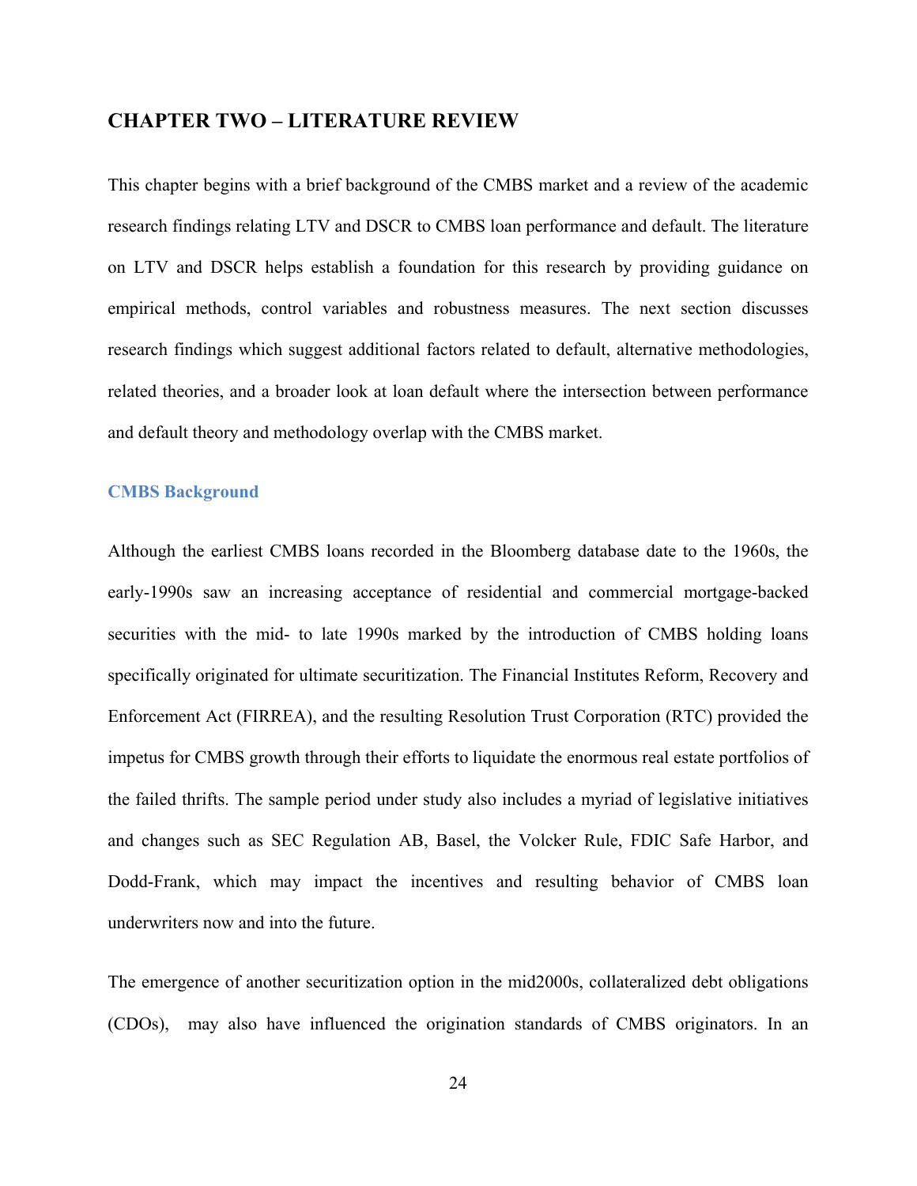# CHAPTER TWO – LITERATURE REVIEW

This chapter begins with a brief background of the CMBS market and a review of the academic research findings relating LTV and DSCR to CMBS loan performance and default. The literature on LTV and DSCR helps establish a foundation for this research by providing guidance on empirical methods, control variables and robustness measures. The next section discusses research findings which suggest additional factors related to default, alternative methodologies, related theories, and a broader look at loan default where the intersection between performance and default theory and methodology overlap with the CMBS market.

## CMBS Background

Although the earliest CMBS loans recorded in the Bloomberg database date to the 1960s, the early-1990s saw an increasing acceptance of residential and commercial mortgage-backed securities with the mid- to late 1990s marked by the introduction of CMBS holding loans specifically originated for ultimate securitization. The Financial Institutes Reform, Recovery and Enforcement Act (FIRREA), and the resulting Resolution Trust Corporation (RTC) provided the impetus for CMBS growth through their efforts to liquidate the enormous real estate portfolios of the failed thrifts. The sample period under study also includes a myriad of legislative initiatives and changes such as SEC Regulation AB, Basel, the Volcker Rule, FDIC Safe Harbor, and Dodd-Frank, which may impact the incentives and resulting behavior of CMBS loan underwriters now and into the future.

The emergence of another securitization option in the mid2000s, collateralized debt obligations (CDOs), may also have influenced the origination standards of CMBS originators. In an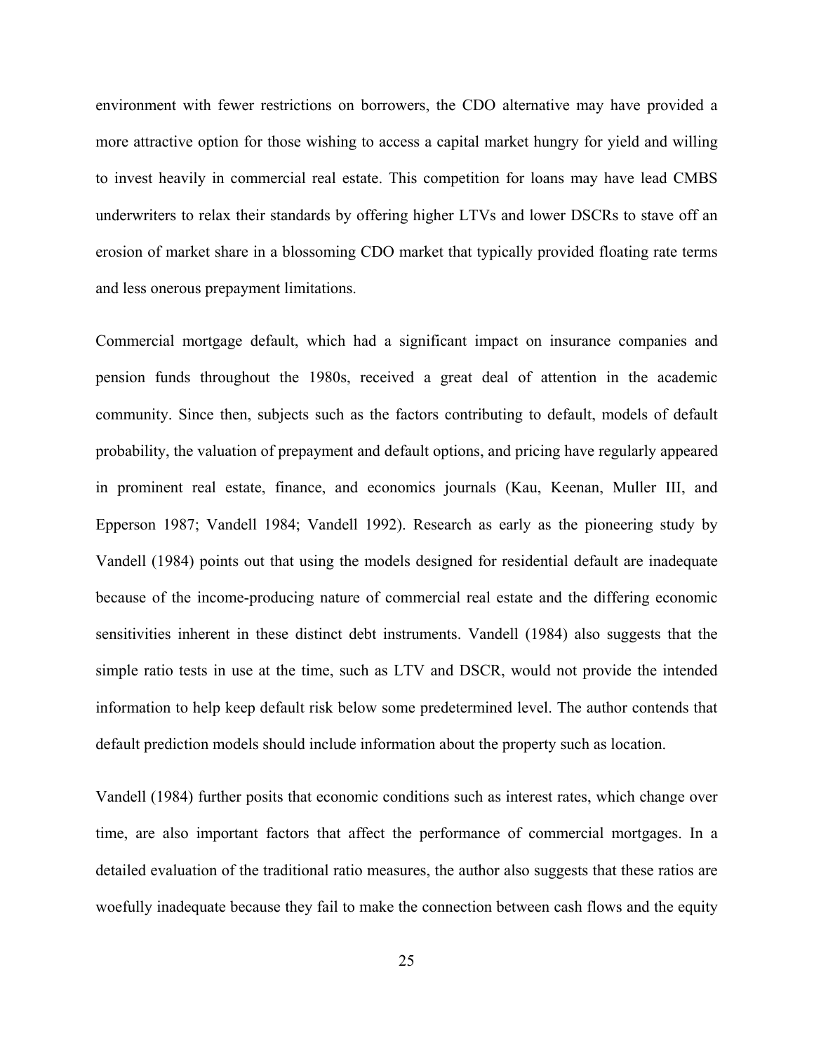environment with fewer restrictions on borrowers, the CDO alternative may have provided a more attractive option for those wishing to access a capital market hungry for yield and willing to invest heavily in commercial real estate. This competition for loans may have lead CMBS underwriters to relax their standards by offering higher LTVs and lower DSCRs to stave off an erosion of market share in a blossoming CDO market that typically provided floating rate terms and less onerous prepayment limitations.

Commercial mortgage default, which had a significant impact on insurance companies and pension funds throughout the 1980s, received a great deal of attention in the academic community. Since then, subjects such as the factors contributing to default, models of default probability, the valuation of prepayment and default options, and pricing have regularly appeared in prominent real estate, finance, and economics journals (Kau, Keenan, Muller III, and Epperson 1987; Vandell 1984; Vandell 1992). Research as early as the pioneering study by Vandell (1984) points out that using the models designed for residential default are inadequate because of the income-producing nature of commercial real estate and the differing economic sensitivities inherent in these distinct debt instruments. Vandell (1984) also suggests that the simple ratio tests in use at the time, such as LTV and DSCR, would not provide the intended information to help keep default risk below some predetermined level. The author contends that default prediction models should include information about the property such as location.

Vandell (1984) further posits that economic conditions such as interest rates, which change over time, are also important factors that affect the performance of commercial mortgages. In a detailed evaluation of the traditional ratio measures, the author also suggests that these ratios are woefully inadequate because they fail to make the connection between cash flows and the equity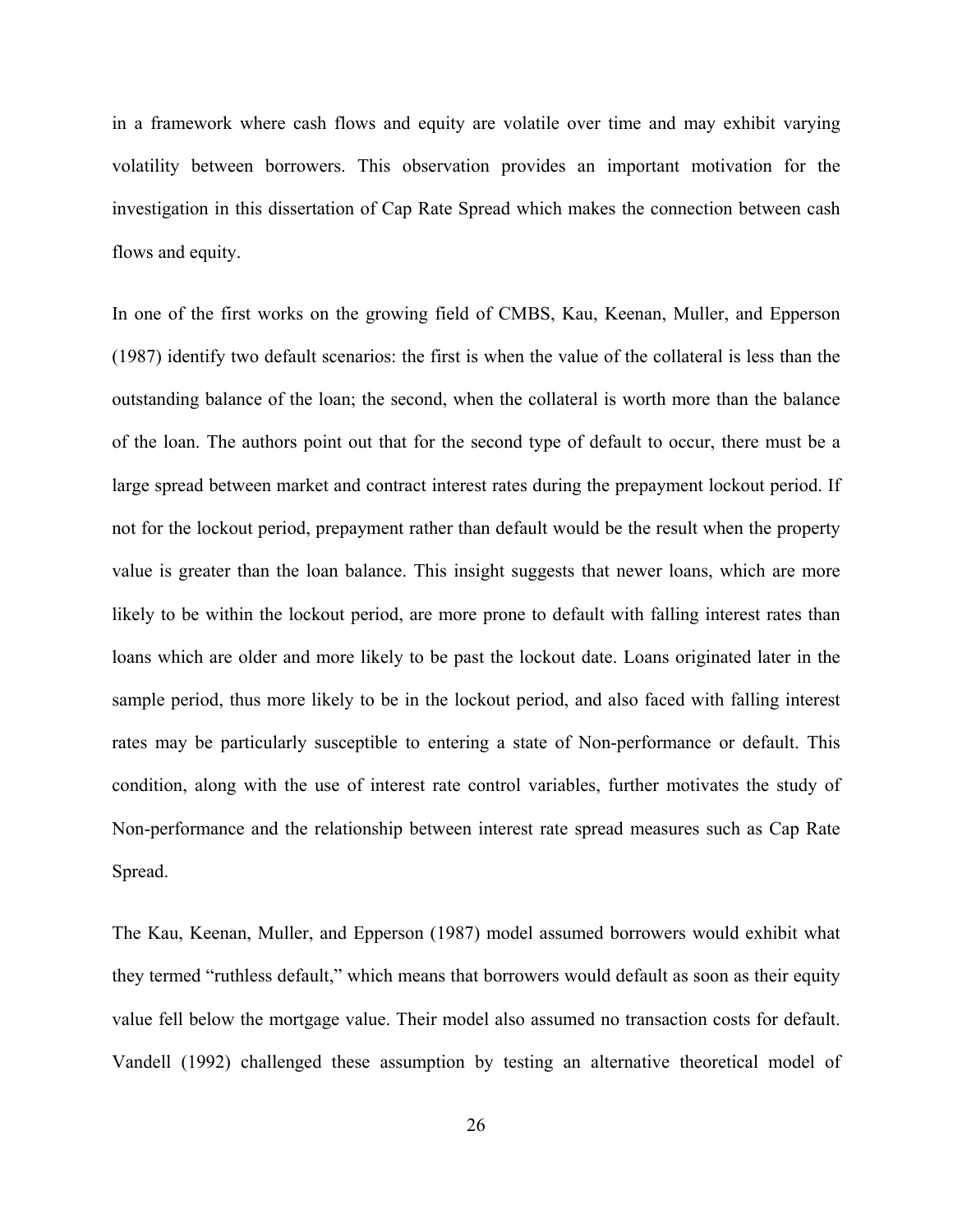in a framework where cash flows and equity are volatile over time and may exhibit varying volatility between borrowers. This observation provides an important motivation for the investigation in this dissertation of Cap Rate Spread which makes the connection between cash flows and equity.

In one of the first works on the growing field of CMBS, Kau, Keenan, Muller, and Epperson (1987) identify two default scenarios: the first is when the value of the collateral is less than the outstanding balance of the loan; the second, when the collateral is worth more than the balance of the loan. The authors point out that for the second type of default to occur, there must be a large spread between market and contract interest rates during the prepayment lockout period. If not for the lockout period, prepayment rather than default would be the result when the property value is greater than the loan balance. This insight suggests that newer loans, which are more likely to be within the lockout period, are more prone to default with falling interest rates than loans which are older and more likely to be past the lockout date. Loans originated later in the sample period, thus more likely to be in the lockout period, and also faced with falling interest rates may be particularly susceptible to entering a state of Non-performance or default. This condition, along with the use of interest rate control variables, further motivates the study of Non-performance and the relationship between interest rate spread measures such as Cap Rate Spread.

The Kau, Keenan, Muller, and Epperson (1987) model assumed borrowers would exhibit what they termed "ruthless default," which means that borrowers would default as soon as their equity value fell below the mortgage value. Their model also assumed no transaction costs for default. Vandell (1992) challenged these assumption by testing an alternative theoretical model of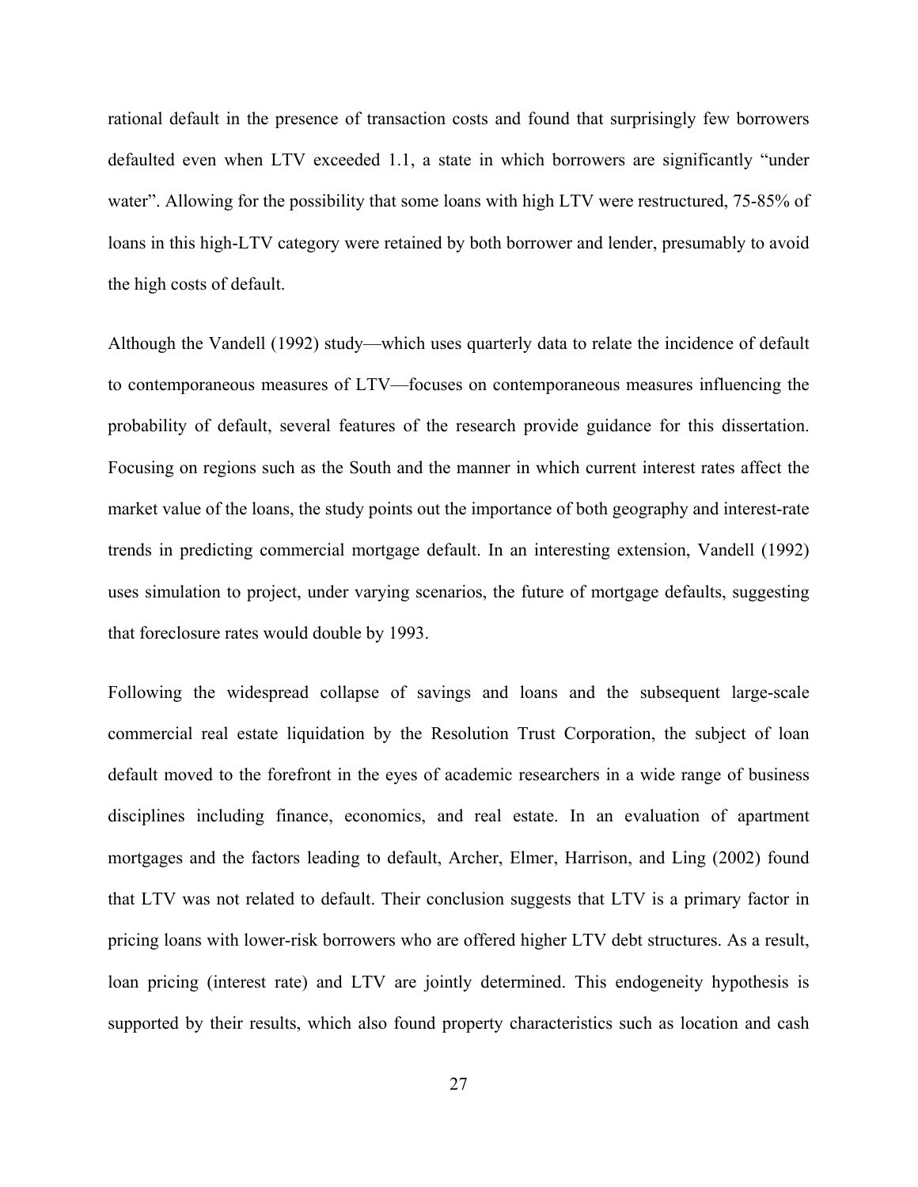rational default in the presence of transaction costs and found that surprisingly few borrowers defaulted even when LTV exceeded 1.1, a state in which borrowers are significantly "under water". Allowing for the possibility that some loans with high LTV were restructured, 75-85% of loans in this high-LTV category were retained by both borrower and lender, presumably to avoid the high costs of default.

Although the Vandell (1992) study—which uses quarterly data to relate the incidence of default to contemporaneous measures of LTV—focuses on contemporaneous measures influencing the probability of default, several features of the research provide guidance for this dissertation. Focusing on regions such as the South and the manner in which current interest rates affect the market value of the loans, the study points out the importance of both geography and interest-rate trends in predicting commercial mortgage default. In an interesting extension, Vandell (1992) uses simulation to project, under varying scenarios, the future of mortgage defaults, suggesting that foreclosure rates would double by 1993.

Following the widespread collapse of savings and loans and the subsequent large-scale commercial real estate liquidation by the Resolution Trust Corporation, the subject of loan default moved to the forefront in the eyes of academic researchers in a wide range of business disciplines including finance, economics, and real estate. In an evaluation of apartment mortgages and the factors leading to default, Archer, Elmer, Harrison, and Ling (2002) found that LTV was not related to default. Their conclusion suggests that LTV is a primary factor in pricing loans with lower-risk borrowers who are offered higher LTV debt structures. As a result, loan pricing (interest rate) and LTV are jointly determined. This endogeneity hypothesis is supported by their results, which also found property characteristics such as location and cash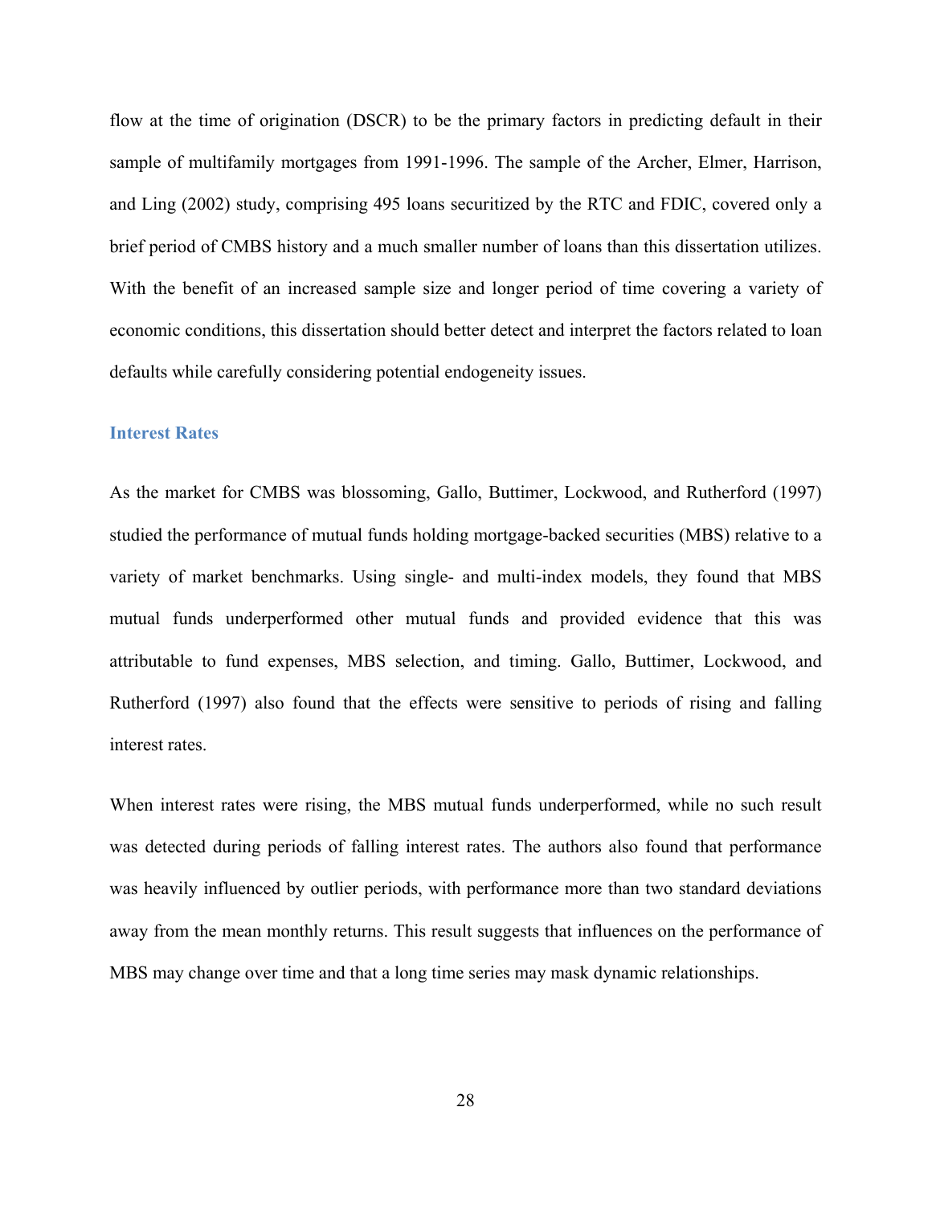flow at the time of origination (DSCR) to be the primary factors in predicting default in their sample of multifamily mortgages from 1991-1996. The sample of the Archer, Elmer, Harrison, and Ling (2002) study, comprising 495 loans securitized by the RTC and FDIC, covered only a brief period of CMBS history and a much smaller number of loans than this dissertation utilizes. With the benefit of an increased sample size and longer period of time covering a variety of economic conditions, this dissertation should better detect and interpret the factors related to loan defaults while carefully considering potential endogeneity issues.

### Interest Rates

As the market for CMBS was blossoming, Gallo, Buttimer, Lockwood, and Rutherford (1997) studied the performance of mutual funds holding mortgage-backed securities (MBS) relative to a variety of market benchmarks. Using single- and multi-index models, they found that MBS mutual funds underperformed other mutual funds and provided evidence that this was attributable to fund expenses, MBS selection, and timing. Gallo, Buttimer, Lockwood, and Rutherford (1997) also found that the effects were sensitive to periods of rising and falling interest rates.

When interest rates were rising, the MBS mutual funds underperformed, while no such result was detected during periods of falling interest rates. The authors also found that performance was heavily influenced by outlier periods, with performance more than two standard deviations away from the mean monthly returns. This result suggests that influences on the performance of MBS may change over time and that a long time series may mask dynamic relationships.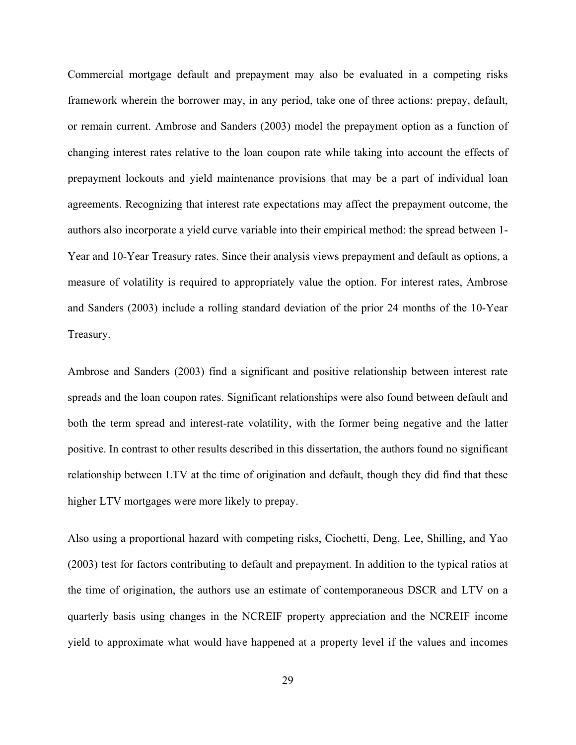Commercial mortgage default and prepayment may also be evaluated in a competing risks framework wherein the borrower may, in any period, take one of three actions: prepay, default, or remain current. Ambrose and Sanders (2003) model the prepayment option as a function of changing interest rates relative to the loan coupon rate while taking into account the effects of prepayment lockouts and yield maintenance provisions that may be a part of individual loan agreements. Recognizing that interest rate expectations may affect the prepayment outcome, the authors also incorporate a yield curve variable into their empirical method: the spread between 1-Year and 10-Year Treasury rates. Since their analysis views prepayment and default as options, a measure of volatility is required to appropriately value the option. For interest rates, Ambrose and Sanders (2003) include a rolling standard deviation of the prior 24 months of the 10-Year Treasury.

Ambrose and Sanders (2003) find a significant and positive relationship between interest rate spreads and the loan coupon rates. Significant relationships were also found between default and both the term spread and interest-rate volatility, with the former being negative and the latter positive. In contrast to other results described in this dissertation, the authors found no significant relationship between LTV at the time of origination and default, though they did find that these higher LTV mortgages were more likely to prepay.

Also using a proportional hazard with competing risks, Ciochetti, Deng, Lee, Shilling, and Yao (2003) test for factors contributing to default and prepayment. In addition to the typical ratios at the time of origination, the authors use an estimate of contemporaneous DSCR and LTV on a quarterly basis using changes in the NCREIF property appreciation and the NCREIF income yield to approximate what would have happened at a property level if the values and incomes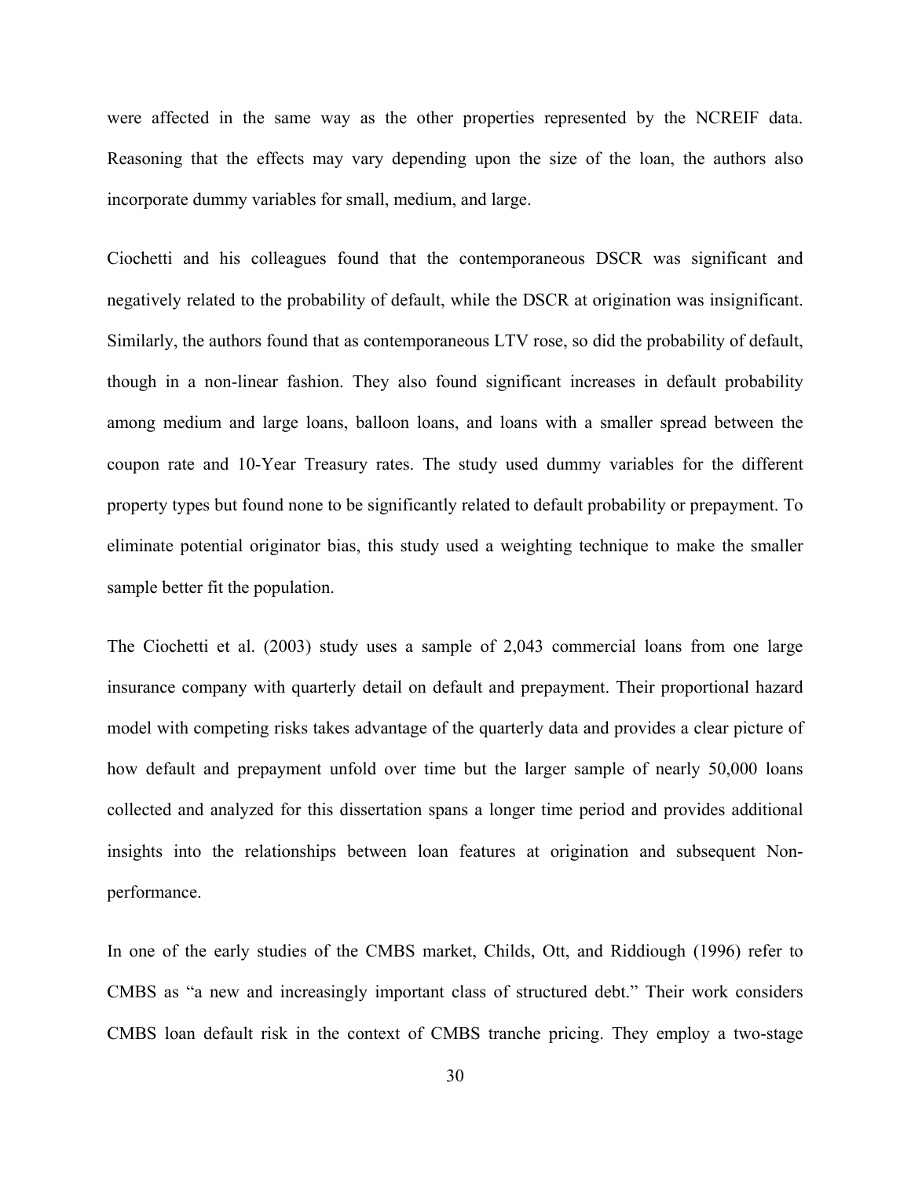were affected in the same way as the other properties represented by the NCREIF data. Reasoning that the effects may vary depending upon the size of the loan, the authors also incorporate dummy variables for small, medium, and large.

Ciochetti and his colleagues found that the contemporaneous DSCR was significant and negatively related to the probability of default, while the DSCR at origination was insignificant. Similarly, the authors found that as contemporaneous LTV rose, so did the probability of default, though in a non-linear fashion. They also found significant increases in default probability among medium and large loans, balloon loans, and loans with a smaller spread between the coupon rate and 10-Year Treasury rates. The study used dummy variables for the different property types but found none to be significantly related to default probability or prepayment. To eliminate potential originator bias, this study used a weighting technique to make the smaller sample better fit the population.

The Ciochetti et al. (2003) study uses a sample of 2,043 commercial loans from one large insurance company with quarterly detail on default and prepayment. Their proportional hazard model with competing risks takes advantage of the quarterly data and provides a clear picture of how default and prepayment unfold over time but the larger sample of nearly 50,000 loans collected and analyzed for this dissertation spans a longer time period and provides additional insights into the relationships between loan features at origination and subsequent Non-performance.

In one of the early studies of the CMBS market, Childs, Ott, and Riddiough (1996) refer to CMBS as "a new and increasingly important class of structured debt." Their work considers CMBS loan default risk in the context of CMBS tranche pricing. They employ a two-stage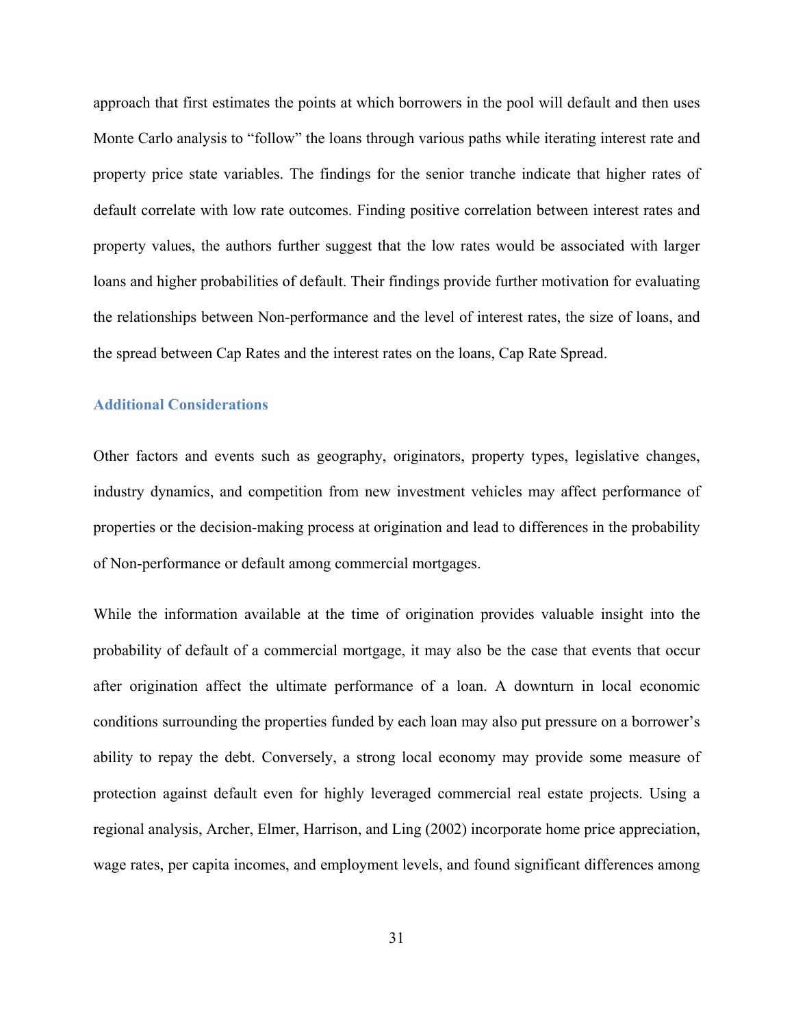approach that first estimates the points at which borrowers in the pool will default and then uses Monte Carlo analysis to "follow" the loans through various paths while iterating interest rate and property price state variables. The findings for the senior tranche indicate that higher rates of default correlate with low rate outcomes. Finding positive correlation between interest rates and property values, the authors further suggest that the low rates would be associated with larger loans and higher probabilities of default. Their findings provide further motivation for evaluating the relationships between Non-performance and the level of interest rates, the size of loans, and the spread between Cap Rates and the interest rates on the loans, Cap Rate Spread.

### Additional Considerations

Other factors and events such as geography, originators, property types, legislative changes, industry dynamics, and competition from new investment vehicles may affect performance of properties or the decision-making process at origination and lead to differences in the probability of Non-performance or default among commercial mortgages.

While the information available at the time of origination provides valuable insight into the probability of default of a commercial mortgage, it may also be the case that events that occur after origination affect the ultimate performance of a loan. A downturn in local economic conditions surrounding the properties funded by each loan may also put pressure on a borrower's ability to repay the debt. Conversely, a strong local economy may provide some measure of protection against default even for highly leveraged commercial real estate projects. Using a regional analysis, Archer, Elmer, Harrison, and Ling (2002) incorporate home price appreciation, wage rates, per capita incomes, and employment levels, and found significant differences among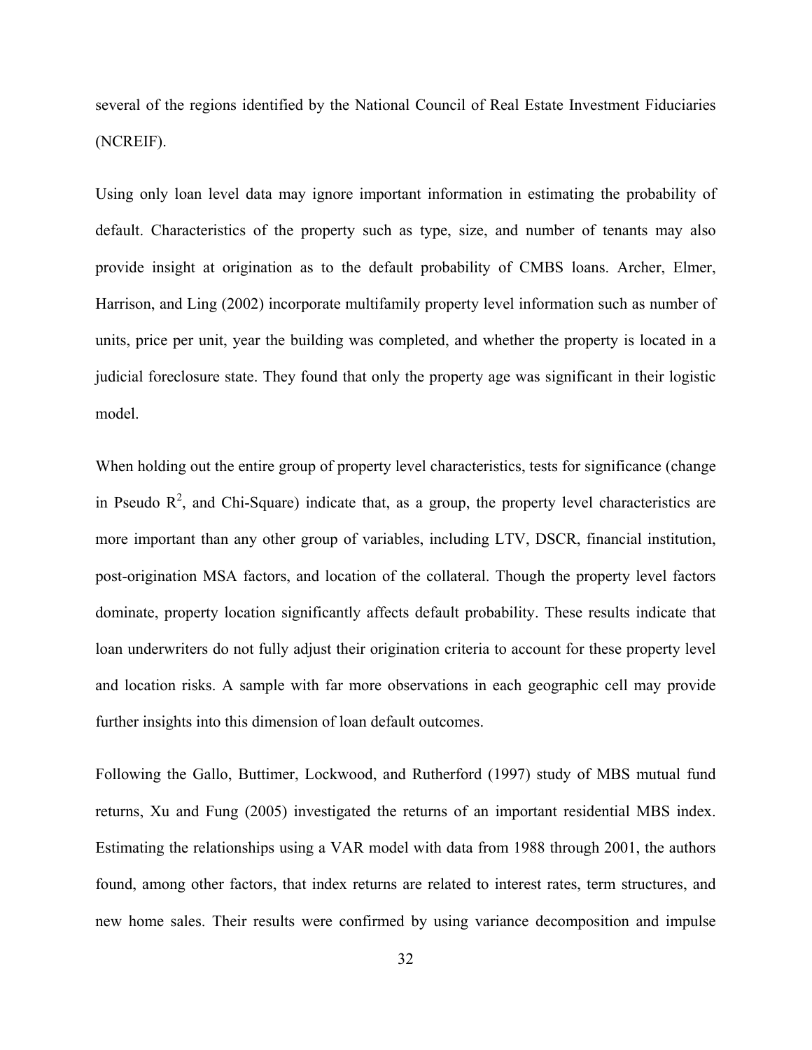several of the regions identified by the National Council of Real Estate Investment Fiduciaries (NCREIF).

Using only loan level data may ignore important information in estimating the probability of default. Characteristics of the property such as type, size, and number of tenants may also provide insight at origination as to the default probability of CMBS loans. Archer, Elmer, Harrison, and Ling (2002) incorporate multifamily property level information such as number of units, price per unit, year the building was completed, and whether the property is located in a judicial foreclosure state. They found that only the property age was significant in their logistic model.

When holding out the entire group of property level characteristics, tests for significance (change in Pseudo $R^2$, and Chi-Square) indicate that, as a group, the property level characteristics are more important than any other group of variables, including LTV, DSCR, financial institution, post-origination MSA factors, and location of the collateral. Though the property level factors dominate, property location significantly affects default probability. These results indicate that loan underwriters do not fully adjust their origination criteria to account for these property level and location risks. A sample with far more observations in each geographic cell may provide further insights into this dimension of loan default outcomes.

Following the Gallo, Buttimer, Lockwood, and Rutherford (1997) study of MBS mutual fund returns, Xu and Fung (2005) investigated the returns of an important residential MBS index. Estimating the relationships using a VAR model with data from 1988 through 2001, the authors found, among other factors, that index returns are related to interest rates, term structures, and new home sales. Their results were confirmed by using variance decomposition and impulse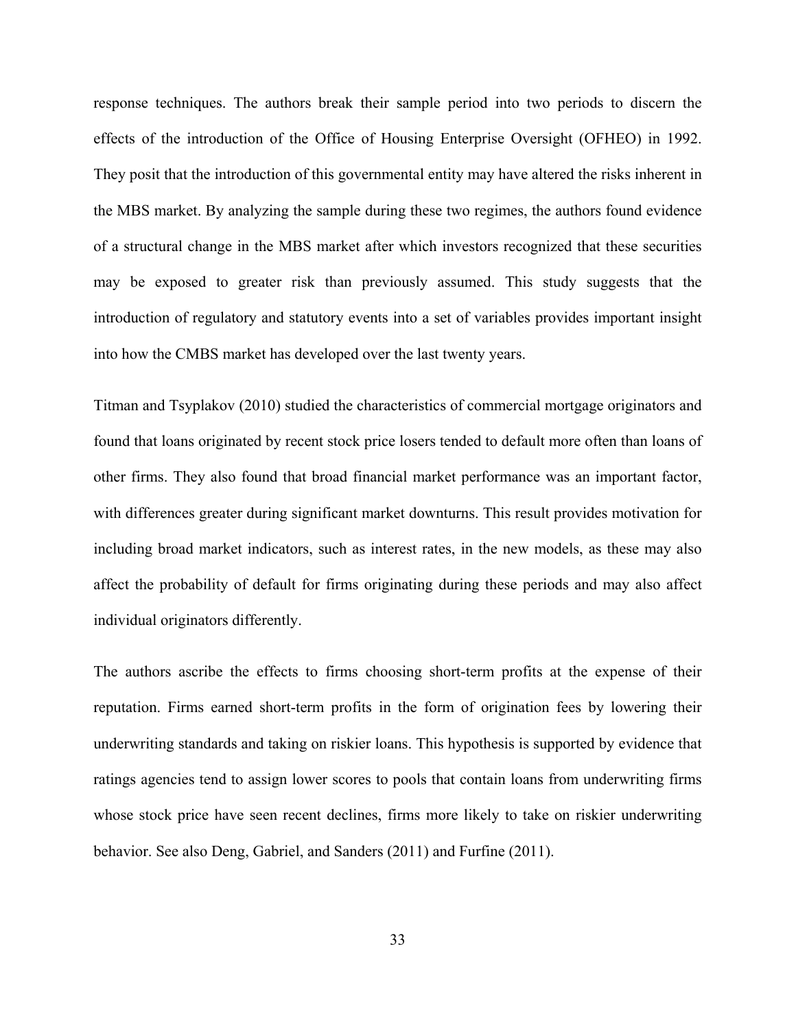response techniques. The authors break their sample period into two periods to discern the effects of the introduction of the Office of Housing Enterprise Oversight (OFHEO) in 1992. They posit that the introduction of this governmental entity may have altered the risks inherent in the MBS market. By analyzing the sample during these two regimes, the authors found evidence of a structural change in the MBS market after which investors recognized that these securities may be exposed to greater risk than previously assumed. This study suggests that the introduction of regulatory and statutory events into a set of variables provides important insight into how the CMBS market has developed over the last twenty years.

Titman and Tsyplakov (2010) studied the characteristics of commercial mortgage originators and found that loans originated by recent stock price losers tended to default more often than loans of other firms. They also found that broad financial market performance was an important factor, with differences greater during significant market downturns. This result provides motivation for including broad market indicators, such as interest rates, in the new models, as these may also affect the probability of default for firms originating during these periods and may also affect individual originators differently.

The authors ascribe the effects to firms choosing short-term profits at the expense of their reputation. Firms earned short-term profits in the form of origination fees by lowering their underwriting standards and taking on riskier loans. This hypothesis is supported by evidence that ratings agencies tend to assign lower scores to pools that contain loans from underwriting firms whose stock price have seen recent declines, firms more likely to take on riskier underwriting behavior. See also Deng, Gabriel, and Sanders (2011) and Furfine (2011).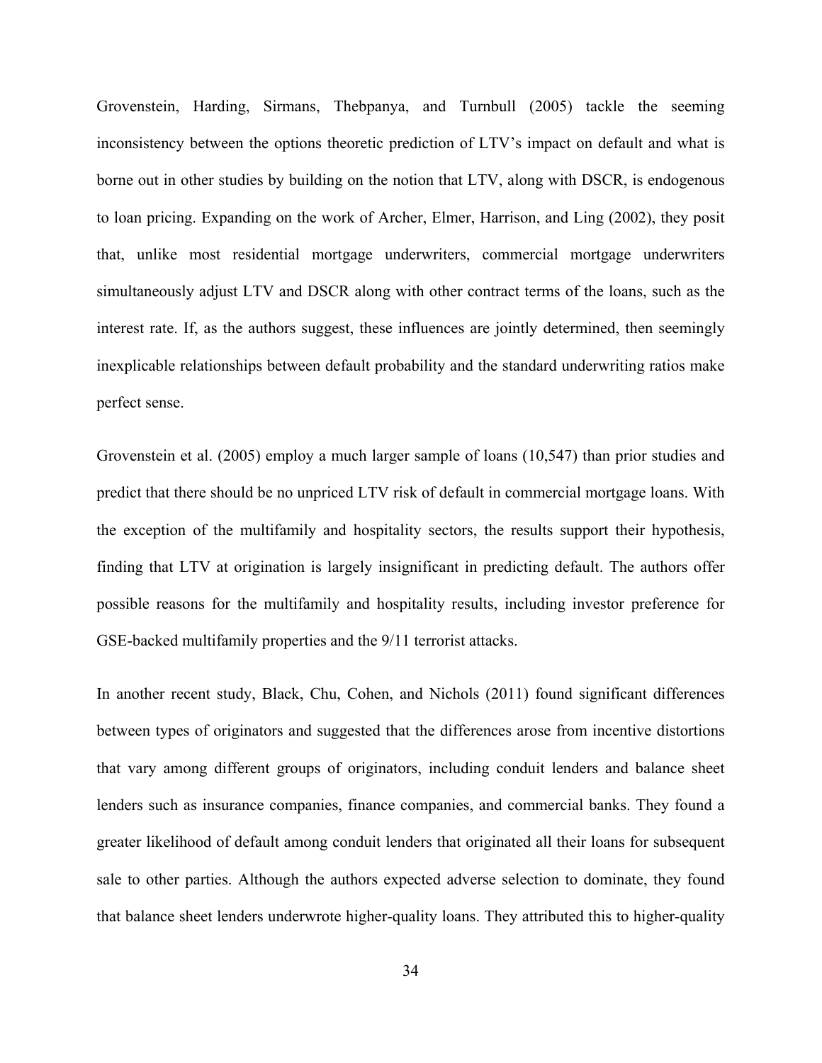Grovenstein, Harding, Sirmans, Thebpanya, and Turnbull (2005) tackle the seeming inconsistency between the options theoretic prediction of LTV's impact on default and what is borne out in other studies by building on the notion that LTV, along with DSCR, is endogenous to loan pricing. Expanding on the work of Archer, Elmer, Harrison, and Ling (2002), they posit that, unlike most residential mortgage underwriters, commercial mortgage underwriters simultaneously adjust LTV and DSCR along with other contract terms of the loans, such as the interest rate. If, as the authors suggest, these influences are jointly determined, then seemingly inexplicable relationships between default probability and the standard underwriting ratios make perfect sense.

Grovenstein et al. (2005) employ a much larger sample of loans (10,547) than prior studies and predict that there should be no unpriced LTV risk of default in commercial mortgage loans. With the exception of the multifamily and hospitality sectors, the results support their hypothesis, finding that LTV at origination is largely insignificant in predicting default. The authors offer possible reasons for the multifamily and hospitality results, including investor preference for GSE-backed multifamily properties and the 9/11 terrorist attacks.

In another recent study, Black, Chu, Cohen, and Nichols (2011) found significant differences between types of originators and suggested that the differences arose from incentive distortions that vary among different groups of originators, including conduit lenders and balance sheet lenders such as insurance companies, finance companies, and commercial banks. They found a greater likelihood of default among conduit lenders that originated all their loans for subsequent sale to other parties. Although the authors expected adverse selection to dominate, they found that balance sheet lenders underwrote higher-quality loans. They attributed this to higher-quality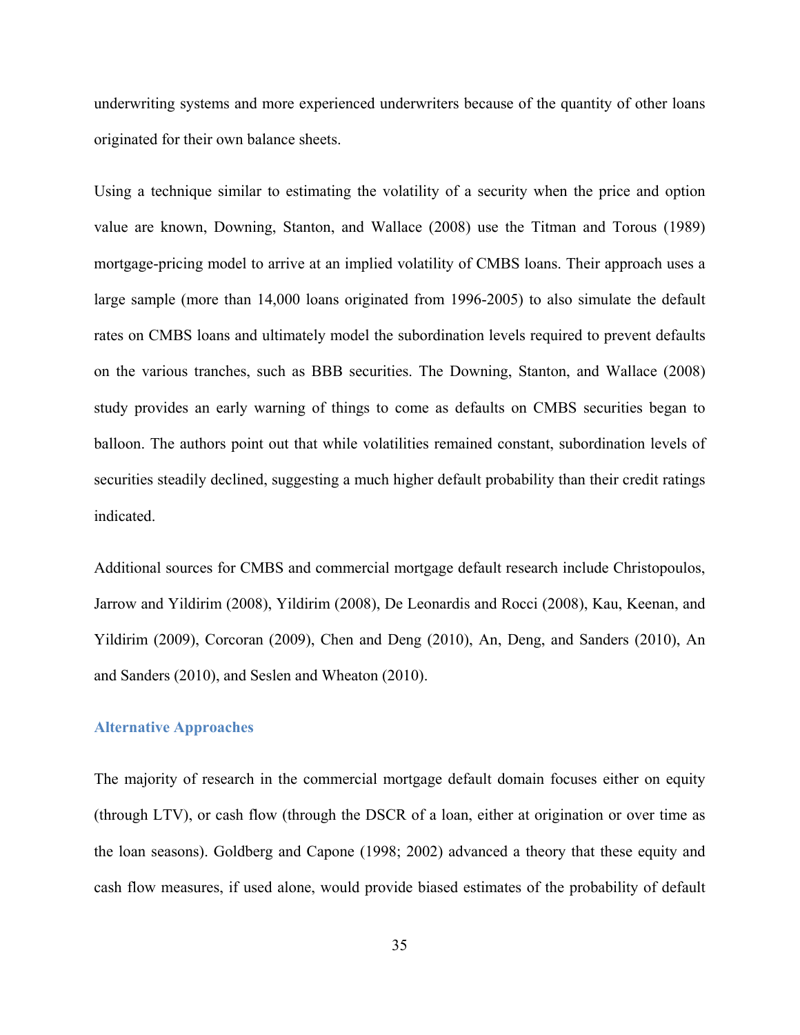underwriting systems and more experienced underwriters because of the quantity of other loans originated for their own balance sheets.

Using a technique similar to estimating the volatility of a security when the price and option value are known, Downing, Stanton, and Wallace (2008) use the Titman and Torous (1989) mortgage-pricing model to arrive at an implied volatility of CMBS loans. Their approach uses a large sample (more than 14,000 loans originated from 1996-2005) to also simulate the default rates on CMBS loans and ultimately model the subordination levels required to prevent defaults on the various tranches, such as BBB securities. The Downing, Stanton, and Wallace (2008) study provides an early warning of things to come as defaults on CMBS securities began to balloon. The authors point out that while volatilities remained constant, subordination levels of securities steadily declined, suggesting a much higher default probability than their credit ratings indicated.

Additional sources for CMBS and commercial mortgage default research include Christopoulos, Jarrow and Yildirim (2008), Yildirim (2008), De Leonardis and Rocci (2008), Kau, Keenan, and Yildirim (2009), Corcoran (2009), Chen and Deng (2010), An, Deng, and Sanders (2010), An and Sanders (2010), and Seslen and Wheaton (2010).

### Alternative Approaches

The majority of research in the commercial mortgage default domain focuses either on equity (through LTV), or cash flow (through the DSCR of a loan, either at origination or over time as the loan seasons). Goldberg and Capone (1998; 2002) advanced a theory that these equity and cash flow measures, if used alone, would provide biased estimates of the probability of default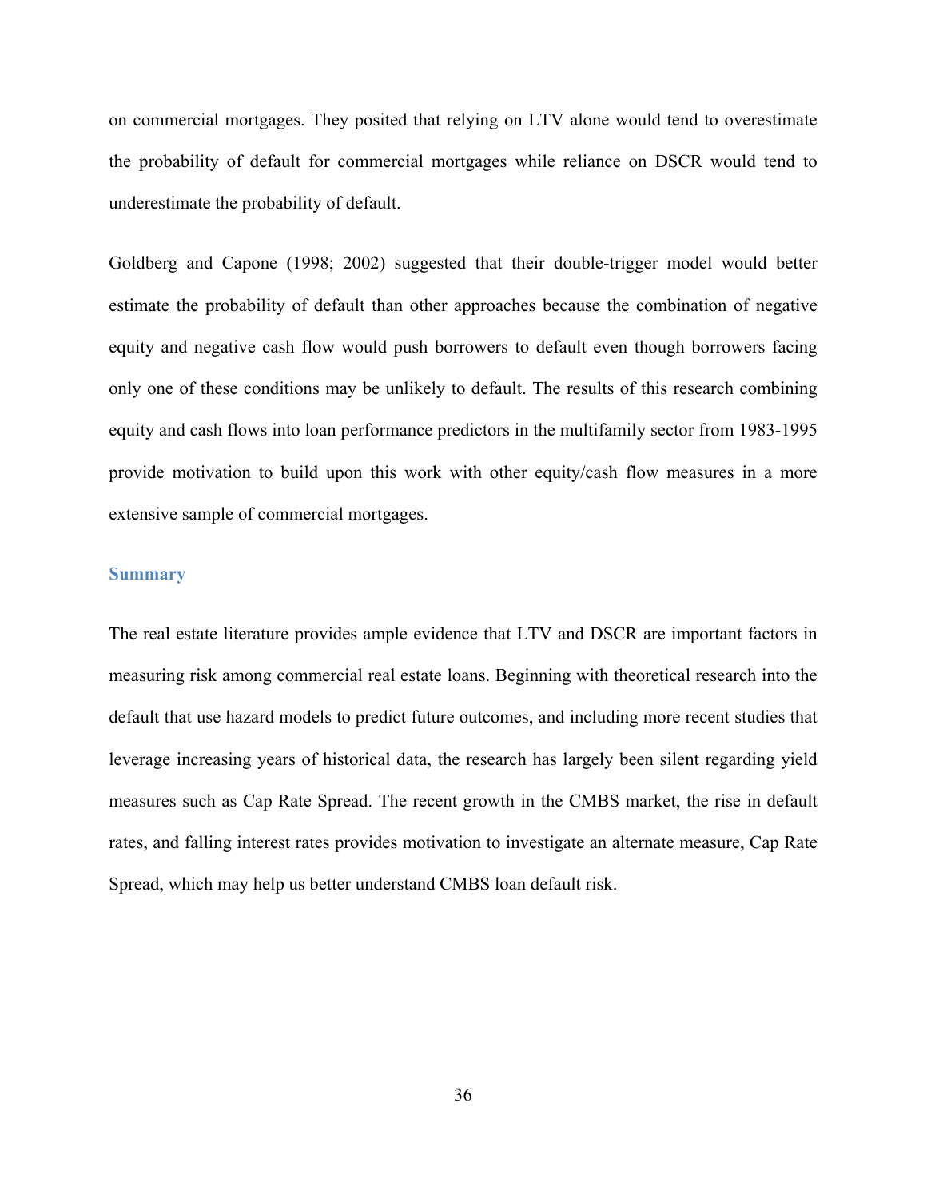on commercial mortgages. They posited that relying on LTV alone would tend to overestimate the probability of default for commercial mortgages while reliance on DSCR would tend to underestimate the probability of default.

Goldberg and Capone (1998; 2002) suggested that their double-trigger model would better estimate the probability of default than other approaches because the combination of negative equity and negative cash flow would push borrowers to default even though borrowers facing only one of these conditions may be unlikely to default. The results of this research combining equity and cash flows into loan performance predictors in the multifamily sector from 1983-1995 provide motivation to build upon this work with other equity/cash flow measures in a more extensive sample of commercial mortgages.

### Summary

The real estate literature provides ample evidence that LTV and DSCR are important factors in measuring risk among commercial real estate loans. Beginning with theoretical research into the default that use hazard models to predict future outcomes, and including more recent studies that leverage increasing years of historical data, the research has largely been silent regarding yield measures such as Cap Rate Spread. The recent growth in the CMBS market, the rise in default rates, and falling interest rates provides motivation to investigate an alternate measure, Cap Rate Spread, which may help us better understand CMBS loan default risk.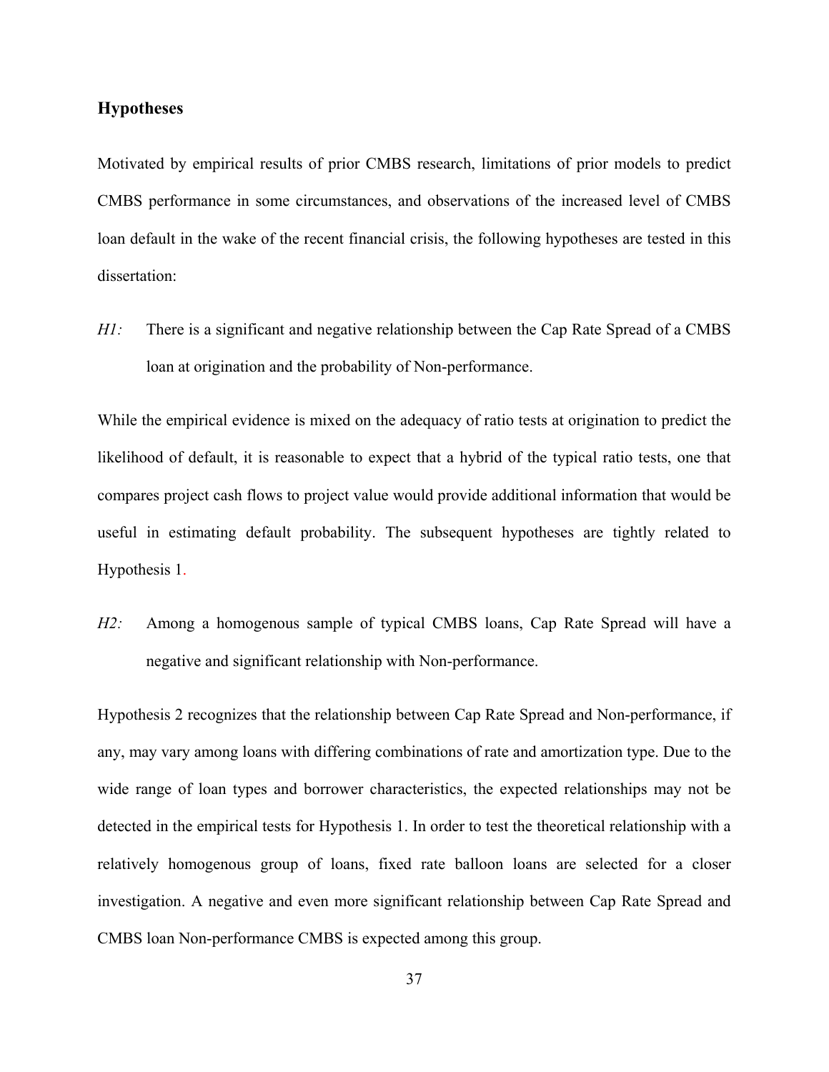### Hypotheses

Motivated by empirical results of prior CMBS research, limitations of prior models to predict CMBS performance in some circumstances, and observations of the increased level of CMBS loan default in the wake of the recent financial crisis, the following hypotheses are tested in this dissertation:

*H1:* There is a significant and negative relationship between the Cap Rate Spread of a CMBS loan at origination and the probability of Non-performance.

While the empirical evidence is mixed on the adequacy of ratio tests at origination to predict the likelihood of default, it is reasonable to expect that a hybrid of the typical ratio tests, one that compares project cash flows to project value would provide additional information that would be useful in estimating default probability. The subsequent hypotheses are tightly related to Hypothesis 1.

*H2:* Among a homogenous sample of typical CMBS loans, Cap Rate Spread will have a negative and significant relationship with Non-performance.

Hypothesis 2 recognizes that the relationship between Cap Rate Spread and Non-performance, if any, may vary among loans with differing combinations of rate and amortization type. Due to the wide range of loan types and borrower characteristics, the expected relationships may not be detected in the empirical tests for Hypothesis 1. In order to test the theoretical relationship with a relatively homogenous group of loans, fixed rate balloon loans are selected for a closer investigation. A negative and even more significant relationship between Cap Rate Spread and CMBS loan Non-performance CMBS is expected among this group.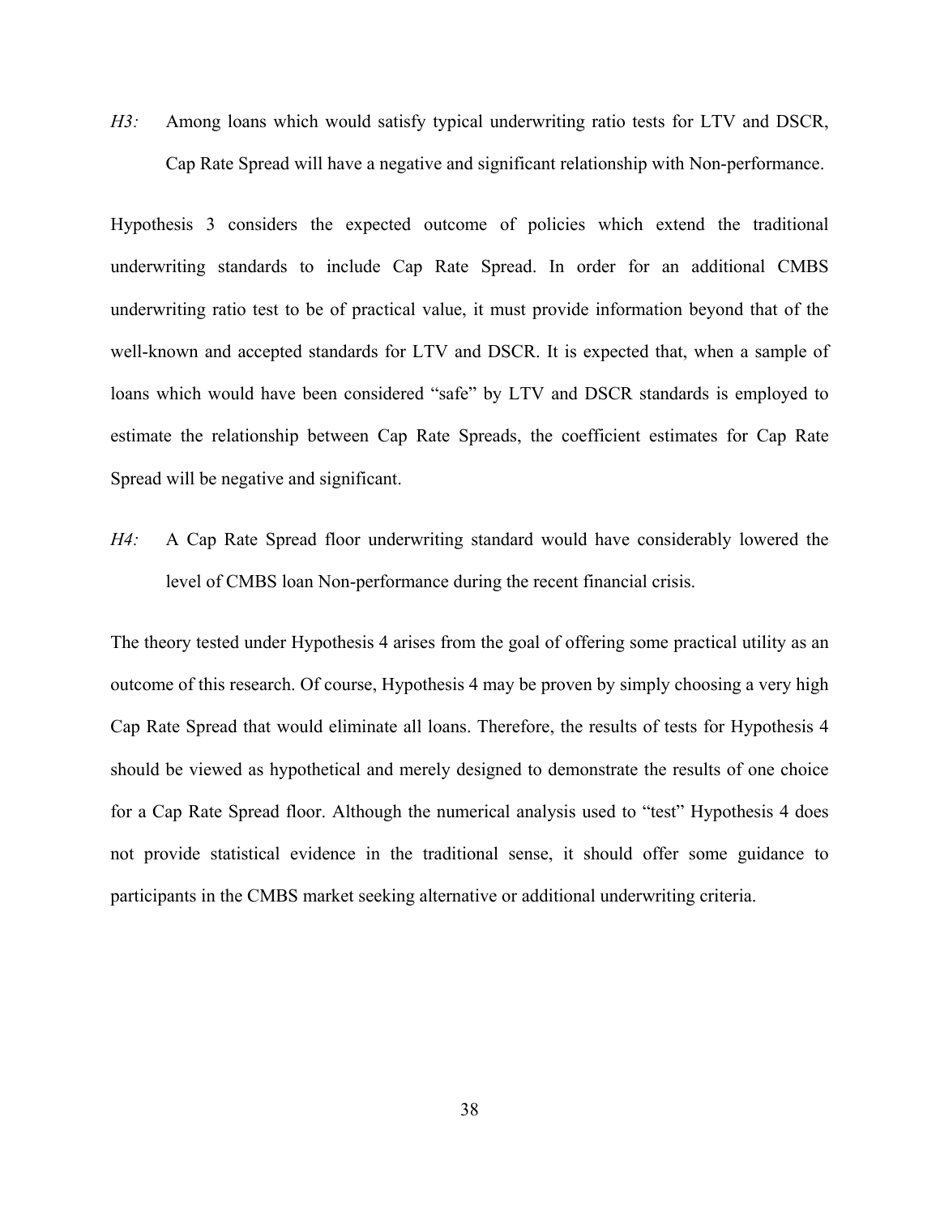*H3:* Among loans which would satisfy typical underwriting ratio tests for LTV and DSCR, Cap Rate Spread will have a negative and significant relationship with Non-performance.

Hypothesis 3 considers the expected outcome of policies which extend the traditional underwriting standards to include Cap Rate Spread. In order for an additional CMBS underwriting ratio test to be of practical value, it must provide information beyond that of the well-known and accepted standards for LTV and DSCR. It is expected that, when a sample of loans which would have been considered "safe" by LTV and DSCR standards is employed to estimate the relationship between Cap Rate Spreads, the coefficient estimates for Cap Rate Spread will be negative and significant.

*H4:* A Cap Rate Spread floor underwriting standard would have considerably lowered the level of CMBS loan Non-performance during the recent financial crisis.

The theory tested under Hypothesis 4 arises from the goal of offering some practical utility as an outcome of this research. Of course, Hypothesis 4 may be proven by simply choosing a very high Cap Rate Spread that would eliminate all loans. Therefore, the results of tests for Hypothesis 4 should be viewed as hypothetical and merely designed to demonstrate the results of one choice for a Cap Rate Spread floor. Although the numerical analysis used to "test" Hypothesis 4 does not provide statistical evidence in the traditional sense, it should offer some guidance to participants in the CMBS market seeking alternative or additional underwriting criteria.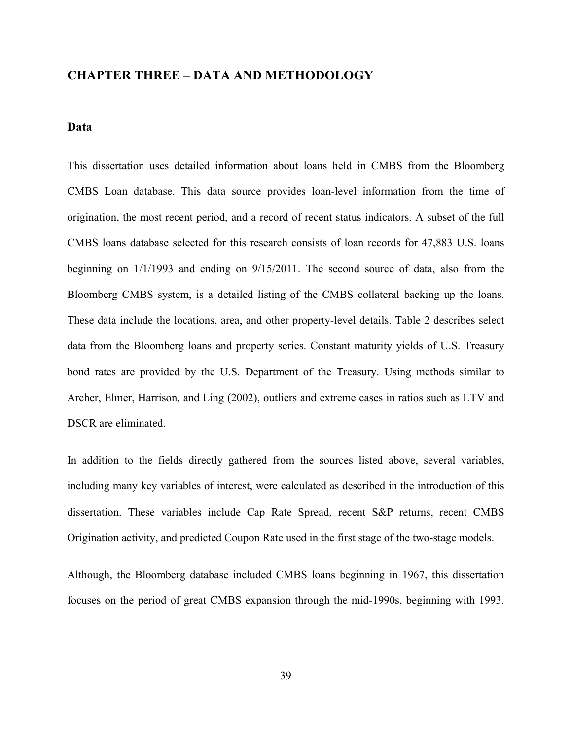# CHAPTER THREE – DATA AND METHODOLOGY

## Data

This dissertation uses detailed information about loans held in CMBS from the Bloomberg CMBS Loan database. This data source provides loan-level information from the time of origination, the most recent period, and a record of recent status indicators. A subset of the full CMBS loans database selected for this research consists of loan records for 47,883 U.S. loans beginning on 1/1/1993 and ending on 9/15/2011. The second source of data, also from the Bloomberg CMBS system, is a detailed listing of the CMBS collateral backing up the loans. These data include the locations, area, and other property-level details. Table 2 describes select data from the Bloomberg loans and property series. Constant maturity yields of U.S. Treasury bond rates are provided by the U.S. Department of the Treasury. Using methods similar to Archer, Elmer, Harrison, and Ling (2002), outliers and extreme cases in ratios such as LTV and DSCR are eliminated.

In addition to the fields directly gathered from the sources listed above, several variables, including many key variables of interest, were calculated as described in the introduction of this dissertation. These variables include Cap Rate Spread, recent S&P returns, recent CMBS Origination activity, and predicted Coupon Rate used in the first stage of the two-stage models.

Although, the Bloomberg database included CMBS loans beginning in 1967, this dissertation focuses on the period of great CMBS expansion through the mid-1990s, beginning with 1993.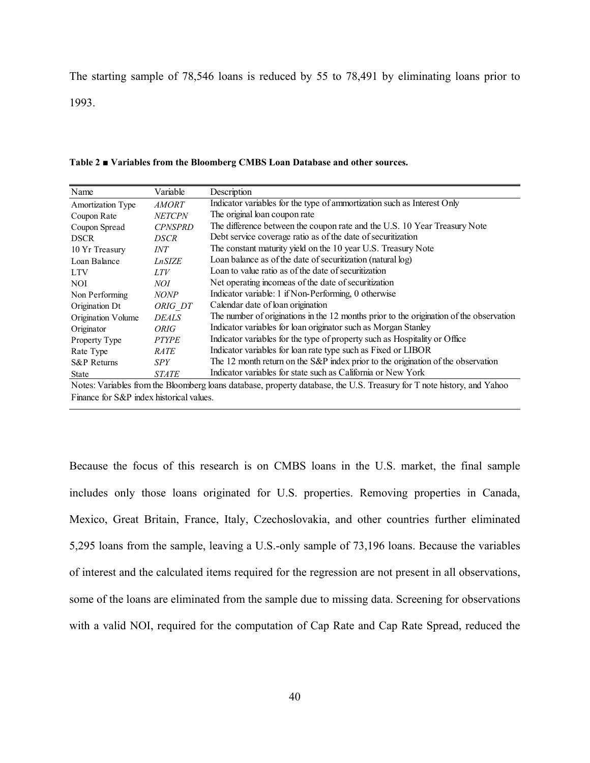The starting sample of 78,546 loans is reduced by 55 to 78,491 by eliminating loans prior to 1993.

**Table 2 ■ Variables from the Bloomberg CMBS Loan Database and other sources.**

| Name | Variable | Description |
|---|---|---|
| Amortization Type | *AMORT* | Indicator variables for the type of ammortization such as Interest Only |
| Coupon Rate | *NETCPN* | The original loan coupon rate |
| Coupon Spread | *CPNSPRD* | The difference between the coupon rate and the U.S. 10 Year Treasury Note |
| DSCR | *DSCR* | Debt service coverage ratio as of the date of securitization |
| 10 Yr Treasury | *INT* | The constant maturity yield on the 10 year U.S. Treasury Note |
| Loan Balance | *LnSIZE* | Loan balance as of the date of securitization (natural log) |
| LTV | *LTV* | Loan to value ratio as of the date of securitization |
| NOI | *NOI* | Net operating incomeas of the date of securitization |
| Non Performing | *NONP* | Indicator variable: 1 if Non-Performing, 0 otherwise |
| Origination Dt | *ORIG_DT* | Calendar date of loan origination |
| Origination Volume | *DEALS* | The number of originations in the 12 months prior to the origination of the observation |
| Originator | *ORIG* | Indicator variables for loan originator such as Morgan Stanley |
| Property Type | *PTYPE* | Indicator variables for the type of property such as Hospitality or Office |
| Rate Type | *RATE* | Indicator variables for loan rate type such as Fixed or LIBOR |
| S&P Returns | *SPY* | The 12 month return on the S&P index prior to the origination of the observation |
| State | *STATE* | Indicator variables for state such as California or New York |

Notes: Variables from the Bloomberg loans database, property database, the U.S. Treasury for T note history, and Yahoo Finance for S&P index historical values.

Because the focus of this research is on CMBS loans in the U.S. market, the final sample includes only those loans originated for U.S. properties. Removing properties in Canada, Mexico, Great Britain, France, Italy, Czechoslovakia, and other countries further eliminated 5,295 loans from the sample, leaving a U.S.-only sample of 73,196 loans. Because the variables of interest and the calculated items required for the regression are not present in all observations, some of the loans are eliminated from the sample due to missing data. Screening for observations with a valid NOI, required for the computation of Cap Rate and Cap Rate Spread, reduced the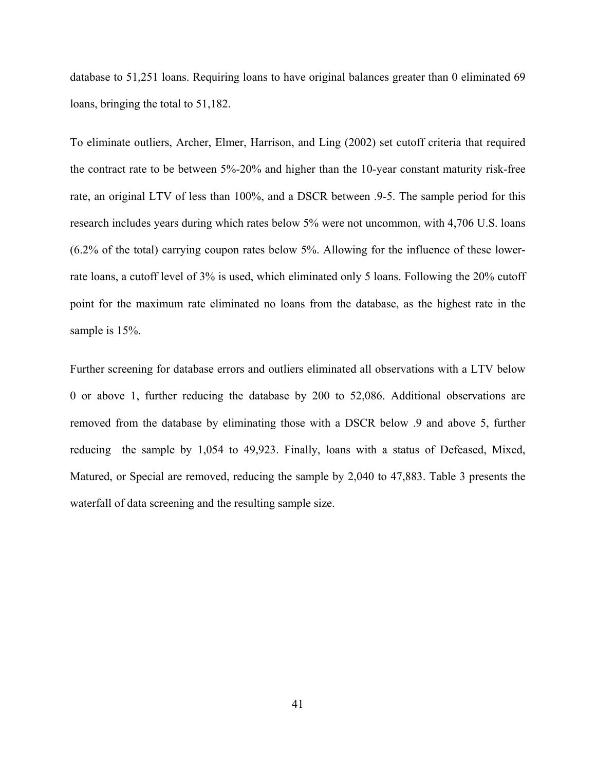database to 51,251 loans. Requiring loans to have original balances greater than 0 eliminated 69 loans, bringing the total to 51,182.

To eliminate outliers, Archer, Elmer, Harrison, and Ling (2002) set cutoff criteria that required the contract rate to be between 5%-20% and higher than the 10-year constant maturity risk-free rate, an original LTV of less than 100%, and a DSCR between .9-5. The sample period for this research includes years during which rates below 5% were not uncommon, with 4,706 U.S. loans (6.2% of the total) carrying coupon rates below 5%. Allowing for the influence of these lower-rate loans, a cutoff level of 3% is used, which eliminated only 5 loans. Following the 20% cutoff point for the maximum rate eliminated no loans from the database, as the highest rate in the sample is 15%.

Further screening for database errors and outliers eliminated all observations with a LTV below 0 or above 1, further reducing the database by 200 to 52,086. Additional observations are removed from the database by eliminating those with a DSCR below .9 and above 5, further reducing the sample by 1,054 to 49,923. Finally, loans with a status of Defeased, Mixed, Matured, or Special are removed, reducing the sample by 2,040 to 47,883. Table 3 presents the waterfall of data screening and the resulting sample size.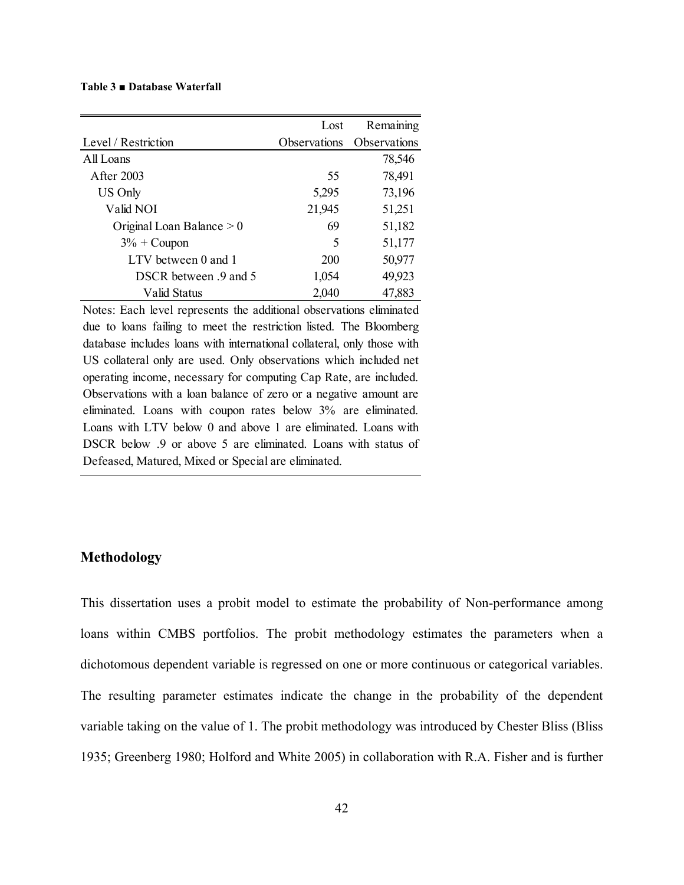**Table 3 ■ Database Waterfall**

| Level / Restriction | Lost Observations | Remaining Observations |
|---|---|---|
| All Loans | | 78,546 |
| After 2003 | 55 | 78,491 |
| US Only | 5,295 | 73,196 |
| Valid NOI | 21,945 | 51,251 |
| Original Loan Balance > 0 | 69 | 51,182 |
| 3% + Coupon | 5 | 51,177 |
| LTV between 0 and 1 | 200 | 50,977 |
| DSCR between .9 and 5 | 1,054 | 49,923 |
| Valid Status | 2,040 | 47,883 |

Notes: Each level represents the additional observations eliminated due to loans failing to meet the restriction listed. The Bloomberg database includes loans with international collateral, only those with US collateral only are used. Only observations which included net operating income, necessary for computing Cap Rate, are included. Observations with a loan balance of zero or a negative amount are eliminated. Loans with coupon rates below 3% are eliminated. Loans with LTV below 0 and above 1 are eliminated. Loans with DSCR below .9 or above 5 are eliminated. Loans with status of Defeased, Matured, Mixed or Special are eliminated.

## Methodology

This dissertation uses a probit model to estimate the probability of Non-performance among loans within CMBS portfolios. The probit methodology estimates the parameters when a dichotomous dependent variable is regressed on one or more continuous or categorical variables. The resulting parameter estimates indicate the change in the probability of the dependent variable taking on the value of 1. The probit methodology was introduced by Chester Bliss (Bliss 1935; Greenberg 1980; Holford and White 2005) in collaboration with R.A. Fisher and is further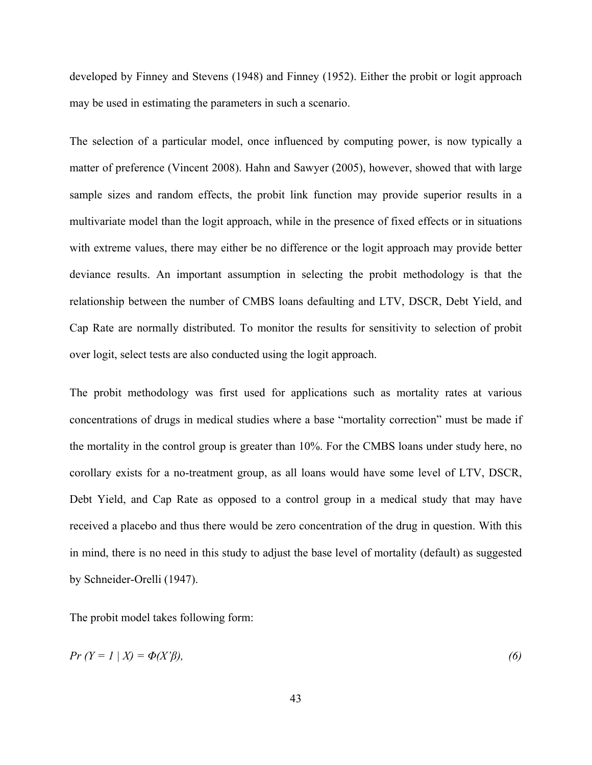developed by Finney and Stevens (1948) and Finney (1952). Either the probit or logit approach may be used in estimating the parameters in such a scenario.

The selection of a particular model, once influenced by computing power, is now typically a matter of preference (Vincent 2008). Hahn and Sawyer (2005), however, showed that with large sample sizes and random effects, the probit link function may provide superior results in a multivariate model than the logit approach, while in the presence of fixed effects or in situations with extreme values, there may either be no difference or the logit approach may provide better deviance results. An important assumption in selecting the probit methodology is that the relationship between the number of CMBS loans defaulting and LTV, DSCR, Debt Yield, and Cap Rate are normally distributed. To monitor the results for sensitivity to selection of probit over logit, select tests are also conducted using the logit approach.

The probit methodology was first used for applications such as mortality rates at various concentrations of drugs in medical studies where a base "mortality correction" must be made if the mortality in the control group is greater than 10%. For the CMBS loans under study here, no corollary exists for a no-treatment group, as all loans would have some level of LTV, DSCR, Debt Yield, and Cap Rate as opposed to a control group in a medical study that may have received a placebo and thus there would be zero concentration of the drug in question. With this in mind, there is no need in this study to adjust the base level of mortality (default) as suggested by Schneider-Orelli (1947).

The probit model takes following form:

$$Pr\,(Y = 1 \mid X) = \Phi(X'\beta), \tag{6}$$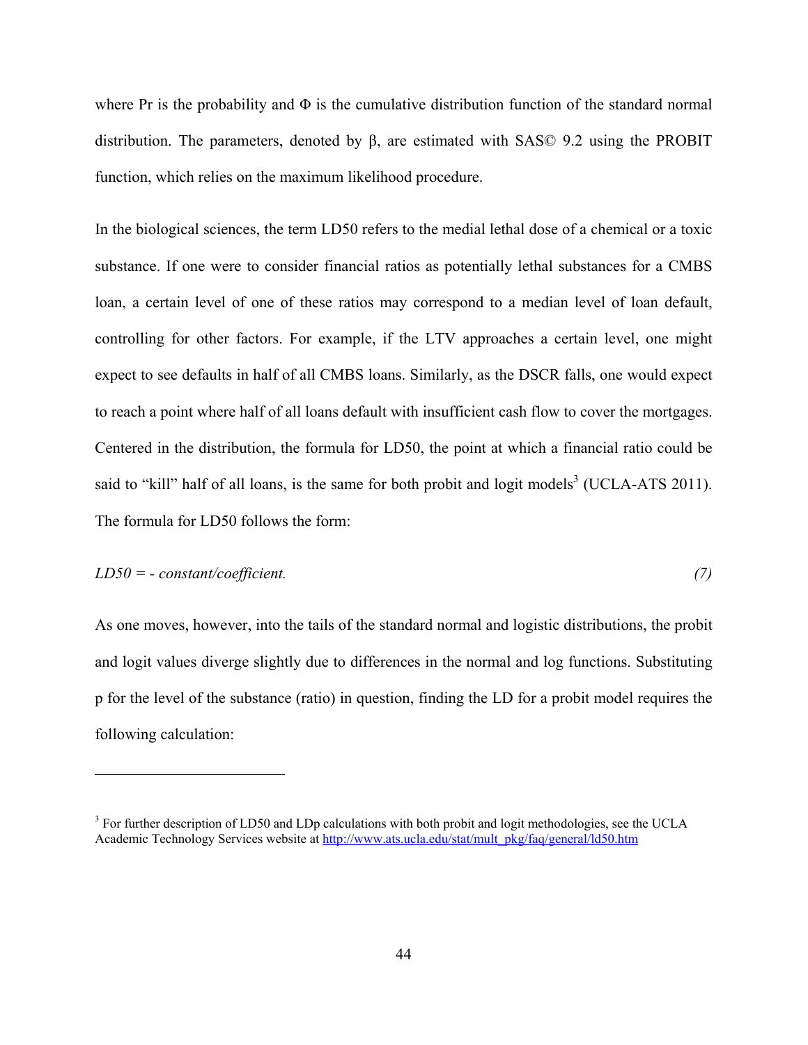where Pr is the probability and Φ is the cumulative distribution function of the standard normal distribution. The parameters, denoted by β, are estimated with SAS© 9.2 using the PROBIT function, which relies on the maximum likelihood procedure.

In the biological sciences, the term LD50 refers to the medial lethal dose of a chemical or a toxic substance. If one were to consider financial ratios as potentially lethal substances for a CMBS loan, a certain level of one of these ratios may correspond to a median level of loan default, controlling for other factors. For example, if the LTV approaches a certain level, one might expect to see defaults in half of all CMBS loans. Similarly, as the DSCR falls, one would expect to reach a point where half of all loans default with insufficient cash flow to cover the mortgages. Centered in the distribution, the formula for LD50, the point at which a financial ratio could be said to "kill" half of all loans, is the same for both probit and logit models[3] (UCLA-ATS 2011). The formula for LD50 follows the form:

$$LD50 = -\,constant/coefficient. \tag{7}$$

As one moves, however, into the tails of the standard normal and logistic distributions, the probit and logit values diverge slightly due to differences in the normal and log functions. Substituting p for the level of the substance (ratio) in question, finding the LD for a probit model requires the following calculation:

---

[3] For further description of LD50 and LDp calculations with both probit and logit methodologies, see the UCLA Academic Technology Services website at http://www.ats.ucla.edu/stat/mult_pkg/faq/general/ld50.htm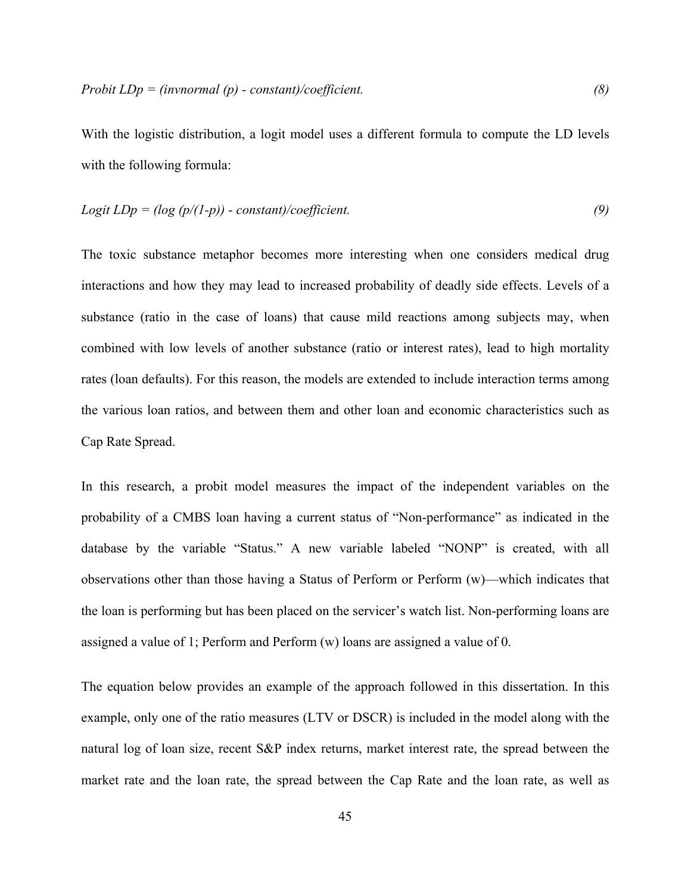$$\textit{Probit } LDp = (\textit{invnormal } (p) - \textit{constant})/\textit{coefficient}. \tag{8}$$

With the logistic distribution, a logit model uses a different formula to compute the LD levels with the following formula:

$$\textit{Logit } LDp = (\log (p/(1-p)) - \textit{constant})/\textit{coefficient}. \tag{9}$$

The toxic substance metaphor becomes more interesting when one considers medical drug interactions and how they may lead to increased probability of deadly side effects. Levels of a substance (ratio in the case of loans) that cause mild reactions among subjects may, when combined with low levels of another substance (ratio or interest rates), lead to high mortality rates (loan defaults). For this reason, the models are extended to include interaction terms among the various loan ratios, and between them and other loan and economic characteristics such as Cap Rate Spread.

In this research, a probit model measures the impact of the independent variables on the probability of a CMBS loan having a current status of "Non-performance" as indicated in the database by the variable "Status." A new variable labeled "NONP" is created, with all observations other than those having a Status of Perform or Perform (w)—which indicates that the loan is performing but has been placed on the servicer's watch list. Non-performing loans are assigned a value of 1; Perform and Perform (w) loans are assigned a value of 0.

The equation below provides an example of the approach followed in this dissertation. In this example, only one of the ratio measures (LTV or DSCR) is included in the model along with the natural log of loan size, recent S&P index returns, market interest rate, the spread between the market rate and the loan rate, the spread between the Cap Rate and the loan rate, as well as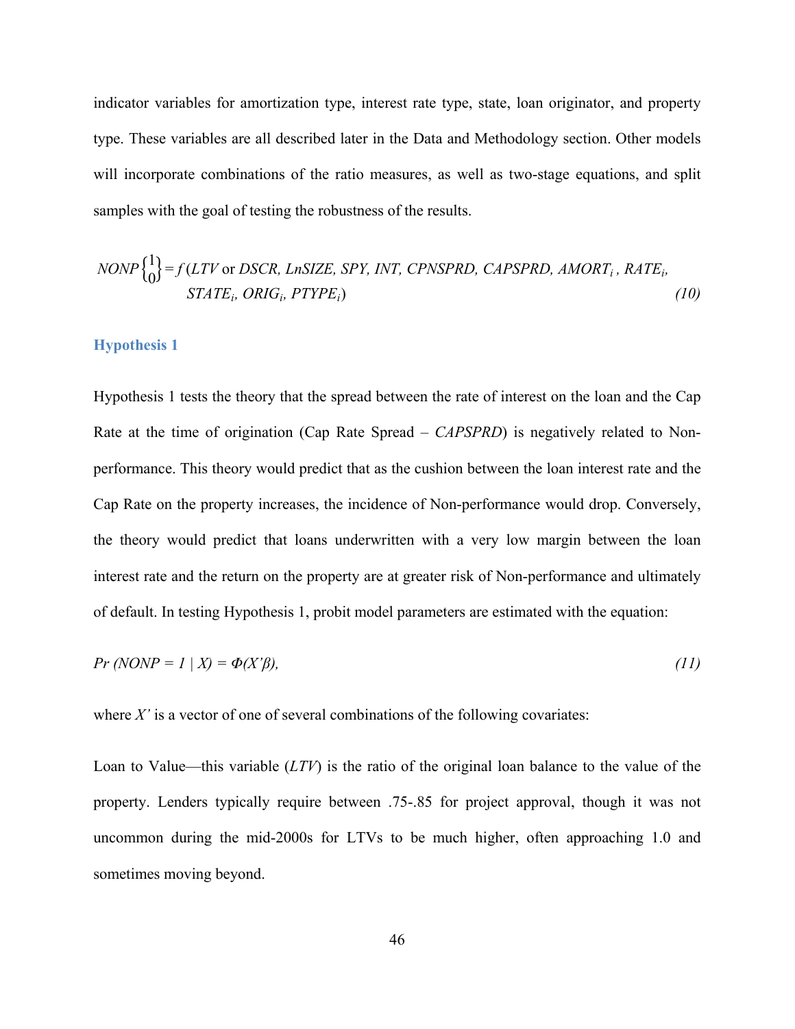indicator variables for amortization type, interest rate type, state, loan originator, and property type. These variables are all described later in the Data and Methodology section. Other models will incorporate combinations of the ratio measures, as well as two-stage equations, and split samples with the goal of testing the robustness of the results.

$$NONP\begin{Bmatrix}1\\0\end{Bmatrix} = f\,(LTV \text{ or } DSCR,\ LnSIZE,\ SPY,\ INT,\ CPNSPRD,\ CAPSPRD,\ AMORT_i,\ RATE_i,\ STATE_i,\ ORIG_i,\ PTYPE_i) \tag{10}$$

### Hypothesis 1

Hypothesis 1 tests the theory that the spread between the rate of interest on the loan and the Cap Rate at the time of origination (Cap Rate Spread – *CAPSPRD*) is negatively related to Non-performance. This theory would predict that as the cushion between the loan interest rate and the Cap Rate on the property increases, the incidence of Non-performance would drop. Conversely, the theory would predict that loans underwritten with a very low margin between the loan interest rate and the return on the property are at greater risk of Non-performance and ultimately of default. In testing Hypothesis 1, probit model parameters are estimated with the equation:

$$Pr\,(NONP = 1 \mid X) = \Phi(X'\beta), \tag{11}$$

where $X'$ is a vector of one of several combinations of the following covariates:

Loan to Value—this variable (*LTV*) is the ratio of the original loan balance to the value of the property. Lenders typically require between .75-.85 for project approval, though it was not uncommon during the mid-2000s for LTVs to be much higher, often approaching 1.0 and sometimes moving beyond.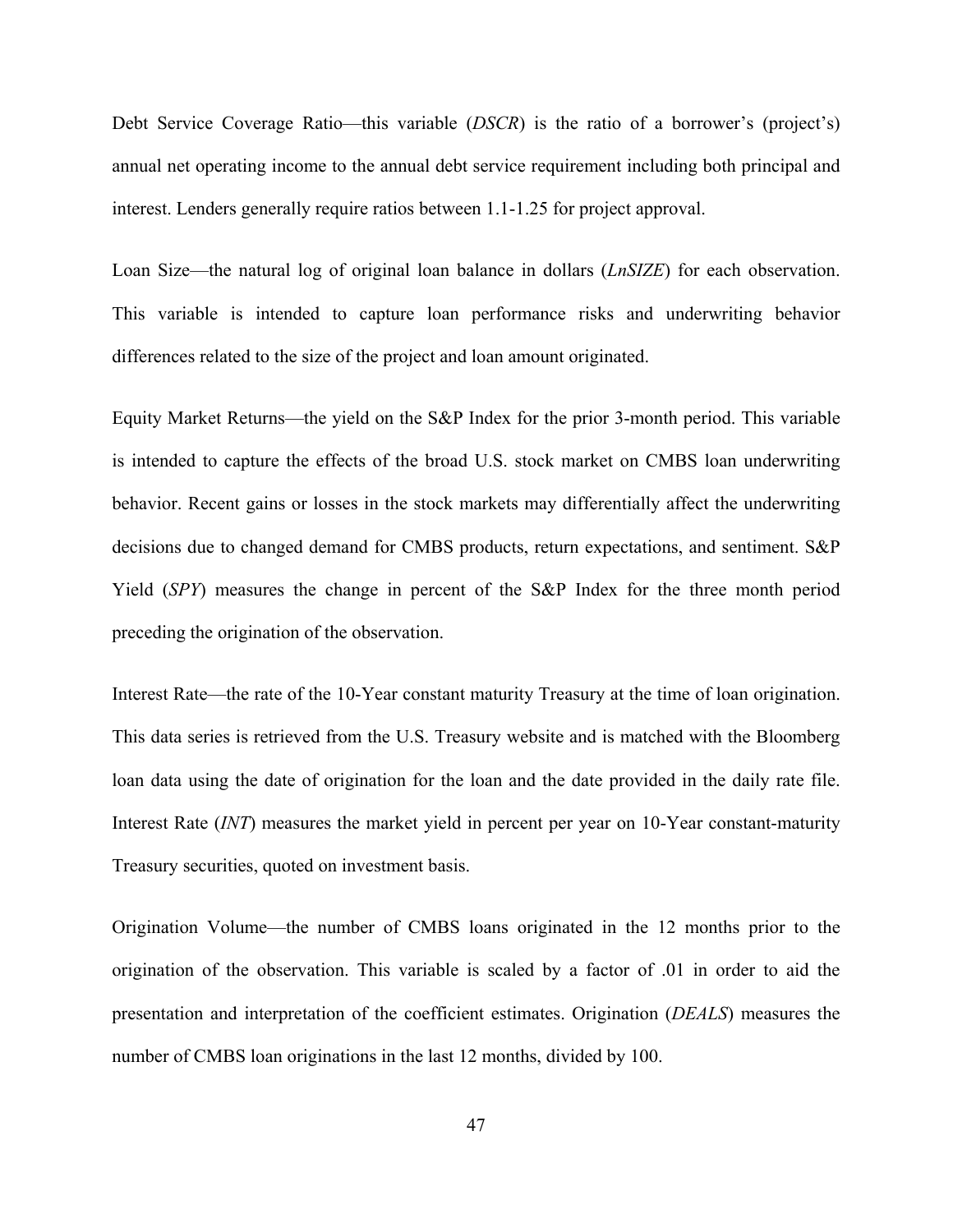Debt Service Coverage Ratio—this variable (*DSCR*) is the ratio of a borrower's (project's) annual net operating income to the annual debt service requirement including both principal and interest. Lenders generally require ratios between 1.1-1.25 for project approval.

Loan Size—the natural log of original loan balance in dollars (*LnSIZE*) for each observation. This variable is intended to capture loan performance risks and underwriting behavior differences related to the size of the project and loan amount originated.

Equity Market Returns—the yield on the S&P Index for the prior 3-month period. This variable is intended to capture the effects of the broad U.S. stock market on CMBS loan underwriting behavior. Recent gains or losses in the stock markets may differentially affect the underwriting decisions due to changed demand for CMBS products, return expectations, and sentiment. S&P Yield (*SPY*) measures the change in percent of the S&P Index for the three month period preceding the origination of the observation.

Interest Rate—the rate of the 10-Year constant maturity Treasury at the time of loan origination. This data series is retrieved from the U.S. Treasury website and is matched with the Bloomberg loan data using the date of origination for the loan and the date provided in the daily rate file. Interest Rate (*INT*) measures the market yield in percent per year on 10-Year constant-maturity Treasury securities, quoted on investment basis.

Origination Volume—the number of CMBS loans originated in the 12 months prior to the origination of the observation. This variable is scaled by a factor of .01 in order to aid the presentation and interpretation of the coefficient estimates. Origination (*DEALS*) measures the number of CMBS loan originations in the last 12 months, divided by 100.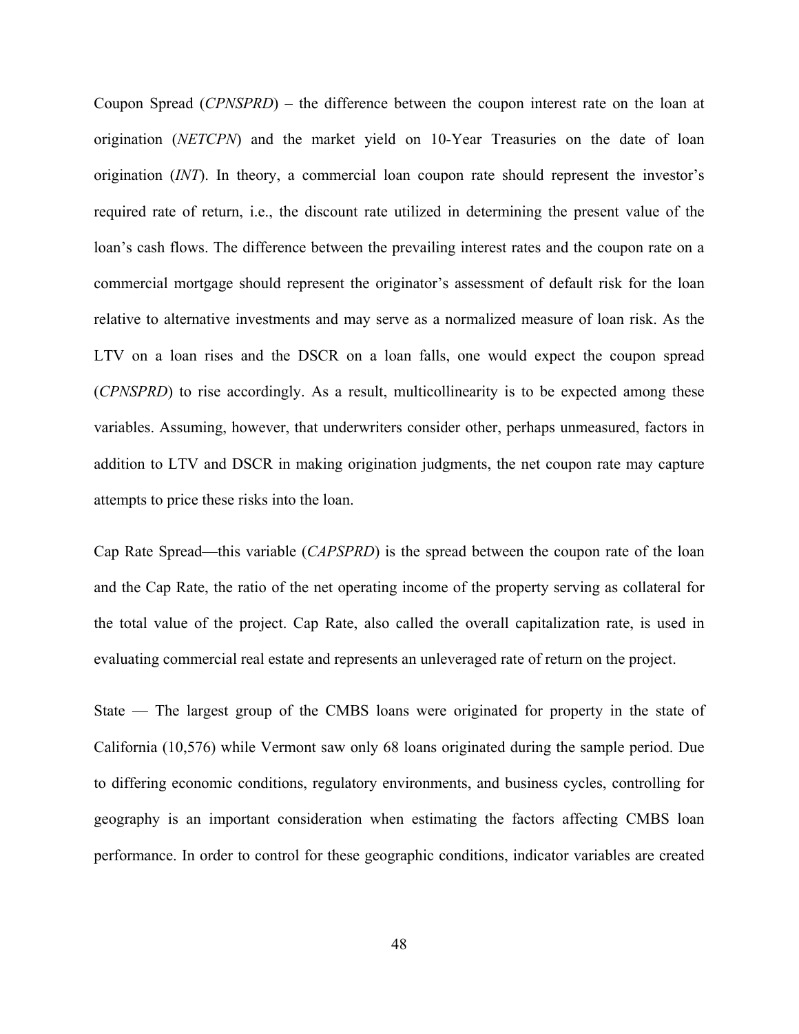Coupon Spread (*CPNSPRD*) – the difference between the coupon interest rate on the loan at origination (*NETCPN*) and the market yield on 10-Year Treasuries on the date of loan origination (*INT*). In theory, a commercial loan coupon rate should represent the investor's required rate of return, i.e., the discount rate utilized in determining the present value of the loan's cash flows. The difference between the prevailing interest rates and the coupon rate on a commercial mortgage should represent the originator's assessment of default risk for the loan relative to alternative investments and may serve as a normalized measure of loan risk. As the LTV on a loan rises and the DSCR on a loan falls, one would expect the coupon spread (*CPNSPRD*) to rise accordingly. As a result, multicollinearity is to be expected among these variables. Assuming, however, that underwriters consider other, perhaps unmeasured, factors in addition to LTV and DSCR in making origination judgments, the net coupon rate may capture attempts to price these risks into the loan.

Cap Rate Spread—this variable (*CAPSPRD*) is the spread between the coupon rate of the loan and the Cap Rate, the ratio of the net operating income of the property serving as collateral for the total value of the project. Cap Rate, also called the overall capitalization rate, is used in evaluating commercial real estate and represents an unleveraged rate of return on the project.

State — The largest group of the CMBS loans were originated for property in the state of California (10,576) while Vermont saw only 68 loans originated during the sample period. Due to differing economic conditions, regulatory environments, and business cycles, controlling for geography is an important consideration when estimating the factors affecting CMBS loan performance. In order to control for these geographic conditions, indicator variables are created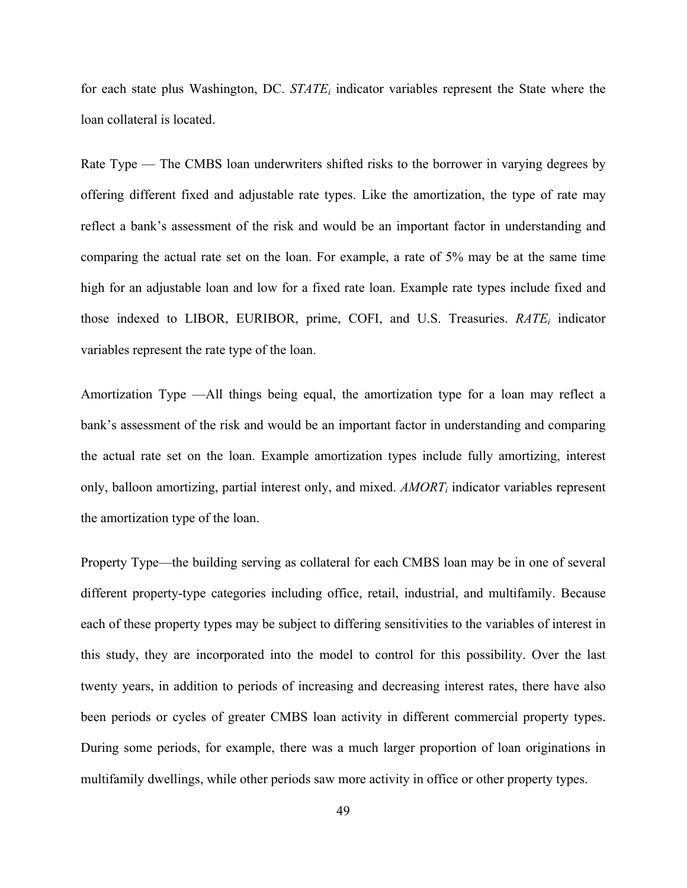for each state plus Washington, DC. $STATE_i$ indicator variables represent the State where the loan collateral is located.

Rate Type — The CMBS loan underwriters shifted risks to the borrower in varying degrees by offering different fixed and adjustable rate types. Like the amortization, the type of rate may reflect a bank's assessment of the risk and would be an important factor in understanding and comparing the actual rate set on the loan. For example, a rate of 5% may be at the same time high for an adjustable loan and low for a fixed rate loan. Example rate types include fixed and those indexed to LIBOR, EURIBOR, prime, COFI, and U.S. Treasuries. $RATE_i$ indicator variables represent the rate type of the loan.

Amortization Type —All things being equal, the amortization type for a loan may reflect a bank's assessment of the risk and would be an important factor in understanding and comparing the actual rate set on the loan. Example amortization types include fully amortizing, interest only, balloon amortizing, partial interest only, and mixed. $AMORT_i$ indicator variables represent the amortization type of the loan.

Property Type—the building serving as collateral for each CMBS loan may be in one of several different property-type categories including office, retail, industrial, and multifamily. Because each of these property types may be subject to differing sensitivities to the variables of interest in this study, they are incorporated into the model to control for this possibility. Over the last twenty years, in addition to periods of increasing and decreasing interest rates, there have also been periods or cycles of greater CMBS loan activity in different commercial property types. During some periods, for example, there was a much larger proportion of loan originations in multifamily dwellings, while other periods saw more activity in office or other property types.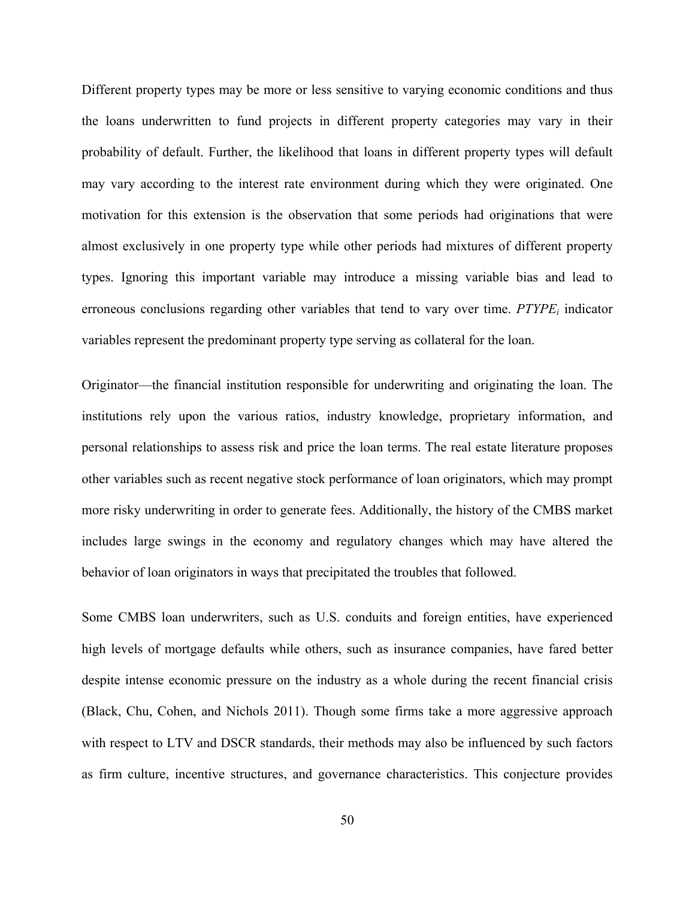Different property types may be more or less sensitive to varying economic conditions and thus the loans underwritten to fund projects in different property categories may vary in their probability of default. Further, the likelihood that loans in different property types will default may vary according to the interest rate environment during which they were originated. One motivation for this extension is the observation that some periods had originations that were almost exclusively in one property type while other periods had mixtures of different property types. Ignoring this important variable may introduce a missing variable bias and lead to erroneous conclusions regarding other variables that tend to vary over time. $PTYPE_i$ indicator variables represent the predominant property type serving as collateral for the loan.

Originator—the financial institution responsible for underwriting and originating the loan. The institutions rely upon the various ratios, industry knowledge, proprietary information, and personal relationships to assess risk and price the loan terms. The real estate literature proposes other variables such as recent negative stock performance of loan originators, which may prompt more risky underwriting in order to generate fees. Additionally, the history of the CMBS market includes large swings in the economy and regulatory changes which may have altered the behavior of loan originators in ways that precipitated the troubles that followed.

Some CMBS loan underwriters, such as U.S. conduits and foreign entities, have experienced high levels of mortgage defaults while others, such as insurance companies, have fared better despite intense economic pressure on the industry as a whole during the recent financial crisis (Black, Chu, Cohen, and Nichols 2011). Though some firms take a more aggressive approach with respect to LTV and DSCR standards, their methods may also be influenced by such factors as firm culture, incentive structures, and governance characteristics. This conjecture provides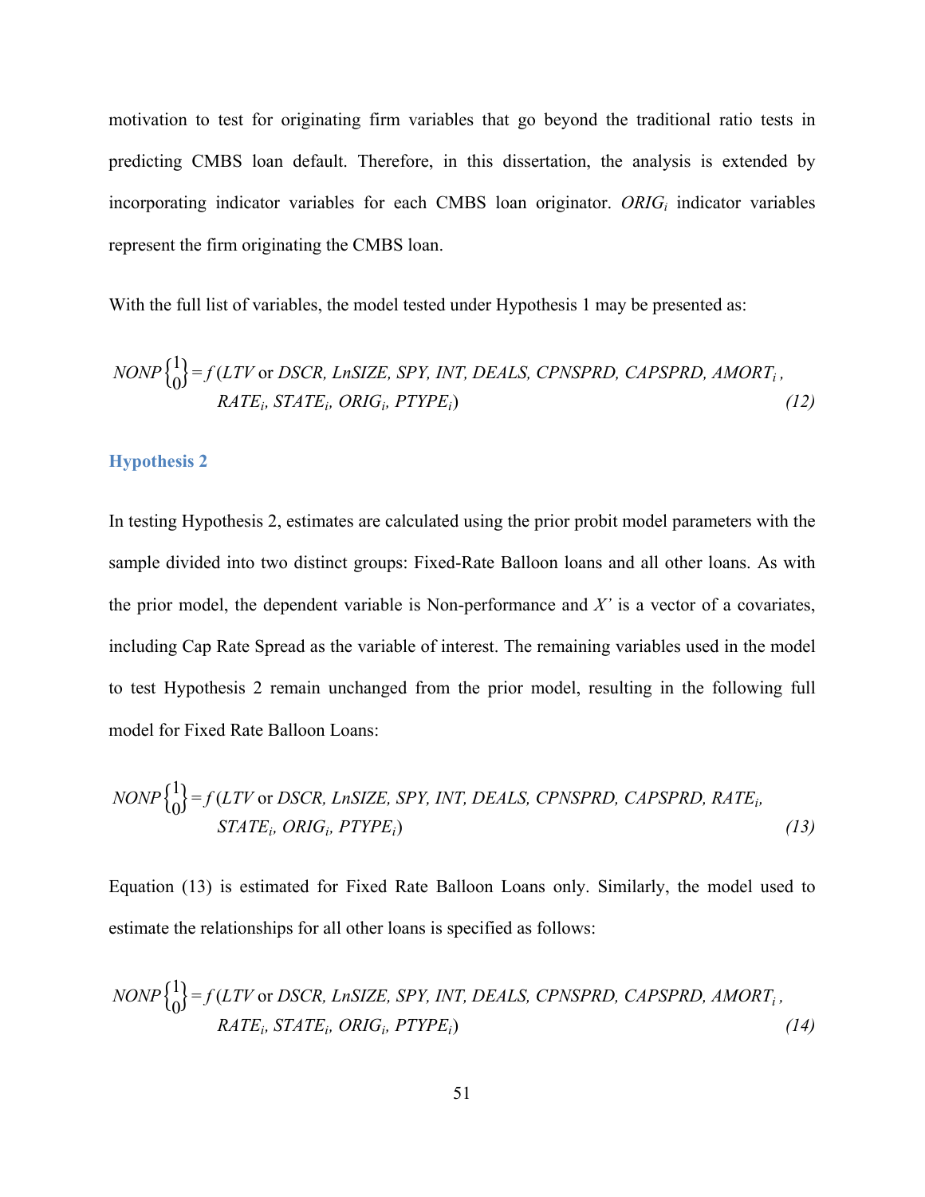motivation to test for originating firm variables that go beyond the traditional ratio tests in predicting CMBS loan default. Therefore, in this dissertation, the analysis is extended by incorporating indicator variables for each CMBS loan originator. $ORIG_i$ indicator variables represent the firm originating the CMBS loan.

With the full list of variables, the model tested under Hypothesis 1 may be presented as:

$$NONP\begin{Bmatrix}1\\0\end{Bmatrix} = f\,(LTV \text{ or } DSCR,\ LnSIZE,\ SPY,\ INT,\ DEALS,\ CPNSPRD,\ CAPSPRD,\ AMORT_i,\ RATE_i,\ STATE_i,\ ORIG_i,\ PTYPE_i) \tag{12}$$

### Hypothesis 2

In testing Hypothesis 2, estimates are calculated using the prior probit model parameters with the sample divided into two distinct groups: Fixed-Rate Balloon loans and all other loans. As with the prior model, the dependent variable is Non-performance and $X'$ is a vector of a covariates, including Cap Rate Spread as the variable of interest. The remaining variables used in the model to test Hypothesis 2 remain unchanged from the prior model, resulting in the following full model for Fixed Rate Balloon Loans:

$$NONP\begin{Bmatrix}1\\0\end{Bmatrix} = f\,(LTV \text{ or } DSCR,\ LnSIZE,\ SPY,\ INT,\ DEALS,\ CPNSPRD,\ CAPSPRD,\ RATE_i,\ STATE_i,\ ORIG_i,\ PTYPE_i) \tag{13}$$

Equation (13) is estimated for Fixed Rate Balloon Loans only. Similarly, the model used to estimate the relationships for all other loans is specified as follows:

$$NONP\begin{Bmatrix}1\\0\end{Bmatrix} = f\,(LTV \text{ or } DSCR,\ LnSIZE,\ SPY,\ INT,\ DEALS,\ CPNSPRD,\ CAPSPRD,\ AMORT_i,\ RATE_i,\ STATE_i,\ ORIG_i,\ PTYPE_i) \tag{14}$$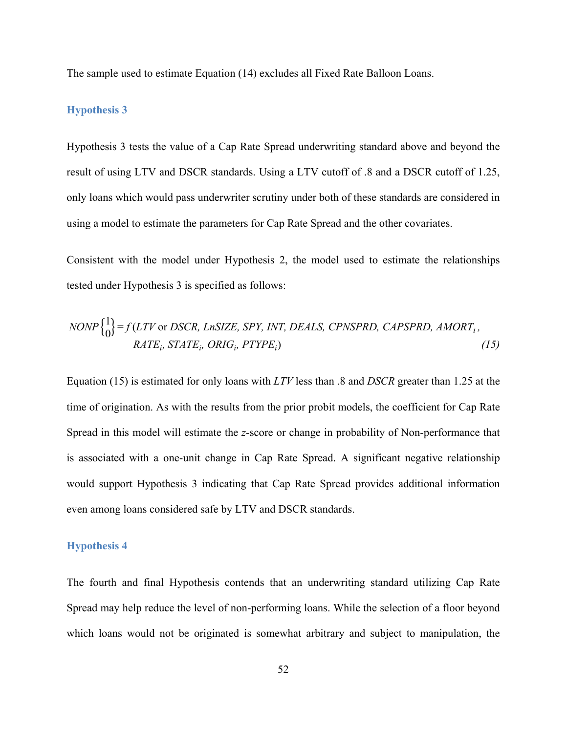The sample used to estimate Equation (14) excludes all Fixed Rate Balloon Loans.

### Hypothesis 3

Hypothesis 3 tests the value of a Cap Rate Spread underwriting standard above and beyond the result of using LTV and DSCR standards. Using a LTV cutoff of .8 and a DSCR cutoff of 1.25, only loans which would pass underwriter scrutiny under both of these standards are considered in using a model to estimate the parameters for Cap Rate Spread and the other covariates.

Consistent with the model under Hypothesis 2, the model used to estimate the relationships tested under Hypothesis 3 is specified as follows:

$$NONP\begin{Bmatrix}1\\0\end{Bmatrix} = f\,(LTV \text{ or } DSCR,\ LnSIZE,\ SPY,\ INT,\ DEALS,\ CPNSPRD,\ CAPSPRD,\ AMORT_i,\ RATE_i,\ STATE_i,\ ORIG_i,\ PTYPE_i) \tag{15}$$

Equation (15) is estimated for only loans with *LTV* less than .8 and *DSCR* greater than 1.25 at the time of origination. As with the results from the prior probit models, the coefficient for Cap Rate Spread in this model will estimate the *z*-score or change in probability of Non-performance that is associated with a one-unit change in Cap Rate Spread. A significant negative relationship would support Hypothesis 3 indicating that Cap Rate Spread provides additional information even among loans considered safe by LTV and DSCR standards.

### Hypothesis 4

The fourth and final Hypothesis contends that an underwriting standard utilizing Cap Rate Spread may help reduce the level of non-performing loans. While the selection of a floor beyond which loans would not be originated is somewhat arbitrary and subject to manipulation, the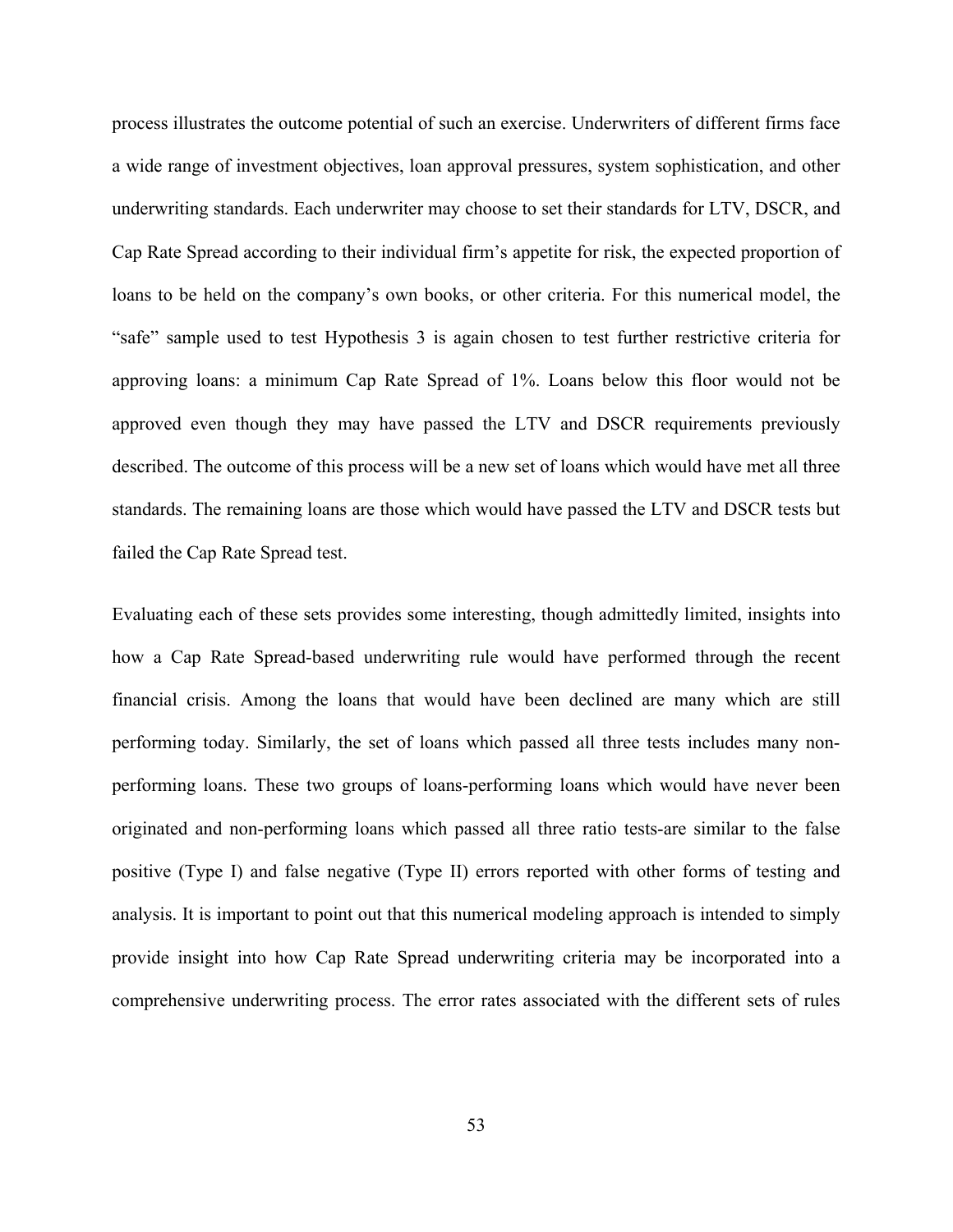process illustrates the outcome potential of such an exercise. Underwriters of different firms face a wide range of investment objectives, loan approval pressures, system sophistication, and other underwriting standards. Each underwriter may choose to set their standards for LTV, DSCR, and Cap Rate Spread according to their individual firm's appetite for risk, the expected proportion of loans to be held on the company's own books, or other criteria. For this numerical model, the "safe" sample used to test Hypothesis 3 is again chosen to test further restrictive criteria for approving loans: a minimum Cap Rate Spread of 1%. Loans below this floor would not be approved even though they may have passed the LTV and DSCR requirements previously described. The outcome of this process will be a new set of loans which would have met all three standards. The remaining loans are those which would have passed the LTV and DSCR tests but failed the Cap Rate Spread test.

Evaluating each of these sets provides some interesting, though admittedly limited, insights into how a Cap Rate Spread-based underwriting rule would have performed through the recent financial crisis. Among the loans that would have been declined are many which are still performing today. Similarly, the set of loans which passed all three tests includes many non-performing loans. These two groups of loans-performing loans which would have never been originated and non-performing loans which passed all three ratio tests-are similar to the false positive (Type I) and false negative (Type II) errors reported with other forms of testing and analysis. It is important to point out that this numerical modeling approach is intended to simply provide insight into how Cap Rate Spread underwriting criteria may be incorporated into a comprehensive underwriting process. The error rates associated with the different sets of rules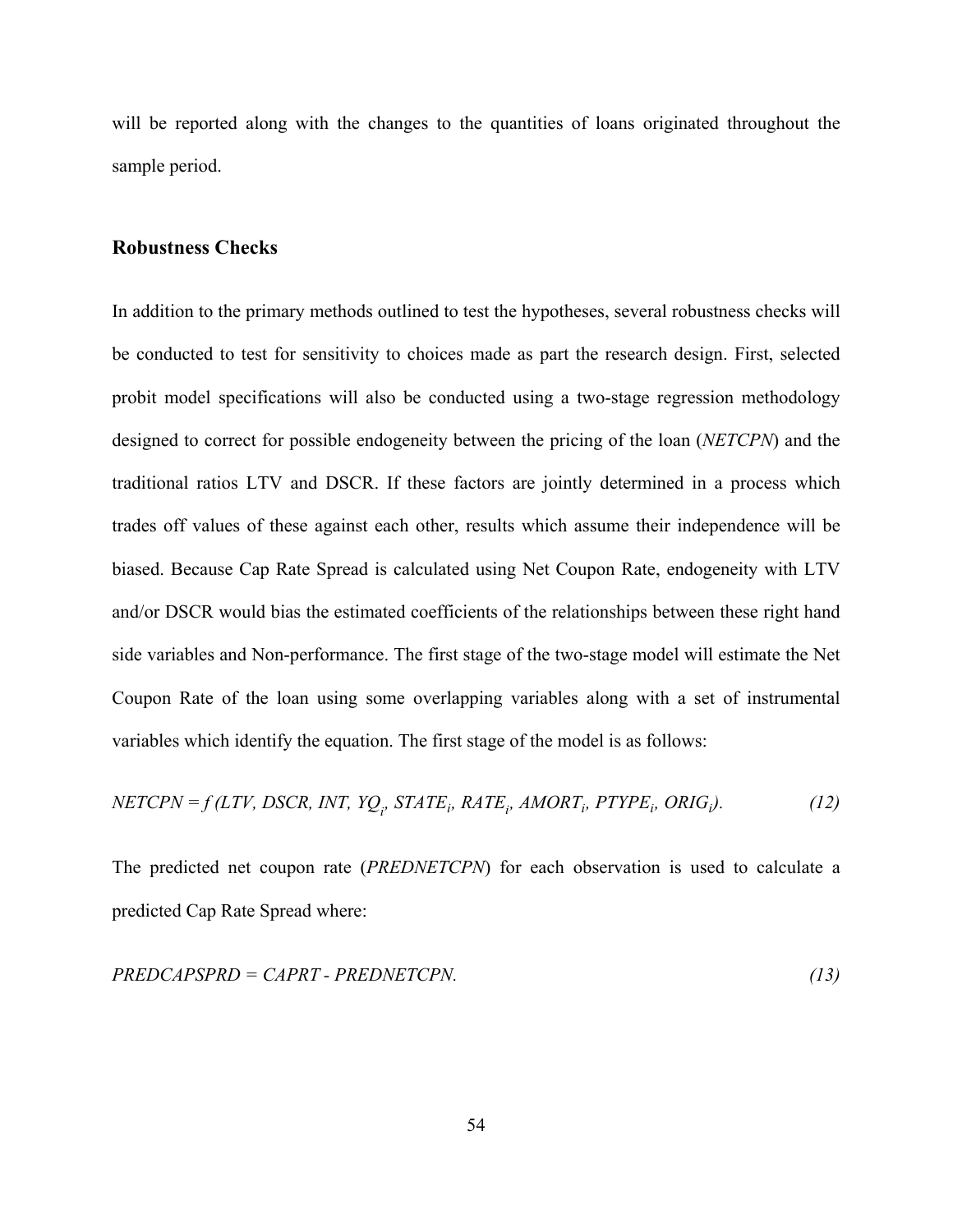will be reported along with the changes to the quantities of loans originated throughout the sample period.

## Robustness Checks

In addition to the primary methods outlined to test the hypotheses, several robustness checks will be conducted to test for sensitivity to choices made as part the research design. First, selected probit model specifications will also be conducted using a two-stage regression methodology designed to correct for possible endogeneity between the pricing of the loan (*NETCPN*) and the traditional ratios LTV and DSCR. If these factors are jointly determined in a process which trades off values of these against each other, results which assume their independence will be biased. Because Cap Rate Spread is calculated using Net Coupon Rate, endogeneity with LTV and/or DSCR would bias the estimated coefficients of the relationships between these right hand side variables and Non-performance. The first stage of the two-stage model will estimate the Net Coupon Rate of the loan using some overlapping variables along with a set of instrumental variables which identify the equation. The first stage of the model is as follows:

$$NETCPN = f\,(LTV, DSCR, INT, YQ_i, STATE_i, RATE_i, AMORT_i, PTYPE_i, ORIG_i). \tag{12}$$

The predicted net coupon rate (*PREDNETCPN*) for each observation is used to calculate a predicted Cap Rate Spread where:

$$PREDCAPSPRD = CAPRT - PREDNETCPN. \tag{13}$$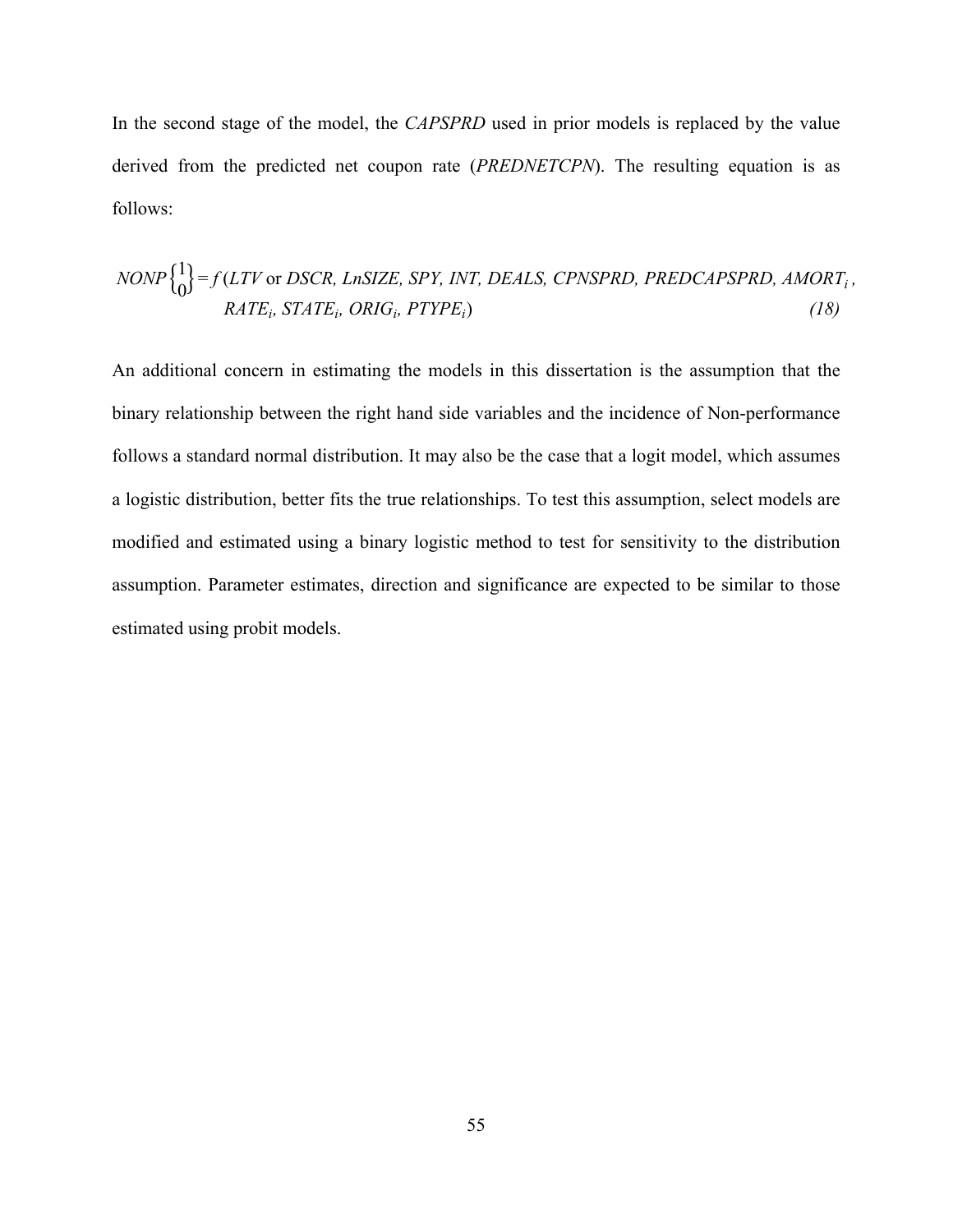In the second stage of the model, the *CAPSPRD* used in prior models is replaced by the value derived from the predicted net coupon rate (*PREDNETCPN*). The resulting equation is as follows:

$$NONP\begin{Bmatrix}1\\0\end{Bmatrix} = f\,(LTV \text{ or } DSCR,\ LnSIZE,\ SPY,\ INT,\ DEALS,\ CPNSPRD,\ PREDCAPSPRD,\ AMORT_i,\ RATE_i,\ STATE_i,\ ORIG_i,\ PTYPE_i) \qquad (18)$$

An additional concern in estimating the models in this dissertation is the assumption that the binary relationship between the right hand side variables and the incidence of Non-performance follows a standard normal distribution. It may also be the case that a logit model, which assumes a logistic distribution, better fits the true relationships. To test this assumption, select models are modified and estimated using a binary logistic method to test for sensitivity to the distribution assumption. Parameter estimates, direction and significance are expected to be similar to those estimated using probit models.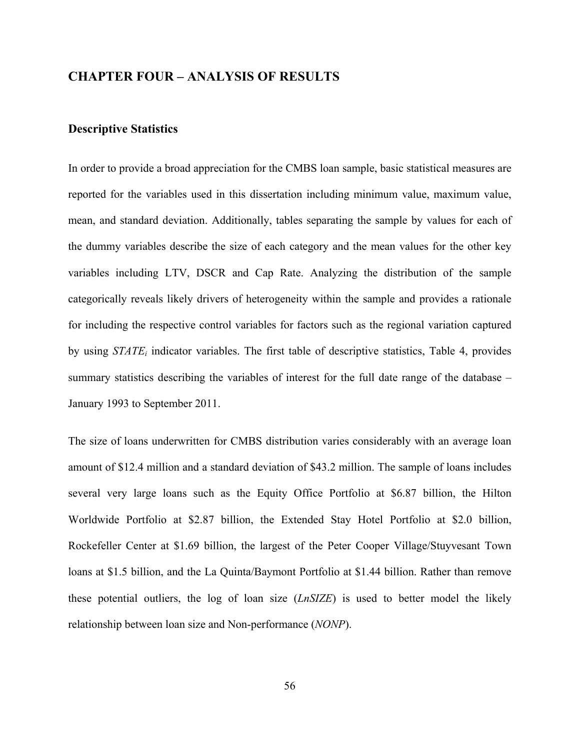## CHAPTER FOUR – ANALYSIS OF RESULTS

### Descriptive Statistics

In order to provide a broad appreciation for the CMBS loan sample, basic statistical measures are reported for the variables used in this dissertation including minimum value, maximum value, mean, and standard deviation. Additionally, tables separating the sample by values for each of the dummy variables describe the size of each category and the mean values for the other key variables including LTV, DSCR and Cap Rate. Analyzing the distribution of the sample categorically reveals likely drivers of heterogeneity within the sample and provides a rationale for including the respective control variables for factors such as the regional variation captured by using $STATE_i$ indicator variables. The first table of descriptive statistics, Table 4, provides summary statistics describing the variables of interest for the full date range of the database – January 1993 to September 2011.

The size of loans underwritten for CMBS distribution varies considerably with an average loan amount of $12.4 million and a standard deviation of $43.2 million. The sample of loans includes several very large loans such as the Equity Office Portfolio at $6.87 billion, the Hilton Worldwide Portfolio at $2.87 billion, the Extended Stay Hotel Portfolio at $2.0 billion, Rockefeller Center at $1.69 billion, the largest of the Peter Cooper Village/Stuyvesant Town loans at $1.5 billion, and the La Quinta/Baymont Portfolio at $1.44 billion. Rather than remove these potential outliers, the log of loan size (*LnSIZE*) is used to better model the likely relationship between loan size and Non-performance (*NONP*).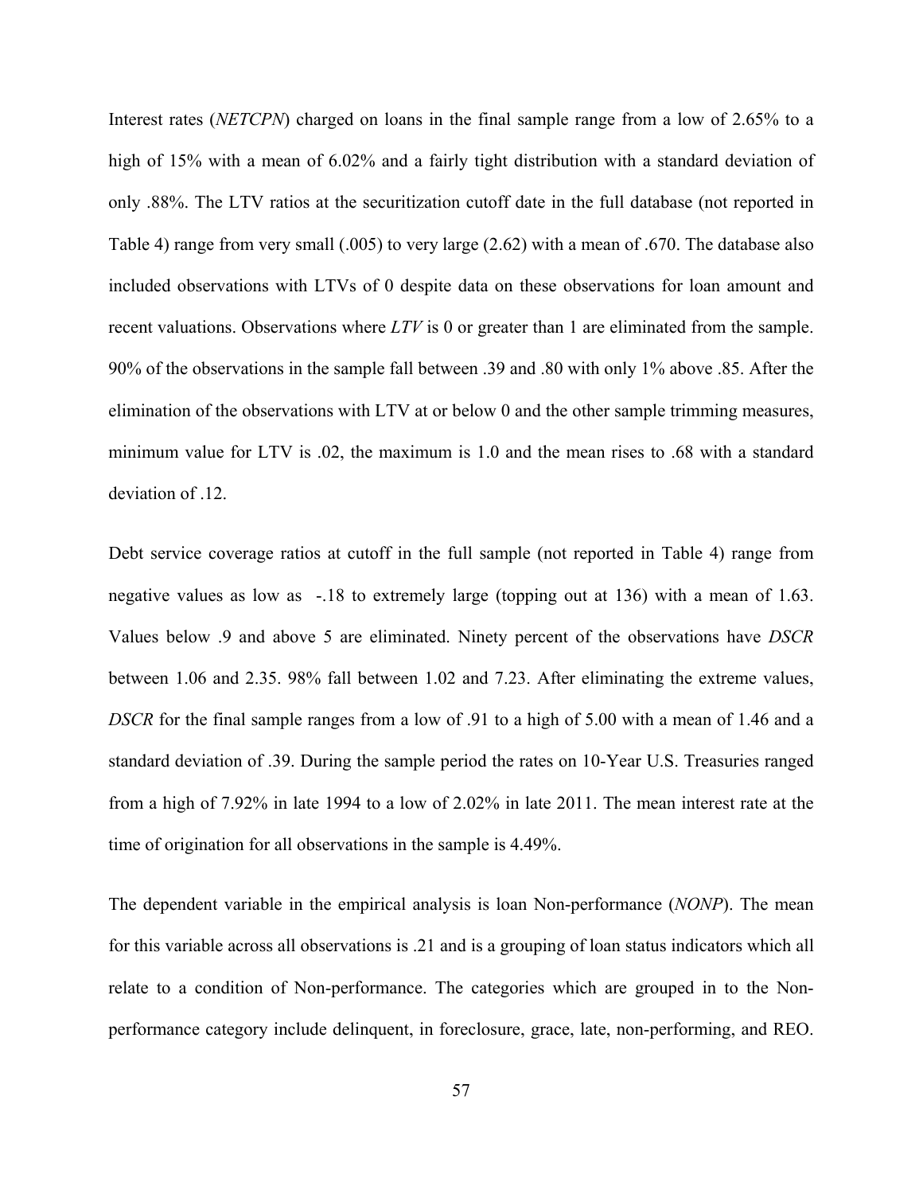Interest rates (*NETCPN*) charged on loans in the final sample range from a low of 2.65% to a high of 15% with a mean of 6.02% and a fairly tight distribution with a standard deviation of only .88%. The LTV ratios at the securitization cutoff date in the full database (not reported in Table 4) range from very small (.005) to very large (2.62) with a mean of .670. The database also included observations with LTVs of 0 despite data on these observations for loan amount and recent valuations. Observations where *LTV* is 0 or greater than 1 are eliminated from the sample. 90% of the observations in the sample fall between .39 and .80 with only 1% above .85. After the elimination of the observations with LTV at or below 0 and the other sample trimming measures, minimum value for LTV is .02, the maximum is 1.0 and the mean rises to .68 with a standard deviation of .12.

Debt service coverage ratios at cutoff in the full sample (not reported in Table 4) range from negative values as low as -.18 to extremely large (topping out at 136) with a mean of 1.63. Values below .9 and above 5 are eliminated. Ninety percent of the observations have *DSCR* between 1.06 and 2.35. 98% fall between 1.02 and 7.23. After eliminating the extreme values, *DSCR* for the final sample ranges from a low of .91 to a high of 5.00 with a mean of 1.46 and a standard deviation of .39. During the sample period the rates on 10-Year U.S. Treasuries ranged from a high of 7.92% in late 1994 to a low of 2.02% in late 2011. The mean interest rate at the time of origination for all observations in the sample is 4.49%.

The dependent variable in the empirical analysis is loan Non-performance (*NONP*). The mean for this variable across all observations is .21 and is a grouping of loan status indicators which all relate to a condition of Non-performance. The categories which are grouped in to the Non-performance category include delinquent, in foreclosure, grace, late, non-performing, and REO.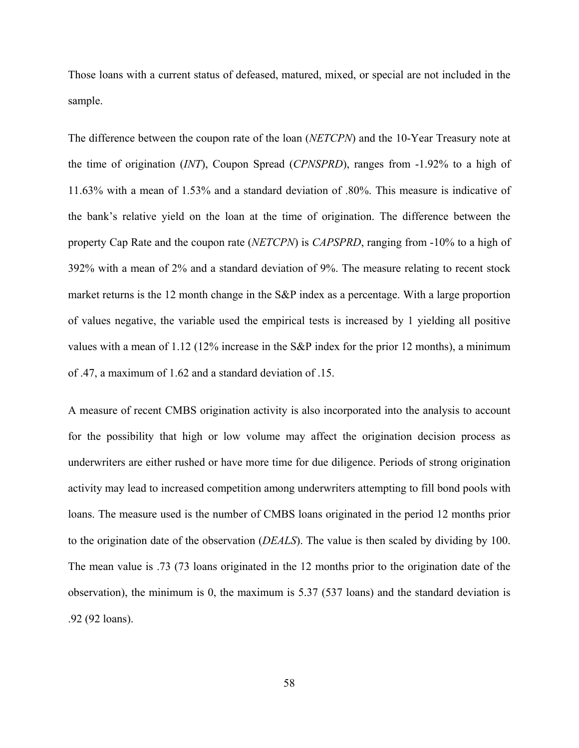Those loans with a current status of defeased, matured, mixed, or special are not included in the sample.

The difference between the coupon rate of the loan (*NETCPN*) and the 10-Year Treasury note at the time of origination (*INT*), Coupon Spread (*CPNSPRD*), ranges from -1.92% to a high of 11.63% with a mean of 1.53% and a standard deviation of .80%. This measure is indicative of the bank's relative yield on the loan at the time of origination. The difference between the property Cap Rate and the coupon rate (*NETCPN*) is *CAPSPRD*, ranging from -10% to a high of 392% with a mean of 2% and a standard deviation of 9%. The measure relating to recent stock market returns is the 12 month change in the S&P index as a percentage. With a large proportion of values negative, the variable used the empirical tests is increased by 1 yielding all positive values with a mean of 1.12 (12% increase in the S&P index for the prior 12 months), a minimum of .47, a maximum of 1.62 and a standard deviation of .15.

A measure of recent CMBS origination activity is also incorporated into the analysis to account for the possibility that high or low volume may affect the origination decision process as underwriters are either rushed or have more time for due diligence. Periods of strong origination activity may lead to increased competition among underwriters attempting to fill bond pools with loans. The measure used is the number of CMBS loans originated in the period 12 months prior to the origination date of the observation (*DEALS*). The value is then scaled by dividing by 100. The mean value is .73 (73 loans originated in the 12 months prior to the origination date of the observation), the minimum is 0, the maximum is 5.37 (537 loans) and the standard deviation is .92 (92 loans).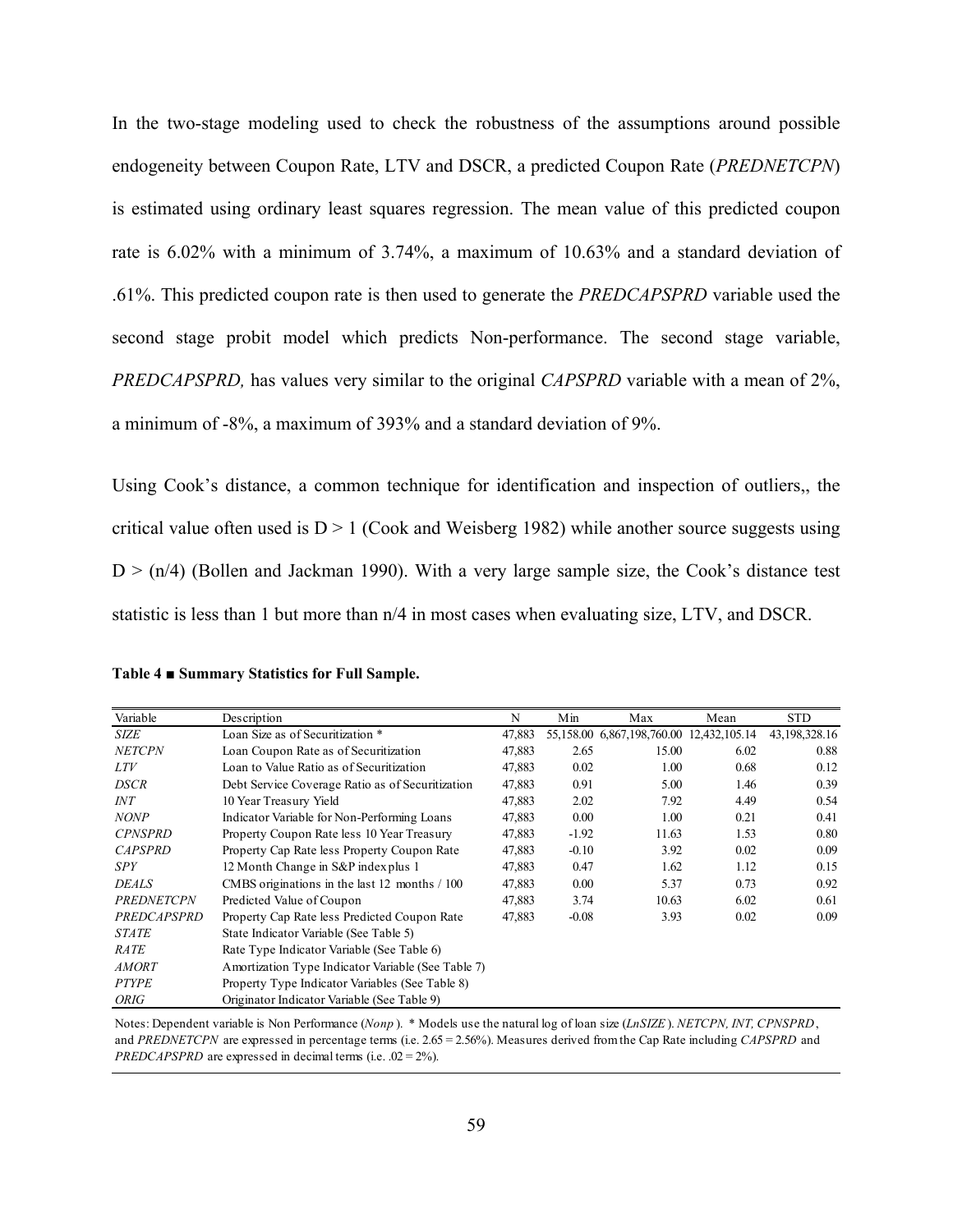In the two-stage modeling used to check the robustness of the assumptions around possible endogeneity between Coupon Rate, LTV and DSCR, a predicted Coupon Rate (*PREDNETCPN*) is estimated using ordinary least squares regression. The mean value of this predicted coupon rate is 6.02% with a minimum of 3.74%, a maximum of 10.63% and a standard deviation of .61%. This predicted coupon rate is then used to generate the *PREDCAPSPRD* variable used the second stage probit model which predicts Non-performance. The second stage variable, *PREDCAPSPRD,* has values very similar to the original *CAPSPRD* variable with a mean of 2%, a minimum of -8%, a maximum of 393% and a standard deviation of 9%.

Using Cook's distance, a common technique for identification and inspection of outliers,, the critical value often used is D > 1 (Cook and Weisberg 1982) while another source suggests using D > (n/4) (Bollen and Jackman 1990). With a very large sample size, the Cook's distance test statistic is less than 1 but more than n/4 in most cases when evaluating size, LTV, and DSCR.

**Table 4 ■ Summary Statistics for Full Sample.**

| Variable | Description | N | Min | Max | Mean | STD |
|---|---|---|---|---|---|---|
| *SIZE* | Loan Size as of Securitization * | 47,883 | 55,158.00 | 6,867,198,760.00 | 12,432,105.14 | 43,198,328.16 |
| *NETCPN* | Loan Coupon Rate as of Securitization | 47,883 | 2.65 | 15.00 | 6.02 | 0.88 |
| *LTV* | Loan to Value Ratio as of Securitization | 47,883 | 0.02 | 1.00 | 0.68 | 0.12 |
| *DSCR* | Debt Service Coverage Ratio as of Securitization | 47,883 | 0.91 | 5.00 | 1.46 | 0.39 |
| *INT* | 10 Year Treasury Yield | 47,883 | 2.02 | 7.92 | 4.49 | 0.54 |
| *NONP* | Indicator Variable for Non-Performing Loans | 47,883 | 0.00 | 1.00 | 0.21 | 0.41 |
| *CPNSPRD* | Property Coupon Rate less 10 Year Treasury | 47,883 | -1.92 | 11.63 | 1.53 | 0.80 |
| *CAPSPRD* | Property Cap Rate less Property Coupon Rate | 47,883 | -0.10 | 3.92 | 0.02 | 0.09 |
| *SPY* | 12 Month Change in S&P index plus 1 | 47,883 | 0.47 | 1.62 | 1.12 | 0.15 |
| *DEALS* | CMBS originations in the last 12 months / 100 | 47,883 | 0.00 | 5.37 | 0.73 | 0.92 |
| *PREDNETCPN* | Predicted Value of Coupon | 47,883 | 3.74 | 10.63 | 6.02 | 0.61 |
| *PREDCAPSPRD* | Property Cap Rate less Predicted Coupon Rate | 47,883 | -0.08 | 3.93 | 0.02 | 0.09 |
| *STATE* | State Indicator Variable (See Table 5) | | | | | |
| *RATE* | Rate Type Indicator Variable (See Table 6) | | | | | |
| *AMORT* | Amortization Type Indicator Variable (See Table 7) | | | | | |
| *PTYPE* | Property Type Indicator Variables (See Table 8) | | | | | |
| *ORIG* | Originator Indicator Variable (See Table 9) | | | | | |

Notes: Dependent variable is Non Performance (*Nonp*). * Models use the natural log of loan size (*LnSIZE*). *NETCPN, INT, CPNSPRD*, and *PREDNETCPN* are expressed in percentage terms (i.e. 2.65 = 2.56%). Measures derived from the Cap Rate including *CAPSPRD* and *PREDCAPSPRD* are expressed in decimal terms (i.e. .02 = 2%).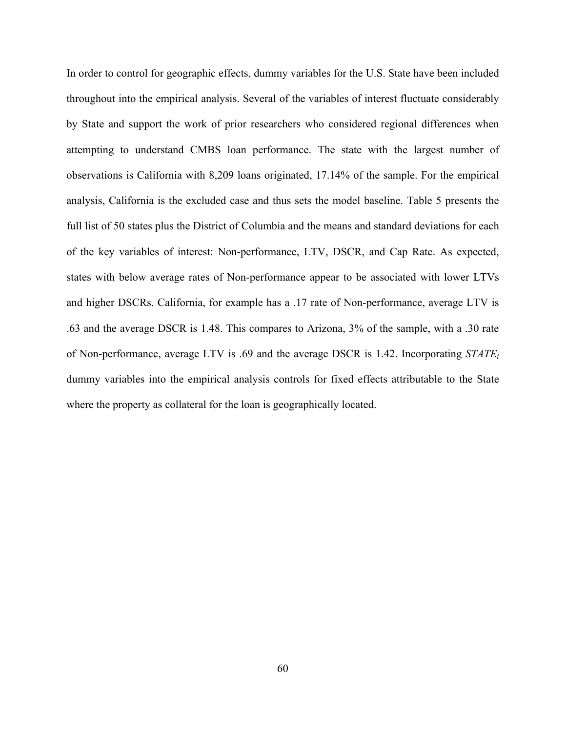In order to control for geographic effects, dummy variables for the U.S. State have been included throughout into the empirical analysis. Several of the variables of interest fluctuate considerably by State and support the work of prior researchers who considered regional differences when attempting to understand CMBS loan performance. The state with the largest number of observations is California with 8,209 loans originated, 17.14% of the sample. For the empirical analysis, California is the excluded case and thus sets the model baseline. Table 5 presents the full list of 50 states plus the District of Columbia and the means and standard deviations for each of the key variables of interest: Non-performance, LTV, DSCR, and Cap Rate. As expected, states with below average rates of Non-performance appear to be associated with lower LTVs and higher DSCRs. California, for example has a .17 rate of Non-performance, average LTV is .63 and the average DSCR is 1.48. This compares to Arizona, 3% of the sample, with a .30 rate of Non-performance, average LTV is .69 and the average DSCR is 1.42. Incorporating $STATE_i$ dummy variables into the empirical analysis controls for fixed effects attributable to the State where the property as collateral for the loan is geographically located.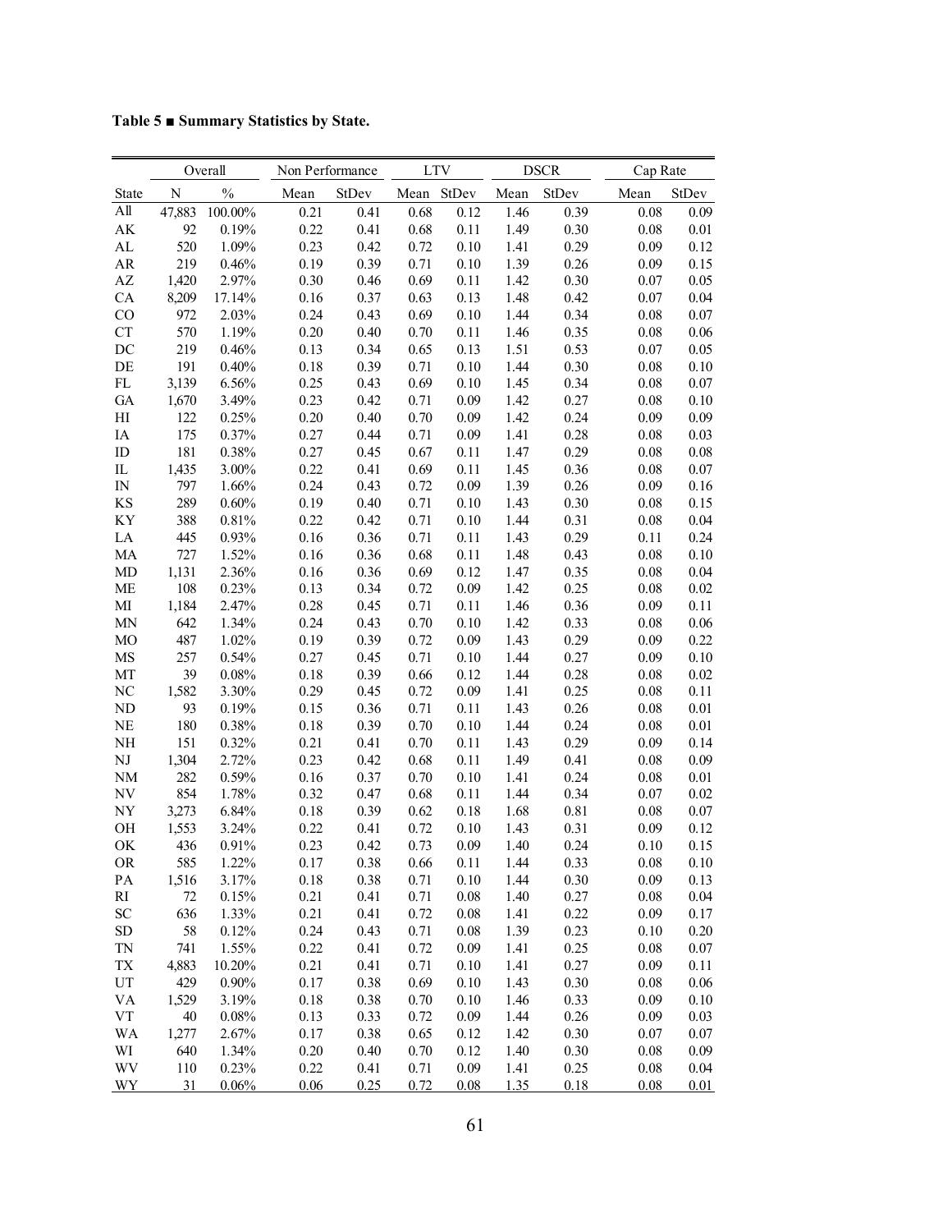**Table 5 ■ Summary Statistics by State.**

| | Overall | | Non Performance | | LTV | | DSCR | | Cap Rate | |
|---|---|---|---|---|---|---|---|---|---|---|
| State | N | % | Mean | StDev | Mean | StDev | Mean | StDev | Mean | StDev |
| All | 47,883 | 100.00% | 0.21 | 0.41 | 0.68 | 0.12 | 1.46 | 0.39 | 0.08 | 0.09 |
| AK | 92 | 0.19% | 0.22 | 0.41 | 0.68 | 0.11 | 1.49 | 0.30 | 0.08 | 0.01 |
| AL | 520 | 1.09% | 0.23 | 0.42 | 0.72 | 0.10 | 1.41 | 0.29 | 0.09 | 0.12 |
| AR | 219 | 0.46% | 0.19 | 0.39 | 0.71 | 0.10 | 1.39 | 0.26 | 0.09 | 0.15 |
| AZ | 1,420 | 2.97% | 0.30 | 0.46 | 0.69 | 0.11 | 1.42 | 0.30 | 0.07 | 0.05 |
| CA | 8,209 | 17.14% | 0.16 | 0.37 | 0.63 | 0.13 | 1.48 | 0.42 | 0.07 | 0.04 |
| CO | 972 | 2.03% | 0.24 | 0.43 | 0.69 | 0.10 | 1.44 | 0.34 | 0.08 | 0.07 |
| CT | 570 | 1.19% | 0.20 | 0.40 | 0.70 | 0.11 | 1.46 | 0.35 | 0.08 | 0.06 |
| DC | 219 | 0.46% | 0.13 | 0.34 | 0.65 | 0.13 | 1.51 | 0.53 | 0.07 | 0.05 |
| DE | 191 | 0.40% | 0.18 | 0.39 | 0.71 | 0.10 | 1.44 | 0.30 | 0.08 | 0.10 |
| FL | 3,139 | 6.56% | 0.25 | 0.43 | 0.69 | 0.10 | 1.45 | 0.34 | 0.08 | 0.07 |
| GA | 1,670 | 3.49% | 0.23 | 0.42 | 0.71 | 0.09 | 1.42 | 0.27 | 0.08 | 0.10 |
| HI | 122 | 0.25% | 0.20 | 0.40 | 0.70 | 0.09 | 1.42 | 0.24 | 0.09 | 0.09 |
| IA | 175 | 0.37% | 0.27 | 0.44 | 0.71 | 0.09 | 1.41 | 0.28 | 0.08 | 0.03 |
| ID | 181 | 0.38% | 0.27 | 0.45 | 0.67 | 0.11 | 1.47 | 0.29 | 0.08 | 0.08 |
| IL | 1,435 | 3.00% | 0.22 | 0.41 | 0.69 | 0.11 | 1.45 | 0.36 | 0.08 | 0.07 |
| IN | 797 | 1.66% | 0.24 | 0.43 | 0.72 | 0.09 | 1.39 | 0.26 | 0.09 | 0.16 |
| KS | 289 | 0.60% | 0.19 | 0.40 | 0.71 | 0.10 | 1.43 | 0.30 | 0.08 | 0.15 |
| KY | 388 | 0.81% | 0.22 | 0.42 | 0.71 | 0.10 | 1.44 | 0.31 | 0.08 | 0.04 |
| LA | 445 | 0.93% | 0.16 | 0.36 | 0.71 | 0.11 | 1.43 | 0.29 | 0.11 | 0.24 |
| MA | 727 | 1.52% | 0.16 | 0.36 | 0.68 | 0.11 | 1.48 | 0.43 | 0.08 | 0.10 |
| MD | 1,131 | 2.36% | 0.16 | 0.36 | 0.69 | 0.12 | 1.47 | 0.35 | 0.08 | 0.04 |
| ME | 108 | 0.23% | 0.13 | 0.34 | 0.72 | 0.09 | 1.42 | 0.25 | 0.08 | 0.02 |
| MI | 1,184 | 2.47% | 0.28 | 0.45 | 0.71 | 0.11 | 1.46 | 0.36 | 0.09 | 0.11 |
| MN | 642 | 1.34% | 0.24 | 0.43 | 0.70 | 0.10 | 1.42 | 0.33 | 0.08 | 0.06 |
| MO | 487 | 1.02% | 0.19 | 0.39 | 0.72 | 0.09 | 1.43 | 0.29 | 0.09 | 0.22 |
| MS | 257 | 0.54% | 0.27 | 0.45 | 0.71 | 0.10 | 1.44 | 0.27 | 0.09 | 0.10 |
| MT | 39 | 0.08% | 0.18 | 0.39 | 0.66 | 0.12 | 1.44 | 0.28 | 0.08 | 0.02 |
| NC | 1,582 | 3.30% | 0.29 | 0.45 | 0.72 | 0.09 | 1.41 | 0.25 | 0.08 | 0.11 |
| ND | 93 | 0.19% | 0.15 | 0.36 | 0.71 | 0.11 | 1.43 | 0.26 | 0.08 | 0.01 |
| NE | 180 | 0.38% | 0.18 | 0.39 | 0.70 | 0.10 | 1.44 | 0.24 | 0.08 | 0.01 |
| NH | 151 | 0.32% | 0.21 | 0.41 | 0.70 | 0.11 | 1.43 | 0.29 | 0.09 | 0.14 |
| NJ | 1,304 | 2.72% | 0.23 | 0.42 | 0.68 | 0.11 | 1.49 | 0.41 | 0.08 | 0.09 |
| NM | 282 | 0.59% | 0.16 | 0.37 | 0.70 | 0.10 | 1.41 | 0.24 | 0.08 | 0.01 |
| NV | 854 | 1.78% | 0.32 | 0.47 | 0.68 | 0.11 | 1.44 | 0.34 | 0.07 | 0.02 |
| NY | 3,273 | 6.84% | 0.18 | 0.39 | 0.62 | 0.18 | 1.68 | 0.81 | 0.08 | 0.07 |
| OH | 1,553 | 3.24% | 0.22 | 0.41 | 0.72 | 0.10 | 1.43 | 0.31 | 0.09 | 0.12 |
| OK | 436 | 0.91% | 0.23 | 0.42 | 0.73 | 0.09 | 1.40 | 0.24 | 0.10 | 0.15 |
| OR | 585 | 1.22% | 0.17 | 0.38 | 0.66 | 0.11 | 1.44 | 0.33 | 0.08 | 0.10 |
| PA | 1,516 | 3.17% | 0.18 | 0.38 | 0.71 | 0.10 | 1.44 | 0.30 | 0.09 | 0.13 |
| RI | 72 | 0.15% | 0.21 | 0.41 | 0.71 | 0.08 | 1.40 | 0.27 | 0.08 | 0.04 |
| SC | 636 | 1.33% | 0.21 | 0.41 | 0.72 | 0.08 | 1.41 | 0.22 | 0.09 | 0.17 |
| SD | 58 | 0.12% | 0.24 | 0.43 | 0.71 | 0.08 | 1.39 | 0.23 | 0.10 | 0.20 |
| TN | 741 | 1.55% | 0.22 | 0.41 | 0.72 | 0.09 | 1.41 | 0.25 | 0.08 | 0.07 |
| TX | 4,883 | 10.20% | 0.21 | 0.41 | 0.71 | 0.10 | 1.41 | 0.27 | 0.09 | 0.11 |
| UT | 429 | 0.90% | 0.17 | 0.38 | 0.69 | 0.10 | 1.43 | 0.30 | 0.08 | 0.06 |
| VA | 1,529 | 3.19% | 0.18 | 0.38 | 0.70 | 0.10 | 1.46 | 0.33 | 0.09 | 0.10 |
| VT | 40 | 0.08% | 0.13 | 0.33 | 0.72 | 0.09 | 1.44 | 0.26 | 0.09 | 0.03 |
| WA | 1,277 | 2.67% | 0.17 | 0.38 | 0.65 | 0.12 | 1.42 | 0.30 | 0.07 | 0.07 |
| WI | 640 | 1.34% | 0.20 | 0.40 | 0.70 | 0.12 | 1.40 | 0.30 | 0.08 | 0.09 |
| WV | 110 | 0.23% | 0.22 | 0.41 | 0.71 | 0.09 | 1.41 | 0.25 | 0.08 | 0.04 |
| WY | 31 | 0.06% | 0.06 | 0.25 | 0.72 | 0.08 | 1.35 | 0.18 | 0.08 | 0.01 |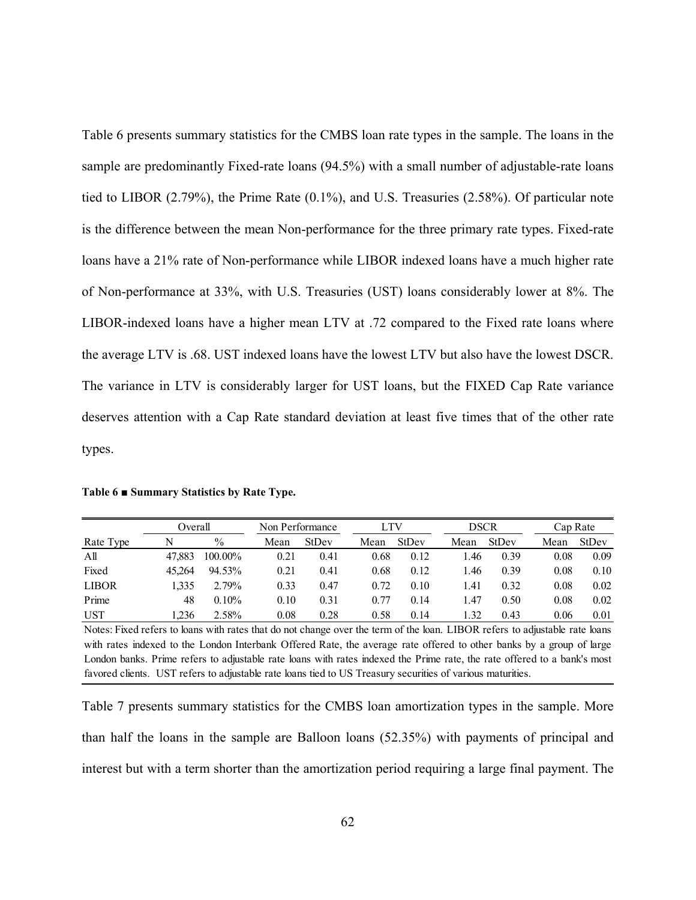Table 6 presents summary statistics for the CMBS loan rate types in the sample. The loans in the sample are predominantly Fixed-rate loans (94.5%) with a small number of adjustable-rate loans tied to LIBOR (2.79%), the Prime Rate (0.1%), and U.S. Treasuries (2.58%). Of particular note is the difference between the mean Non-performance for the three primary rate types. Fixed-rate loans have a 21% rate of Non-performance while LIBOR indexed loans have a much higher rate of Non-performance at 33%, with U.S. Treasuries (UST) loans considerably lower at 8%. The LIBOR-indexed loans have a higher mean LTV at .72 compared to the Fixed rate loans where the average LTV is .68. UST indexed loans have the lowest LTV but also have the lowest DSCR. The variance in LTV is considerably larger for UST loans, but the FIXED Cap Rate variance deserves attention with a Cap Rate standard deviation at least five times that of the other rate types.

**Table 6 ■ Summary Statistics by Rate Type.**

| | Overall | | Non Performance | | LTV | | DSCR | | Cap Rate | |
|---|---|---|---|---|---|---|---|---|---|---|
| Rate Type | N | % | Mean | StDev | Mean | StDev | Mean | StDev | Mean | StDev |
| All | 47,883 | 100.00% | 0.21 | 0.41 | 0.68 | 0.12 | 1.46 | 0.39 | 0.08 | 0.09 |
| Fixed | 45,264 | 94.53% | 0.21 | 0.41 | 0.68 | 0.12 | 1.46 | 0.39 | 0.08 | 0.10 |
| LIBOR | 1,335 | 2.79% | 0.33 | 0.47 | 0.72 | 0.10 | 1.41 | 0.32 | 0.08 | 0.02 |
| Prime | 48 | 0.10% | 0.10 | 0.31 | 0.77 | 0.14 | 1.47 | 0.50 | 0.08 | 0.02 |
| UST | 1,236 | 2.58% | 0.08 | 0.28 | 0.58 | 0.14 | 1.32 | 0.43 | 0.06 | 0.01 |

Notes: Fixed refers to loans with rates that do not change over the term of the loan. LIBOR refers to adjustable rate loans with rates indexed to the London Interbank Offered Rate, the average rate offered to other banks by a group of large London banks. Prime refers to adjustable rate loans with rates indexed the Prime rate, the rate offered to a bank's most favored clients. UST refers to adjustable rate loans tied to US Treasury securities of various maturities.

Table 7 presents summary statistics for the CMBS loan amortization types in the sample. More than half the loans in the sample are Balloon loans (52.35%) with payments of principal and interest but with a term shorter than the amortization period requiring a large final payment. The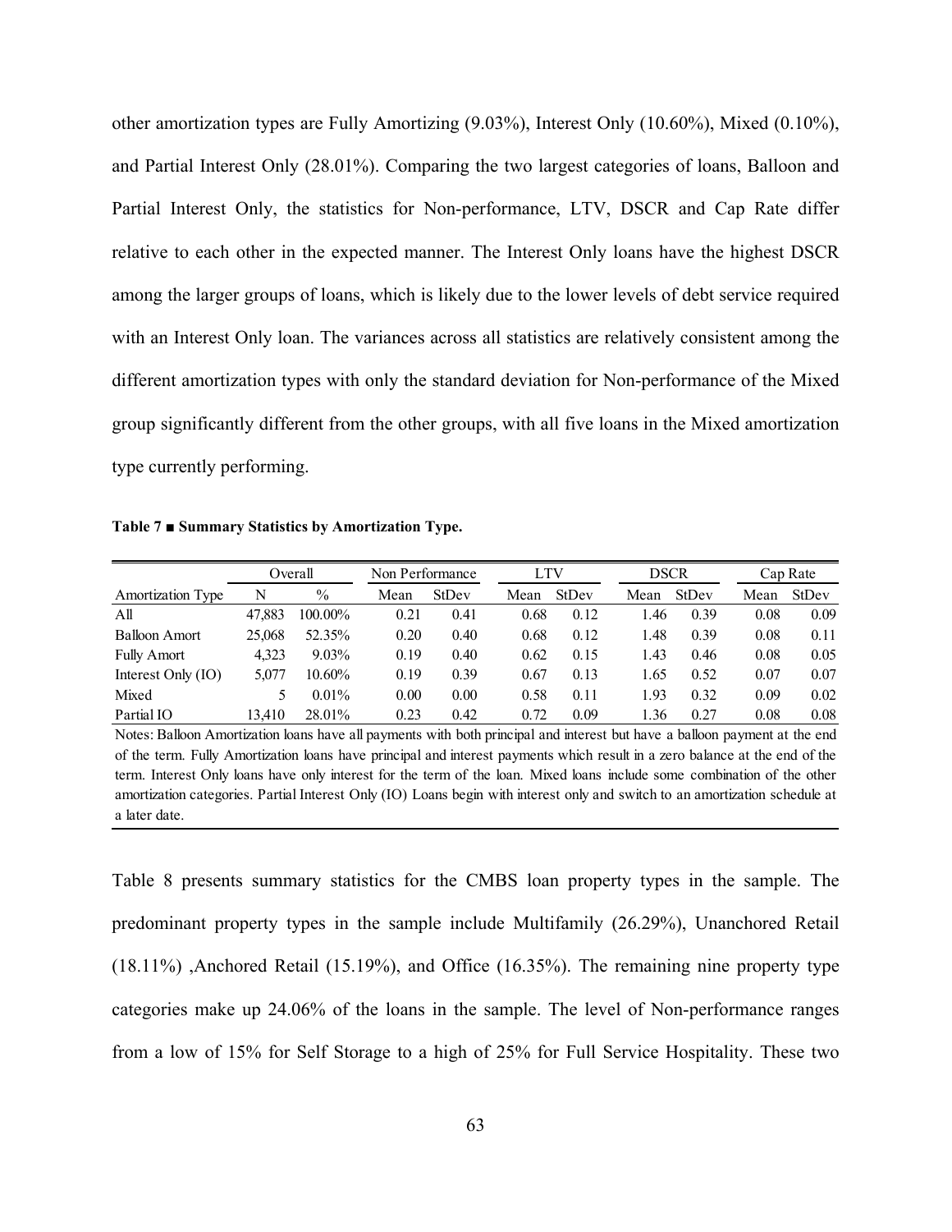other amortization types are Fully Amortizing (9.03%), Interest Only (10.60%), Mixed (0.10%), and Partial Interest Only (28.01%). Comparing the two largest categories of loans, Balloon and Partial Interest Only, the statistics for Non-performance, LTV, DSCR and Cap Rate differ relative to each other in the expected manner. The Interest Only loans have the highest DSCR among the larger groups of loans, which is likely due to the lower levels of debt service required with an Interest Only loan. The variances across all statistics are relatively consistent among the different amortization types with only the standard deviation for Non-performance of the Mixed group significantly different from the other groups, with all five loans in the Mixed amortization type currently performing.

**Table 7 ■ Summary Statistics by Amortization Type.**

| | Overall | | Non Performance | | LTV | | DSCR | | Cap Rate | |
|---|---|---|---|---|---|---|---|---|---|---|
| Amortization Type | N | % | Mean | StDev | Mean | StDev | Mean | StDev | Mean | StDev |
| All | 47,883 | 100.00% | 0.21 | 0.41 | 0.68 | 0.12 | 1.46 | 0.39 | 0.08 | 0.09 |
| Balloon Amort | 25,068 | 52.35% | 0.20 | 0.40 | 0.68 | 0.12 | 1.48 | 0.39 | 0.08 | 0.11 |
| Fully Amort | 4,323 | 9.03% | 0.19 | 0.40 | 0.62 | 0.15 | 1.43 | 0.46 | 0.08 | 0.05 |
| Interest Only (IO) | 5,077 | 10.60% | 0.19 | 0.39 | 0.67 | 0.13 | 1.65 | 0.52 | 0.07 | 0.07 |
| Mixed | 5 | 0.01% | 0.00 | 0.00 | 0.58 | 0.11 | 1.93 | 0.32 | 0.09 | 0.02 |
| Partial IO | 13,410 | 28.01% | 0.23 | 0.42 | 0.72 | 0.09 | 1.36 | 0.27 | 0.08 | 0.08 |

Notes: Balloon Amortization loans have all payments with both principal and interest but have a balloon payment at the end of the term. Fully Amortization loans have principal and interest payments which result in a zero balance at the end of the term. Interest Only loans have only interest for the term of the loan. Mixed loans include some combination of the other amortization categories. Partial Interest Only (IO) Loans begin with interest only and switch to an amortization schedule at a later date.

Table 8 presents summary statistics for the CMBS loan property types in the sample. The predominant property types in the sample include Multifamily (26.29%), Unanchored Retail (18.11%) ,Anchored Retail (15.19%), and Office (16.35%). The remaining nine property type categories make up 24.06% of the loans in the sample. The level of Non-performance ranges from a low of 15% for Self Storage to a high of 25% for Full Service Hospitality. These two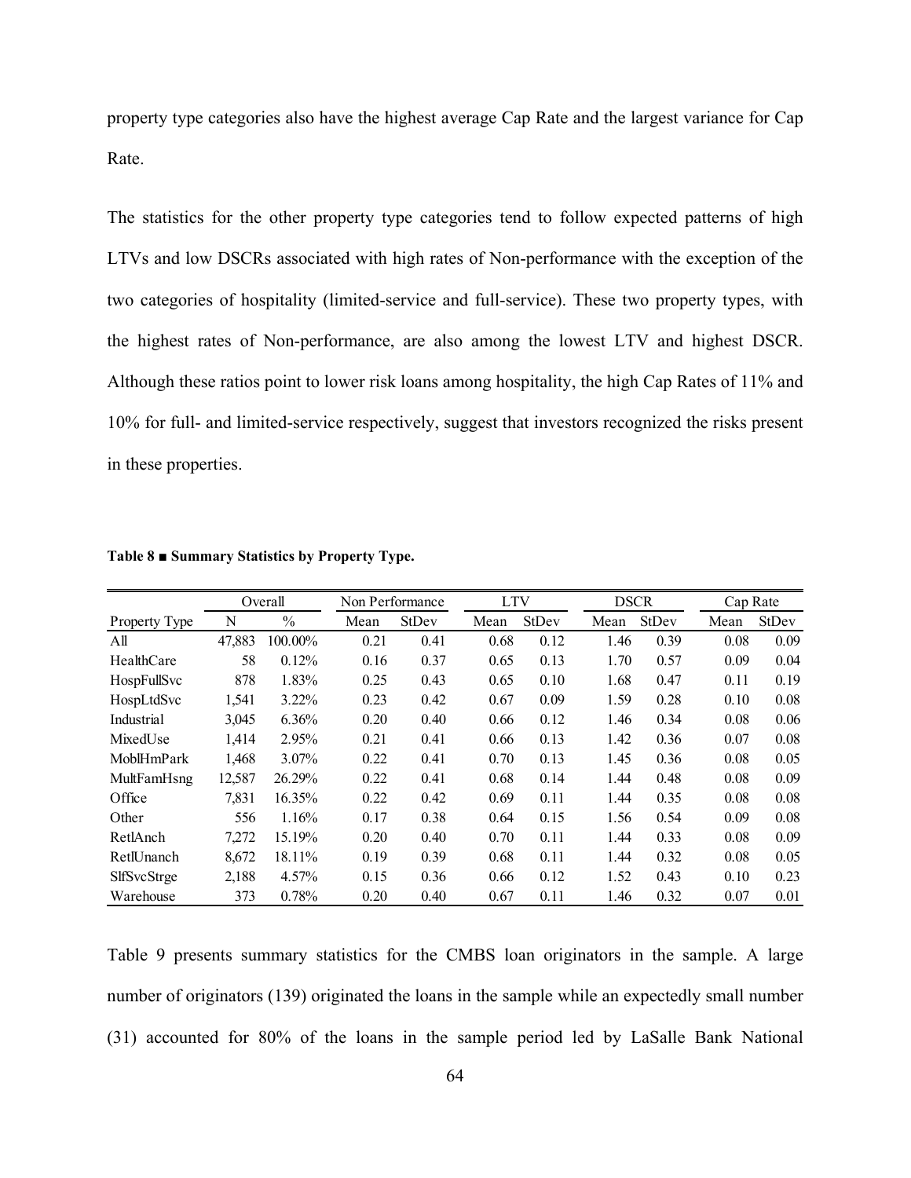property type categories also have the highest average Cap Rate and the largest variance for Cap Rate.

The statistics for the other property type categories tend to follow expected patterns of high LTVs and low DSCRs associated with high rates of Non-performance with the exception of the two categories of hospitality (limited-service and full-service). These two property types, with the highest rates of Non-performance, are also among the lowest LTV and highest DSCR. Although these ratios point to lower risk loans among hospitality, the high Cap Rates of 11% and 10% for full- and limited-service respectively, suggest that investors recognized the risks present in these properties.

**Table 8 ■ Summary Statistics by Property Type.**

| | Overall | | Non Performance | | LTV | | DSCR | | Cap Rate | |
|---|---|---|---|---|---|---|---|---|---|---|
| Property Type | N | % | Mean | StDev | Mean | StDev | Mean | StDev | Mean | StDev |
| All | 47,883 | 100.00% | 0.21 | 0.41 | 0.68 | 0.12 | 1.46 | 0.39 | 0.08 | 0.09 |
| HealthCare | 58 | 0.12% | 0.16 | 0.37 | 0.65 | 0.13 | 1.70 | 0.57 | 0.09 | 0.04 |
| HospFullSvc | 878 | 1.83% | 0.25 | 0.43 | 0.65 | 0.10 | 1.68 | 0.47 | 0.11 | 0.19 |
| HospLtdSvc | 1,541 | 3.22% | 0.23 | 0.42 | 0.67 | 0.09 | 1.59 | 0.28 | 0.10 | 0.08 |
| Industrial | 3,045 | 6.36% | 0.20 | 0.40 | 0.66 | 0.12 | 1.46 | 0.34 | 0.08 | 0.06 |
| MixedUse | 1,414 | 2.95% | 0.21 | 0.41 | 0.66 | 0.13 | 1.42 | 0.36 | 0.07 | 0.08 |
| MoblHmPark | 1,468 | 3.07% | 0.22 | 0.41 | 0.70 | 0.13 | 1.45 | 0.36 | 0.08 | 0.05 |
| MultFamHsng | 12,587 | 26.29% | 0.22 | 0.41 | 0.68 | 0.14 | 1.44 | 0.48 | 0.08 | 0.09 |
| Office | 7,831 | 16.35% | 0.22 | 0.42 | 0.69 | 0.11 | 1.44 | 0.35 | 0.08 | 0.08 |
| Other | 556 | 1.16% | 0.17 | 0.38 | 0.64 | 0.15 | 1.56 | 0.54 | 0.09 | 0.08 |
| RetlAnch | 7,272 | 15.19% | 0.20 | 0.40 | 0.70 | 0.11 | 1.44 | 0.33 | 0.08 | 0.09 |
| RetlUnanch | 8,672 | 18.11% | 0.19 | 0.39 | 0.68 | 0.11 | 1.44 | 0.32 | 0.08 | 0.05 |
| SlfSvcStrge | 2,188 | 4.57% | 0.15 | 0.36 | 0.66 | 0.12 | 1.52 | 0.43 | 0.10 | 0.23 |
| Warehouse | 373 | 0.78% | 0.20 | 0.40 | 0.67 | 0.11 | 1.46 | 0.32 | 0.07 | 0.01 |

Table 9 presents summary statistics for the CMBS loan originators in the sample. A large number of originators (139) originated the loans in the sample while an expectedly small number (31) accounted for 80% of the loans in the sample period led by LaSalle Bank National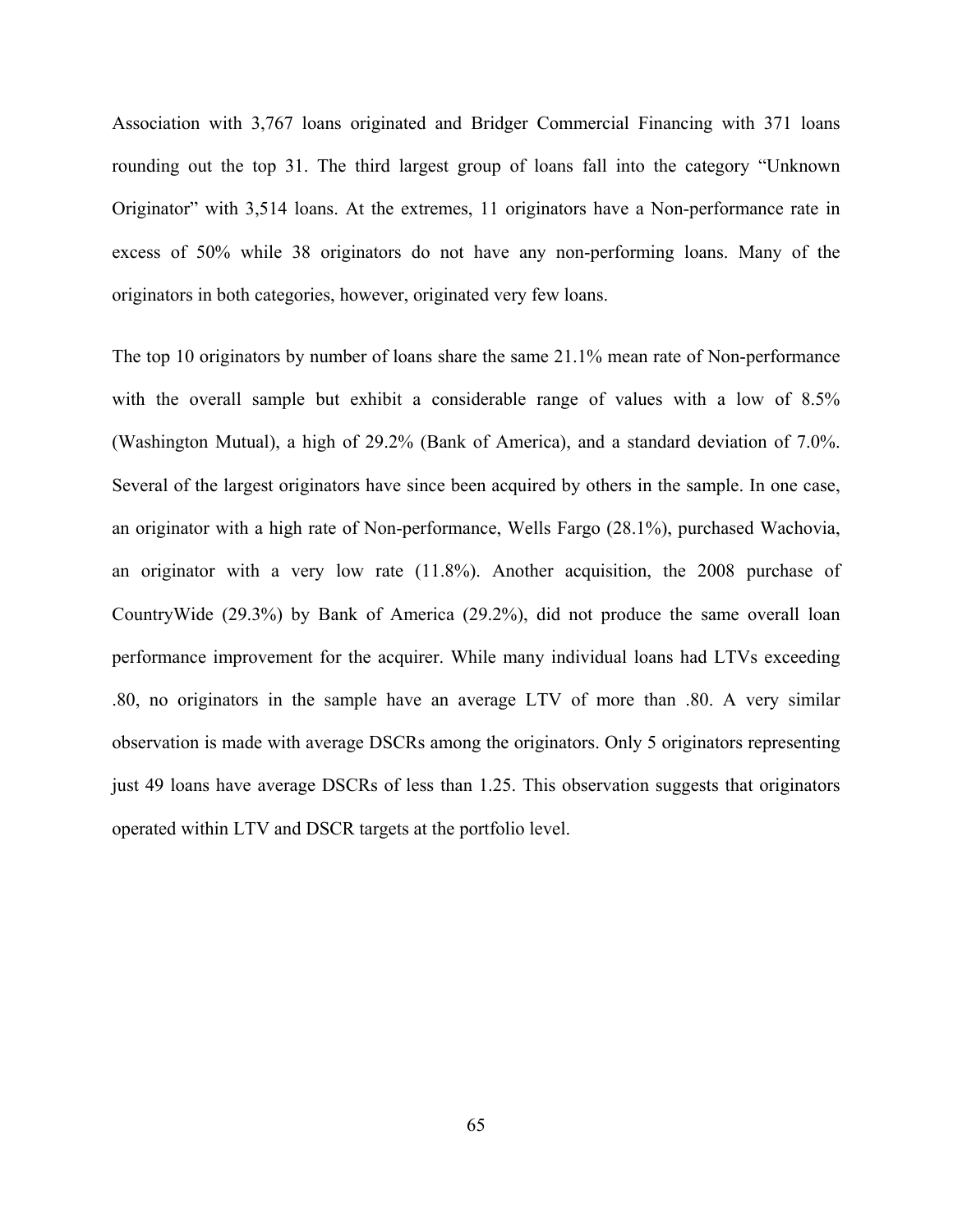Association with 3,767 loans originated and Bridger Commercial Financing with 371 loans rounding out the top 31. The third largest group of loans fall into the category "Unknown Originator" with 3,514 loans. At the extremes, 11 originators have a Non-performance rate in excess of 50% while 38 originators do not have any non-performing loans. Many of the originators in both categories, however, originated very few loans.

The top 10 originators by number of loans share the same 21.1% mean rate of Non-performance with the overall sample but exhibit a considerable range of values with a low of 8.5% (Washington Mutual), a high of 29.2% (Bank of America), and a standard deviation of 7.0%. Several of the largest originators have since been acquired by others in the sample. In one case, an originator with a high rate of Non-performance, Wells Fargo (28.1%), purchased Wachovia, an originator with a very low rate (11.8%). Another acquisition, the 2008 purchase of CountryWide (29.3%) by Bank of America (29.2%), did not produce the same overall loan performance improvement for the acquirer. While many individual loans had LTVs exceeding .80, no originators in the sample have an average LTV of more than .80. A very similar observation is made with average DSCRs among the originators. Only 5 originators representing just 49 loans have average DSCRs of less than 1.25. This observation suggests that originators operated within LTV and DSCR targets at the portfolio level.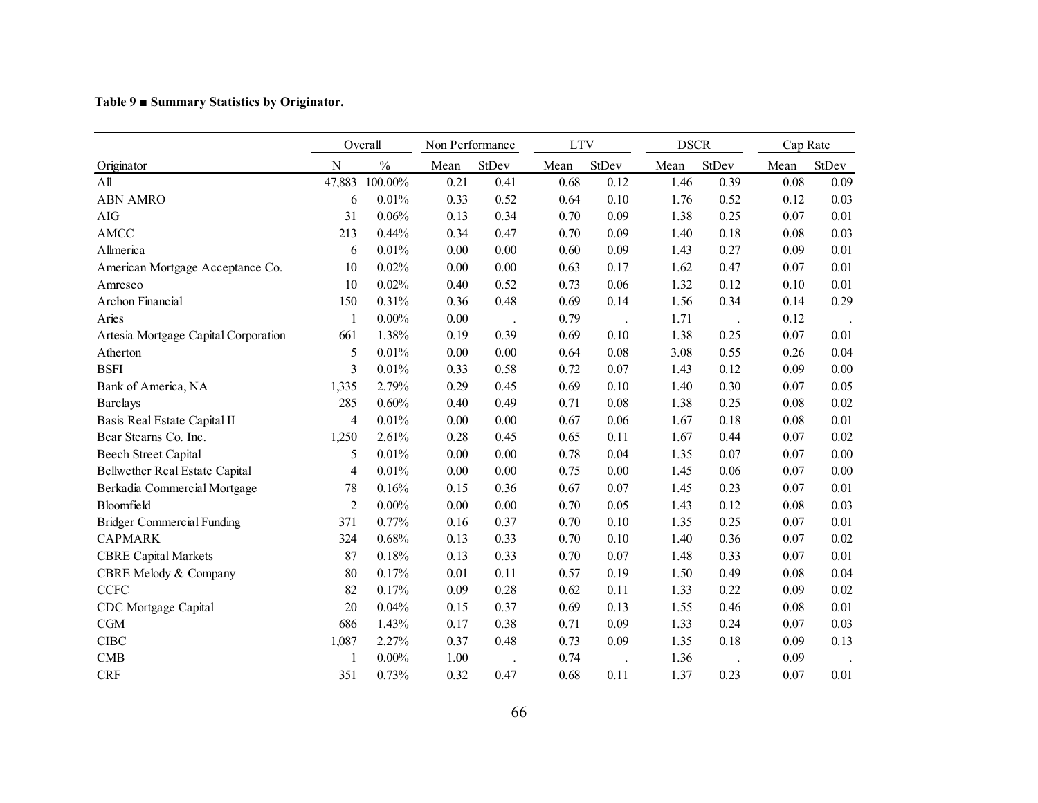**Table 9 ■ Summary Statistics by Originator.**

| | Overall | | Non Performance | | LTV | | DSCR | | Cap Rate | |
|---|---|---|---|---|---|---|---|---|---|---|
| Originator | N | % | Mean | StDev | Mean | StDev | Mean | StDev | Mean | StDev |
| All | 47,883 | 100.00% | 0.21 | 0.41 | 0.68 | 0.12 | 1.46 | 0.39 | 0.08 | 0.09 |
| ABN AMRO | 6 | 0.01% | 0.33 | 0.52 | 0.64 | 0.10 | 1.76 | 0.52 | 0.12 | 0.03 |
| AIG | 31 | 0.06% | 0.13 | 0.34 | 0.70 | 0.09 | 1.38 | 0.25 | 0.07 | 0.01 |
| AMCC | 213 | 0.44% | 0.34 | 0.47 | 0.70 | 0.09 | 1.40 | 0.18 | 0.08 | 0.03 |
| Allmerica | 6 | 0.01% | 0.00 | 0.00 | 0.60 | 0.09 | 1.43 | 0.27 | 0.09 | 0.01 |
| American Mortgage Acceptance Co. | 10 | 0.02% | 0.00 | 0.00 | 0.63 | 0.17 | 1.62 | 0.47 | 0.07 | 0.01 |
| Amresco | 10 | 0.02% | 0.40 | 0.52 | 0.73 | 0.06 | 1.32 | 0.12 | 0.10 | 0.01 |
| Archon Financial | 150 | 0.31% | 0.36 | 0.48 | 0.69 | 0.14 | 1.56 | 0.34 | 0.14 | 0.29 |
| Aries | 1 | 0.00% | 0.00 | . | 0.79 | . | 1.71 | . | 0.12 | . |
| Artesia Mortgage Capital Corporation | 661 | 1.38% | 0.19 | 0.39 | 0.69 | 0.10 | 1.38 | 0.25 | 0.07 | 0.01 |
| Atherton | 5 | 0.01% | 0.00 | 0.00 | 0.64 | 0.08 | 3.08 | 0.55 | 0.26 | 0.04 |
| BSFI | 3 | 0.01% | 0.33 | 0.58 | 0.72 | 0.07 | 1.43 | 0.12 | 0.09 | 0.00 |
| Bank of America, NA | 1,335 | 2.79% | 0.29 | 0.45 | 0.69 | 0.10 | 1.40 | 0.30 | 0.07 | 0.05 |
| Barclays | 285 | 0.60% | 0.40 | 0.49 | 0.71 | 0.08 | 1.38 | 0.25 | 0.08 | 0.02 |
| Basis Real Estate Capital II | 4 | 0.01% | 0.00 | 0.00 | 0.67 | 0.06 | 1.67 | 0.18 | 0.08 | 0.01 |
| Bear Stearns Co. Inc. | 1,250 | 2.61% | 0.28 | 0.45 | 0.65 | 0.11 | 1.67 | 0.44 | 0.07 | 0.02 |
| Beech Street Capital | 5 | 0.01% | 0.00 | 0.00 | 0.78 | 0.04 | 1.35 | 0.07 | 0.07 | 0.00 |
| Bellwether Real Estate Capital | 4 | 0.01% | 0.00 | 0.00 | 0.75 | 0.00 | 1.45 | 0.06 | 0.07 | 0.00 |
| Berkadia Commercial Mortgage | 78 | 0.16% | 0.15 | 0.36 | 0.67 | 0.07 | 1.45 | 0.23 | 0.07 | 0.01 |
| Bloomfield | 2 | 0.00% | 0.00 | 0.00 | 0.70 | 0.05 | 1.43 | 0.12 | 0.08 | 0.03 |
| Bridger Commercial Funding | 371 | 0.77% | 0.16 | 0.37 | 0.70 | 0.10 | 1.35 | 0.25 | 0.07 | 0.01 |
| CAPMARK | 324 | 0.68% | 0.13 | 0.33 | 0.70 | 0.10 | 1.40 | 0.36 | 0.07 | 0.02 |
| CBRE Capital Markets | 87 | 0.18% | 0.13 | 0.33 | 0.70 | 0.07 | 1.48 | 0.33 | 0.07 | 0.01 |
| CBRE Melody & Company | 80 | 0.17% | 0.01 | 0.11 | 0.57 | 0.19 | 1.50 | 0.49 | 0.08 | 0.04 |
| CCFC | 82 | 0.17% | 0.09 | 0.28 | 0.62 | 0.11 | 1.33 | 0.22 | 0.09 | 0.02 |
| CDC Mortgage Capital | 20 | 0.04% | 0.15 | 0.37 | 0.69 | 0.13 | 1.55 | 0.46 | 0.08 | 0.01 |
| CGM | 686 | 1.43% | 0.17 | 0.38 | 0.71 | 0.09 | 1.33 | 0.24 | 0.07 | 0.03 |
| CIBC | 1,087 | 2.27% | 0.37 | 0.48 | 0.73 | 0.09 | 1.35 | 0.18 | 0.09 | 0.13 |
| CMB | 1 | 0.00% | 1.00 | . | 0.74 | . | 1.36 | . | 0.09 | . |
| CRF | 351 | 0.73% | 0.32 | 0.47 | 0.68 | 0.11 | 1.37 | 0.23 | 0.07 | 0.01 |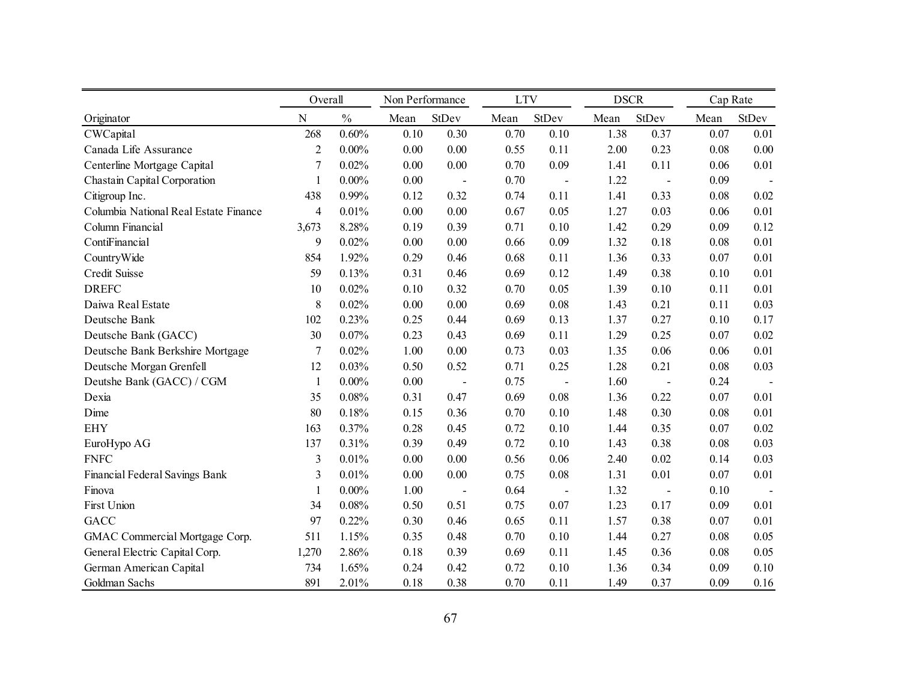| | Overall | | Non Performance | | LTV | | DSCR | | Cap Rate | |
|---|---|---|---|---|---|---|---|---|---|---|
| Originator | N | % | Mean | StDev | Mean | StDev | Mean | StDev | Mean | StDev |
| CWCapital | 268 | 0.60% | 0.10 | 0.30 | 0.70 | 0.10 | 1.38 | 0.37 | 0.07 | 0.01 |
| Canada Life Assurance | 2 | 0.00% | 0.00 | 0.00 | 0.55 | 0.11 | 2.00 | 0.23 | 0.08 | 0.00 |
| Centerline Mortgage Capital | 7 | 0.02% | 0.00 | 0.00 | 0.70 | 0.09 | 1.41 | 0.11 | 0.06 | 0.01 |
| Chastain Capital Corporation | 1 | 0.00% | 0.00 | - | 0.70 | - | 1.22 | - | 0.09 | - |
| Citigroup Inc. | 438 | 0.99% | 0.12 | 0.32 | 0.74 | 0.11 | 1.41 | 0.33 | 0.08 | 0.02 |
| Columbia National Real Estate Finance | 4 | 0.01% | 0.00 | 0.00 | 0.67 | 0.05 | 1.27 | 0.03 | 0.06 | 0.01 |
| Column Financial | 3,673 | 8.28% | 0.19 | 0.39 | 0.71 | 0.10 | 1.42 | 0.29 | 0.09 | 0.12 |
| ContiFinancial | 9 | 0.02% | 0.00 | 0.00 | 0.66 | 0.09 | 1.32 | 0.18 | 0.08 | 0.01 |
| CountryWide | 854 | 1.92% | 0.29 | 0.46 | 0.68 | 0.11 | 1.36 | 0.33 | 0.07 | 0.01 |
| Credit Suisse | 59 | 0.13% | 0.31 | 0.46 | 0.69 | 0.12 | 1.49 | 0.38 | 0.10 | 0.01 |
| DREFC | 10 | 0.02% | 0.10 | 0.32 | 0.70 | 0.05 | 1.39 | 0.10 | 0.11 | 0.01 |
| Daiwa Real Estate | 8 | 0.02% | 0.00 | 0.00 | 0.69 | 0.08 | 1.43 | 0.21 | 0.11 | 0.03 |
| Deutsche Bank | 102 | 0.23% | 0.25 | 0.44 | 0.69 | 0.13 | 1.37 | 0.27 | 0.10 | 0.17 |
| Deutsche Bank (GACC) | 30 | 0.07% | 0.23 | 0.43 | 0.69 | 0.11 | 1.29 | 0.25 | 0.07 | 0.02 |
| Deutsche Bank Berkshire Mortgage | 7 | 0.02% | 1.00 | 0.00 | 0.73 | 0.03 | 1.35 | 0.06 | 0.06 | 0.01 |
| Deutsche Morgan Grenfell | 12 | 0.03% | 0.50 | 0.52 | 0.71 | 0.25 | 1.28 | 0.21 | 0.08 | 0.03 |
| Deutshe Bank (GACC) / CGM | 1 | 0.00% | 0.00 | - | 0.75 | - | 1.60 | - | 0.24 | - |
| Dexia | 35 | 0.08% | 0.31 | 0.47 | 0.69 | 0.08 | 1.36 | 0.22 | 0.07 | 0.01 |
| Dime | 80 | 0.18% | 0.15 | 0.36 | 0.70 | 0.10 | 1.48 | 0.30 | 0.08 | 0.01 |
| EHY | 163 | 0.37% | 0.28 | 0.45 | 0.72 | 0.10 | 1.44 | 0.35 | 0.07 | 0.02 |
| EuroHypo AG | 137 | 0.31% | 0.39 | 0.49 | 0.72 | 0.10 | 1.43 | 0.38 | 0.08 | 0.03 |
| FNFC | 3 | 0.01% | 0.00 | 0.00 | 0.56 | 0.06 | 2.40 | 0.02 | 0.14 | 0.03 |
| Financial Federal Savings Bank | 3 | 0.01% | 0.00 | 0.00 | 0.75 | 0.08 | 1.31 | 0.01 | 0.07 | 0.01 |
| Finova | 1 | 0.00% | 1.00 | - | 0.64 | - | 1.32 | - | 0.10 | - |
| First Union | 34 | 0.08% | 0.50 | 0.51 | 0.75 | 0.07 | 1.23 | 0.17 | 0.09 | 0.01 |
| GACC | 97 | 0.22% | 0.30 | 0.46 | 0.65 | 0.11 | 1.57 | 0.38 | 0.07 | 0.01 |
| GMAC Commercial Mortgage Corp. | 511 | 1.15% | 0.35 | 0.48 | 0.70 | 0.10 | 1.44 | 0.27 | 0.08 | 0.05 |
| General Electric Capital Corp. | 1,270 | 2.86% | 0.18 | 0.39 | 0.69 | 0.11 | 1.45 | 0.36 | 0.08 | 0.05 |
| German American Capital | 734 | 1.65% | 0.24 | 0.42 | 0.72 | 0.10 | 1.36 | 0.34 | 0.09 | 0.10 |
| Goldman Sachs | 891 | 2.01% | 0.18 | 0.38 | 0.70 | 0.11 | 1.49 | 0.37 | 0.09 | 0.16 |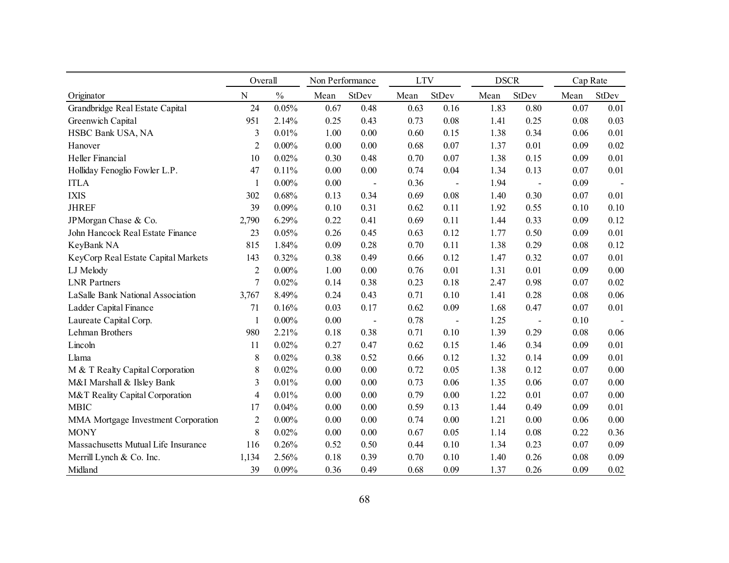| | Overall | | Non Performance | | LTV | | DSCR | | Cap Rate | |
|---|---|---|---|---|---|---|---|---|---|---|
| Originator | N | % | Mean | StDev | Mean | StDev | Mean | StDev | Mean | StDev |
| Grandbridge Real Estate Capital | 24 | 0.05% | 0.67 | 0.48 | 0.63 | 0.16 | 1.83 | 0.80 | 0.07 | 0.01 |
| Greenwich Capital | 951 | 2.14% | 0.25 | 0.43 | 0.73 | 0.08 | 1.41 | 0.25 | 0.08 | 0.03 |
| HSBC Bank USA, NA | 3 | 0.01% | 1.00 | 0.00 | 0.60 | 0.15 | 1.38 | 0.34 | 0.06 | 0.01 |
| Hanover | 2 | 0.00% | 0.00 | 0.00 | 0.68 | 0.07 | 1.37 | 0.01 | 0.09 | 0.02 |
| Heller Financial | 10 | 0.02% | 0.30 | 0.48 | 0.70 | 0.07 | 1.38 | 0.15 | 0.09 | 0.01 |
| Holliday Fenoglio Fowler L.P. | 47 | 0.11% | 0.00 | 0.00 | 0.74 | 0.04 | 1.34 | 0.13 | 0.07 | 0.01 |
| ITLA | 1 | 0.00% | 0.00 | - | 0.36 | - | 1.94 | - | 0.09 | - |
| IXIS | 302 | 0.68% | 0.13 | 0.34 | 0.69 | 0.08 | 1.40 | 0.30 | 0.07 | 0.01 |
| JHREF | 39 | 0.09% | 0.10 | 0.31 | 0.62 | 0.11 | 1.92 | 0.55 | 0.10 | 0.10 |
| JPMorgan Chase & Co. | 2,790 | 6.29% | 0.22 | 0.41 | 0.69 | 0.11 | 1.44 | 0.33 | 0.09 | 0.12 |
| John Hancock Real Estate Finance | 23 | 0.05% | 0.26 | 0.45 | 0.63 | 0.12 | 1.77 | 0.50 | 0.09 | 0.01 |
| KeyBank NA | 815 | 1.84% | 0.09 | 0.28 | 0.70 | 0.11 | 1.38 | 0.29 | 0.08 | 0.12 |
| KeyCorp Real Estate Capital Markets | 143 | 0.32% | 0.38 | 0.49 | 0.66 | 0.12 | 1.47 | 0.32 | 0.07 | 0.01 |
| LJ Melody | 2 | 0.00% | 1.00 | 0.00 | 0.76 | 0.01 | 1.31 | 0.01 | 0.09 | 0.00 |
| LNR Partners | 7 | 0.02% | 0.14 | 0.38 | 0.23 | 0.18 | 2.47 | 0.98 | 0.07 | 0.02 |
| LaSalle Bank National Association | 3,767 | 8.49% | 0.24 | 0.43 | 0.71 | 0.10 | 1.41 | 0.28 | 0.08 | 0.06 |
| Ladder Capital Finance | 71 | 0.16% | 0.03 | 0.17 | 0.62 | 0.09 | 1.68 | 0.47 | 0.07 | 0.01 |
| Laureate Capital Corp. | 1 | 0.00% | 0.00 | - | 0.78 | - | 1.25 | - | 0.10 | - |
| Lehman Brothers | 980 | 2.21% | 0.18 | 0.38 | 0.71 | 0.10 | 1.39 | 0.29 | 0.08 | 0.06 |
| Lincoln | 11 | 0.02% | 0.27 | 0.47 | 0.62 | 0.15 | 1.46 | 0.34 | 0.09 | 0.01 |
| Llama | 8 | 0.02% | 0.38 | 0.52 | 0.66 | 0.12 | 1.32 | 0.14 | 0.09 | 0.01 |
| M & T Realty Capital Corporation | 8 | 0.02% | 0.00 | 0.00 | 0.72 | 0.05 | 1.38 | 0.12 | 0.07 | 0.00 |
| M&I Marshall & Ilsley Bank | 3 | 0.01% | 0.00 | 0.00 | 0.73 | 0.06 | 1.35 | 0.06 | 0.07 | 0.00 |
| M&T Reality Capital Corporation | 4 | 0.01% | 0.00 | 0.00 | 0.79 | 0.00 | 1.22 | 0.01 | 0.07 | 0.00 |
| MBIC | 17 | 0.04% | 0.00 | 0.00 | 0.59 | 0.13 | 1.44 | 0.49 | 0.09 | 0.01 |
| MMA Mortgage Investment Corporation | 2 | 0.00% | 0.00 | 0.00 | 0.74 | 0.00 | 1.21 | 0.00 | 0.06 | 0.00 |
| MONY | 8 | 0.02% | 0.00 | 0.00 | 0.67 | 0.05 | 1.14 | 0.08 | 0.22 | 0.36 |
| Massachusetts Mutual Life Insurance | 116 | 0.26% | 0.52 | 0.50 | 0.44 | 0.10 | 1.34 | 0.23 | 0.07 | 0.09 |
| Merrill Lynch & Co. Inc. | 1,134 | 2.56% | 0.18 | 0.39 | 0.70 | 0.10 | 1.40 | 0.26 | 0.08 | 0.09 |
| Midland | 39 | 0.09% | 0.36 | 0.49 | 0.68 | 0.09 | 1.37 | 0.26 | 0.09 | 0.02 |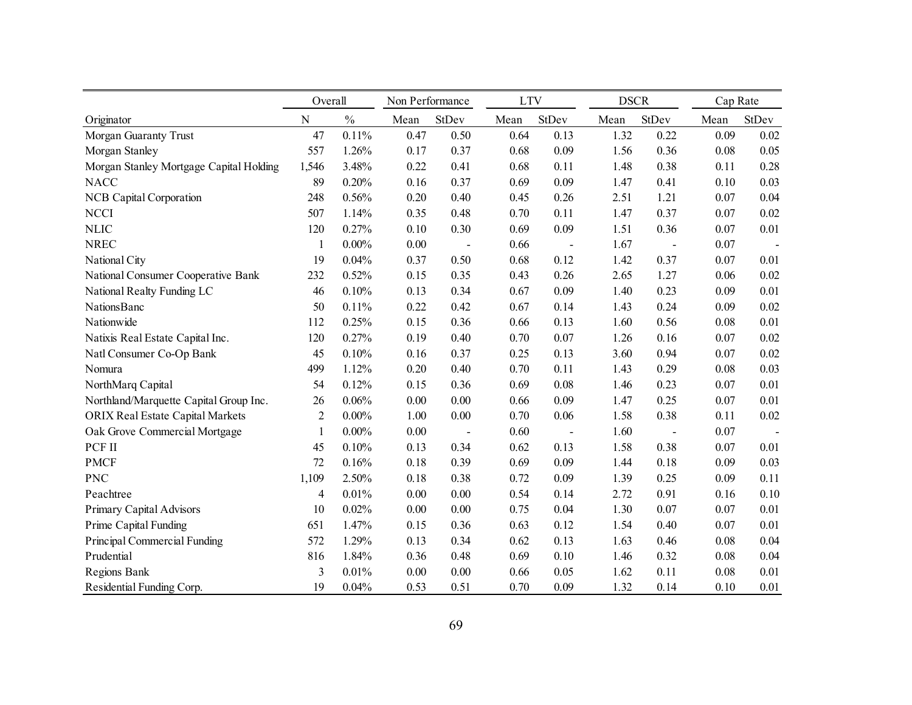| Originator | Overall | | Non Performance | | LTV | | DSCR | | Cap Rate | |
|---|---|---|---|---|---|---|---|---|---|---|
| | N | % | Mean | StDev | Mean | StDev | Mean | StDev | Mean | StDev |
| Morgan Guaranty Trust | 47 | 0.11% | 0.47 | 0.50 | 0.64 | 0.13 | 1.32 | 0.22 | 0.09 | 0.02 |
| Morgan Stanley | 557 | 1.26% | 0.17 | 0.37 | 0.68 | 0.09 | 1.56 | 0.36 | 0.08 | 0.05 |
| Morgan Stanley Mortgage Capital Holding | 1,546 | 3.48% | 0.22 | 0.41 | 0.68 | 0.11 | 1.48 | 0.38 | 0.11 | 0.28 |
| NACC | 89 | 0.20% | 0.16 | 0.37 | 0.69 | 0.09 | 1.47 | 0.41 | 0.10 | 0.03 |
| NCB Capital Corporation | 248 | 0.56% | 0.20 | 0.40 | 0.45 | 0.26 | 2.51 | 1.21 | 0.07 | 0.04 |
| NCCI | 507 | 1.14% | 0.35 | 0.48 | 0.70 | 0.11 | 1.47 | 0.37 | 0.07 | 0.02 |
| NLIC | 120 | 0.27% | 0.10 | 0.30 | 0.69 | 0.09 | 1.51 | 0.36 | 0.07 | 0.01 |
| NREC | 1 | 0.00% | 0.00 | - | 0.66 | - | 1.67 | - | 0.07 | - |
| National City | 19 | 0.04% | 0.37 | 0.50 | 0.68 | 0.12 | 1.42 | 0.37 | 0.07 | 0.01 |
| National Consumer Cooperative Bank | 232 | 0.52% | 0.15 | 0.35 | 0.43 | 0.26 | 2.65 | 1.27 | 0.06 | 0.02 |
| National Realty Funding LC | 46 | 0.10% | 0.13 | 0.34 | 0.67 | 0.09 | 1.40 | 0.23 | 0.09 | 0.01 |
| NationsBanc | 50 | 0.11% | 0.22 | 0.42 | 0.67 | 0.14 | 1.43 | 0.24 | 0.09 | 0.02 |
| Nationwide | 112 | 0.25% | 0.15 | 0.36 | 0.66 | 0.13 | 1.60 | 0.56 | 0.08 | 0.01 |
| Natixis Real Estate Capital Inc. | 120 | 0.27% | 0.19 | 0.40 | 0.70 | 0.07 | 1.26 | 0.16 | 0.07 | 0.02 |
| Natl Consumer Co-Op Bank | 45 | 0.10% | 0.16 | 0.37 | 0.25 | 0.13 | 3.60 | 0.94 | 0.07 | 0.02 |
| Nomura | 499 | 1.12% | 0.20 | 0.40 | 0.70 | 0.11 | 1.43 | 0.29 | 0.08 | 0.03 |
| NorthMarq Capital | 54 | 0.12% | 0.15 | 0.36 | 0.69 | 0.08 | 1.46 | 0.23 | 0.07 | 0.01 |
| Northland/Marquette Capital Group Inc. | 26 | 0.06% | 0.00 | 0.00 | 0.66 | 0.09 | 1.47 | 0.25 | 0.07 | 0.01 |
| ORIX Real Estate Capital Markets | 2 | 0.00% | 1.00 | 0.00 | 0.70 | 0.06 | 1.58 | 0.38 | 0.11 | 0.02 |
| Oak Grove Commercial Mortgage | 1 | 0.00% | 0.00 | - | 0.60 | - | 1.60 | - | 0.07 | - |
| PCF II | 45 | 0.10% | 0.13 | 0.34 | 0.62 | 0.13 | 1.58 | 0.38 | 0.07 | 0.01 |
| PMCF | 72 | 0.16% | 0.18 | 0.39 | 0.69 | 0.09 | 1.44 | 0.18 | 0.09 | 0.03 |
| PNC | 1,109 | 2.50% | 0.18 | 0.38 | 0.72 | 0.09 | 1.39 | 0.25 | 0.09 | 0.11 |
| Peachtree | 4 | 0.01% | 0.00 | 0.00 | 0.54 | 0.14 | 2.72 | 0.91 | 0.16 | 0.10 |
| Primary Capital Advisors | 10 | 0.02% | 0.00 | 0.00 | 0.75 | 0.04 | 1.30 | 0.07 | 0.07 | 0.01 |
| Prime Capital Funding | 651 | 1.47% | 0.15 | 0.36 | 0.63 | 0.12 | 1.54 | 0.40 | 0.07 | 0.01 |
| Principal Commercial Funding | 572 | 1.29% | 0.13 | 0.34 | 0.62 | 0.13 | 1.63 | 0.46 | 0.08 | 0.04 |
| Prudential | 816 | 1.84% | 0.36 | 0.48 | 0.69 | 0.10 | 1.46 | 0.32 | 0.08 | 0.04 |
| Regions Bank | 3 | 0.01% | 0.00 | 0.00 | 0.66 | 0.05 | 1.62 | 0.11 | 0.08 | 0.01 |
| Residential Funding Corp. | 19 | 0.04% | 0.53 | 0.51 | 0.70 | 0.09 | 1.32 | 0.14 | 0.10 | 0.01 |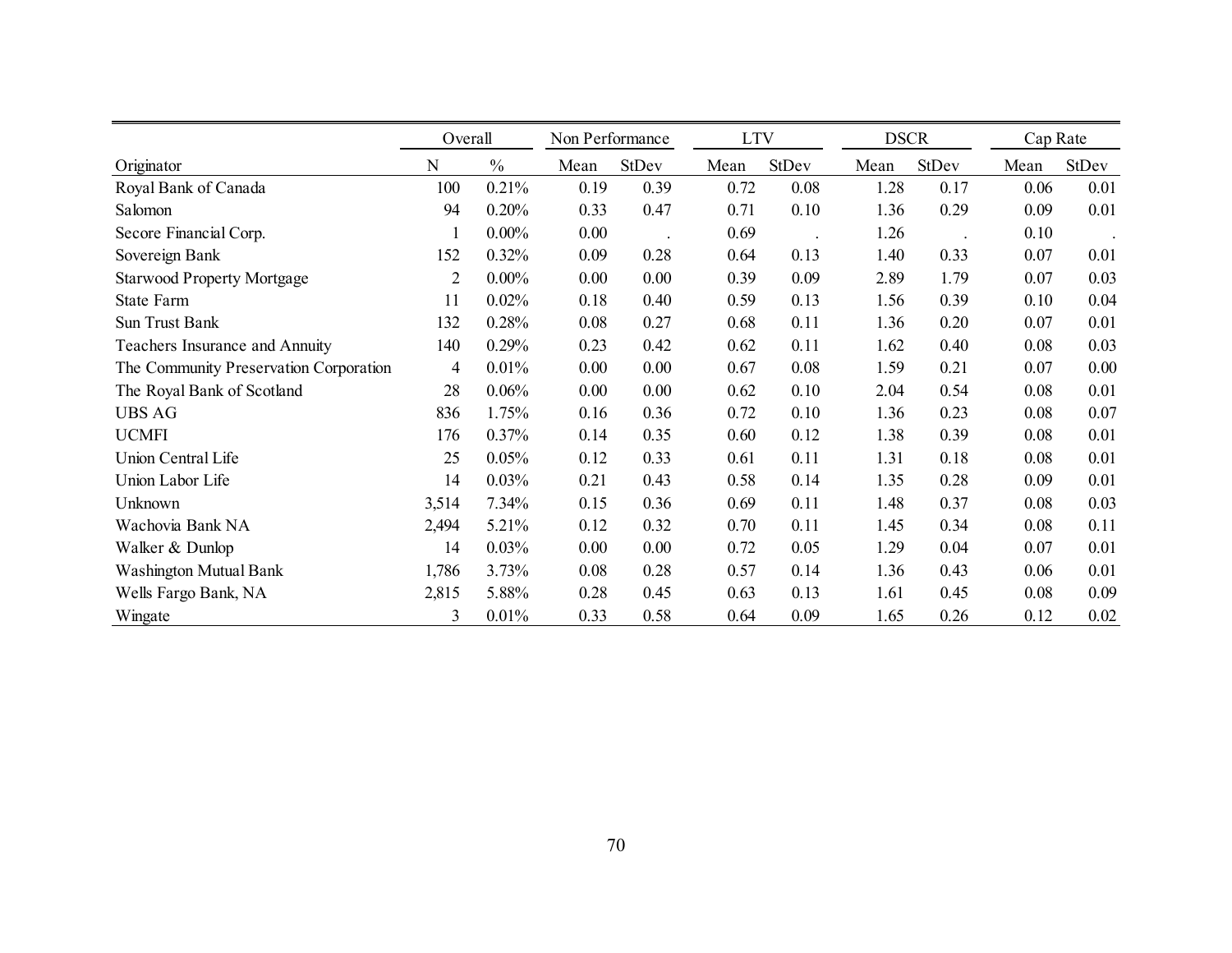| | Overall | | Non Performance | | LTV | | DSCR | | Cap Rate | |
|---|---|---|---|---|---|---|---|---|---|---|
| Originator | N | % | Mean | StDev | Mean | StDev | Mean | StDev | Mean | StDev |
| Royal Bank of Canada | 100 | 0.21% | 0.19 | 0.39 | 0.72 | 0.08 | 1.28 | 0.17 | 0.06 | 0.01 |
| Salomon | 94 | 0.20% | 0.33 | 0.47 | 0.71 | 0.10 | 1.36 | 0.29 | 0.09 | 0.01 |
| Secore Financial Corp. | 1 | 0.00% | 0.00 | . | 0.69 | . | 1.26 | . | 0.10 | . |
| Sovereign Bank | 152 | 0.32% | 0.09 | 0.28 | 0.64 | 0.13 | 1.40 | 0.33 | 0.07 | 0.01 |
| Starwood Property Mortgage | 2 | 0.00% | 0.00 | 0.00 | 0.39 | 0.09 | 2.89 | 1.79 | 0.07 | 0.03 |
| State Farm | 11 | 0.02% | 0.18 | 0.40 | 0.59 | 0.13 | 1.56 | 0.39 | 0.10 | 0.04 |
| Sun Trust Bank | 132 | 0.28% | 0.08 | 0.27 | 0.68 | 0.11 | 1.36 | 0.20 | 0.07 | 0.01 |
| Teachers Insurance and Annuity | 140 | 0.29% | 0.23 | 0.42 | 0.62 | 0.11 | 1.62 | 0.40 | 0.08 | 0.03 |
| The Community Preservation Corporation | 4 | 0.01% | 0.00 | 0.00 | 0.67 | 0.08 | 1.59 | 0.21 | 0.07 | 0.00 |
| The Royal Bank of Scotland | 28 | 0.06% | 0.00 | 0.00 | 0.62 | 0.10 | 2.04 | 0.54 | 0.08 | 0.01 |
| UBS AG | 836 | 1.75% | 0.16 | 0.36 | 0.72 | 0.10 | 1.36 | 0.23 | 0.08 | 0.07 |
| UCMFI | 176 | 0.37% | 0.14 | 0.35 | 0.60 | 0.12 | 1.38 | 0.39 | 0.08 | 0.01 |
| Union Central Life | 25 | 0.05% | 0.12 | 0.33 | 0.61 | 0.11 | 1.31 | 0.18 | 0.08 | 0.01 |
| Union Labor Life | 14 | 0.03% | 0.21 | 0.43 | 0.58 | 0.14 | 1.35 | 0.28 | 0.09 | 0.01 |
| Unknown | 3,514 | 7.34% | 0.15 | 0.36 | 0.69 | 0.11 | 1.48 | 0.37 | 0.08 | 0.03 |
| Wachovia Bank NA | 2,494 | 5.21% | 0.12 | 0.32 | 0.70 | 0.11 | 1.45 | 0.34 | 0.08 | 0.11 |
| Walker & Dunlop | 14 | 0.03% | 0.00 | 0.00 | 0.72 | 0.05 | 1.29 | 0.04 | 0.07 | 0.01 |
| Washington Mutual Bank | 1,786 | 3.73% | 0.08 | 0.28 | 0.57 | 0.14 | 1.36 | 0.43 | 0.06 | 0.01 |
| Wells Fargo Bank, NA | 2,815 | 5.88% | 0.28 | 0.45 | 0.63 | 0.13 | 1.61 | 0.45 | 0.08 | 0.09 |
| Wingate | 3 | 0.01% | 0.33 | 0.58 | 0.64 | 0.09 | 1.65 | 0.26 | 0.12 | 0.02 |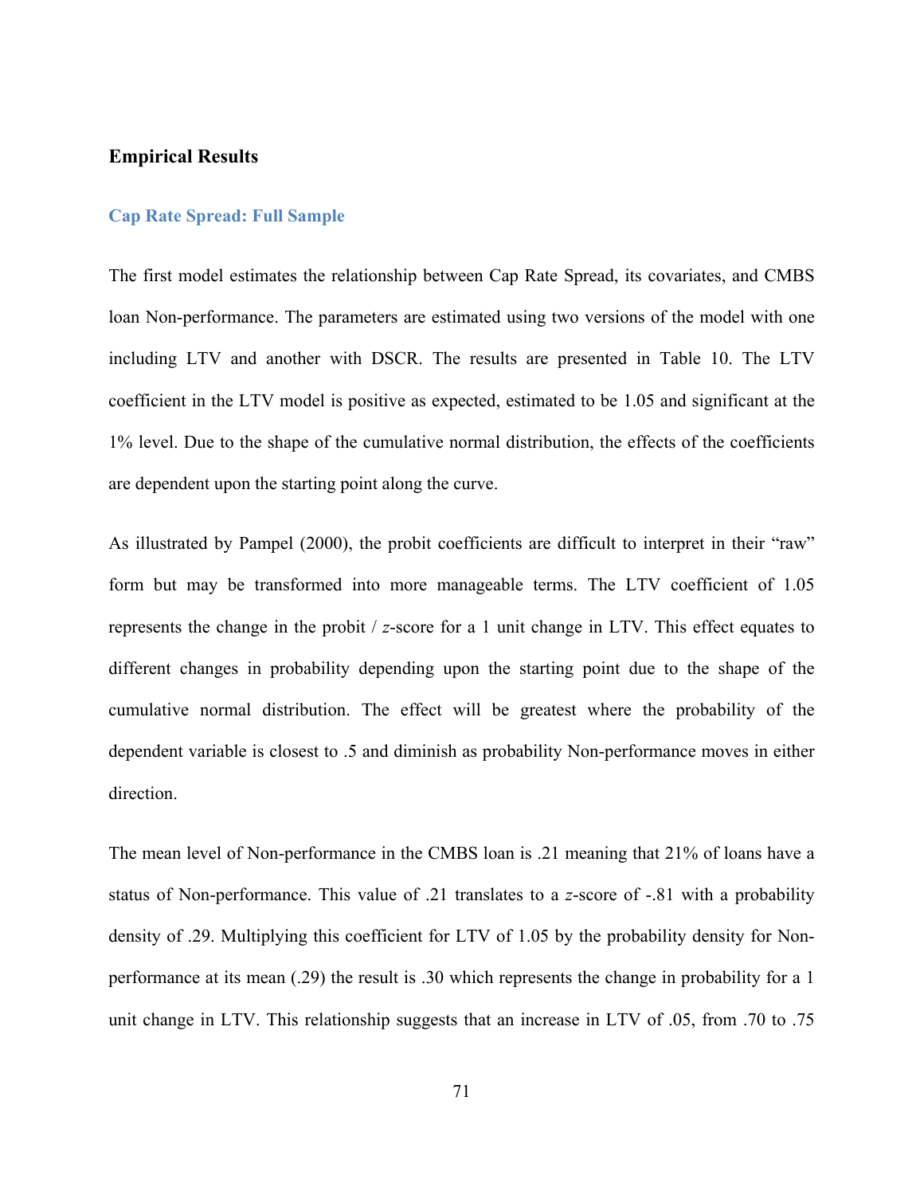## Empirical Results

### Cap Rate Spread: Full Sample

The first model estimates the relationship between Cap Rate Spread, its covariates, and CMBS loan Non-performance. The parameters are estimated using two versions of the model with one including LTV and another with DSCR. The results are presented in Table 10. The LTV coefficient in the LTV model is positive as expected, estimated to be 1.05 and significant at the 1% level. Due to the shape of the cumulative normal distribution, the effects of the coefficients are dependent upon the starting point along the curve.

As illustrated by Pampel (2000), the probit coefficients are difficult to interpret in their "raw" form but may be transformed into more manageable terms. The LTV coefficient of 1.05 represents the change in the probit / *z*-score for a 1 unit change in LTV. This effect equates to different changes in probability depending upon the starting point due to the shape of the cumulative normal distribution. The effect will be greatest where the probability of the dependent variable is closest to .5 and diminish as probability Non-performance moves in either direction.

The mean level of Non-performance in the CMBS loan is .21 meaning that 21% of loans have a status of Non-performance. This value of .21 translates to a *z*-score of -.81 with a probability density of .29. Multiplying this coefficient for LTV of 1.05 by the probability density for Non-performance at its mean (.29) the result is .30 which represents the change in probability for a 1 unit change in LTV. This relationship suggests that an increase in LTV of .05, from .70 to .75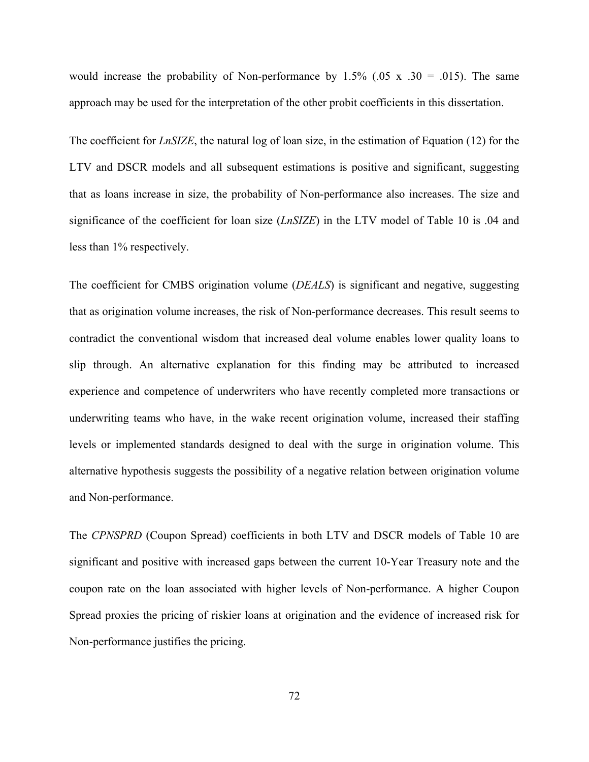would increase the probability of Non-performance by 1.5% (.05 x .30 = .015). The same approach may be used for the interpretation of the other probit coefficients in this dissertation.

The coefficient for *LnSIZE*, the natural log of loan size, in the estimation of Equation (12) for the LTV and DSCR models and all subsequent estimations is positive and significant, suggesting that as loans increase in size, the probability of Non-performance also increases. The size and significance of the coefficient for loan size (*LnSIZE*) in the LTV model of Table 10 is .04 and less than 1% respectively.

The coefficient for CMBS origination volume (*DEALS*) is significant and negative, suggesting that as origination volume increases, the risk of Non-performance decreases. This result seems to contradict the conventional wisdom that increased deal volume enables lower quality loans to slip through. An alternative explanation for this finding may be attributed to increased experience and competence of underwriters who have recently completed more transactions or underwriting teams who have, in the wake recent origination volume, increased their staffing levels or implemented standards designed to deal with the surge in origination volume. This alternative hypothesis suggests the possibility of a negative relation between origination volume and Non-performance.

The *CPNSPRD* (Coupon Spread) coefficients in both LTV and DSCR models of Table 10 are significant and positive with increased gaps between the current 10-Year Treasury note and the coupon rate on the loan associated with higher levels of Non-performance. A higher Coupon Spread proxies the pricing of riskier loans at origination and the evidence of increased risk for Non-performance justifies the pricing.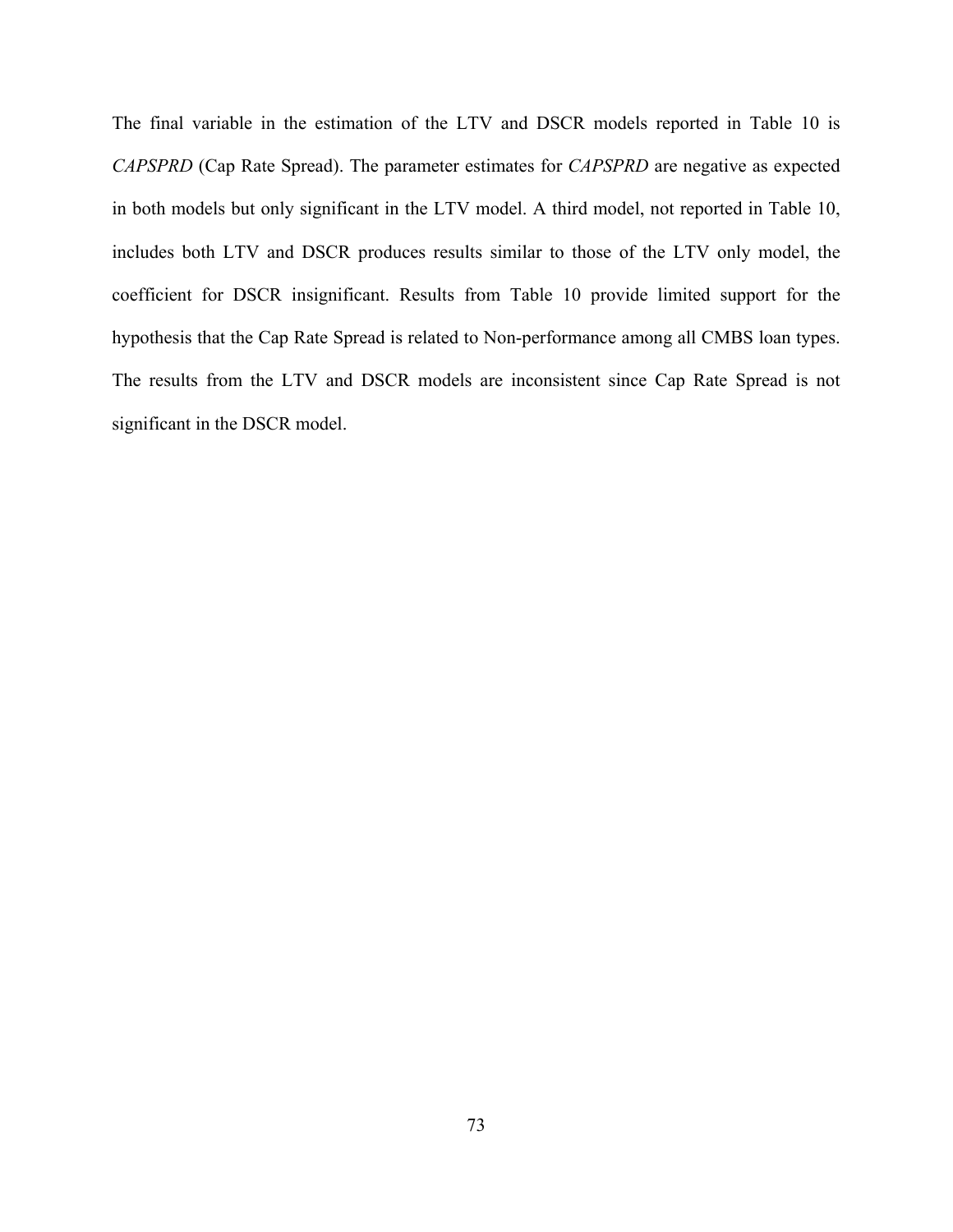The final variable in the estimation of the LTV and DSCR models reported in Table 10 is *CAPSPRD* (Cap Rate Spread). The parameter estimates for *CAPSPRD* are negative as expected in both models but only significant in the LTV model. A third model, not reported in Table 10, includes both LTV and DSCR produces results similar to those of the LTV only model, the coefficient for DSCR insignificant. Results from Table 10 provide limited support for the hypothesis that the Cap Rate Spread is related to Non-performance among all CMBS loan types. The results from the LTV and DSCR models are inconsistent since Cap Rate Spread is not significant in the DSCR model.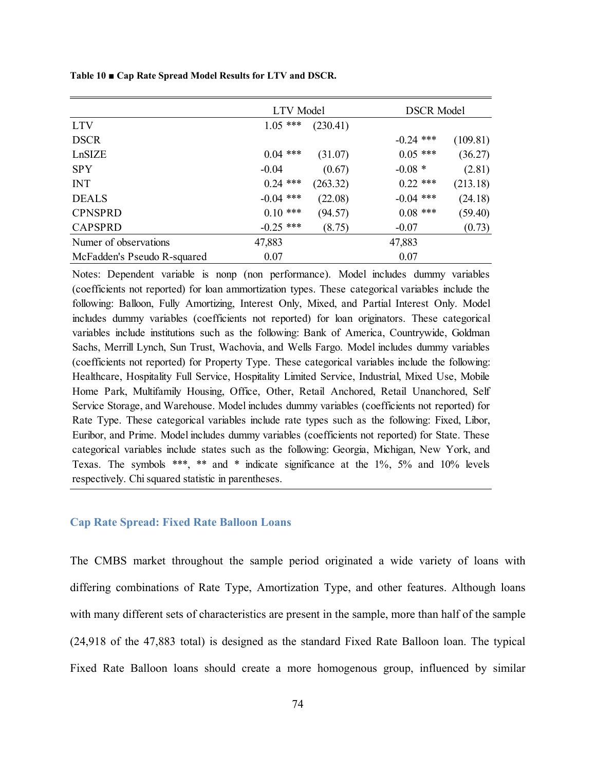**Table 10 ■ Cap Rate Spread Model Results for LTV and DSCR.**

| | LTV Model | | DSCR Model | |
|---|---|---|---|---|
| LTV | 1.05 *** | (230.41) | | |
| DSCR | | | -0.24 *** | (109.81) |
| LnSIZE | 0.04 *** | (31.07) | 0.05 *** | (36.27) |
| SPY | -0.04 | (0.67) | -0.08 * | (2.81) |
| INT | 0.24 *** | (263.32) | 0.22 *** | (213.18) |
| DEALS | -0.04 *** | (22.08) | -0.04 *** | (24.18) |
| CPNSPRD | 0.10 *** | (94.57) | 0.08 *** | (59.40) |
| CAPSPRD | -0.25 *** | (8.75) | -0.07 | (0.73) |
| Numer of observations | 47,883 | | 47,883 | |
| McFadden's Pseudo R-squared | 0.07 | | 0.07 | |

Notes: Dependent variable is nonp (non performance). Model includes dummy variables (coefficients not reported) for loan ammortization types. These categorical variables include the following: Balloon, Fully Amortizing, Interest Only, Mixed, and Partial Interest Only. Model includes dummy variables (coefficients not reported) for loan originators. These categorical variables include institutions such as the following: Bank of America, Countrywide, Goldman Sachs, Merrill Lynch, Sun Trust, Wachovia, and Wells Fargo. Model includes dummy variables (coefficients not reported) for Property Type. These categorical variables include the following: Healthcare, Hospitality Full Service, Hospitality Limited Service, Industrial, Mixed Use, Mobile Home Park, Multifamily Housing, Office, Other, Retail Anchored, Retail Unanchored, Self Service Storage, and Warehouse. Model includes dummy variables (coefficients not reported) for Rate Type. These categorical variables include rate types such as the following: Fixed, Libor, Euribor, and Prime. Model includes dummy variables (coefficients not reported) for State. These categorical variables include states such as the following: Georgia, Michigan, New York, and Texas. The symbols ***, ** and * indicate significance at the 1%, 5% and 10% levels respectively. Chi squared statistic in parentheses.

### Cap Rate Spread: Fixed Rate Balloon Loans

The CMBS market throughout the sample period originated a wide variety of loans with differing combinations of Rate Type, Amortization Type, and other features. Although loans with many different sets of characteristics are present in the sample, more than half of the sample (24,918 of the 47,883 total) is designed as the standard Fixed Rate Balloon loan. The typical Fixed Rate Balloon loans should create a more homogenous group, influenced by similar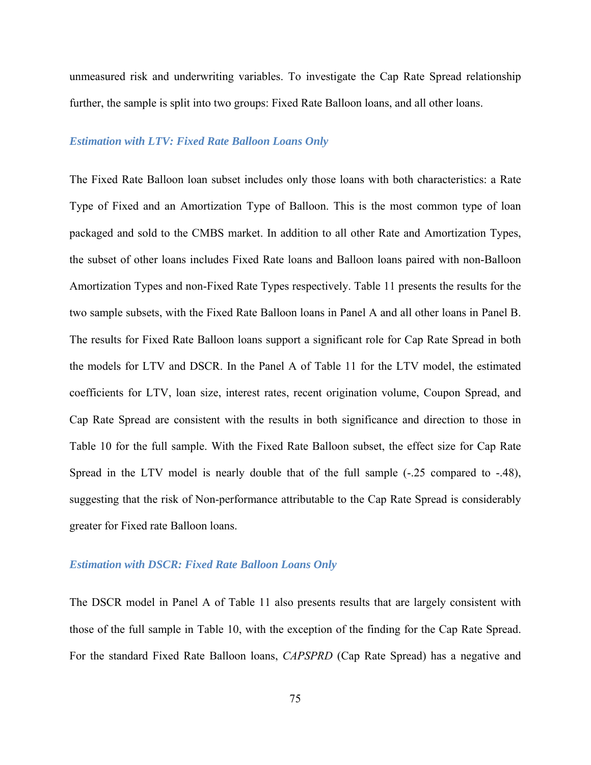unmeasured risk and underwriting variables. To investigate the Cap Rate Spread relationship further, the sample is split into two groups: Fixed Rate Balloon loans, and all other loans.

### *Estimation with LTV: Fixed Rate Balloon Loans Only*

The Fixed Rate Balloon loan subset includes only those loans with both characteristics: a Rate Type of Fixed and an Amortization Type of Balloon. This is the most common type of loan packaged and sold to the CMBS market. In addition to all other Rate and Amortization Types, the subset of other loans includes Fixed Rate loans and Balloon loans paired with non-Balloon Amortization Types and non-Fixed Rate Types respectively. Table 11 presents the results for the two sample subsets, with the Fixed Rate Balloon loans in Panel A and all other loans in Panel B. The results for Fixed Rate Balloon loans support a significant role for Cap Rate Spread in both the models for LTV and DSCR. In the Panel A of Table 11 for the LTV model, the estimated coefficients for LTV, loan size, interest rates, recent origination volume, Coupon Spread, and Cap Rate Spread are consistent with the results in both significance and direction to those in Table 10 for the full sample. With the Fixed Rate Balloon subset, the effect size for Cap Rate Spread in the LTV model is nearly double that of the full sample (-.25 compared to -.48), suggesting that the risk of Non-performance attributable to the Cap Rate Spread is considerably greater for Fixed rate Balloon loans.

### *Estimation with DSCR: Fixed Rate Balloon Loans Only*

The DSCR model in Panel A of Table 11 also presents results that are largely consistent with those of the full sample in Table 10, with the exception of the finding for the Cap Rate Spread. For the standard Fixed Rate Balloon loans, *CAPSPRD* (Cap Rate Spread) has a negative and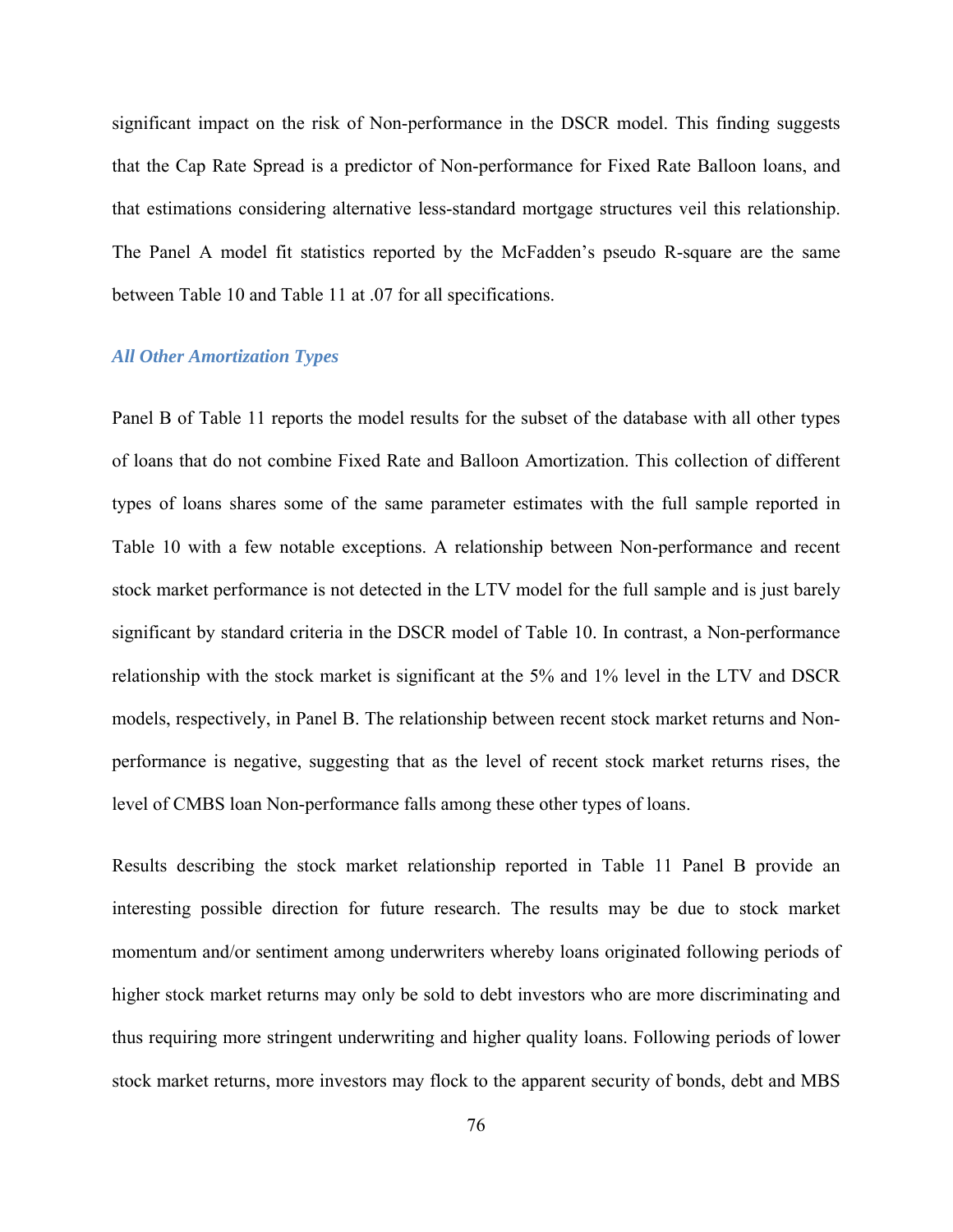significant impact on the risk of Non-performance in the DSCR model. This finding suggests that the Cap Rate Spread is a predictor of Non-performance for Fixed Rate Balloon loans, and that estimations considering alternative less-standard mortgage structures veil this relationship. The Panel A model fit statistics reported by the McFadden's pseudo R-square are the same between Table 10 and Table 11 at .07 for all specifications.

### *All Other Amortization Types*

Panel B of Table 11 reports the model results for the subset of the database with all other types of loans that do not combine Fixed Rate and Balloon Amortization. This collection of different types of loans shares some of the same parameter estimates with the full sample reported in Table 10 with a few notable exceptions. A relationship between Non-performance and recent stock market performance is not detected in the LTV model for the full sample and is just barely significant by standard criteria in the DSCR model of Table 10. In contrast, a Non-performance relationship with the stock market is significant at the 5% and 1% level in the LTV and DSCR models, respectively, in Panel B. The relationship between recent stock market returns and Non-performance is negative, suggesting that as the level of recent stock market returns rises, the level of CMBS loan Non-performance falls among these other types of loans.

Results describing the stock market relationship reported in Table 11 Panel B provide an interesting possible direction for future research. The results may be due to stock market momentum and/or sentiment among underwriters whereby loans originated following periods of higher stock market returns may only be sold to debt investors who are more discriminating and thus requiring more stringent underwriting and higher quality loans. Following periods of lower stock market returns, more investors may flock to the apparent security of bonds, debt and MBS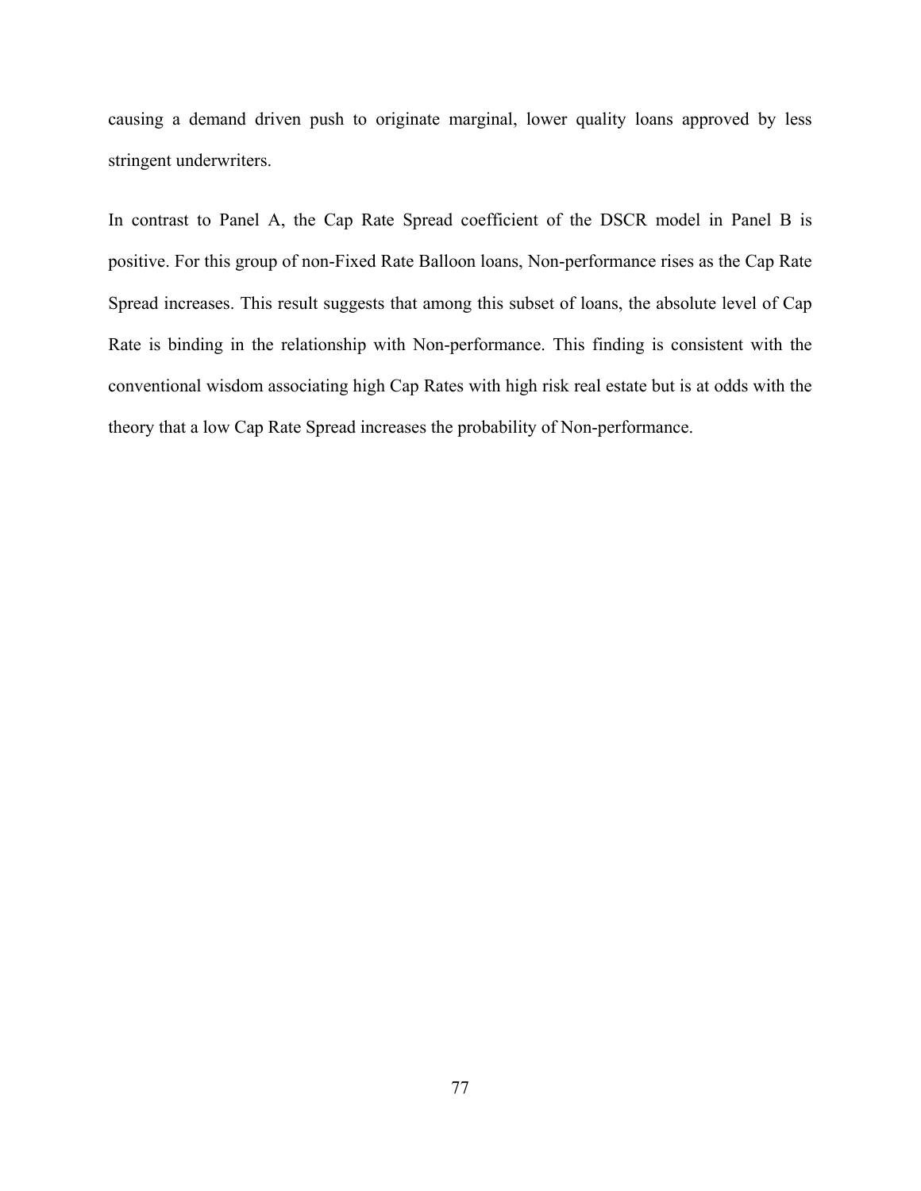causing a demand driven push to originate marginal, lower quality loans approved by less stringent underwriters.

In contrast to Panel A, the Cap Rate Spread coefficient of the DSCR model in Panel B is positive. For this group of non-Fixed Rate Balloon loans, Non-performance rises as the Cap Rate Spread increases. This result suggests that among this subset of loans, the absolute level of Cap Rate is binding in the relationship with Non-performance. This finding is consistent with the conventional wisdom associating high Cap Rates with high risk real estate but is at odds with the theory that a low Cap Rate Spread increases the probability of Non-performance.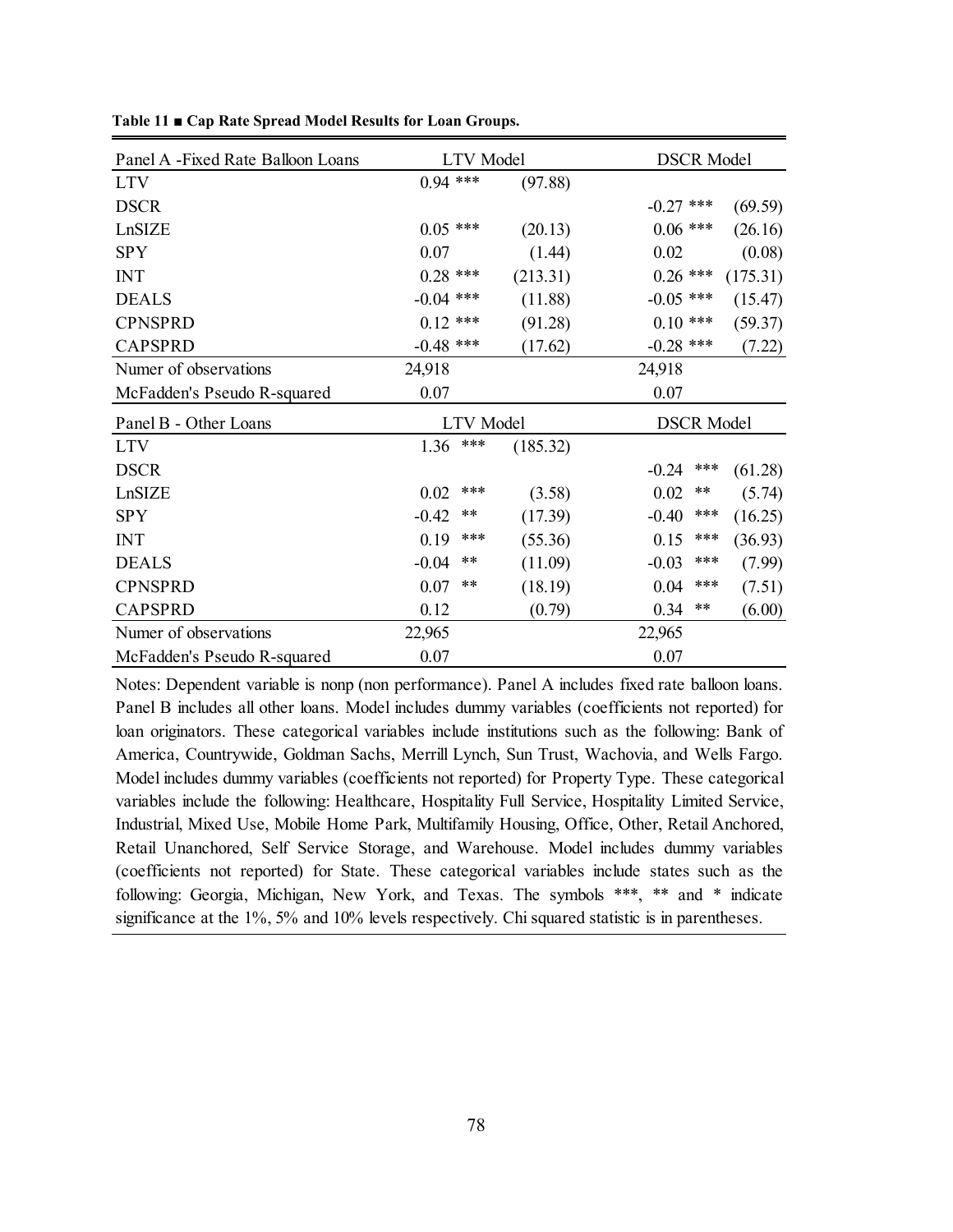**Table 11 ■ Cap Rate Spread Model Results for Loan Groups.**

| Panel A -Fixed Rate Balloon Loans | LTV Model | | | DSCR Model | | |
|---|---|---|---|---|---|---|
| LTV | 0.94 | *** | (97.88) | | | |
| DSCR | | | | -0.27 | *** | (69.59) |
| LnSIZE | 0.05 | *** | (20.13) | 0.06 | *** | (26.16) |
| SPY | 0.07 | | (1.44) | 0.02 | | (0.08) |
| INT | 0.28 | *** | (213.31) | 0.26 | *** | (175.31) |
| DEALS | -0.04 | *** | (11.88) | -0.05 | *** | (15.47) |
| CPNSPRD | 0.12 | *** | (91.28) | 0.10 | *** | (59.37) |
| CAPSPRD | -0.48 | *** | (17.62) | -0.28 | *** | (7.22) |
| Numer of observations | 24,918 | | | 24,918 | | |
| McFadden's Pseudo R-squared | 0.07 | | | 0.07 | | |
| **Panel B - Other Loans** | **LTV Model** | | | **DSCR Model** | | |
| LTV | 1.36 | *** | (185.32) | | | |
| DSCR | | | | -0.24 | *** | (61.28) |
| LnSIZE | 0.02 | *** | (3.58) | 0.02 | ** | (5.74) |
| SPY | -0.42 | ** | (17.39) | -0.40 | *** | (16.25) |
| INT | 0.19 | *** | (55.36) | 0.15 | *** | (36.93) |
| DEALS | -0.04 | ** | (11.09) | -0.03 | *** | (7.99) |
| CPNSPRD | 0.07 | ** | (18.19) | 0.04 | *** | (7.51) |
| CAPSPRD | 0.12 | | (0.79) | 0.34 | ** | (6.00) |
| Numer of observations | 22,965 | | | 22,965 | | |
| McFadden's Pseudo R-squared | 0.07 | | | 0.07 | | |

Notes: Dependent variable is nonp (non performance). Panel A includes fixed rate balloon loans. Panel B includes all other loans. Model includes dummy variables (coefficients not reported) for loan originators. These categorical variables include institutions such as the following: Bank of America, Countrywide, Goldman Sachs, Merrill Lynch, Sun Trust, Wachovia, and Wells Fargo. Model includes dummy variables (coefficients not reported) for Property Type. These categorical variables include the following: Healthcare, Hospitality Full Service, Hospitality Limited Service, Industrial, Mixed Use, Mobile Home Park, Multifamily Housing, Office, Other, Retail Anchored, Retail Unanchored, Self Service Storage, and Warehouse. Model includes dummy variables (coefficients not reported) for State. These categorical variables include states such as the following: Georgia, Michigan, New York, and Texas. The symbols ***, ** and * indicate significance at the 1%, 5% and 10% levels respectively. Chi squared statistic is in parentheses.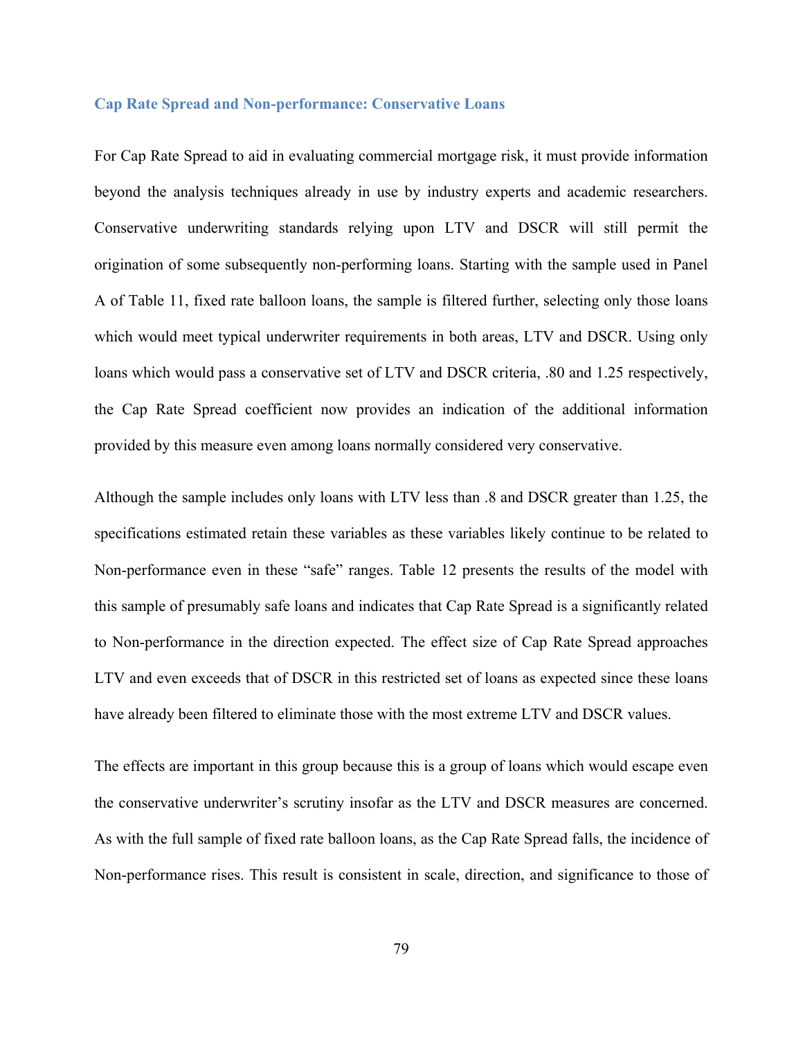### Cap Rate Spread and Non-performance: Conservative Loans

For Cap Rate Spread to aid in evaluating commercial mortgage risk, it must provide information beyond the analysis techniques already in use by industry experts and academic researchers. Conservative underwriting standards relying upon LTV and DSCR will still permit the origination of some subsequently non-performing loans. Starting with the sample used in Panel A of Table 11, fixed rate balloon loans, the sample is filtered further, selecting only those loans which would meet typical underwriter requirements in both areas, LTV and DSCR. Using only loans which would pass a conservative set of LTV and DSCR criteria, .80 and 1.25 respectively, the Cap Rate Spread coefficient now provides an indication of the additional information provided by this measure even among loans normally considered very conservative.

Although the sample includes only loans with LTV less than .8 and DSCR greater than 1.25, the specifications estimated retain these variables as these variables likely continue to be related to Non-performance even in these "safe" ranges. Table 12 presents the results of the model with this sample of presumably safe loans and indicates that Cap Rate Spread is a significantly related to Non-performance in the direction expected. The effect size of Cap Rate Spread approaches LTV and even exceeds that of DSCR in this restricted set of loans as expected since these loans have already been filtered to eliminate those with the most extreme LTV and DSCR values.

The effects are important in this group because this is a group of loans which would escape even the conservative underwriter's scrutiny insofar as the LTV and DSCR measures are concerned. As with the full sample of fixed rate balloon loans, as the Cap Rate Spread falls, the incidence of Non-performance rises. This result is consistent in scale, direction, and significance to those of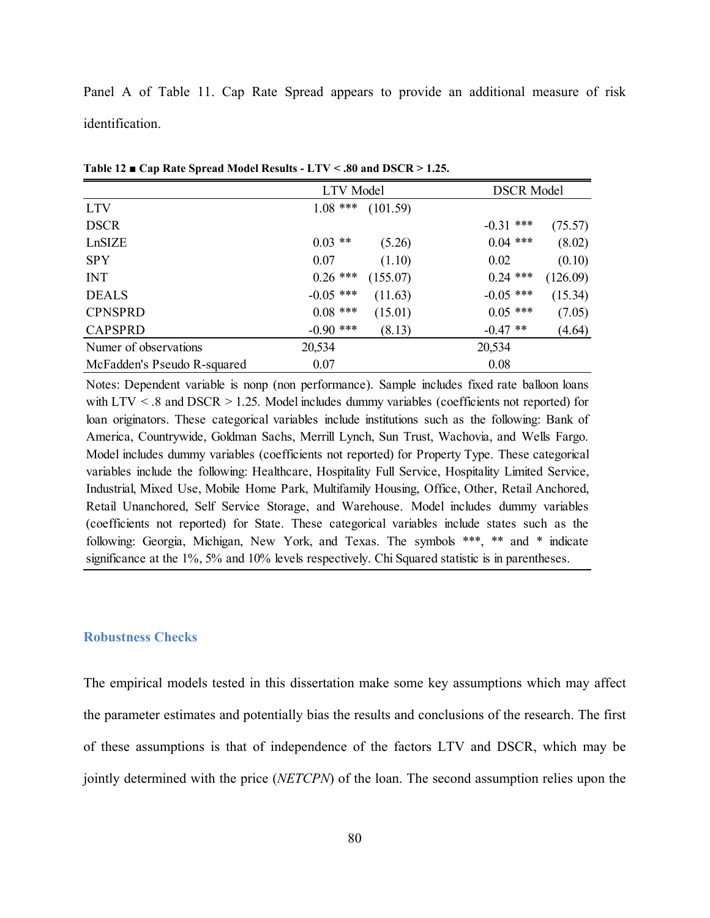Panel A of Table 11. Cap Rate Spread appears to provide an additional measure of risk identification.

**Table 12 ■ Cap Rate Spread Model Results - LTV < .80 and DSCR > 1.25.**

| | LTV Model | | DSCR Model | |
|---|---|---|---|---|
| LTV | 1.08 *** | (101.59) | | |
| DSCR | | | -0.31 *** | (75.57) |
| LnSIZE | 0.03 ** | (5.26) | 0.04 *** | (8.02) |
| SPY | 0.07 | (1.10) | 0.02 | (0.10) |
| INT | 0.26 *** | (155.07) | 0.24 *** | (126.09) |
| DEALS | -0.05 *** | (11.63) | -0.05 *** | (15.34) |
| CPNSPRD | 0.08 *** | (15.01) | 0.05 *** | (7.05) |
| CAPSPRD | -0.90 *** | (8.13) | -0.47 ** | (4.64) |
| Numer of observations | 20,534 | | 20,534 | |
| McFadden's Pseudo R-squared | 0.07 | | 0.08 | |

Notes: Dependent variable is nonp (non performance). Sample includes fixed rate balloon loans with LTV < .8 and DSCR > 1.25. Model includes dummy variables (coefficients not reported) for loan originators. These categorical variables include institutions such as the following: Bank of America, Countrywide, Goldman Sachs, Merrill Lynch, Sun Trust, Wachovia, and Wells Fargo. Model includes dummy variables (coefficients not reported) for Property Type. These categorical variables include the following: Healthcare, Hospitality Full Service, Hospitality Limited Service, Industrial, Mixed Use, Mobile Home Park, Multifamily Housing, Office, Other, Retail Anchored, Retail Unanchored, Self Service Storage, and Warehouse. Model includes dummy variables (coefficients not reported) for State. These categorical variables include states such as the following: Georgia, Michigan, New York, and Texas. The symbols ***, ** and * indicate significance at the 1%, 5% and 10% levels respectively. Chi Squared statistic is in parentheses.

## Robustness Checks

The empirical models tested in this dissertation make some key assumptions which may affect the parameter estimates and potentially bias the results and conclusions of the research. The first of these assumptions is that of independence of the factors LTV and DSCR, which may be jointly determined with the price (*NETCPN*) of the loan. The second assumption relies upon the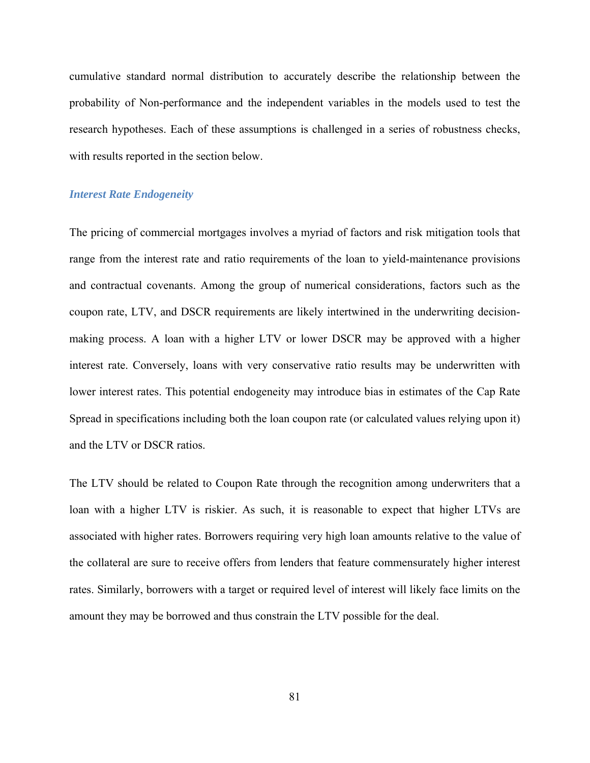cumulative standard normal distribution to accurately describe the relationship between the probability of Non-performance and the independent variables in the models used to test the research hypotheses. Each of these assumptions is challenged in a series of robustness checks, with results reported in the section below.

### *Interest Rate Endogeneity*

The pricing of commercial mortgages involves a myriad of factors and risk mitigation tools that range from the interest rate and ratio requirements of the loan to yield-maintenance provisions and contractual covenants. Among the group of numerical considerations, factors such as the coupon rate, LTV, and DSCR requirements are likely intertwined in the underwriting decision-making process. A loan with a higher LTV or lower DSCR may be approved with a higher interest rate. Conversely, loans with very conservative ratio results may be underwritten with lower interest rates. This potential endogeneity may introduce bias in estimates of the Cap Rate Spread in specifications including both the loan coupon rate (or calculated values relying upon it) and the LTV or DSCR ratios.

The LTV should be related to Coupon Rate through the recognition among underwriters that a loan with a higher LTV is riskier. As such, it is reasonable to expect that higher LTVs are associated with higher rates. Borrowers requiring very high loan amounts relative to the value of the collateral are sure to receive offers from lenders that feature commensurately higher interest rates. Similarly, borrowers with a target or required level of interest will likely face limits on the amount they may be borrowed and thus constrain the LTV possible for the deal.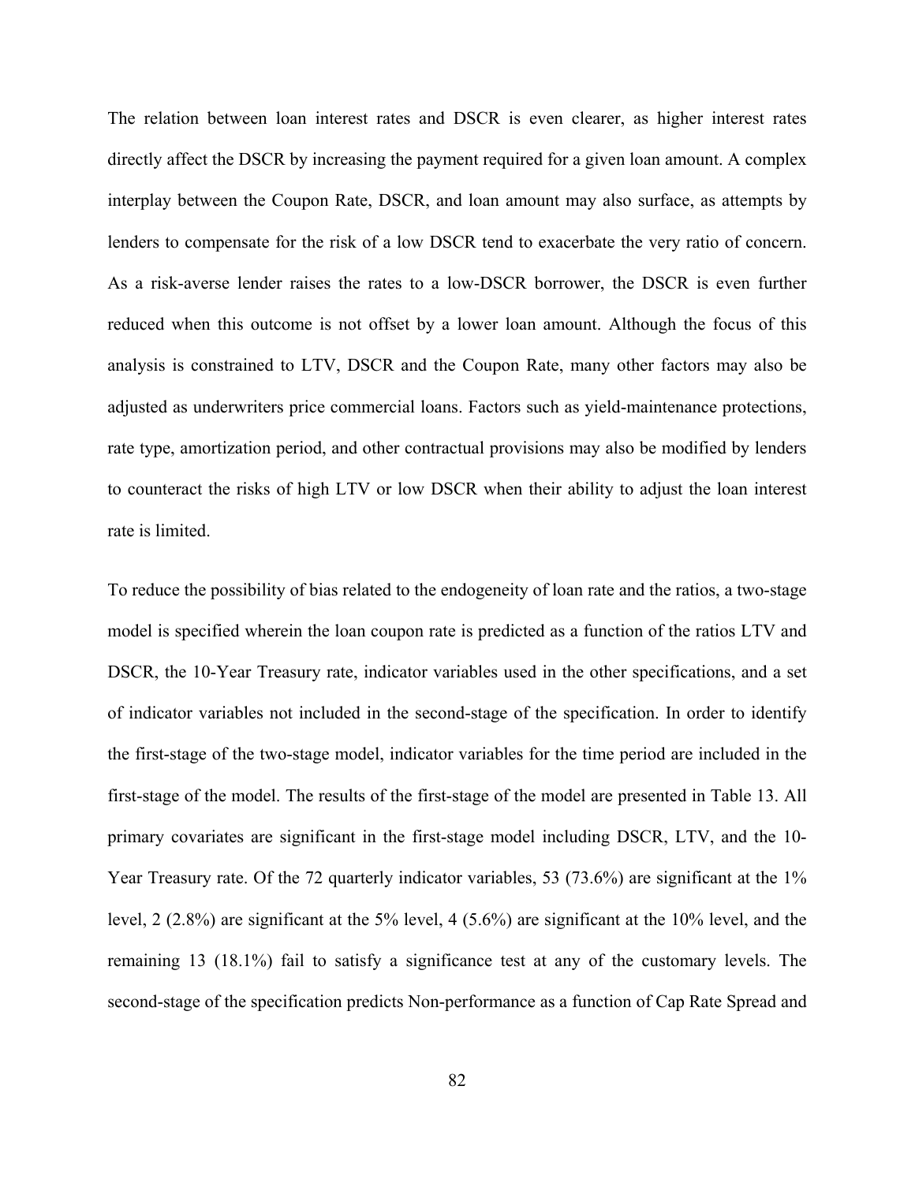The relation between loan interest rates and DSCR is even clearer, as higher interest rates directly affect the DSCR by increasing the payment required for a given loan amount. A complex interplay between the Coupon Rate, DSCR, and loan amount may also surface, as attempts by lenders to compensate for the risk of a low DSCR tend to exacerbate the very ratio of concern. As a risk-averse lender raises the rates to a low-DSCR borrower, the DSCR is even further reduced when this outcome is not offset by a lower loan amount. Although the focus of this analysis is constrained to LTV, DSCR and the Coupon Rate, many other factors may also be adjusted as underwriters price commercial loans. Factors such as yield-maintenance protections, rate type, amortization period, and other contractual provisions may also be modified by lenders to counteract the risks of high LTV or low DSCR when their ability to adjust the loan interest rate is limited.

To reduce the possibility of bias related to the endogeneity of loan rate and the ratios, a two-stage model is specified wherein the loan coupon rate is predicted as a function of the ratios LTV and DSCR, the 10-Year Treasury rate, indicator variables used in the other specifications, and a set of indicator variables not included in the second-stage of the specification. In order to identify the first-stage of the two-stage model, indicator variables for the time period are included in the first-stage of the model. The results of the first-stage of the model are presented in Table 13. All primary covariates are significant in the first-stage model including DSCR, LTV, and the 10-Year Treasury rate. Of the 72 quarterly indicator variables, 53 (73.6%) are significant at the 1% level, 2 (2.8%) are significant at the 5% level, 4 (5.6%) are significant at the 10% level, and the remaining 13 (18.1%) fail to satisfy a significance test at any of the customary levels. The second-stage of the specification predicts Non-performance as a function of Cap Rate Spread and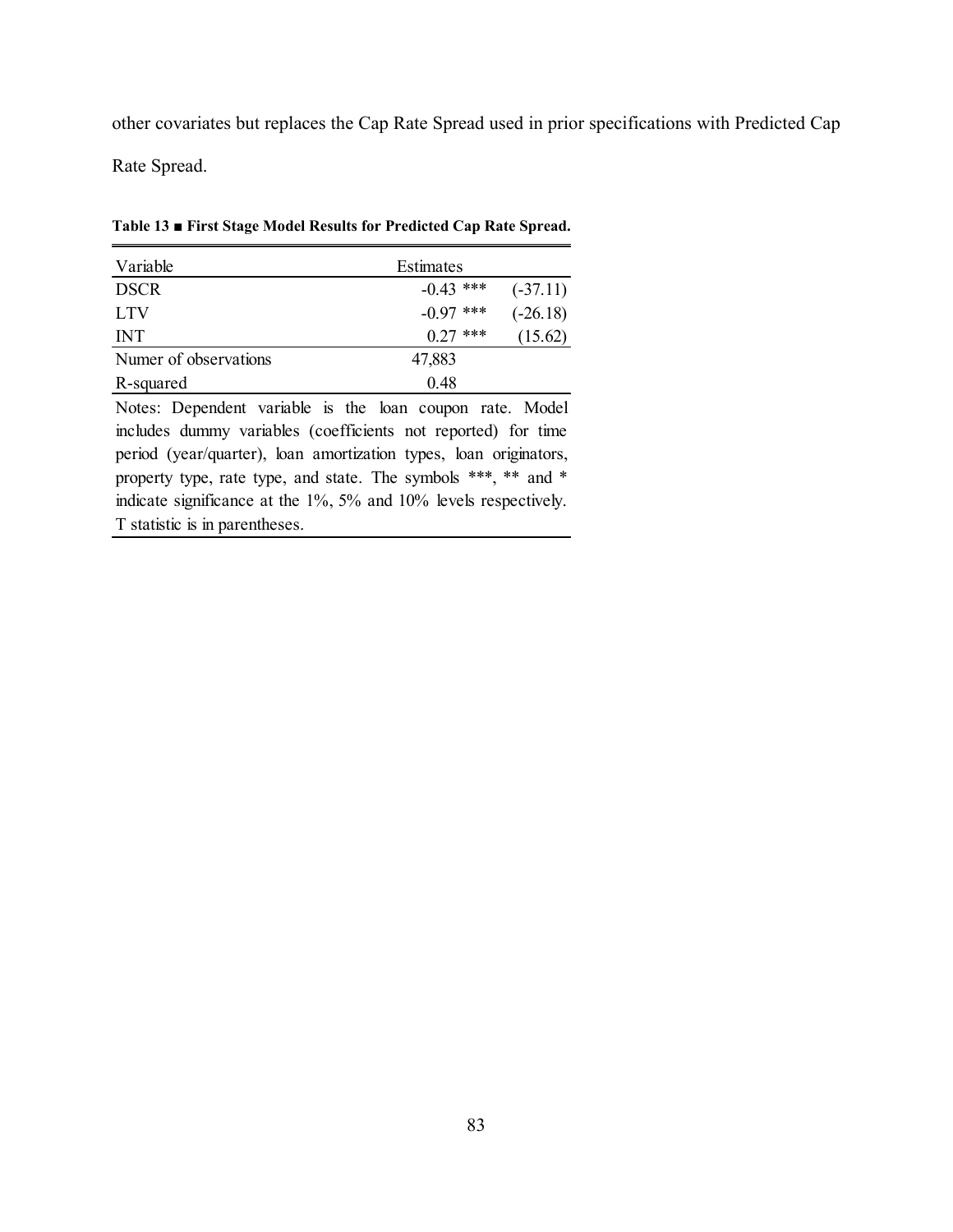other covariates but replaces the Cap Rate Spread used in prior specifications with Predicted Cap Rate Spread.

**Table 13 ■ First Stage Model Results for Predicted Cap Rate Spread.**

| Variable | Estimates | |
|---|---|---|
| DSCR | -0.43 *** | (-37.11) |
| LTV | -0.97 *** | (-26.18) |
| INT | 0.27 *** | (15.62) |
| Numer of observations | 47,883 | |
| R-squared | 0.48 | |

Notes: Dependent variable is the loan coupon rate. Model includes dummy variables (coefficients not reported) for time period (year/quarter), loan amortization types, loan originators, property type, rate type, and state. The symbols ***, ** and * indicate significance at the 1%, 5% and 10% levels respectively. T statistic is in parentheses.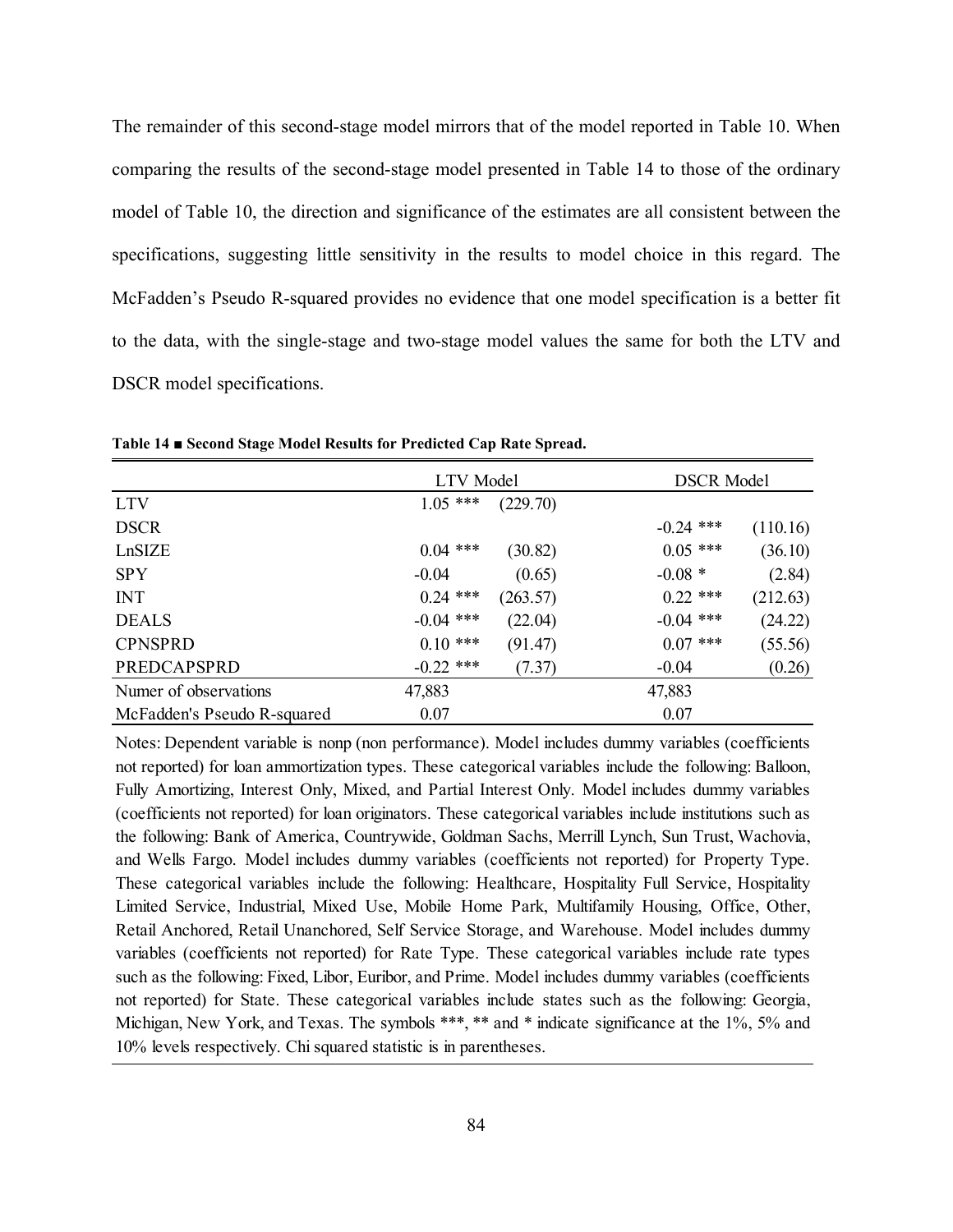The remainder of this second-stage model mirrors that of the model reported in Table 10. When comparing the results of the second-stage model presented in Table 14 to those of the ordinary model of Table 10, the direction and significance of the estimates are all consistent between the specifications, suggesting little sensitivity in the results to model choice in this regard. The McFadden's Pseudo R-squared provides no evidence that one model specification is a better fit to the data, with the single-stage and two-stage model values the same for both the LTV and DSCR model specifications.

**Table 14 ■ Second Stage Model Results for Predicted Cap Rate Spread.**

| | LTV Model | | DSCR Model | |
|---|---|---|---|---|
| LTV | 1.05 *** | (229.70) | | |
| DSCR | | | -0.24 *** | (110.16) |
| LnSIZE | 0.04 *** | (30.82) | 0.05 *** | (36.10) |
| SPY | -0.04 | (0.65) | -0.08 * | (2.84) |
| INT | 0.24 *** | (263.57) | 0.22 *** | (212.63) |
| DEALS | -0.04 *** | (22.04) | -0.04 *** | (24.22) |
| CPNSPRD | 0.10 *** | (91.47) | 0.07 *** | (55.56) |
| PREDCAPSPRD | -0.22 *** | (7.37) | -0.04 | (0.26) |
| Numer of observations | 47,883 | | 47,883 | |
| McFadden's Pseudo R-squared | 0.07 | | 0.07 | |

Notes: Dependent variable is nonp (non performance). Model includes dummy variables (coefficients not reported) for loan ammortization types. These categorical variables include the following: Balloon, Fully Amortizing, Interest Only, Mixed, and Partial Interest Only. Model includes dummy variables (coefficients not reported) for loan originators. These categorical variables include institutions such as the following: Bank of America, Countrywide, Goldman Sachs, Merrill Lynch, Sun Trust, Wachovia, and Wells Fargo. Model includes dummy variables (coefficients not reported) for Property Type. These categorical variables include the following: Healthcare, Hospitality Full Service, Hospitality Limited Service, Industrial, Mixed Use, Mobile Home Park, Multifamily Housing, Office, Other, Retail Anchored, Retail Unanchored, Self Service Storage, and Warehouse. Model includes dummy variables (coefficients not reported) for Rate Type. These categorical variables include rate types such as the following: Fixed, Libor, Euribor, and Prime. Model includes dummy variables (coefficients not reported) for State. These categorical variables include states such as the following: Georgia, Michigan, New York, and Texas. The symbols ***, ** and * indicate significance at the 1%, 5% and 10% levels respectively. Chi squared statistic is in parentheses.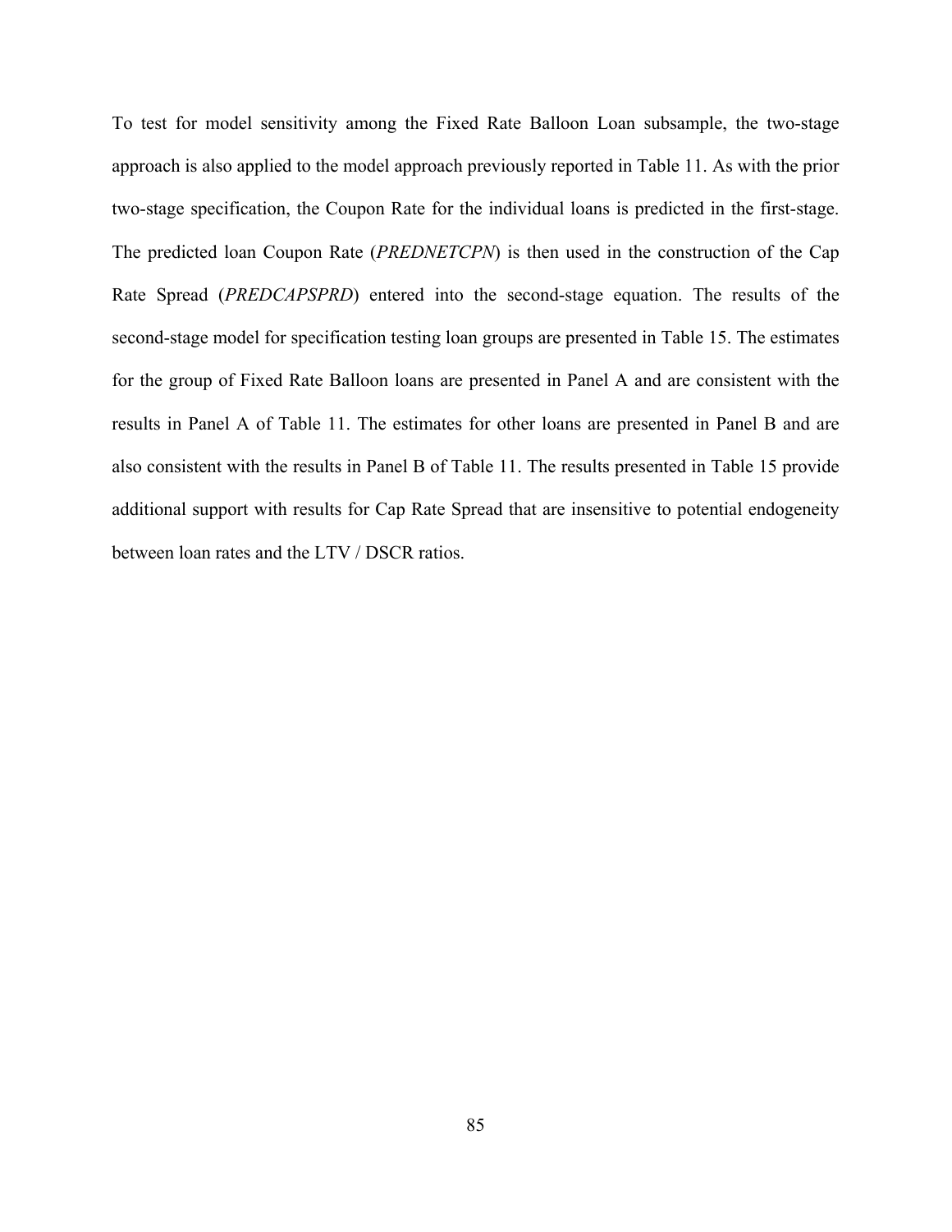To test for model sensitivity among the Fixed Rate Balloon Loan subsample, the two-stage approach is also applied to the model approach previously reported in Table 11. As with the prior two-stage specification, the Coupon Rate for the individual loans is predicted in the first-stage. The predicted loan Coupon Rate (*PREDNETCPN*) is then used in the construction of the Cap Rate Spread (*PREDCAPSPRD*) entered into the second-stage equation. The results of the second-stage model for specification testing loan groups are presented in Table 15. The estimates for the group of Fixed Rate Balloon loans are presented in Panel A and are consistent with the results in Panel A of Table 11. The estimates for other loans are presented in Panel B and are also consistent with the results in Panel B of Table 11. The results presented in Table 15 provide additional support with results for Cap Rate Spread that are insensitive to potential endogeneity between loan rates and the LTV / DSCR ratios.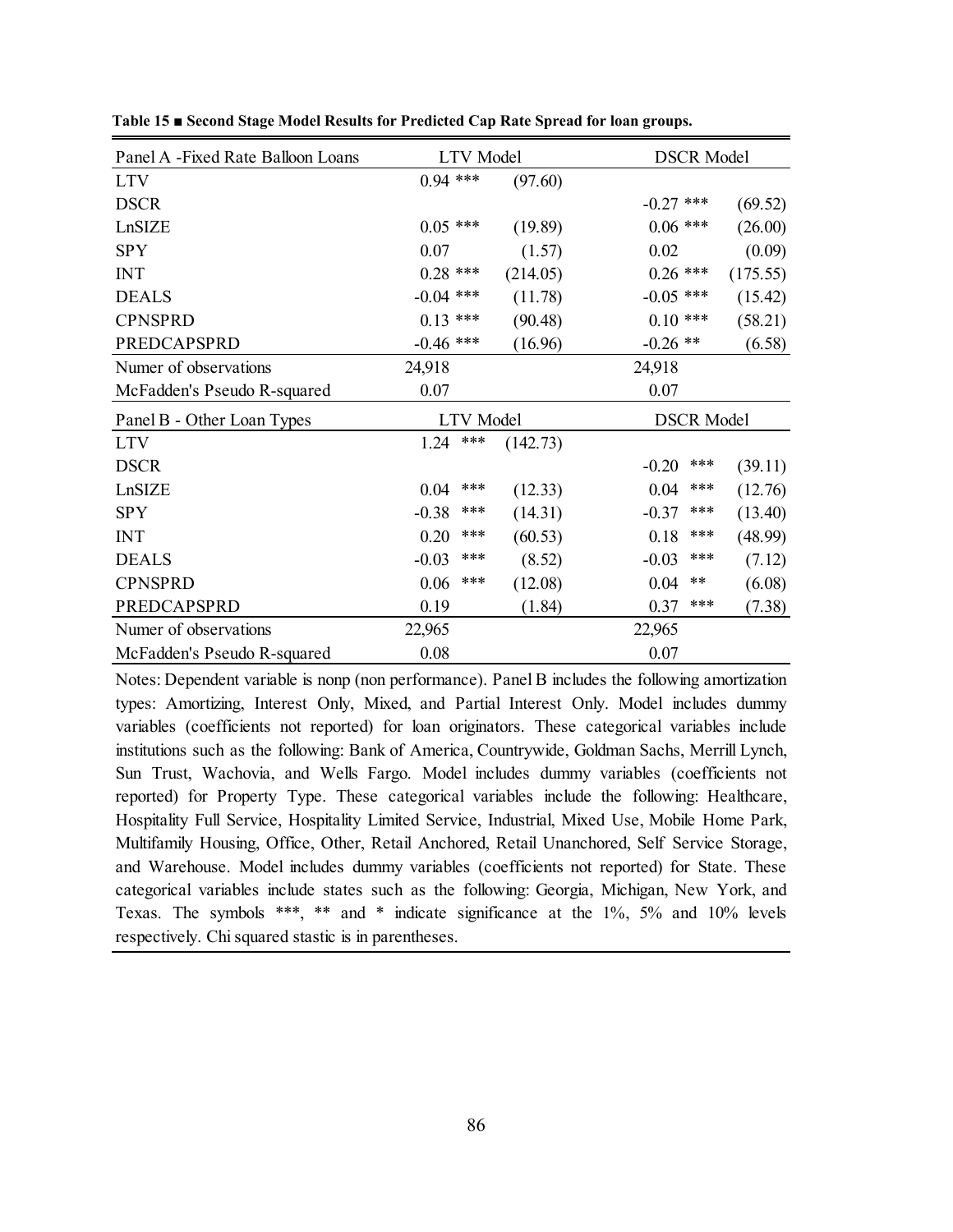**Table 15 ■ Second Stage Model Results for Predicted Cap Rate Spread for loan groups.**

| Panel A -Fixed Rate Balloon Loans | LTV Model | | DSCR Model | |
|---|---|---|---|---|
| LTV | 0.94 *** | (97.60) | | |
| DSCR | | | -0.27 *** | (69.52) |
| LnSIZE | 0.05 *** | (19.89) | 0.06 *** | (26.00) |
| SPY | 0.07 | (1.57) | 0.02 | (0.09) |
| INT | 0.28 *** | (214.05) | 0.26 *** | (175.55) |
| DEALS | -0.04 *** | (11.78) | -0.05 *** | (15.42) |
| CPNSPRD | 0.13 *** | (90.48) | 0.10 *** | (58.21) |
| PREDCAPSPRD | -0.46 *** | (16.96) | -0.26 ** | (6.58) |
| Numer of observations | 24,918 | | 24,918 | |
| McFadden's Pseudo R-squared | 0.07 | | 0.07 | |
| **Panel B - Other Loan Types** | **LTV Model** | | **DSCR Model** | |
| LTV | 1.24 *** | (142.73) | | |
| DSCR | | | -0.20 *** | (39.11) |
| LnSIZE | 0.04 *** | (12.33) | 0.04 *** | (12.76) |
| SPY | -0.38 *** | (14.31) | -0.37 *** | (13.40) |
| INT | 0.20 *** | (60.53) | 0.18 *** | (48.99) |
| DEALS | -0.03 *** | (8.52) | -0.03 *** | (7.12) |
| CPNSPRD | 0.06 *** | (12.08) | 0.04 ** | (6.08) |
| PREDCAPSPRD | 0.19 | (1.84) | 0.37 *** | (7.38) |
| Numer of observations | 22,965 | | 22,965 | |
| McFadden's Pseudo R-squared | 0.08 | | 0.07 | |

Notes: Dependent variable is nonp (non performance). Panel B includes the following amortization types: Amortizing, Interest Only, Mixed, and Partial Interest Only. Model includes dummy variables (coefficients not reported) for loan originators. These categorical variables include institutions such as the following: Bank of America, Countrywide, Goldman Sachs, Merrill Lynch, Sun Trust, Wachovia, and Wells Fargo. Model includes dummy variables (coefficients not reported) for Property Type. These categorical variables include the following: Healthcare, Hospitality Full Service, Hospitality Limited Service, Industrial, Mixed Use, Mobile Home Park, Multifamily Housing, Office, Other, Retail Anchored, Retail Unanchored, Self Service Storage, and Warehouse. Model includes dummy variables (coefficients not reported) for State. These categorical variables include states such as the following: Georgia, Michigan, New York, and Texas. The symbols ***, ** and * indicate significance at the 1%, 5% and 10% levels respectively. Chi squared stastic is in parentheses.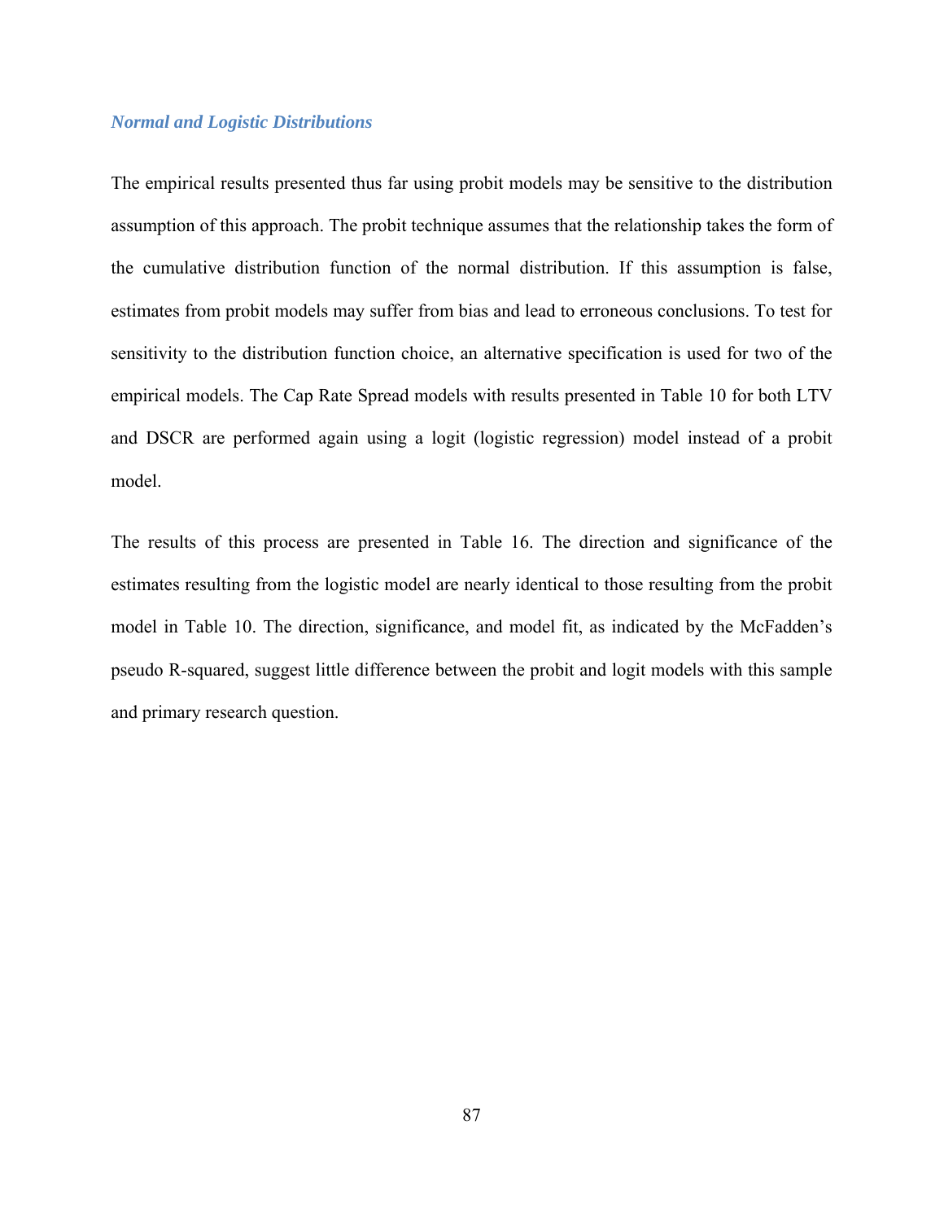### *Normal and Logistic Distributions*

The empirical results presented thus far using probit models may be sensitive to the distribution assumption of this approach. The probit technique assumes that the relationship takes the form of the cumulative distribution function of the normal distribution. If this assumption is false, estimates from probit models may suffer from bias and lead to erroneous conclusions. To test for sensitivity to the distribution function choice, an alternative specification is used for two of the empirical models. The Cap Rate Spread models with results presented in Table 10 for both LTV and DSCR are performed again using a logit (logistic regression) model instead of a probit model.

The results of this process are presented in Table 16. The direction and significance of the estimates resulting from the logistic model are nearly identical to those resulting from the probit model in Table 10. The direction, significance, and model fit, as indicated by the McFadden's pseudo R-squared, suggest little difference between the probit and logit models with this sample and primary research question.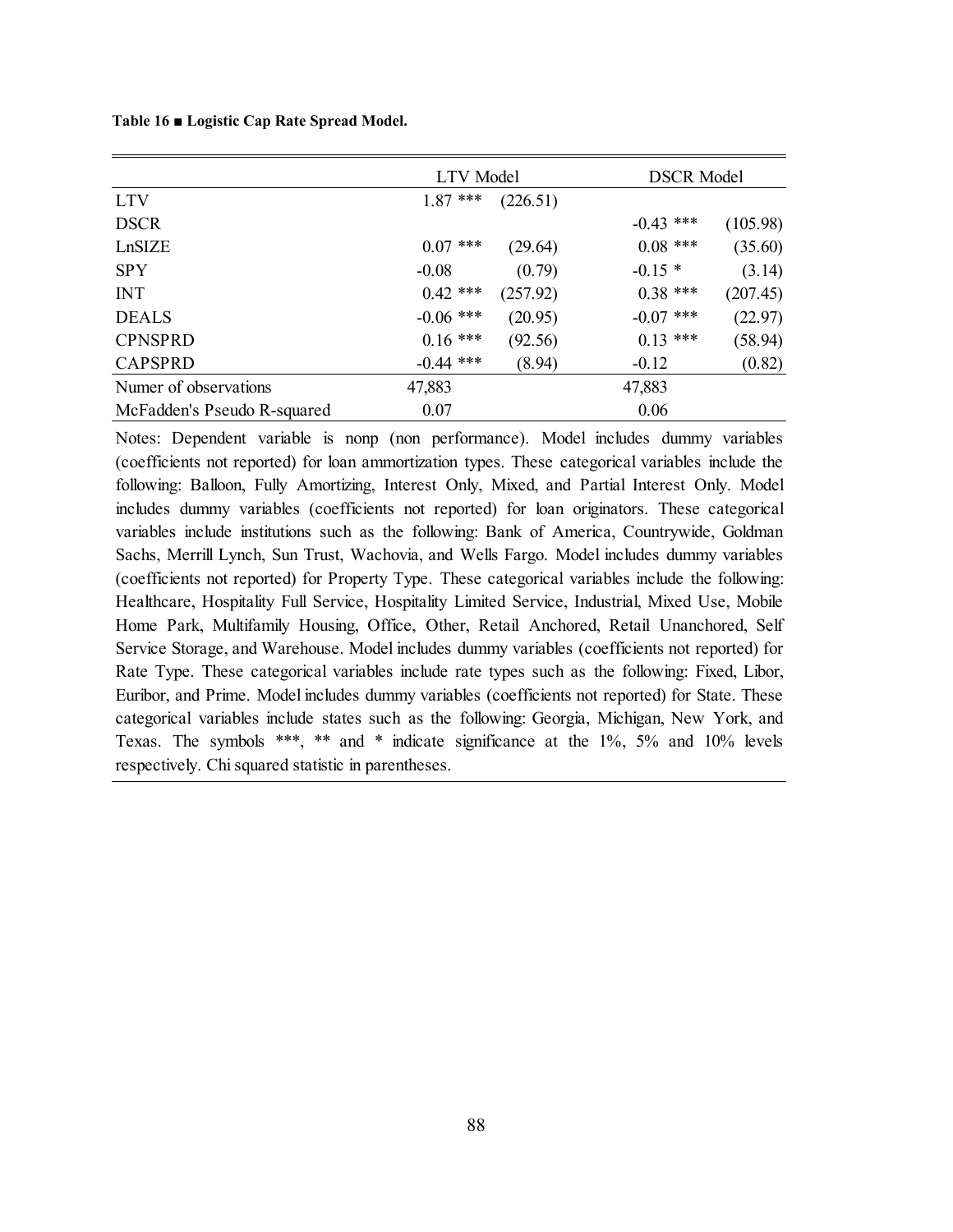**Table 16 ■ Logistic Cap Rate Spread Model.**

| | LTV Model | | DSCR Model | |
|---|---|---|---|---|
| LTV | 1.87 *** | (226.51) | | |
| DSCR | | | -0.43 *** | (105.98) |
| LnSIZE | 0.07 *** | (29.64) | 0.08 *** | (35.60) |
| SPY | -0.08 | (0.79) | -0.15 * | (3.14) |
| INT | 0.42 *** | (257.92) | 0.38 *** | (207.45) |
| DEALS | -0.06 *** | (20.95) | -0.07 *** | (22.97) |
| CPNSPRD | 0.16 *** | (92.56) | 0.13 *** | (58.94) |
| CAPSPRD | -0.44 *** | (8.94) | -0.12 | (0.82) |
| Numer of observations | 47,883 | | 47,883 | |
| McFadden's Pseudo R-squared | 0.07 | | 0.06 | |

Notes: Dependent variable is nonp (non performance). Model includes dummy variables (coefficients not reported) for loan ammortization types. These categorical variables include the following: Balloon, Fully Amortizing, Interest Only, Mixed, and Partial Interest Only. Model includes dummy variables (coefficients not reported) for loan originators. These categorical variables include institutions such as the following: Bank of America, Countrywide, Goldman Sachs, Merrill Lynch, Sun Trust, Wachovia, and Wells Fargo. Model includes dummy variables (coefficients not reported) for Property Type. These categorical variables include the following: Healthcare, Hospitality Full Service, Hospitality Limited Service, Industrial, Mixed Use, Mobile Home Park, Multifamily Housing, Office, Other, Retail Anchored, Retail Unanchored, Self Service Storage, and Warehouse. Model includes dummy variables (coefficients not reported) for Rate Type. These categorical variables include rate types such as the following: Fixed, Libor, Euribor, and Prime. Model includes dummy variables (coefficients not reported) for State. These categorical variables include states such as the following: Georgia, Michigan, New York, and Texas. The symbols ***, ** and * indicate significance at the 1%, 5% and 10% levels respectively. Chi squared statistic in parentheses.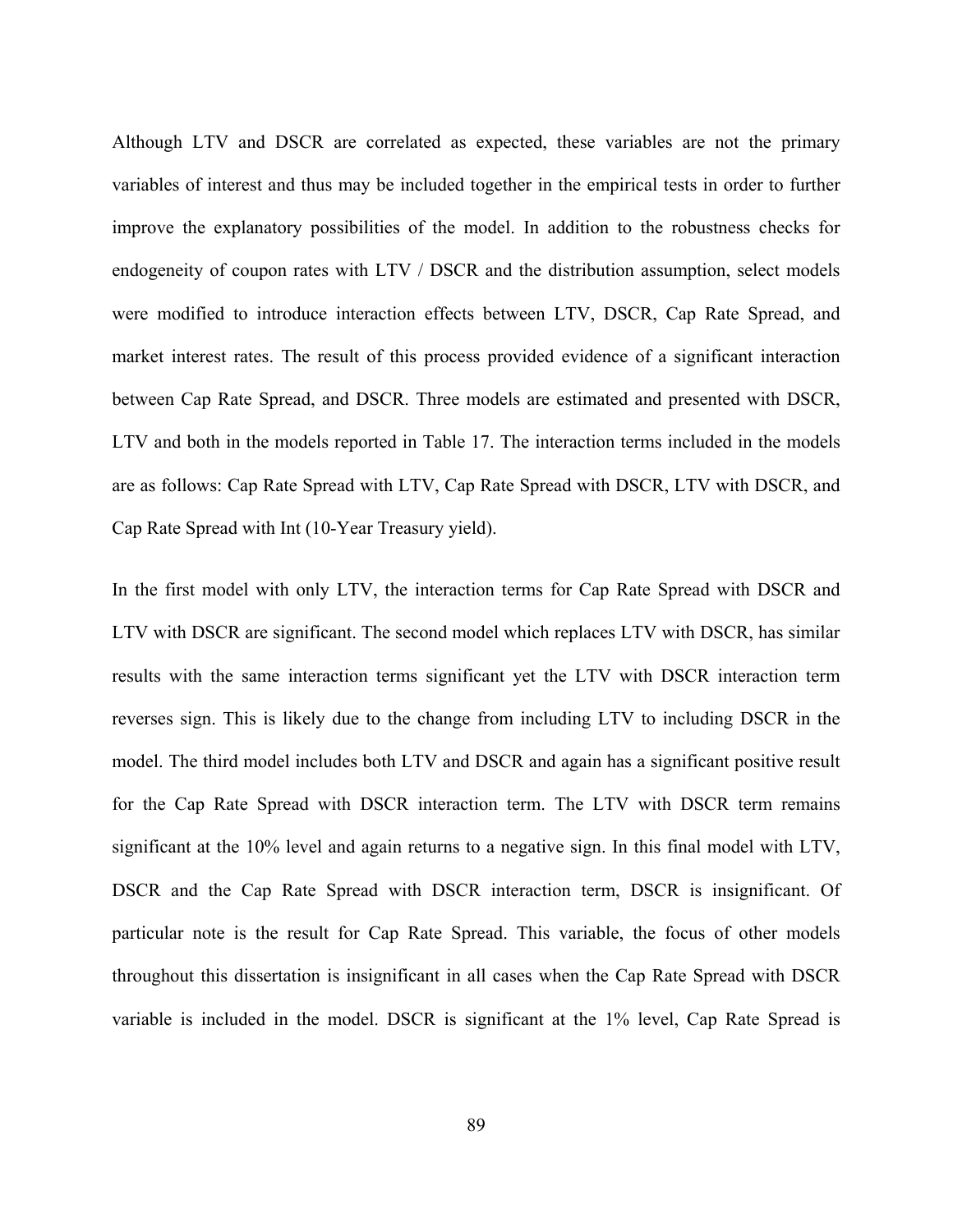Although LTV and DSCR are correlated as expected, these variables are not the primary variables of interest and thus may be included together in the empirical tests in order to further improve the explanatory possibilities of the model. In addition to the robustness checks for endogeneity of coupon rates with LTV / DSCR and the distribution assumption, select models were modified to introduce interaction effects between LTV, DSCR, Cap Rate Spread, and market interest rates. The result of this process provided evidence of a significant interaction between Cap Rate Spread, and DSCR. Three models are estimated and presented with DSCR, LTV and both in the models reported in Table 17. The interaction terms included in the models are as follows: Cap Rate Spread with LTV, Cap Rate Spread with DSCR, LTV with DSCR, and Cap Rate Spread with Int (10-Year Treasury yield).

In the first model with only LTV, the interaction terms for Cap Rate Spread with DSCR and LTV with DSCR are significant. The second model which replaces LTV with DSCR, has similar results with the same interaction terms significant yet the LTV with DSCR interaction term reverses sign. This is likely due to the change from including LTV to including DSCR in the model. The third model includes both LTV and DSCR and again has a significant positive result for the Cap Rate Spread with DSCR interaction term. The LTV with DSCR term remains significant at the 10% level and again returns to a negative sign. In this final model with LTV, DSCR and the Cap Rate Spread with DSCR interaction term, DSCR is insignificant. Of particular note is the result for Cap Rate Spread. This variable, the focus of other models throughout this dissertation is insignificant in all cases when the Cap Rate Spread with DSCR variable is included in the model. DSCR is significant at the 1% level, Cap Rate Spread is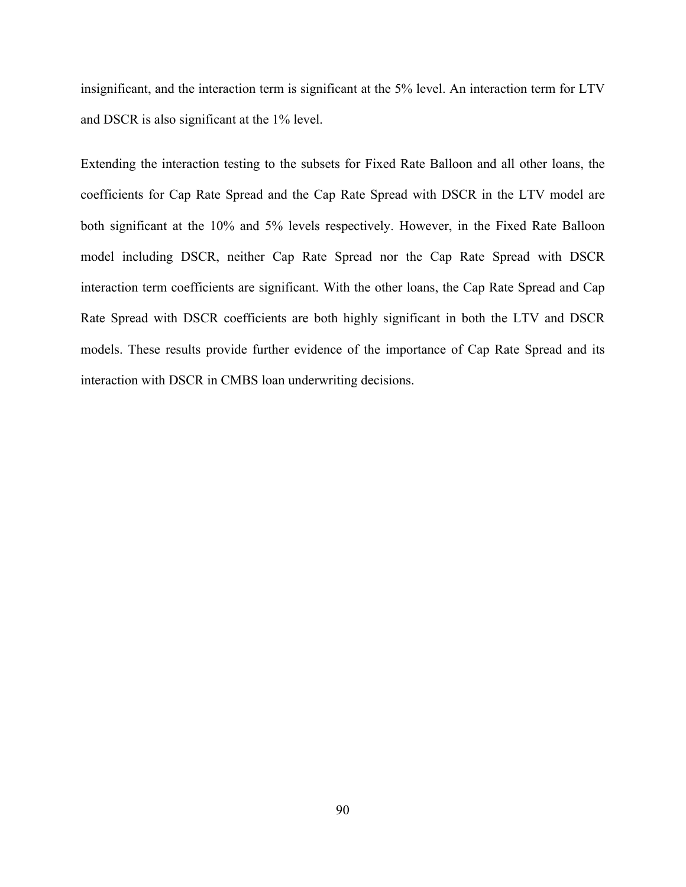insignificant, and the interaction term is significant at the 5% level. An interaction term for LTV and DSCR is also significant at the 1% level.

Extending the interaction testing to the subsets for Fixed Rate Balloon and all other loans, the coefficients for Cap Rate Spread and the Cap Rate Spread with DSCR in the LTV model are both significant at the 10% and 5% levels respectively. However, in the Fixed Rate Balloon model including DSCR, neither Cap Rate Spread nor the Cap Rate Spread with DSCR interaction term coefficients are significant. With the other loans, the Cap Rate Spread and Cap Rate Spread with DSCR coefficients are both highly significant in both the LTV and DSCR models. These results provide further evidence of the importance of Cap Rate Spread and its interaction with DSCR in CMBS loan underwriting decisions.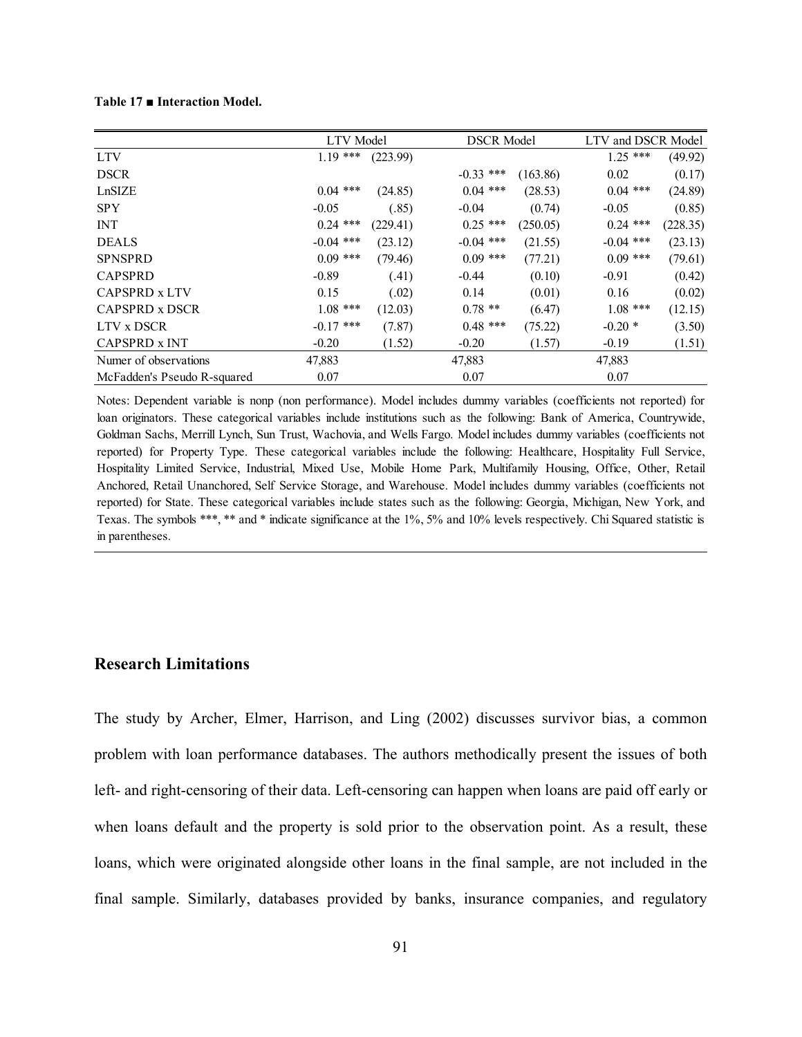**Table 17 ■ Interaction Model.**

| | LTV Model | | DSCR Model | | LTV and DSCR Model | |
|---|---|---|---|---|---|---|
| LTV | 1.19 *** | (223.99) | | | 1.25 *** | (49.92) |
| DSCR | | | -0.33 *** | (163.86) | 0.02 | (0.17) |
| LnSIZE | 0.04 *** | (24.85) | 0.04 *** | (28.53) | 0.04 *** | (24.89) |
| SPY | -0.05 | (.85) | -0.04 | (0.74) | -0.05 | (0.85) |
| INT | 0.24 *** | (229.41) | 0.25 *** | (250.05) | 0.24 *** | (228.35) |
| DEALS | -0.04 *** | (23.12) | -0.04 *** | (21.55) | -0.04 *** | (23.13) |
| SPNSPRD | 0.09 *** | (79.46) | 0.09 *** | (77.21) | 0.09 *** | (79.61) |
| CAPSPRD | -0.89 | (.41) | -0.44 | (0.10) | -0.91 | (0.42) |
| CAPSPRD x LTV | 0.15 | (.02) | 0.14 | (0.01) | 0.16 | (0.02) |
| CAPSPRD x DSCR | 1.08 *** | (12.03) | 0.78 ** | (6.47) | 1.08 *** | (12.15) |
| LTV x DSCR | -0.17 *** | (7.87) | 0.48 *** | (75.22) | -0.20 * | (3.50) |
| CAPSPRD x INT | -0.20 | (1.52) | -0.20 | (1.57) | -0.19 | (1.51) |
| Numer of observations | 47,883 | | 47,883 | | 47,883 | |
| McFadden's Pseudo R-squared | 0.07 | | 0.07 | | 0.07 | |

Notes: Dependent variable is nonp (non performance). Model includes dummy variables (coefficients not reported) for loan originators. These categorical variables include institutions such as the following: Bank of America, Countrywide, Goldman Sachs, Merrill Lynch, Sun Trust, Wachovia, and Wells Fargo. Model includes dummy variables (coefficients not reported) for Property Type. These categorical variables include the following: Healthcare, Hospitality Full Service, Hospitality Limited Service, Industrial, Mixed Use, Mobile Home Park, Multifamily Housing, Office, Other, Retail Anchored, Retail Unanchored, Self Service Storage, and Warehouse. Model includes dummy variables (coefficients not reported) for State. These categorical variables include states such as the following: Georgia, Michigan, New York, and Texas. The symbols ***, ** and * indicate significance at the 1%, 5% and 10% levels respectively. Chi Squared statistic is in parentheses.

## Research Limitations

The study by Archer, Elmer, Harrison, and Ling (2002) discusses survivor bias, a common problem with loan performance databases. The authors methodically present the issues of both left- and right-censoring of their data. Left-censoring can happen when loans are paid off early or when loans default and the property is sold prior to the observation point. As a result, these loans, which were originated alongside other loans in the final sample, are not included in the final sample. Similarly, databases provided by banks, insurance companies, and regulatory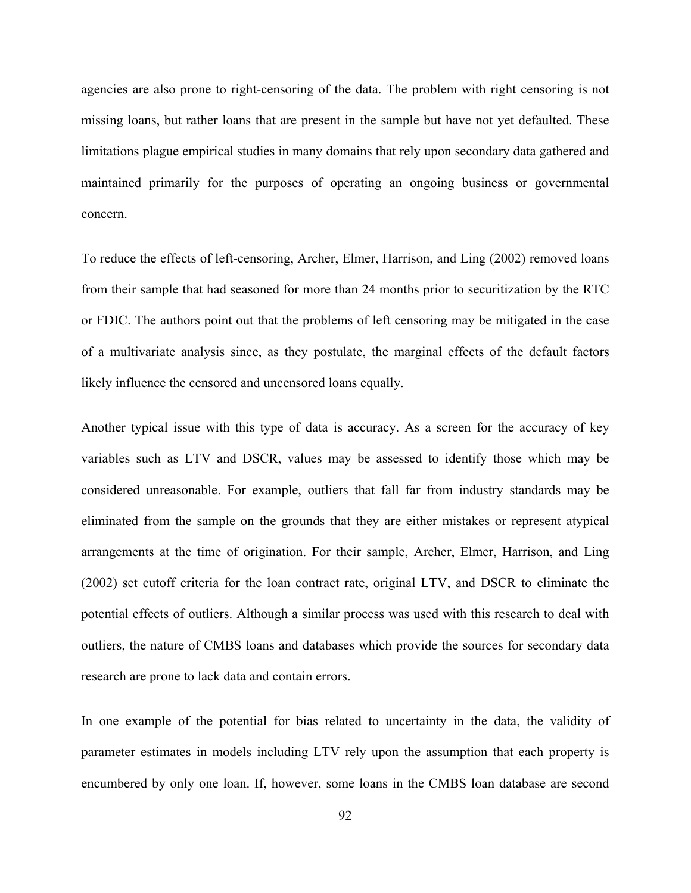agencies are also prone to right-censoring of the data. The problem with right censoring is not missing loans, but rather loans that are present in the sample but have not yet defaulted. These limitations plague empirical studies in many domains that rely upon secondary data gathered and maintained primarily for the purposes of operating an ongoing business or governmental concern.

To reduce the effects of left-censoring, Archer, Elmer, Harrison, and Ling (2002) removed loans from their sample that had seasoned for more than 24 months prior to securitization by the RTC or FDIC. The authors point out that the problems of left censoring may be mitigated in the case of a multivariate analysis since, as they postulate, the marginal effects of the default factors likely influence the censored and uncensored loans equally.

Another typical issue with this type of data is accuracy. As a screen for the accuracy of key variables such as LTV and DSCR, values may be assessed to identify those which may be considered unreasonable. For example, outliers that fall far from industry standards may be eliminated from the sample on the grounds that they are either mistakes or represent atypical arrangements at the time of origination. For their sample, Archer, Elmer, Harrison, and Ling (2002) set cutoff criteria for the loan contract rate, original LTV, and DSCR to eliminate the potential effects of outliers. Although a similar process was used with this research to deal with outliers, the nature of CMBS loans and databases which provide the sources for secondary data research are prone to lack data and contain errors.

In one example of the potential for bias related to uncertainty in the data, the validity of parameter estimates in models including LTV rely upon the assumption that each property is encumbered by only one loan. If, however, some loans in the CMBS loan database are second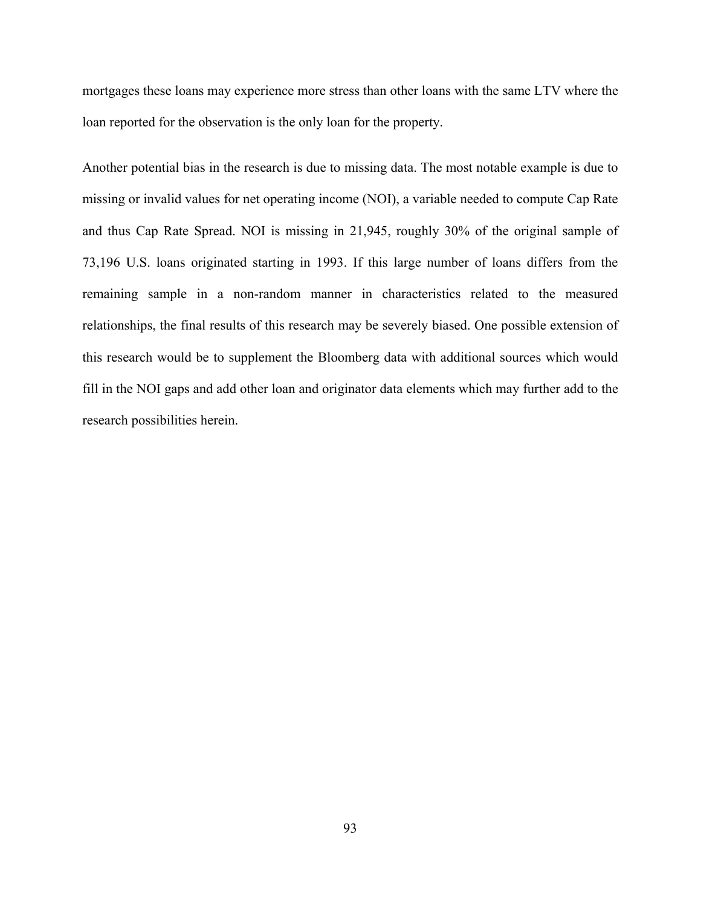mortgages these loans may experience more stress than other loans with the same LTV where the loan reported for the observation is the only loan for the property.

Another potential bias in the research is due to missing data. The most notable example is due to missing or invalid values for net operating income (NOI), a variable needed to compute Cap Rate and thus Cap Rate Spread. NOI is missing in 21,945, roughly 30% of the original sample of 73,196 U.S. loans originated starting in 1993. If this large number of loans differs from the remaining sample in a non-random manner in characteristics related to the measured relationships, the final results of this research may be severely biased. One possible extension of this research would be to supplement the Bloomberg data with additional sources which would fill in the NOI gaps and add other loan and originator data elements which may further add to the research possibilities herein.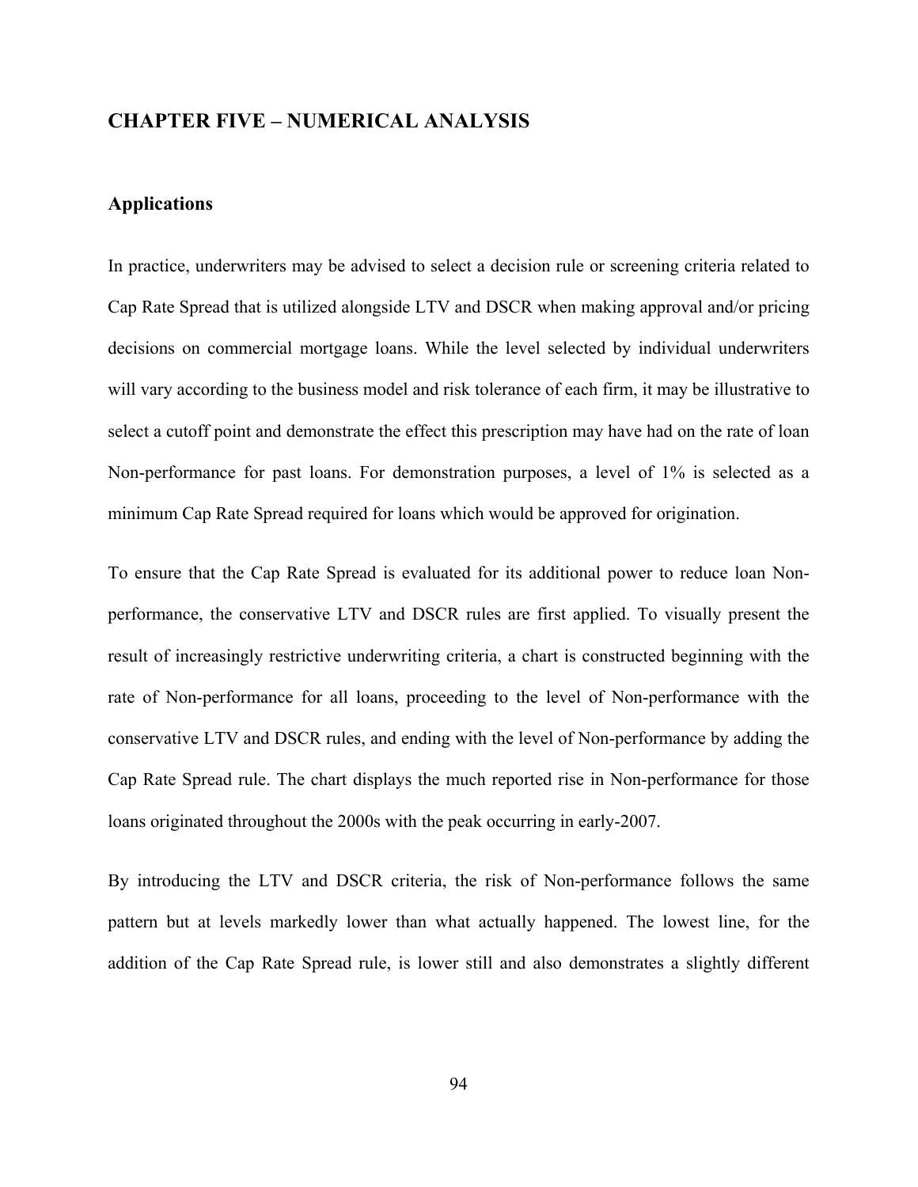# CHAPTER FIVE – NUMERICAL ANALYSIS

## Applications

In practice, underwriters may be advised to select a decision rule or screening criteria related to Cap Rate Spread that is utilized alongside LTV and DSCR when making approval and/or pricing decisions on commercial mortgage loans. While the level selected by individual underwriters will vary according to the business model and risk tolerance of each firm, it may be illustrative to select a cutoff point and demonstrate the effect this prescription may have had on the rate of loan Non-performance for past loans. For demonstration purposes, a level of 1% is selected as a minimum Cap Rate Spread required for loans which would be approved for origination.

To ensure that the Cap Rate Spread is evaluated for its additional power to reduce loan Non-performance, the conservative LTV and DSCR rules are first applied. To visually present the result of increasingly restrictive underwriting criteria, a chart is constructed beginning with the rate of Non-performance for all loans, proceeding to the level of Non-performance with the conservative LTV and DSCR rules, and ending with the level of Non-performance by adding the Cap Rate Spread rule. The chart displays the much reported rise in Non-performance for those loans originated throughout the 2000s with the peak occurring in early-2007.

By introducing the LTV and DSCR criteria, the risk of Non-performance follows the same pattern but at levels markedly lower than what actually happened. The lowest line, for the addition of the Cap Rate Spread rule, is lower still and also demonstrates a slightly different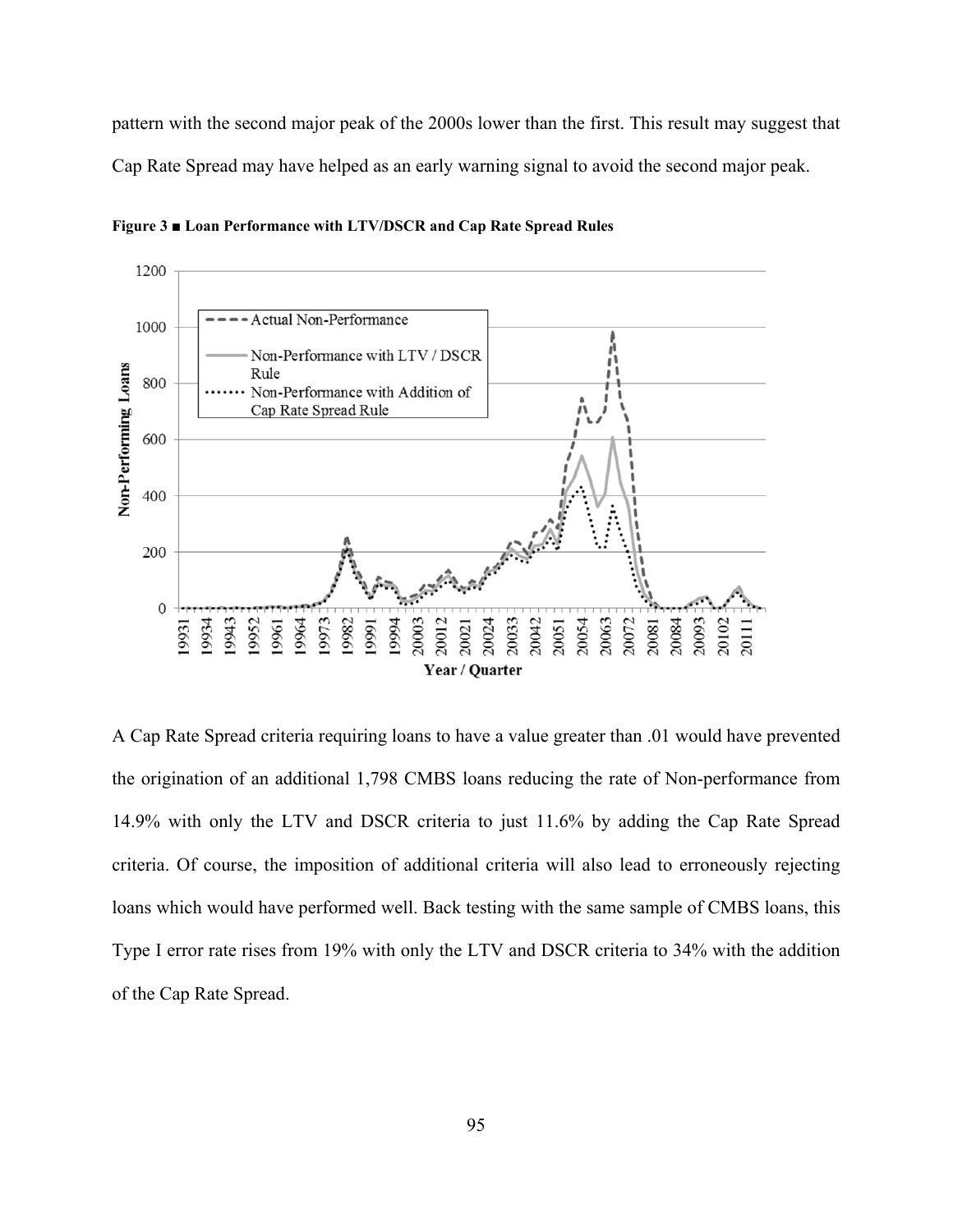pattern with the second major peak of the 2000s lower than the first. This result may suggest that Cap Rate Spread may have helped as an early warning signal to avoid the second major peak.

**Figure 3 ■ Loan Performance with LTV/DSCR and Cap Rate Spread Rules**

A Cap Rate Spread criteria requiring loans to have a value greater than .01 would have prevented the origination of an additional 1,798 CMBS loans reducing the rate of Non-performance from 14.9% with only the LTV and DSCR criteria to just 11.6% by adding the Cap Rate Spread criteria. Of course, the imposition of additional criteria will also lead to erroneously rejecting loans which would have performed well. Back testing with the same sample of CMBS loans, this Type I error rate rises from 19% with only the LTV and DSCR criteria to 34% with the addition of the Cap Rate Spread.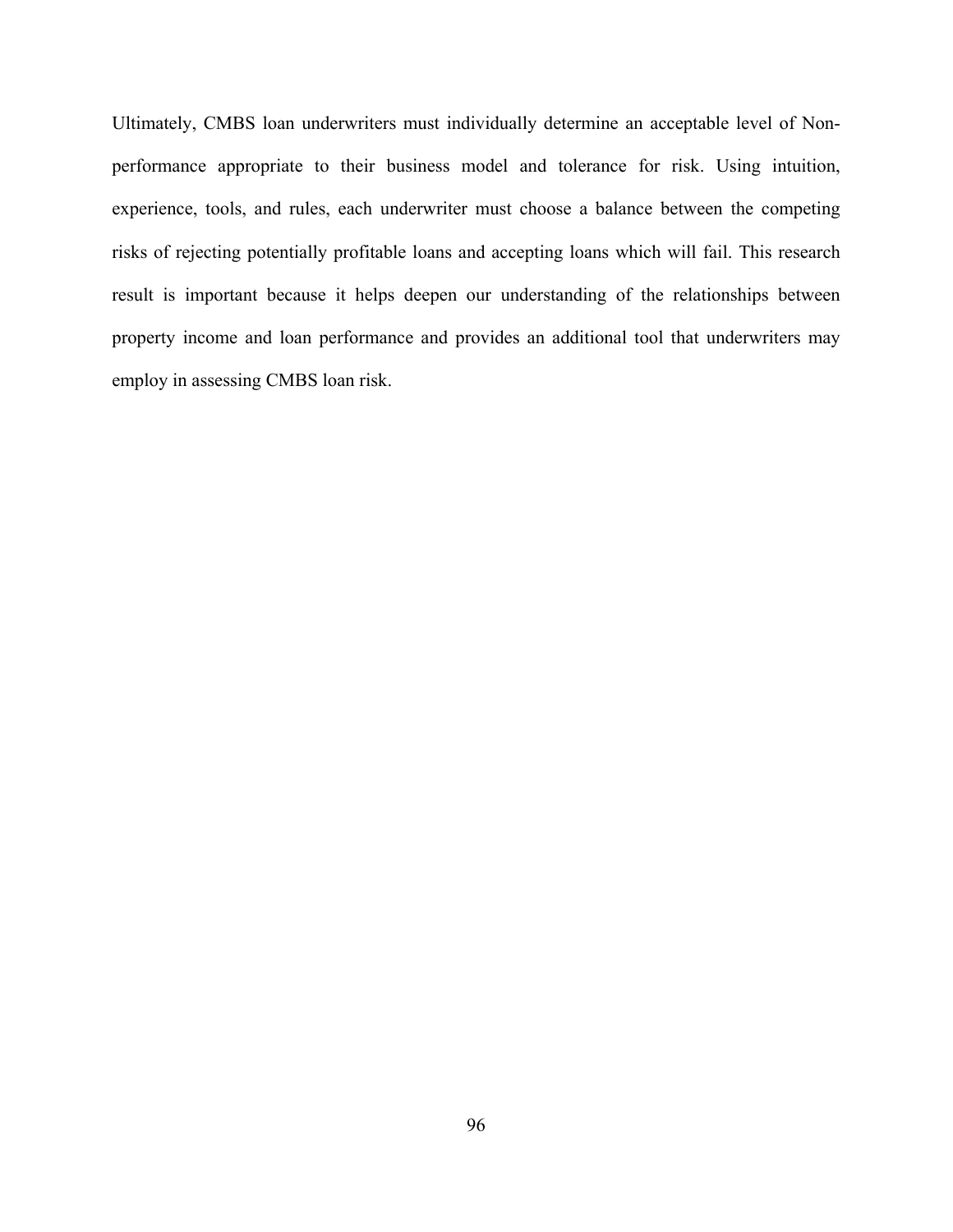Ultimately, CMBS loan underwriters must individually determine an acceptable level of Non-performance appropriate to their business model and tolerance for risk. Using intuition, experience, tools, and rules, each underwriter must choose a balance between the competing risks of rejecting potentially profitable loans and accepting loans which will fail. This research result is important because it helps deepen our understanding of the relationships between property income and loan performance and provides an additional tool that underwriters may employ in assessing CMBS loan risk.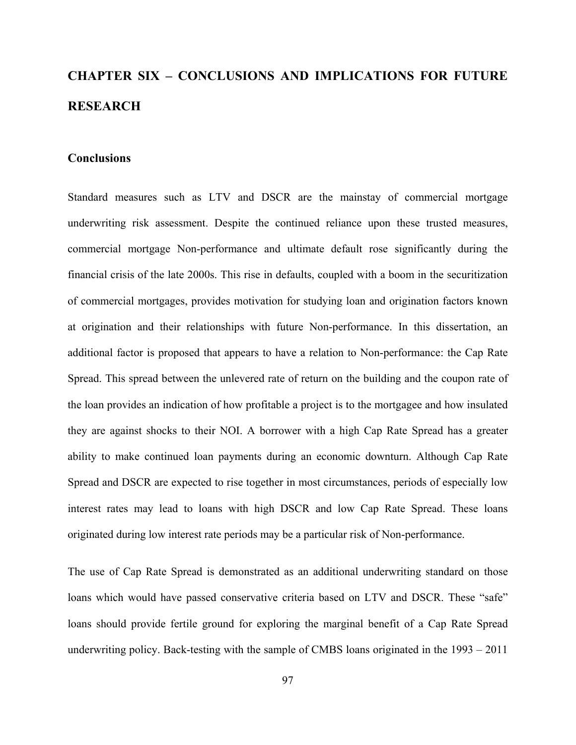# CHAPTER SIX – CONCLUSIONS AND IMPLICATIONS FOR FUTURE RESEARCH

## Conclusions

Standard measures such as LTV and DSCR are the mainstay of commercial mortgage underwriting risk assessment. Despite the continued reliance upon these trusted measures, commercial mortgage Non-performance and ultimate default rose significantly during the financial crisis of the late 2000s. This rise in defaults, coupled with a boom in the securitization of commercial mortgages, provides motivation for studying loan and origination factors known at origination and their relationships with future Non-performance. In this dissertation, an additional factor is proposed that appears to have a relation to Non-performance: the Cap Rate Spread. This spread between the unlevered rate of return on the building and the coupon rate of the loan provides an indication of how profitable a project is to the mortgagee and how insulated they are against shocks to their NOI. A borrower with a high Cap Rate Spread has a greater ability to make continued loan payments during an economic downturn. Although Cap Rate Spread and DSCR are expected to rise together in most circumstances, periods of especially low interest rates may lead to loans with high DSCR and low Cap Rate Spread. These loans originated during low interest rate periods may be a particular risk of Non-performance.

The use of Cap Rate Spread is demonstrated as an additional underwriting standard on those loans which would have passed conservative criteria based on LTV and DSCR. These "safe" loans should provide fertile ground for exploring the marginal benefit of a Cap Rate Spread underwriting policy. Back-testing with the sample of CMBS loans originated in the 1993 – 2011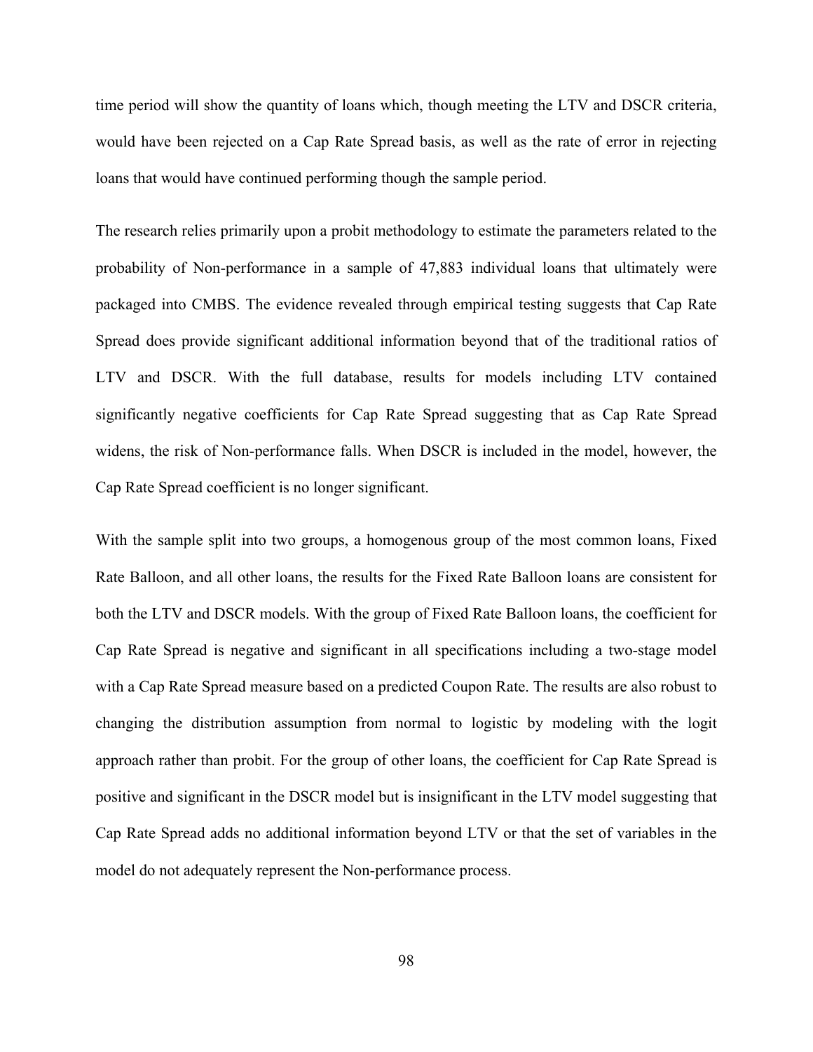time period will show the quantity of loans which, though meeting the LTV and DSCR criteria, would have been rejected on a Cap Rate Spread basis, as well as the rate of error in rejecting loans that would have continued performing though the sample period.

The research relies primarily upon a probit methodology to estimate the parameters related to the probability of Non-performance in a sample of 47,883 individual loans that ultimately were packaged into CMBS. The evidence revealed through empirical testing suggests that Cap Rate Spread does provide significant additional information beyond that of the traditional ratios of LTV and DSCR. With the full database, results for models including LTV contained significantly negative coefficients for Cap Rate Spread suggesting that as Cap Rate Spread widens, the risk of Non-performance falls. When DSCR is included in the model, however, the Cap Rate Spread coefficient is no longer significant.

With the sample split into two groups, a homogenous group of the most common loans, Fixed Rate Balloon, and all other loans, the results for the Fixed Rate Balloon loans are consistent for both the LTV and DSCR models. With the group of Fixed Rate Balloon loans, the coefficient for Cap Rate Spread is negative and significant in all specifications including a two-stage model with a Cap Rate Spread measure based on a predicted Coupon Rate. The results are also robust to changing the distribution assumption from normal to logistic by modeling with the logit approach rather than probit. For the group of other loans, the coefficient for Cap Rate Spread is positive and significant in the DSCR model but is insignificant in the LTV model suggesting that Cap Rate Spread adds no additional information beyond LTV or that the set of variables in the model do not adequately represent the Non-performance process.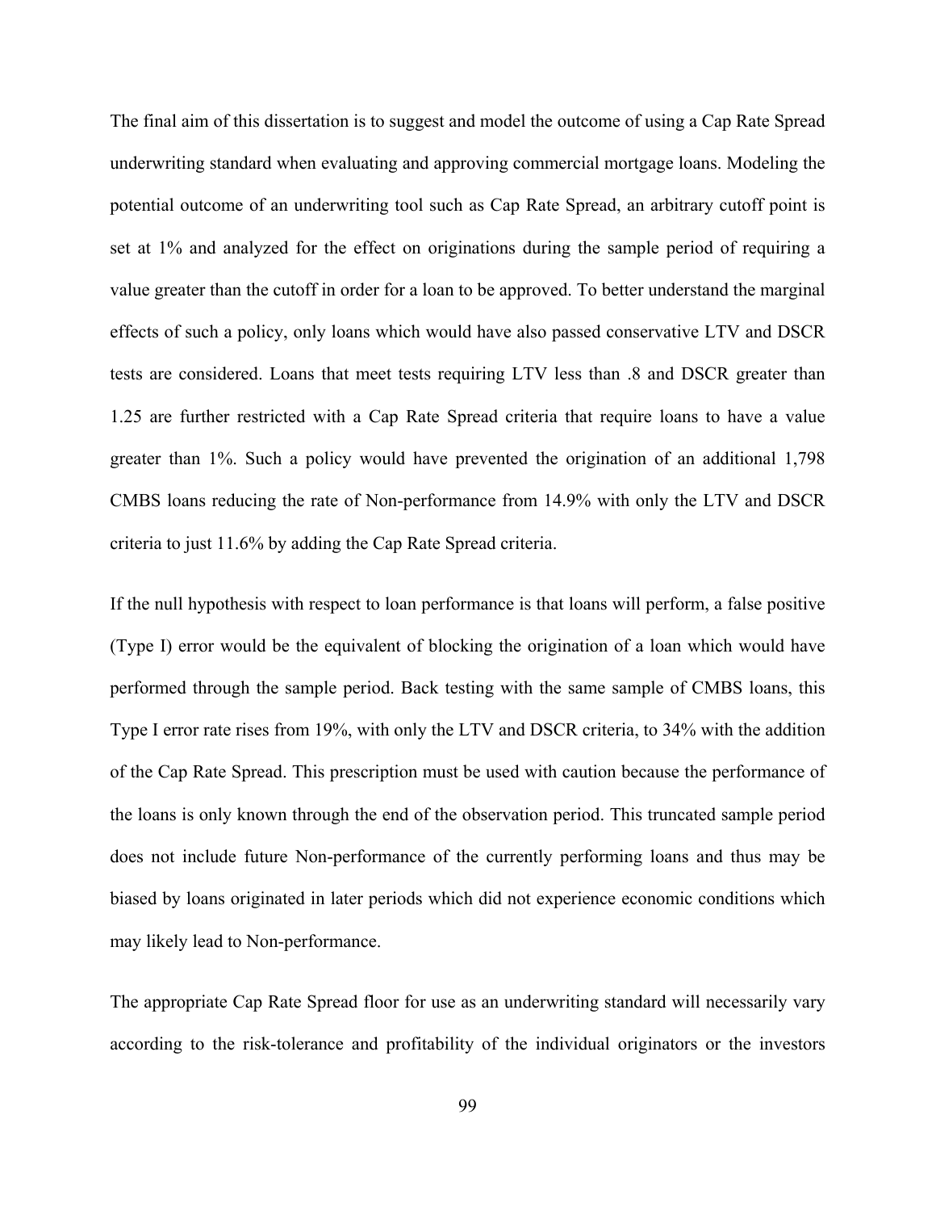The final aim of this dissertation is to suggest and model the outcome of using a Cap Rate Spread underwriting standard when evaluating and approving commercial mortgage loans. Modeling the potential outcome of an underwriting tool such as Cap Rate Spread, an arbitrary cutoff point is set at 1% and analyzed for the effect on originations during the sample period of requiring a value greater than the cutoff in order for a loan to be approved. To better understand the marginal effects of such a policy, only loans which would have also passed conservative LTV and DSCR tests are considered. Loans that meet tests requiring LTV less than .8 and DSCR greater than 1.25 are further restricted with a Cap Rate Spread criteria that require loans to have a value greater than 1%. Such a policy would have prevented the origination of an additional 1,798 CMBS loans reducing the rate of Non-performance from 14.9% with only the LTV and DSCR criteria to just 11.6% by adding the Cap Rate Spread criteria.

If the null hypothesis with respect to loan performance is that loans will perform, a false positive (Type I) error would be the equivalent of blocking the origination of a loan which would have performed through the sample period. Back testing with the same sample of CMBS loans, this Type I error rate rises from 19%, with only the LTV and DSCR criteria, to 34% with the addition of the Cap Rate Spread. This prescription must be used with caution because the performance of the loans is only known through the end of the observation period. This truncated sample period does not include future Non-performance of the currently performing loans and thus may be biased by loans originated in later periods which did not experience economic conditions which may likely lead to Non-performance.

The appropriate Cap Rate Spread floor for use as an underwriting standard will necessarily vary according to the risk-tolerance and profitability of the individual originators or the investors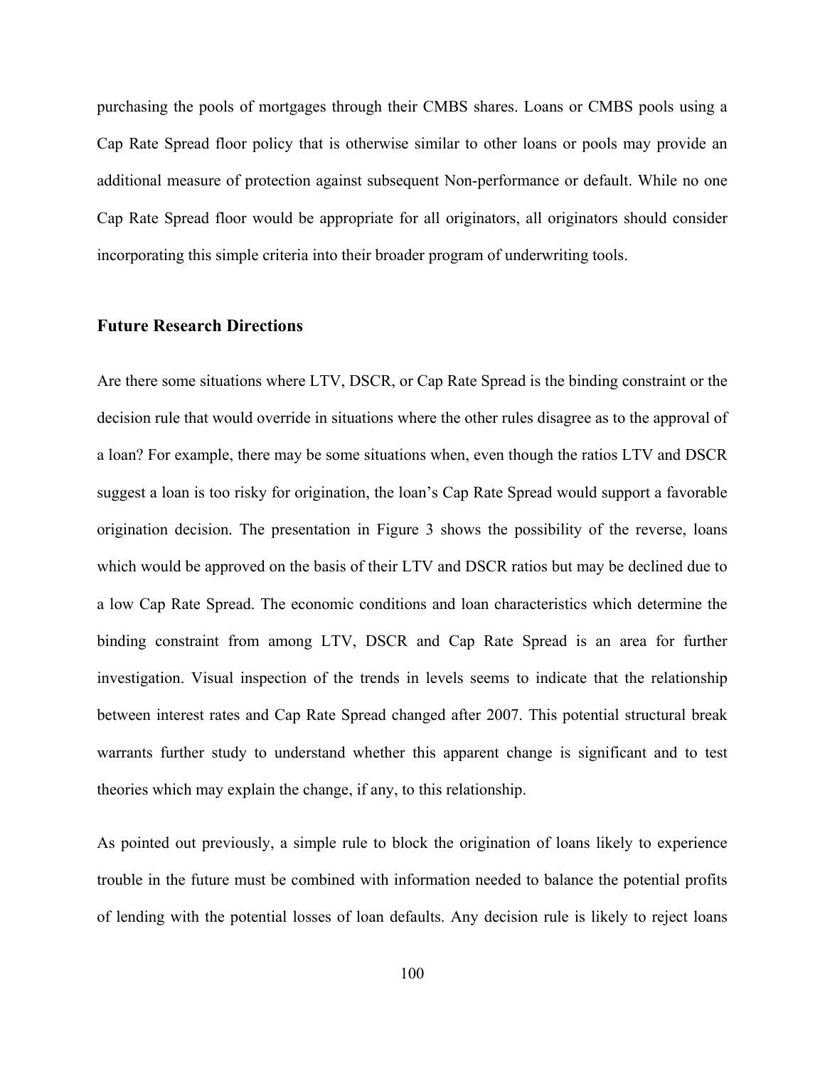purchasing the pools of mortgages through their CMBS shares. Loans or CMBS pools using a Cap Rate Spread floor policy that is otherwise similar to other loans or pools may provide an additional measure of protection against subsequent Non-performance or default. While no one Cap Rate Spread floor would be appropriate for all originators, all originators should consider incorporating this simple criteria into their broader program of underwriting tools.

### Future Research Directions

Are there some situations where LTV, DSCR, or Cap Rate Spread is the binding constraint or the decision rule that would override in situations where the other rules disagree as to the approval of a loan? For example, there may be some situations when, even though the ratios LTV and DSCR suggest a loan is too risky for origination, the loan's Cap Rate Spread would support a favorable origination decision. The presentation in Figure 3 shows the possibility of the reverse, loans which would be approved on the basis of their LTV and DSCR ratios but may be declined due to a low Cap Rate Spread. The economic conditions and loan characteristics which determine the binding constraint from among LTV, DSCR and Cap Rate Spread is an area for further investigation. Visual inspection of the trends in levels seems to indicate that the relationship between interest rates and Cap Rate Spread changed after 2007. This potential structural break warrants further study to understand whether this apparent change is significant and to test theories which may explain the change, if any, to this relationship.

As pointed out previously, a simple rule to block the origination of loans likely to experience trouble in the future must be combined with information needed to balance the potential profits of lending with the potential losses of loan defaults. Any decision rule is likely to reject loans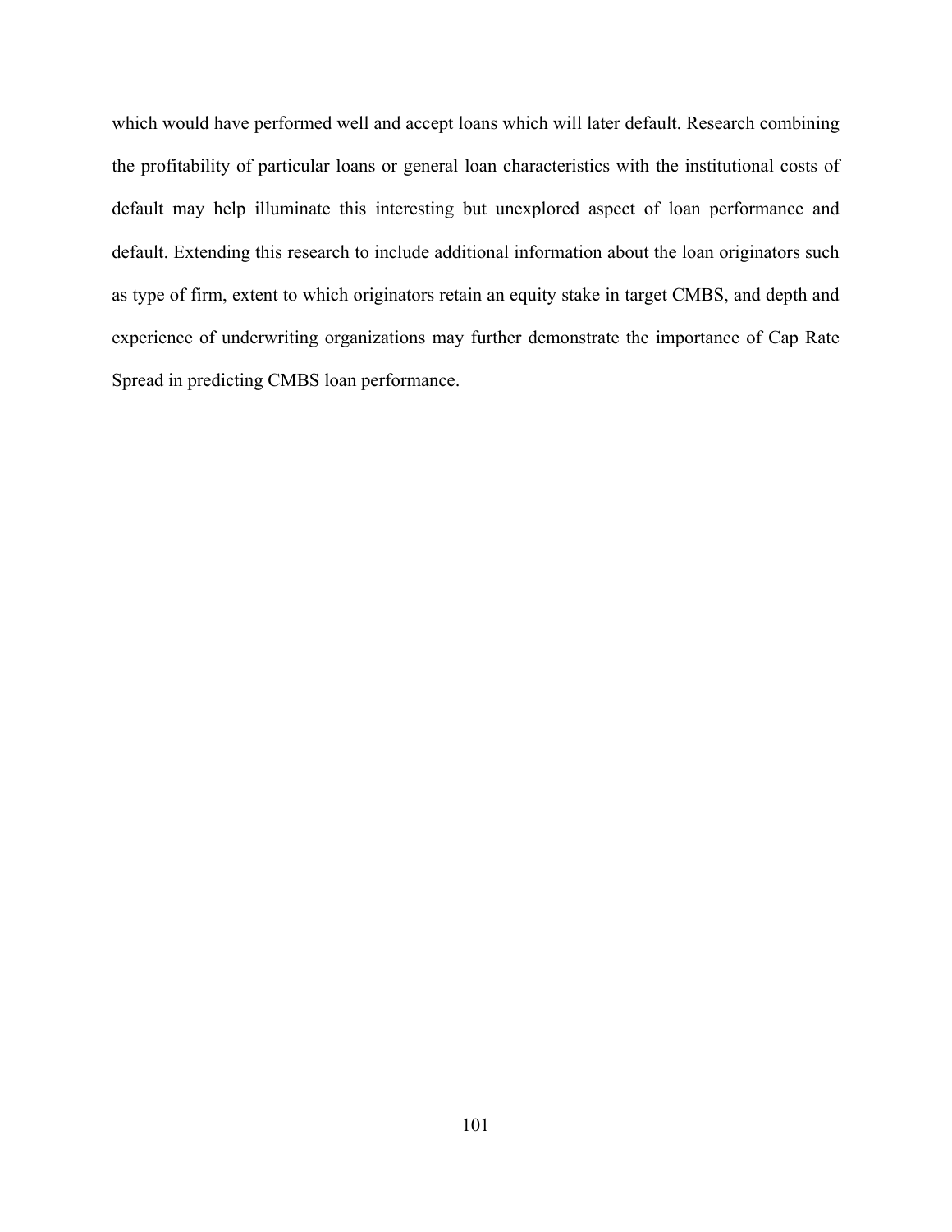which would have performed well and accept loans which will later default. Research combining the profitability of particular loans or general loan characteristics with the institutional costs of default may help illuminate this interesting but unexplored aspect of loan performance and default. Extending this research to include additional information about the loan originators such as type of firm, extent to which originators retain an equity stake in target CMBS, and depth and experience of underwriting organizations may further demonstrate the importance of Cap Rate Spread in predicting CMBS loan performance.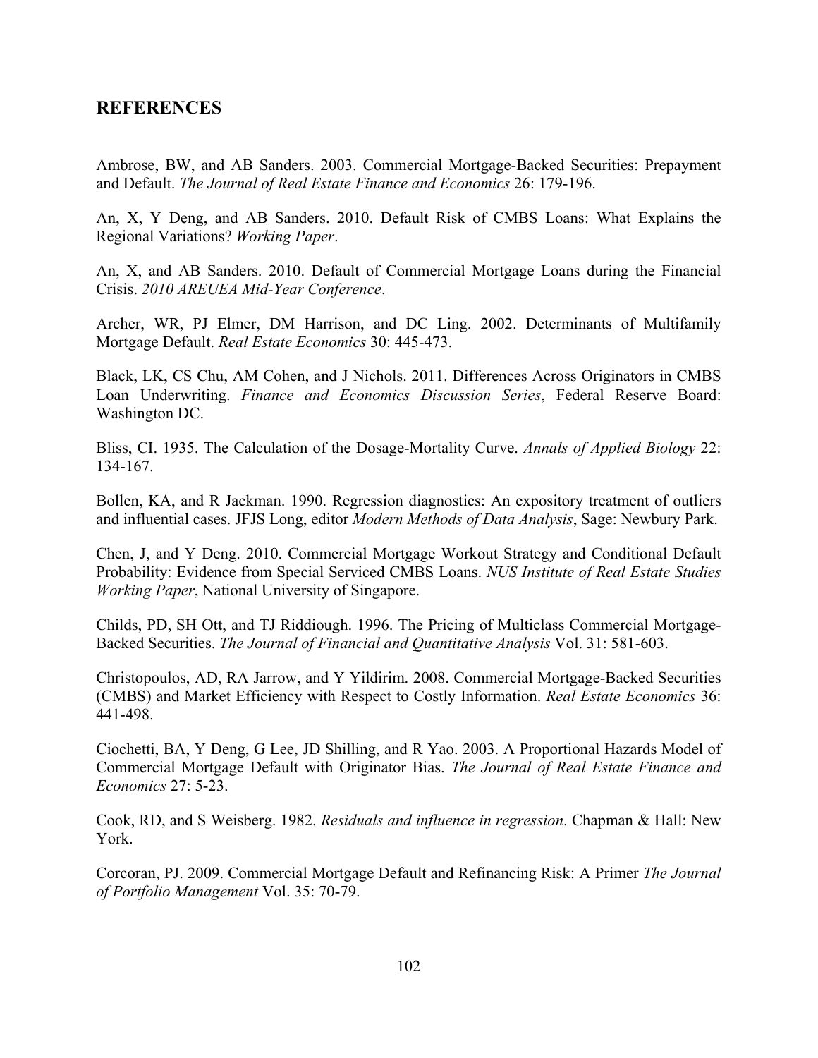## REFERENCES

Ambrose, BW, and AB Sanders. 2003. Commercial Mortgage-Backed Securities: Prepayment and Default. *The Journal of Real Estate Finance and Economics* 26: 179-196.

An, X, Y Deng, and AB Sanders. 2010. Default Risk of CMBS Loans: What Explains the Regional Variations? *Working Paper*.

An, X, and AB Sanders. 2010. Default of Commercial Mortgage Loans during the Financial Crisis. *2010 AREUEA Mid-Year Conference*.

Archer, WR, PJ Elmer, DM Harrison, and DC Ling. 2002. Determinants of Multifamily Mortgage Default. *Real Estate Economics* 30: 445-473.

Black, LK, CS Chu, AM Cohen, and J Nichols. 2011. Differences Across Originators in CMBS Loan Underwriting. *Finance and Economics Discussion Series*, Federal Reserve Board: Washington DC.

Bliss, CI. 1935. The Calculation of the Dosage-Mortality Curve. *Annals of Applied Biology* 22: 134-167.

Bollen, KA, and R Jackman. 1990. Regression diagnostics: An expository treatment of outliers and influential cases. JFJS Long, editor *Modern Methods of Data Analysis*, Sage: Newbury Park.

Chen, J, and Y Deng. 2010. Commercial Mortgage Workout Strategy and Conditional Default Probability: Evidence from Special Serviced CMBS Loans. *NUS Institute of Real Estate Studies Working Paper*, National University of Singapore.

Childs, PD, SH Ott, and TJ Riddiough. 1996. The Pricing of Multiclass Commercial Mortgage-Backed Securities. *The Journal of Financial and Quantitative Analysis* Vol. 31: 581-603.

Christopoulos, AD, RA Jarrow, and Y Yildirim. 2008. Commercial Mortgage-Backed Securities (CMBS) and Market Efficiency with Respect to Costly Information. *Real Estate Economics* 36: 441-498.

Ciochetti, BA, Y Deng, G Lee, JD Shilling, and R Yao. 2003. A Proportional Hazards Model of Commercial Mortgage Default with Originator Bias. *The Journal of Real Estate Finance and Economics* 27: 5-23.

Cook, RD, and S Weisberg. 1982. *Residuals and influence in regression*. Chapman & Hall: New York.

Corcoran, PJ. 2009. Commercial Mortgage Default and Refinancing Risk: A Primer *The Journal of Portfolio Management* Vol. 35: 70-79.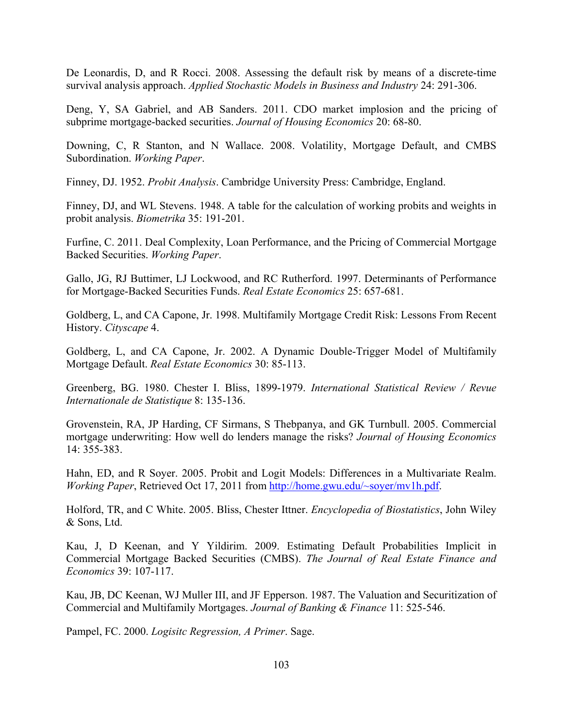De Leonardis, D, and R Rocci. 2008. Assessing the default risk by means of a discrete-time survival analysis approach. *Applied Stochastic Models in Business and Industry* 24: 291-306.

Deng, Y, SA Gabriel, and AB Sanders. 2011. CDO market implosion and the pricing of subprime mortgage-backed securities. *Journal of Housing Economics* 20: 68-80.

Downing, C, R Stanton, and N Wallace. 2008. Volatility, Mortgage Default, and CMBS Subordination. *Working Paper*.

Finney, DJ. 1952. *Probit Analysis*. Cambridge University Press: Cambridge, England.

Finney, DJ, and WL Stevens. 1948. A table for the calculation of working probits and weights in probit analysis. *Biometrika* 35: 191-201.

Furfine, C. 2011. Deal Complexity, Loan Performance, and the Pricing of Commercial Mortgage Backed Securities. *Working Paper*.

Gallo, JG, RJ Buttimer, LJ Lockwood, and RC Rutherford. 1997. Determinants of Performance for Mortgage-Backed Securities Funds. *Real Estate Economics* 25: 657-681.

Goldberg, L, and CA Capone, Jr. 1998. Multifamily Mortgage Credit Risk: Lessons From Recent History. *Cityscape* 4.

Goldberg, L, and CA Capone, Jr. 2002. A Dynamic Double-Trigger Model of Multifamily Mortgage Default. *Real Estate Economics* 30: 85-113.

Greenberg, BG. 1980. Chester I. Bliss, 1899-1979. *International Statistical Review / Revue Internationale de Statistique* 8: 135-136.

Grovenstein, RA, JP Harding, CF Sirmans, S Thebpanya, and GK Turnbull. 2005. Commercial mortgage underwriting: How well do lenders manage the risks? *Journal of Housing Economics* 14: 355-383.

Hahn, ED, and R Soyer. 2005. Probit and Logit Models: Differences in a Multivariate Realm. *Working Paper*, Retrieved Oct 17, 2011 from http://home.gwu.edu/~soyer/mv1h.pdf.

Holford, TR, and C White. 2005. Bliss, Chester Ittner. *Encyclopedia of Biostatistics*, John Wiley & Sons, Ltd.

Kau, J, D Keenan, and Y Yildirim. 2009. Estimating Default Probabilities Implicit in Commercial Mortgage Backed Securities (CMBS). *The Journal of Real Estate Finance and Economics* 39: 107-117.

Kau, JB, DC Keenan, WJ Muller III, and JF Epperson. 1987. The Valuation and Securitization of Commercial and Multifamily Mortgages. *Journal of Banking & Finance* 11: 525-546.

Pampel, FC. 2000. *Logisitc Regression, A Primer*. Sage.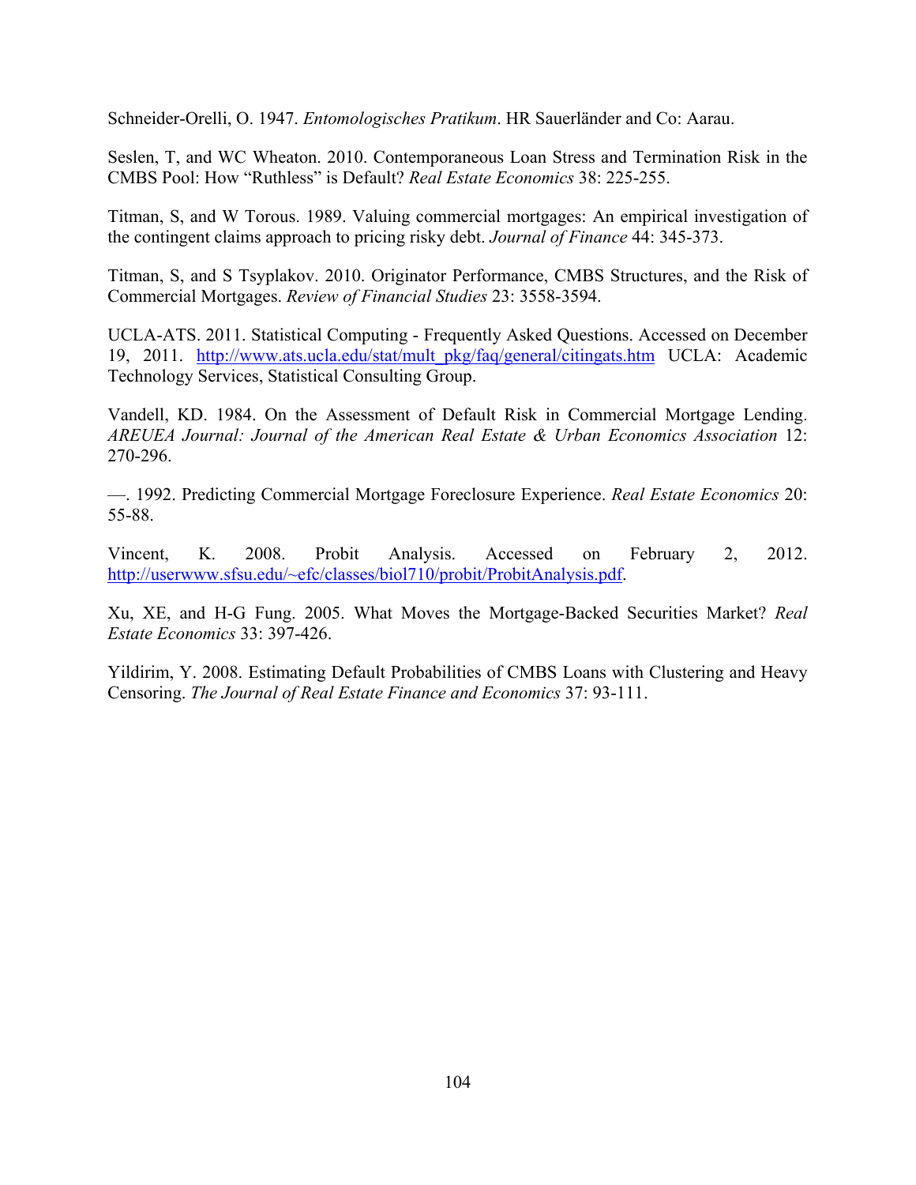Schneider-Orelli, O. 1947. *Entomologisches Pratikum*. HR Sauerländer and Co: Aarau.

Seslen, T, and WC Wheaton. 2010. Contemporaneous Loan Stress and Termination Risk in the CMBS Pool: How "Ruthless" is Default? *Real Estate Economics* 38: 225-255.

Titman, S, and W Torous. 1989. Valuing commercial mortgages: An empirical investigation of the contingent claims approach to pricing risky debt. *Journal of Finance* 44: 345-373.

Titman, S, and S Tsyplakov. 2010. Originator Performance, CMBS Structures, and the Risk of Commercial Mortgages. *Review of Financial Studies* 23: 3558-3594.

UCLA-ATS. 2011. Statistical Computing - Frequently Asked Questions. Accessed on December 19, 2011. http://www.ats.ucla.edu/stat/mult_pkg/faq/general/citingats.htm UCLA: Academic Technology Services, Statistical Consulting Group.

Vandell, KD. 1984. On the Assessment of Default Risk in Commercial Mortgage Lending. *AREUEA Journal: Journal of the American Real Estate & Urban Economics Association* 12: 270-296.

—. 1992. Predicting Commercial Mortgage Foreclosure Experience. *Real Estate Economics* 20: 55-88.

Vincent, K. 2008. Probit Analysis. Accessed on February 2, 2012. http://userwww.sfsu.edu/~efc/classes/biol710/probit/ProbitAnalysis.pdf.

Xu, XE, and H-G Fung. 2005. What Moves the Mortgage-Backed Securities Market? *Real Estate Economics* 33: 397-426.

Yildirim, Y. 2008. Estimating Default Probabilities of CMBS Loans with Clustering and Heavy Censoring. *The Journal of Real Estate Finance and Economics* 37: 93-111.